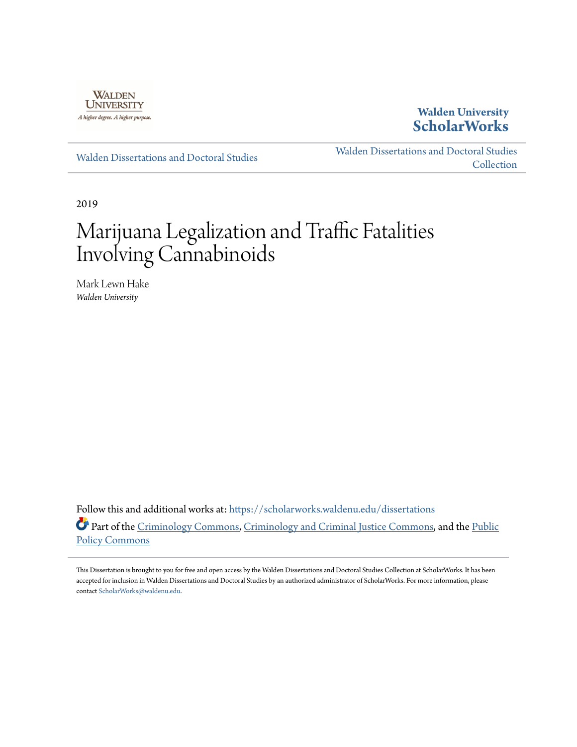Walden University ScholarWorks

Walden Dissertations and Doctoral Studies

Walden Dissertations and Doctoral Studies Collection

2019

# Marijuana Legalization and Traffic Fatalities Involving Cannabinoids

Mark Lewn Hake
*Walden University*

Follow this and additional works at: https://scholarworks.waldenu.edu/dissertations

Part of the Criminology Commons, Criminology and Criminal Justice Commons, and the Public Policy Commons

This Dissertation is brought to you for free and open access by the Walden Dissertations and Doctoral Studies Collection at ScholarWorks. It has been accepted for inclusion in Walden Dissertations and Doctoral Studies by an authorized administrator of ScholarWorks. For more information, please contact ScholarWorks@waldenu.edu.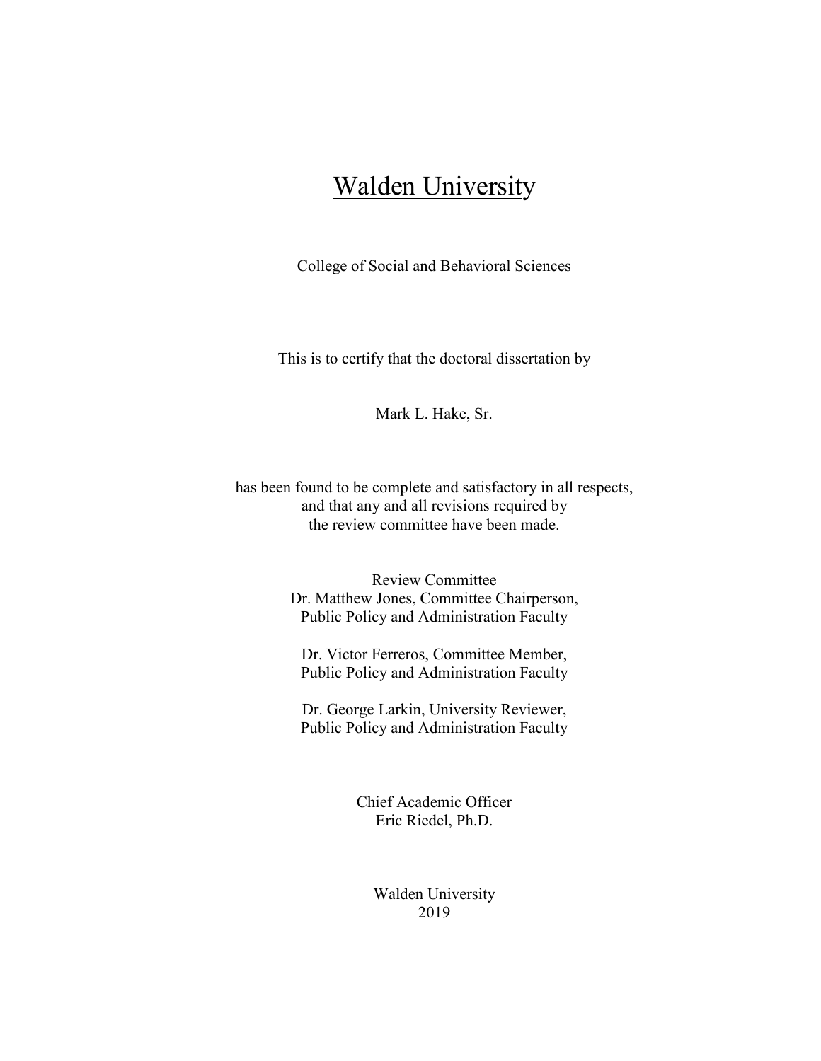# Walden University

College of Social and Behavioral Sciences

This is to certify that the doctoral dissertation by

Mark L. Hake, Sr.

has been found to be complete and satisfactory in all respects,
and that any and all revisions required by
the review committee have been made.

Review Committee
Dr. Matthew Jones, Committee Chairperson,
Public Policy and Administration Faculty

Dr. Victor Ferreros, Committee Member,
Public Policy and Administration Faculty

Dr. George Larkin, University Reviewer,
Public Policy and Administration Faculty

Chief Academic Officer
Eric Riedel, Ph.D.

Walden University
2019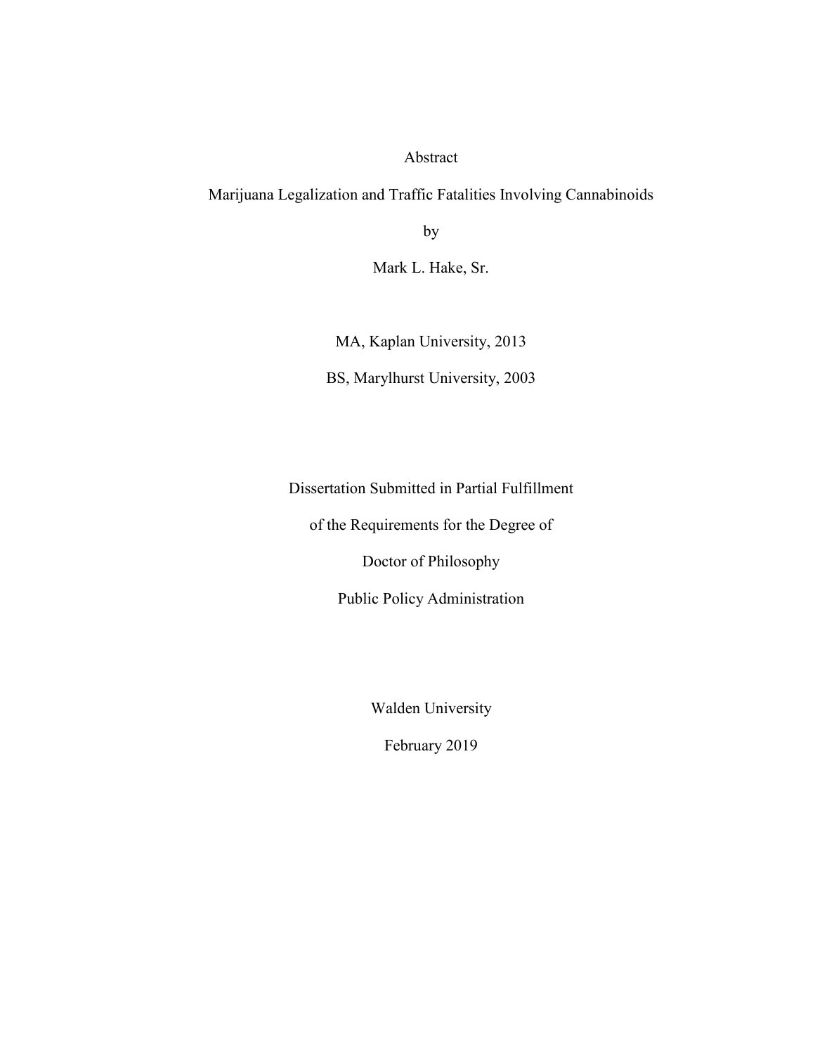Abstract

Marijuana Legalization and Traffic Fatalities Involving Cannabinoids

by

Mark L. Hake, Sr.

MA, Kaplan University, 2013

BS, Marylhurst University, 2003

Dissertation Submitted in Partial Fulfillment

of the Requirements for the Degree of

Doctor of Philosophy

Public Policy Administration

Walden University

February 2019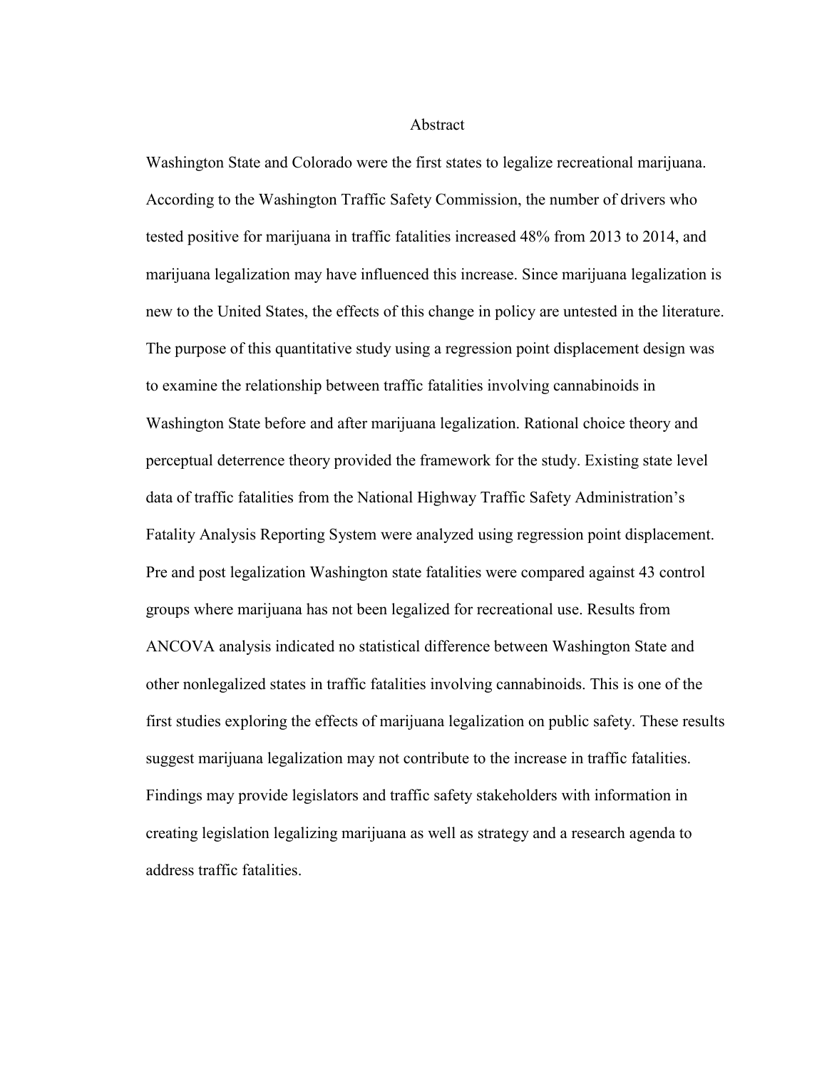# Abstract

Washington State and Colorado were the first states to legalize recreational marijuana. According to the Washington Traffic Safety Commission, the number of drivers who tested positive for marijuana in traffic fatalities increased 48% from 2013 to 2014, and marijuana legalization may have influenced this increase. Since marijuana legalization is new to the United States, the effects of this change in policy are untested in the literature. The purpose of this quantitative study using a regression point displacement design was to examine the relationship between traffic fatalities involving cannabinoids in Washington State before and after marijuana legalization. Rational choice theory and perceptual deterrence theory provided the framework for the study. Existing state level data of traffic fatalities from the National Highway Traffic Safety Administration's Fatality Analysis Reporting System were analyzed using regression point displacement. Pre and post legalization Washington state fatalities were compared against 43 control groups where marijuana has not been legalized for recreational use. Results from ANCOVA analysis indicated no statistical difference between Washington State and other nonlegalized states in traffic fatalities involving cannabinoids. This is one of the first studies exploring the effects of marijuana legalization on public safety. These results suggest marijuana legalization may not contribute to the increase in traffic fatalities. Findings may provide legislators and traffic safety stakeholders with information in creating legislation legalizing marijuana as well as strategy and a research agenda to address traffic fatalities.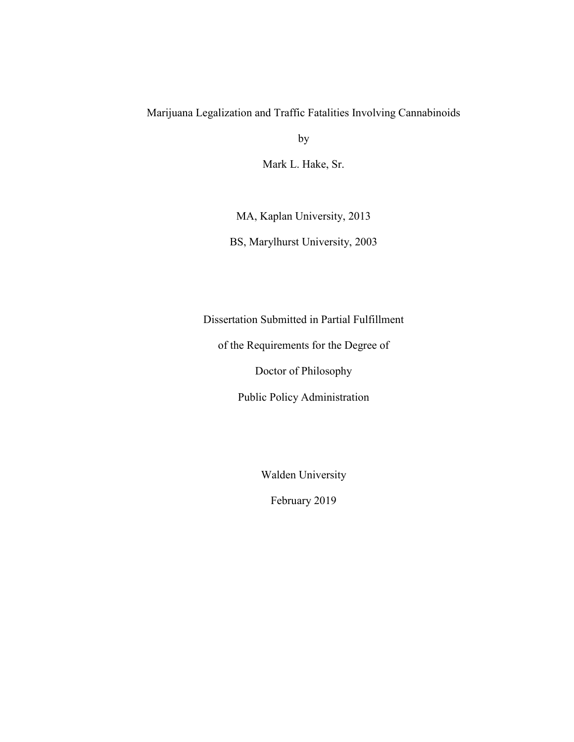# Marijuana Legalization and Traffic Fatalities Involving Cannabinoids

by

Mark L. Hake, Sr.

MA, Kaplan University, 2013

BS, Marylhurst University, 2003

Dissertation Submitted in Partial Fulfillment

of the Requirements for the Degree of

Doctor of Philosophy

Public Policy Administration

Walden University

February 2019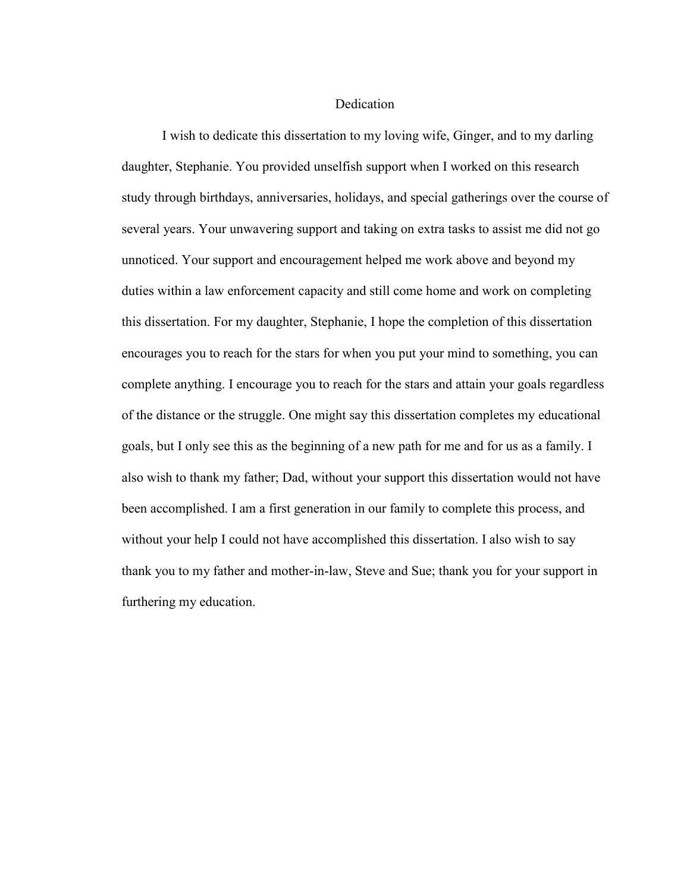# Dedication

I wish to dedicate this dissertation to my loving wife, Ginger, and to my darling daughter, Stephanie. You provided unselfish support when I worked on this research study through birthdays, anniversaries, holidays, and special gatherings over the course of several years. Your unwavering support and taking on extra tasks to assist me did not go unnoticed. Your support and encouragement helped me work above and beyond my duties within a law enforcement capacity and still come home and work on completing this dissertation. For my daughter, Stephanie, I hope the completion of this dissertation encourages you to reach for the stars for when you put your mind to something, you can complete anything. I encourage you to reach for the stars and attain your goals regardless of the distance or the struggle. One might say this dissertation completes my educational goals, but I only see this as the beginning of a new path for me and for us as a family. I also wish to thank my father; Dad, without your support this dissertation would not have been accomplished. I am a first generation in our family to complete this process, and without your help I could not have accomplished this dissertation. I also wish to say thank you to my father and mother-in-law, Steve and Sue; thank you for your support in furthering my education.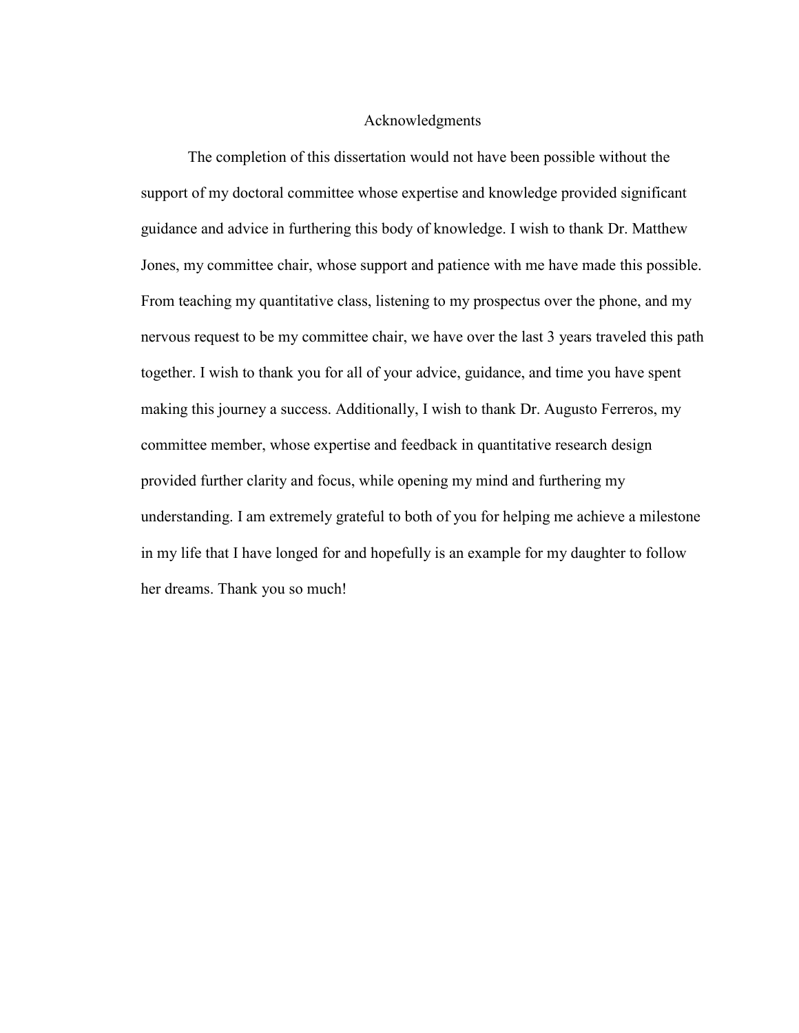# Acknowledgments

The completion of this dissertation would not have been possible without the support of my doctoral committee whose expertise and knowledge provided significant guidance and advice in furthering this body of knowledge. I wish to thank Dr. Matthew Jones, my committee chair, whose support and patience with me have made this possible. From teaching my quantitative class, listening to my prospectus over the phone, and my nervous request to be my committee chair, we have over the last 3 years traveled this path together. I wish to thank you for all of your advice, guidance, and time you have spent making this journey a success. Additionally, I wish to thank Dr. Augusto Ferreros, my committee member, whose expertise and feedback in quantitative research design provided further clarity and focus, while opening my mind and furthering my understanding. I am extremely grateful to both of you for helping me achieve a milestone in my life that I have longed for and hopefully is an example for my daughter to follow her dreams. Thank you so much!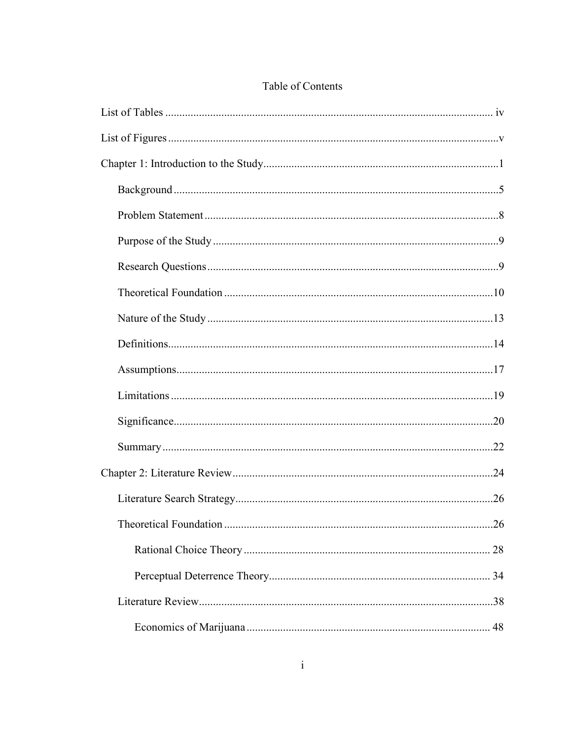# Table of Contents

List of Tables ..................................................................................................................... iv

List of Figures .......................................................................................................................v

Chapter 1: Introduction to the Study ...................................................................................1

- Background ....................................................................................................................5
- Problem Statement .........................................................................................................8
- Purpose of the Study ......................................................................................................9
- Research Questions ........................................................................................................9
- Theoretical Foundation .................................................................................................10
- Nature of the Study ......................................................................................................13
- Definitions....................................................................................................................14
- Assumptions.................................................................................................................17
- Limitations ...................................................................................................................19
- Significance..................................................................................................................20
- Summary ......................................................................................................................22

Chapter 2: Literature Review .............................................................................................24

- Literature Search Strategy............................................................................................26
- Theoretical Foundation ................................................................................................26
    - Rational Choice Theory ........................................................................................ 28
    - Perceptual Deterrence Theory.............................................................................. 34
- Literature Review.........................................................................................................38
    - Economics of Marijuana ....................................................................................... 48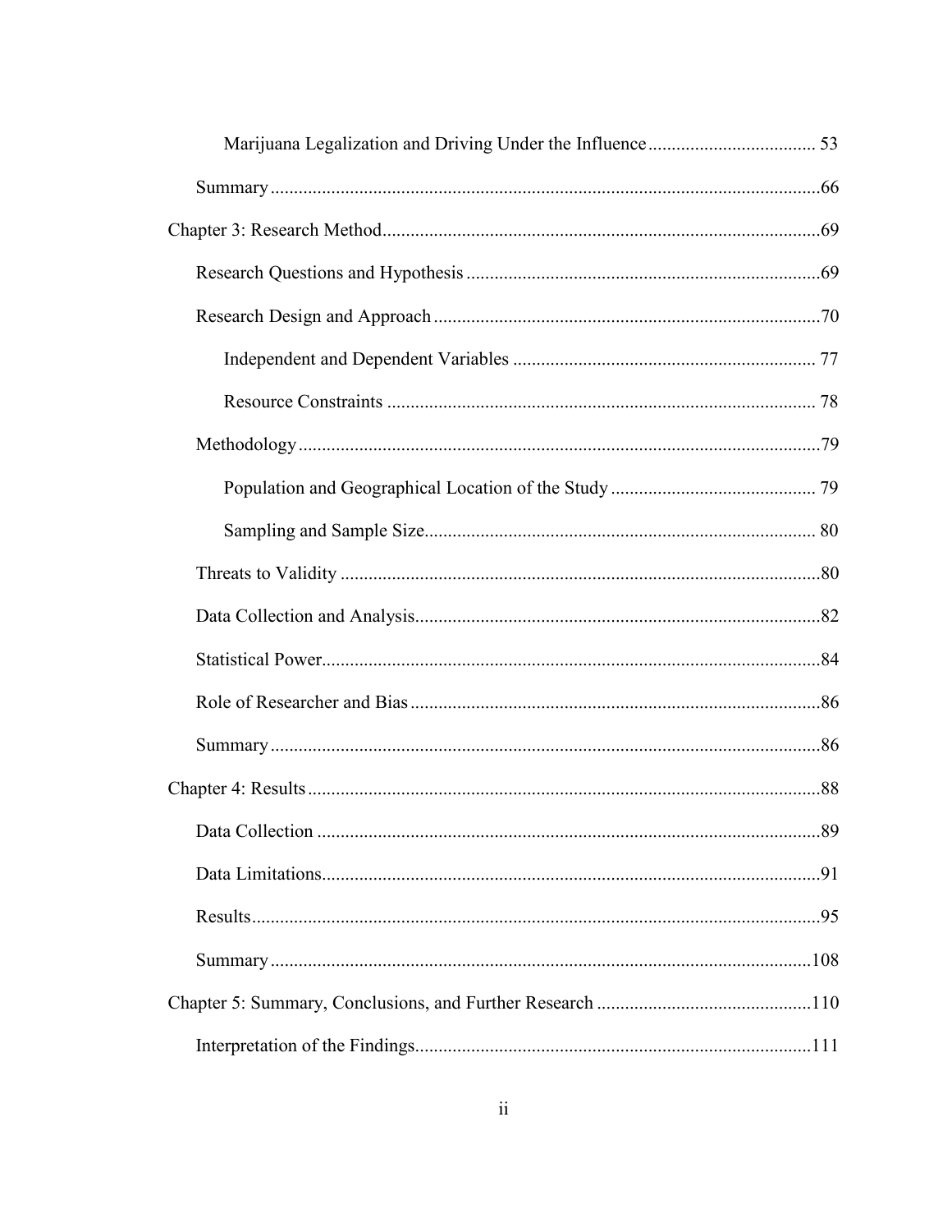Marijuana Legalization and Driving Under the Influence .................................... 53

Summary .....................................................................................................................66

Chapter 3: Research Method.............................................................................................69

Research Questions and Hypothesis ...........................................................................69

Research Design and Approach ..................................................................................70

Independent and Dependent Variables ................................................................ 77

Resource Constraints ........................................................................................... 78

Methodology ...............................................................................................................79

Population and Geographical Location of the Study ........................................... 79

Sampling and Sample Size................................................................................... 80

Threats to Validity ......................................................................................................80

Data Collection and Analysis......................................................................................82

Statistical Power..........................................................................................................84

Role of Researcher and Bias .......................................................................................86

Summary .....................................................................................................................86

Chapter 4: Results .............................................................................................................88

Data Collection ...........................................................................................................89

Data Limitations..........................................................................................................91

Results.........................................................................................................................95

Summary ...................................................................................................................108

Chapter 5: Summary, Conclusions, and Further Research ..............................................110

Interpretation of the Findings....................................................................................111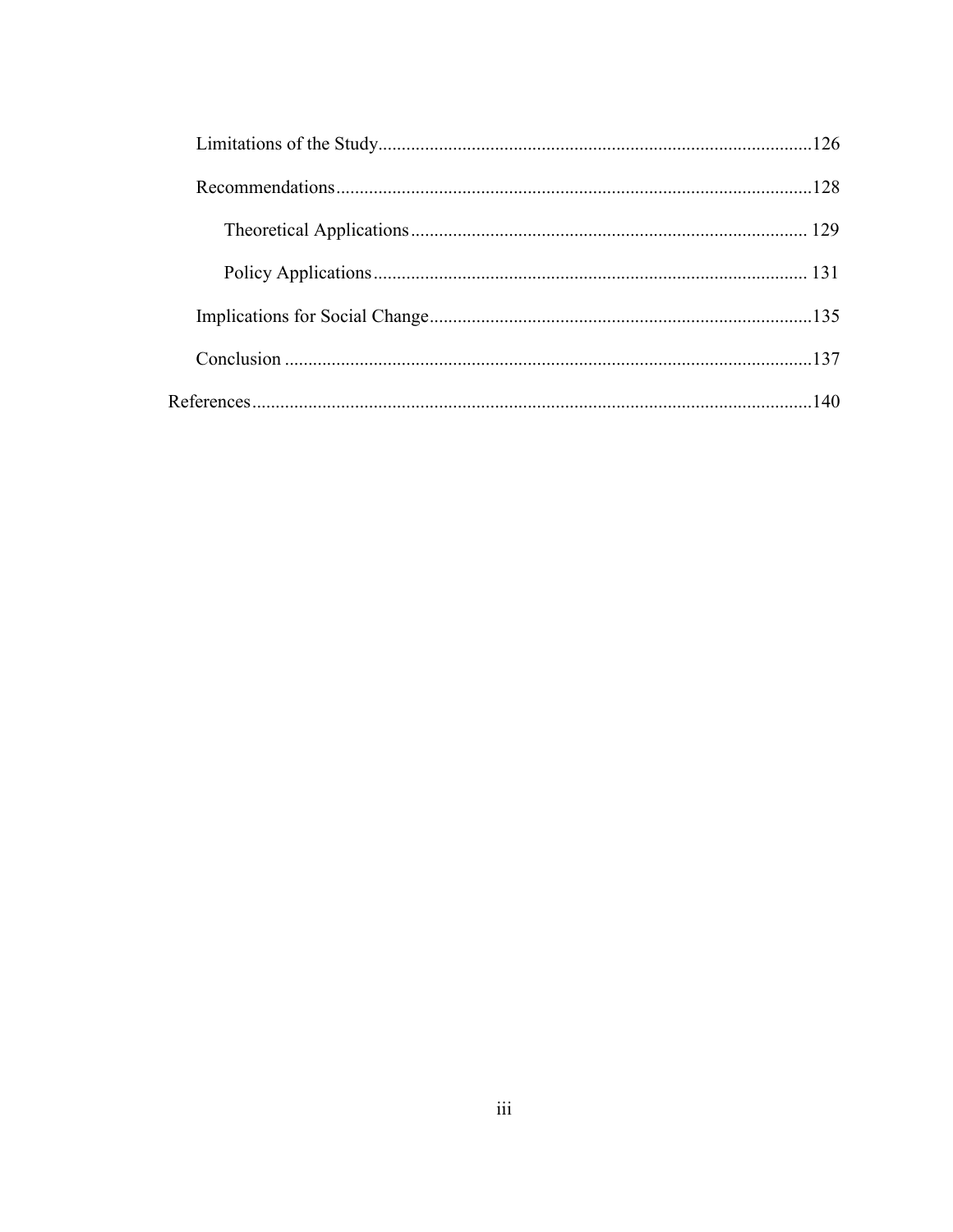Limitations of the Study ........................................................................................126

Recommendations ..................................................................................................128

Theoretical Applications ................................................................................ 129

Policy Applications ........................................................................................ 131

Implications for Social Change ..............................................................................135

Conclusion .............................................................................................................137

References ....................................................................................................................140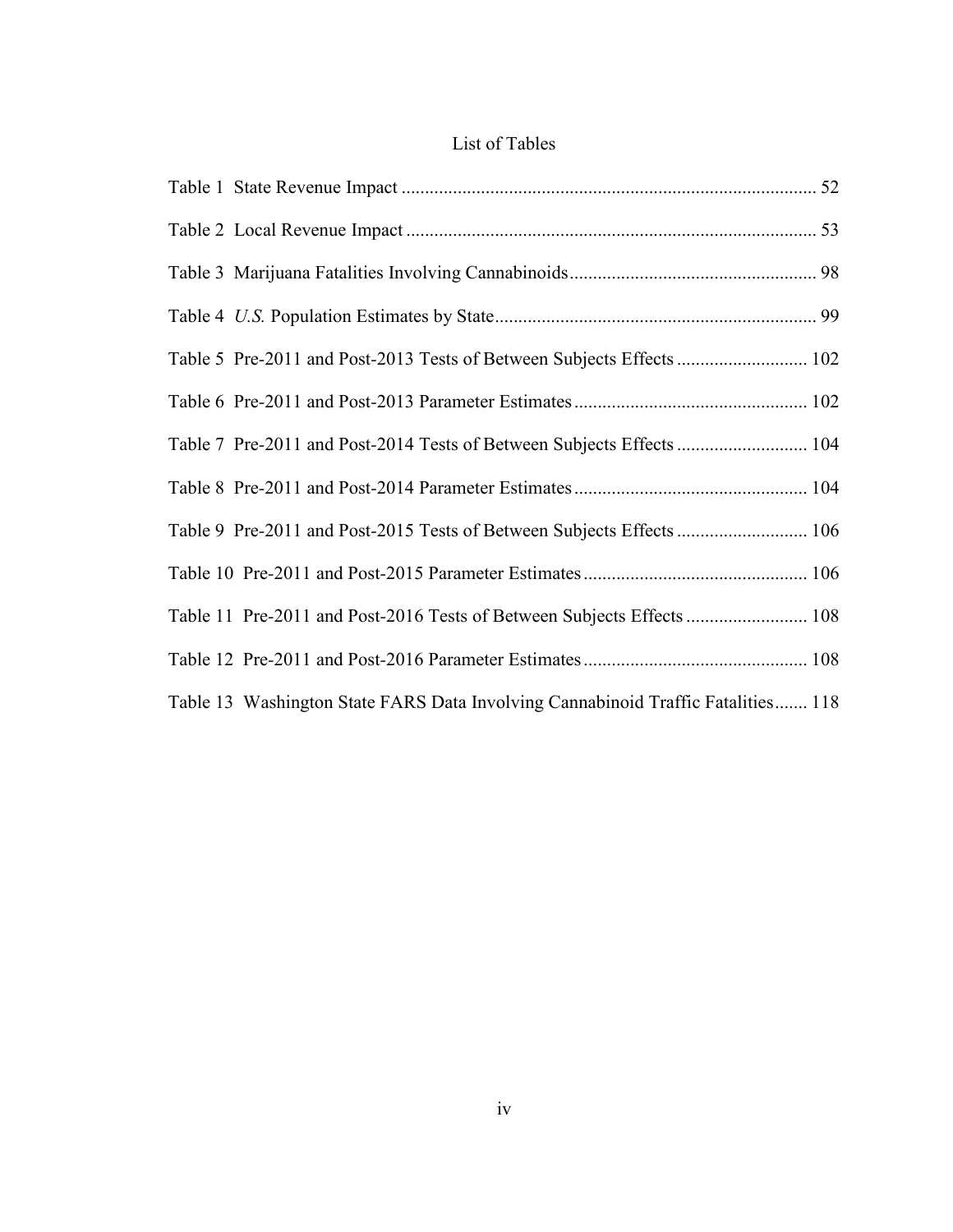# List of Tables

Table 1 State Revenue Impact ........................................................................................ 52

Table 2 Local Revenue Impact ....................................................................................... 53

Table 3 Marijuana Fatalities Involving Cannabinoids .................................................... 98

Table 4 *U.S.* Population Estimates by State .................................................................... 99

Table 5 Pre-2011 and Post-2013 Tests of Between Subjects Effects ............................ 102

Table 6 Pre-2011 and Post-2013 Parameter Estimates .................................................. 102

Table 7 Pre-2011 and Post-2014 Tests of Between Subjects Effects ............................ 104

Table 8 Pre-2011 and Post-2014 Parameter Estimates .................................................. 104

Table 9 Pre-2011 and Post-2015 Tests of Between Subjects Effects ............................ 106

Table 10 Pre-2011 and Post-2015 Parameter Estimates ................................................ 106

Table 11 Pre-2011 and Post-2016 Tests of Between Subjects Effects .......................... 108

Table 12 Pre-2011 and Post-2016 Parameter Estimates ................................................ 108

Table 13 Washington State FARS Data Involving Cannabinoid Traffic Fatalities ....... 118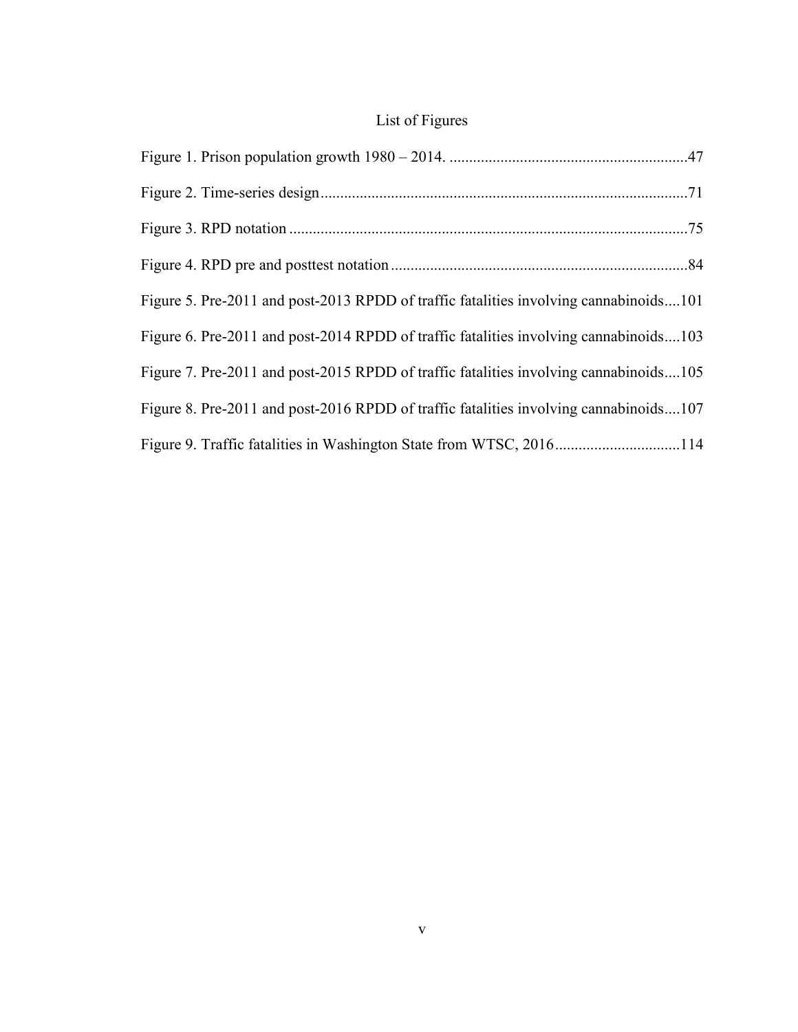# List of Figures

Figure 1. Prison population growth 1980 – 2014. ............................................................47

Figure 2. Time-series design.............................................................................................71

Figure 3. RPD notation .....................................................................................................75

Figure 4. RPD pre and posttest notation ...........................................................................84

Figure 5. Pre-2011 and post-2013 RPDD of traffic fatalities involving cannabinoids....101

Figure 6. Pre-2011 and post-2014 RPDD of traffic fatalities involving cannabinoids....103

Figure 7. Pre-2011 and post-2015 RPDD of traffic fatalities involving cannabinoids....105

Figure 8. Pre-2011 and post-2016 RPDD of traffic fatalities involving cannabinoids....107

Figure 9. Traffic fatalities in Washington State from WTSC, 2016................................114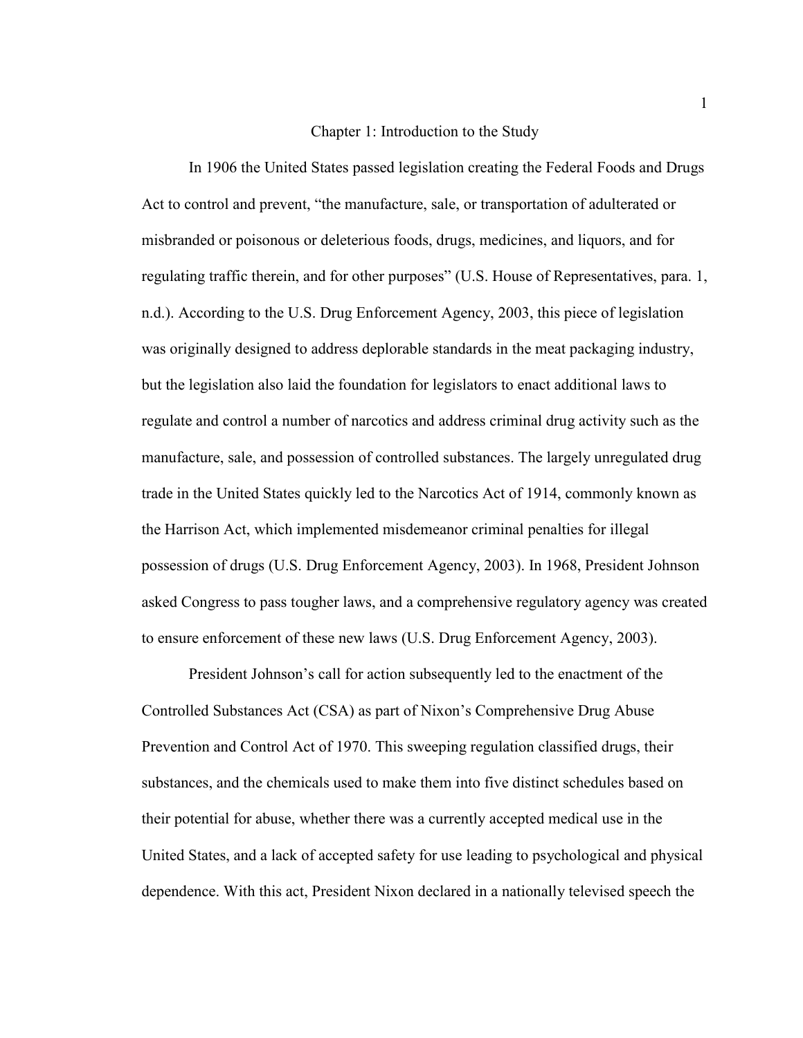# Chapter 1: Introduction to the Study

In 1906 the United States passed legislation creating the Federal Foods and Drugs Act to control and prevent, "the manufacture, sale, or transportation of adulterated or misbranded or poisonous or deleterious foods, drugs, medicines, and liquors, and for regulating traffic therein, and for other purposes" (U.S. House of Representatives, para. 1, n.d.). According to the U.S. Drug Enforcement Agency, 2003, this piece of legislation was originally designed to address deplorable standards in the meat packaging industry, but the legislation also laid the foundation for legislators to enact additional laws to regulate and control a number of narcotics and address criminal drug activity such as the manufacture, sale, and possession of controlled substances. The largely unregulated drug trade in the United States quickly led to the Narcotics Act of 1914, commonly known as the Harrison Act, which implemented misdemeanor criminal penalties for illegal possession of drugs (U.S. Drug Enforcement Agency, 2003). In 1968, President Johnson asked Congress to pass tougher laws, and a comprehensive regulatory agency was created to ensure enforcement of these new laws (U.S. Drug Enforcement Agency, 2003).

President Johnson's call for action subsequently led to the enactment of the Controlled Substances Act (CSA) as part of Nixon's Comprehensive Drug Abuse Prevention and Control Act of 1970. This sweeping regulation classified drugs, their substances, and the chemicals used to make them into five distinct schedules based on their potential for abuse, whether there was a currently accepted medical use in the United States, and a lack of accepted safety for use leading to psychological and physical dependence. With this act, President Nixon declared in a nationally televised speech the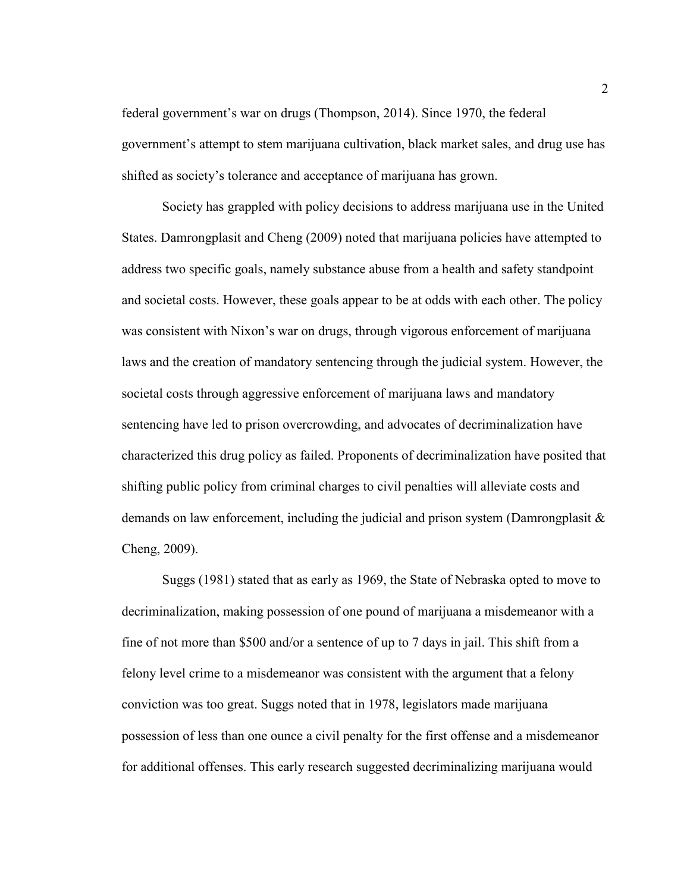federal government's war on drugs (Thompson, 2014). Since 1970, the federal government's attempt to stem marijuana cultivation, black market sales, and drug use has shifted as society's tolerance and acceptance of marijuana has grown.

Society has grappled with policy decisions to address marijuana use in the United States. Damrongplasit and Cheng (2009) noted that marijuana policies have attempted to address two specific goals, namely substance abuse from a health and safety standpoint and societal costs. However, these goals appear to be at odds with each other. The policy was consistent with Nixon's war on drugs, through vigorous enforcement of marijuana laws and the creation of mandatory sentencing through the judicial system. However, the societal costs through aggressive enforcement of marijuana laws and mandatory sentencing have led to prison overcrowding, and advocates of decriminalization have characterized this drug policy as failed. Proponents of decriminalization have posited that shifting public policy from criminal charges to civil penalties will alleviate costs and demands on law enforcement, including the judicial and prison system (Damrongplasit & Cheng, 2009).

Suggs (1981) stated that as early as 1969, the State of Nebraska opted to move to decriminalization, making possession of one pound of marijuana a misdemeanor with a fine of not more than $500 and/or a sentence of up to 7 days in jail. This shift from a felony level crime to a misdemeanor was consistent with the argument that a felony conviction was too great. Suggs noted that in 1978, legislators made marijuana possession of less than one ounce a civil penalty for the first offense and a misdemeanor for additional offenses. This early research suggested decriminalizing marijuana would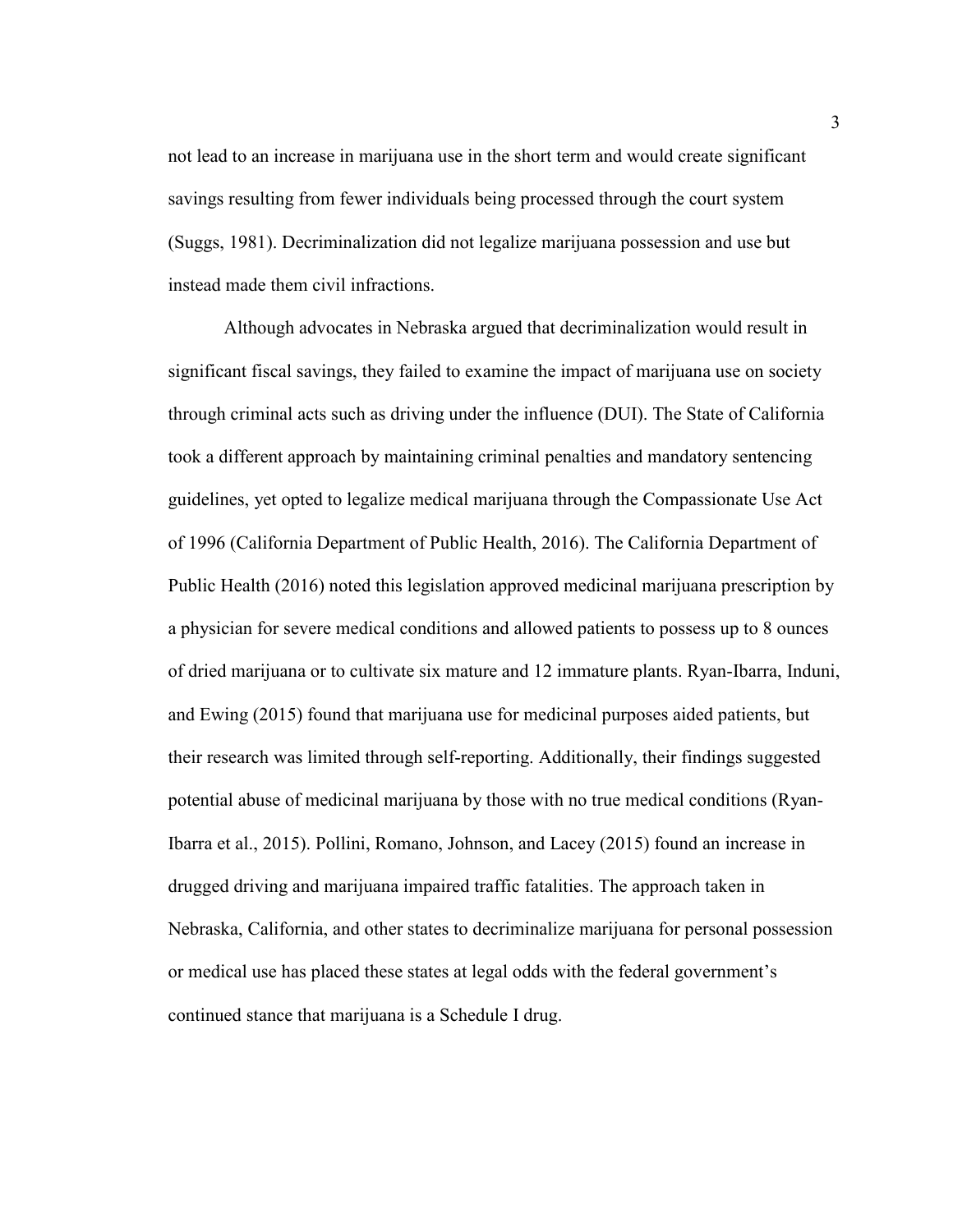not lead to an increase in marijuana use in the short term and would create significant savings resulting from fewer individuals being processed through the court system (Suggs, 1981). Decriminalization did not legalize marijuana possession and use but instead made them civil infractions.

Although advocates in Nebraska argued that decriminalization would result in significant fiscal savings, they failed to examine the impact of marijuana use on society through criminal acts such as driving under the influence (DUI). The State of California took a different approach by maintaining criminal penalties and mandatory sentencing guidelines, yet opted to legalize medical marijuana through the Compassionate Use Act of 1996 (California Department of Public Health, 2016). The California Department of Public Health (2016) noted this legislation approved medicinal marijuana prescription by a physician for severe medical conditions and allowed patients to possess up to 8 ounces of dried marijuana or to cultivate six mature and 12 immature plants. Ryan-Ibarra, Induni, and Ewing (2015) found that marijuana use for medicinal purposes aided patients, but their research was limited through self-reporting. Additionally, their findings suggested potential abuse of medicinal marijuana by those with no true medical conditions (Ryan-Ibarra et al., 2015). Pollini, Romano, Johnson, and Lacey (2015) found an increase in drugged driving and marijuana impaired traffic fatalities. The approach taken in Nebraska, California, and other states to decriminalize marijuana for personal possession or medical use has placed these states at legal odds with the federal government's continued stance that marijuana is a Schedule I drug.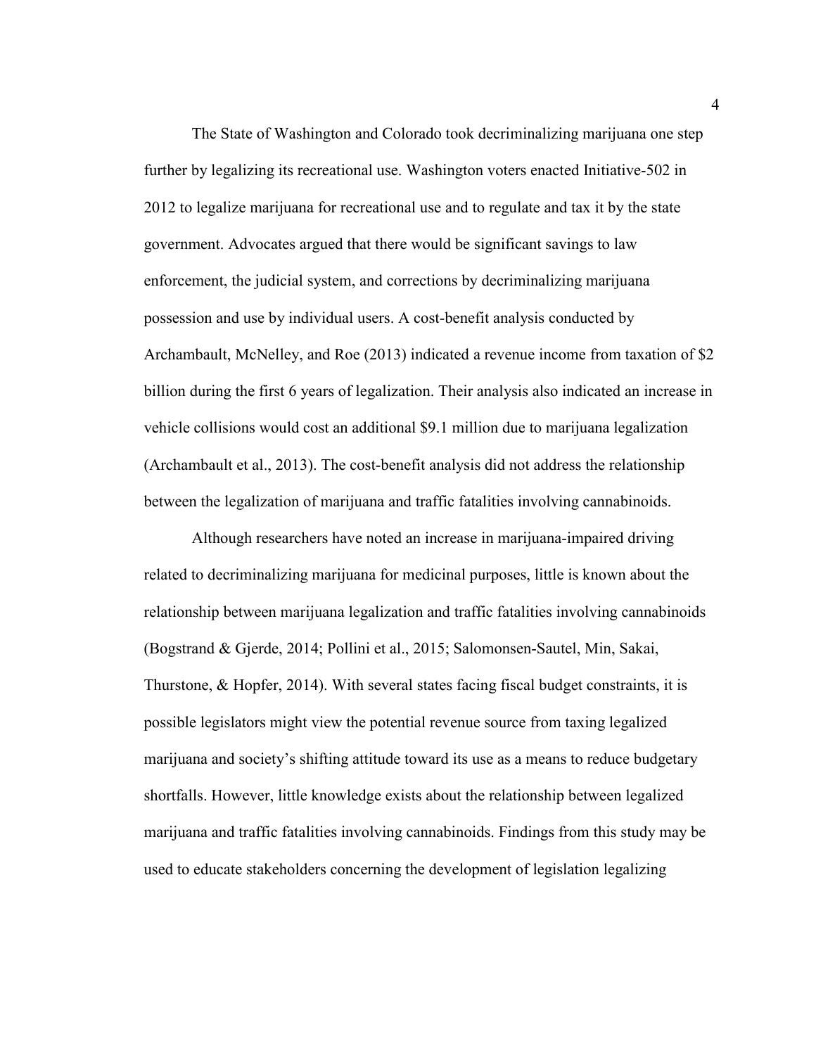The State of Washington and Colorado took decriminalizing marijuana one step further by legalizing its recreational use. Washington voters enacted Initiative-502 in 2012 to legalize marijuana for recreational use and to regulate and tax it by the state government. Advocates argued that there would be significant savings to law enforcement, the judicial system, and corrections by decriminalizing marijuana possession and use by individual users. A cost-benefit analysis conducted by Archambault, McNelley, and Roe (2013) indicated a revenue income from taxation of $2 billion during the first 6 years of legalization. Their analysis also indicated an increase in vehicle collisions would cost an additional $9.1 million due to marijuana legalization (Archambault et al., 2013). The cost-benefit analysis did not address the relationship between the legalization of marijuana and traffic fatalities involving cannabinoids.

Although researchers have noted an increase in marijuana-impaired driving related to decriminalizing marijuana for medicinal purposes, little is known about the relationship between marijuana legalization and traffic fatalities involving cannabinoids (Bogstrand & Gjerde, 2014; Pollini et al., 2015; Salomonsen-Sautel, Min, Sakai, Thurstone, & Hopfer, 2014). With several states facing fiscal budget constraints, it is possible legislators might view the potential revenue source from taxing legalized marijuana and society's shifting attitude toward its use as a means to reduce budgetary shortfalls. However, little knowledge exists about the relationship between legalized marijuana and traffic fatalities involving cannabinoids. Findings from this study may be used to educate stakeholders concerning the development of legislation legalizing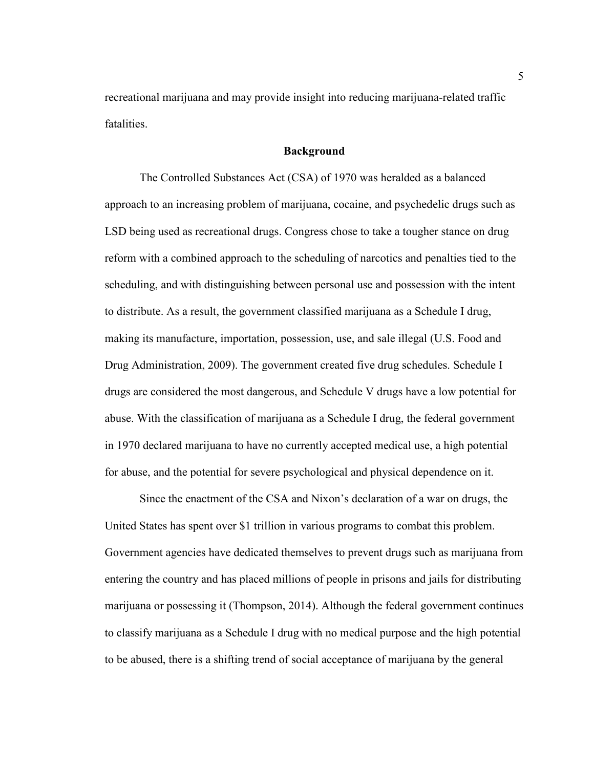recreational marijuana and may provide insight into reducing marijuana-related traffic fatalities.

## Background

The Controlled Substances Act (CSA) of 1970 was heralded as a balanced approach to an increasing problem of marijuana, cocaine, and psychedelic drugs such as LSD being used as recreational drugs. Congress chose to take a tougher stance on drug reform with a combined approach to the scheduling of narcotics and penalties tied to the scheduling, and with distinguishing between personal use and possession with the intent to distribute. As a result, the government classified marijuana as a Schedule I drug, making its manufacture, importation, possession, use, and sale illegal (U.S. Food and Drug Administration, 2009). The government created five drug schedules. Schedule I drugs are considered the most dangerous, and Schedule V drugs have a low potential for abuse. With the classification of marijuana as a Schedule I drug, the federal government in 1970 declared marijuana to have no currently accepted medical use, a high potential for abuse, and the potential for severe psychological and physical dependence on it.

Since the enactment of the CSA and Nixon's declaration of a war on drugs, the United States has spent over $1 trillion in various programs to combat this problem. Government agencies have dedicated themselves to prevent drugs such as marijuana from entering the country and has placed millions of people in prisons and jails for distributing marijuana or possessing it (Thompson, 2014). Although the federal government continues to classify marijuana as a Schedule I drug with no medical purpose and the high potential to be abused, there is a shifting trend of social acceptance of marijuana by the general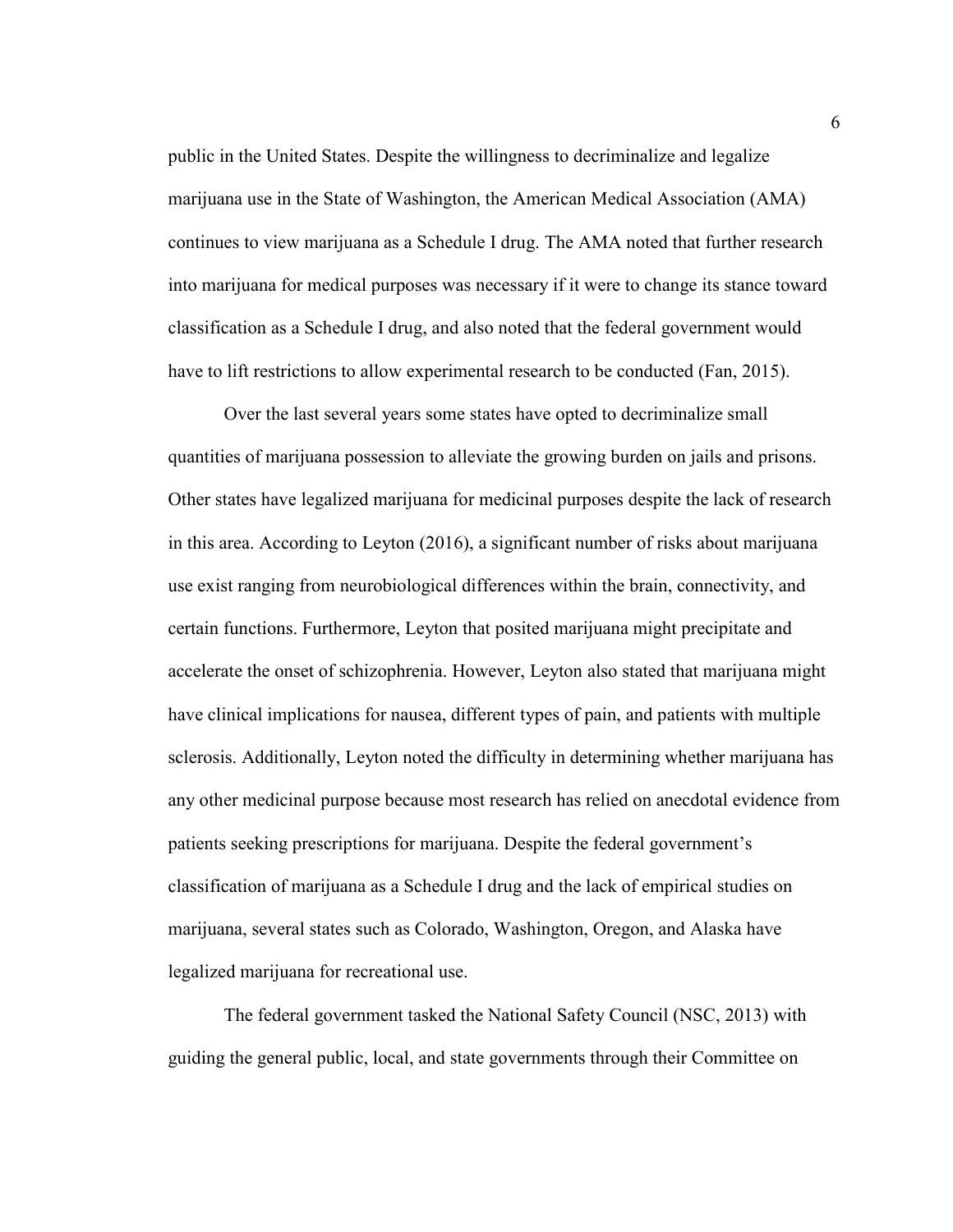public in the United States. Despite the willingness to decriminalize and legalize marijuana use in the State of Washington, the American Medical Association (AMA) continues to view marijuana as a Schedule I drug. The AMA noted that further research into marijuana for medical purposes was necessary if it were to change its stance toward classification as a Schedule I drug, and also noted that the federal government would have to lift restrictions to allow experimental research to be conducted (Fan, 2015).

Over the last several years some states have opted to decriminalize small quantities of marijuana possession to alleviate the growing burden on jails and prisons. Other states have legalized marijuana for medicinal purposes despite the lack of research in this area. According to Leyton (2016), a significant number of risks about marijuana use exist ranging from neurobiological differences within the brain, connectivity, and certain functions. Furthermore, Leyton that posited marijuana might precipitate and accelerate the onset of schizophrenia. However, Leyton also stated that marijuana might have clinical implications for nausea, different types of pain, and patients with multiple sclerosis. Additionally, Leyton noted the difficulty in determining whether marijuana has any other medicinal purpose because most research has relied on anecdotal evidence from patients seeking prescriptions for marijuana. Despite the federal government's classification of marijuana as a Schedule I drug and the lack of empirical studies on marijuana, several states such as Colorado, Washington, Oregon, and Alaska have legalized marijuana for recreational use.

The federal government tasked the National Safety Council (NSC, 2013) with guiding the general public, local, and state governments through their Committee on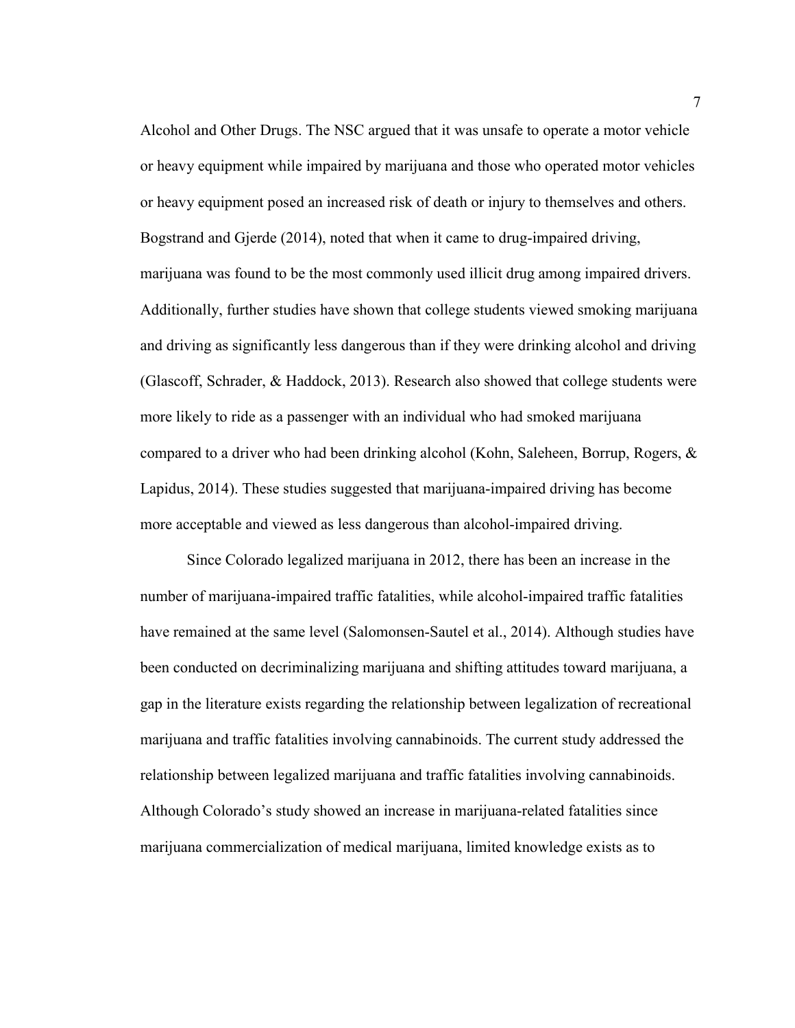Alcohol and Other Drugs. The NSC argued that it was unsafe to operate a motor vehicle or heavy equipment while impaired by marijuana and those who operated motor vehicles or heavy equipment posed an increased risk of death or injury to themselves and others. Bogstrand and Gjerde (2014), noted that when it came to drug-impaired driving, marijuana was found to be the most commonly used illicit drug among impaired drivers. Additionally, further studies have shown that college students viewed smoking marijuana and driving as significantly less dangerous than if they were drinking alcohol and driving (Glascoff, Schrader, & Haddock, 2013). Research also showed that college students were more likely to ride as a passenger with an individual who had smoked marijuana compared to a driver who had been drinking alcohol (Kohn, Saleheen, Borrup, Rogers, & Lapidus, 2014). These studies suggested that marijuana-impaired driving has become more acceptable and viewed as less dangerous than alcohol-impaired driving.

Since Colorado legalized marijuana in 2012, there has been an increase in the number of marijuana-impaired traffic fatalities, while alcohol-impaired traffic fatalities have remained at the same level (Salomonsen-Sautel et al., 2014). Although studies have been conducted on decriminalizing marijuana and shifting attitudes toward marijuana, a gap in the literature exists regarding the relationship between legalization of recreational marijuana and traffic fatalities involving cannabinoids. The current study addressed the relationship between legalized marijuana and traffic fatalities involving cannabinoids. Although Colorado's study showed an increase in marijuana-related fatalities since marijuana commercialization of medical marijuana, limited knowledge exists as to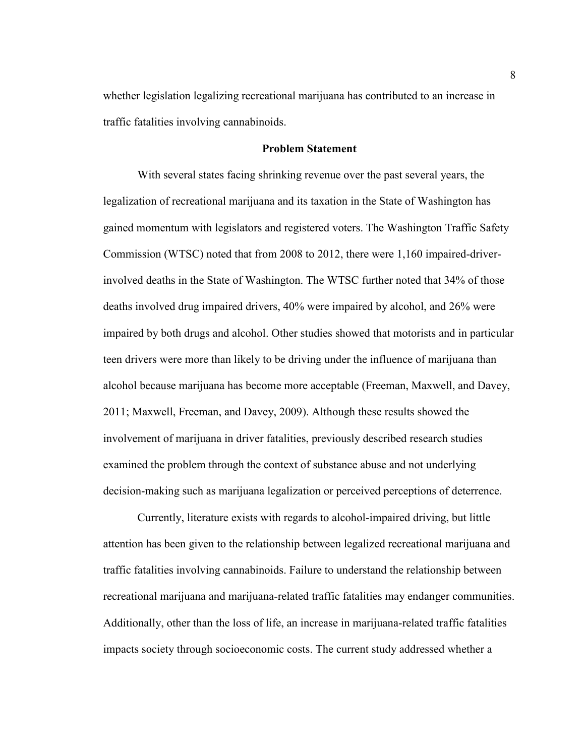whether legislation legalizing recreational marijuana has contributed to an increase in traffic fatalities involving cannabinoids.

## Problem Statement

With several states facing shrinking revenue over the past several years, the legalization of recreational marijuana and its taxation in the State of Washington has gained momentum with legislators and registered voters. The Washington Traffic Safety Commission (WTSC) noted that from 2008 to 2012, there were 1,160 impaired-driver-involved deaths in the State of Washington. The WTSC further noted that 34% of those deaths involved drug impaired drivers, 40% were impaired by alcohol, and 26% were impaired by both drugs and alcohol. Other studies showed that motorists and in particular teen drivers were more than likely to be driving under the influence of marijuana than alcohol because marijuana has become more acceptable (Freeman, Maxwell, and Davey, 2011; Maxwell, Freeman, and Davey, 2009). Although these results showed the involvement of marijuana in driver fatalities, previously described research studies examined the problem through the context of substance abuse and not underlying decision-making such as marijuana legalization or perceived perceptions of deterrence.

Currently, literature exists with regards to alcohol-impaired driving, but little attention has been given to the relationship between legalized recreational marijuana and traffic fatalities involving cannabinoids. Failure to understand the relationship between recreational marijuana and marijuana-related traffic fatalities may endanger communities. Additionally, other than the loss of life, an increase in marijuana-related traffic fatalities impacts society through socioeconomic costs. The current study addressed whether a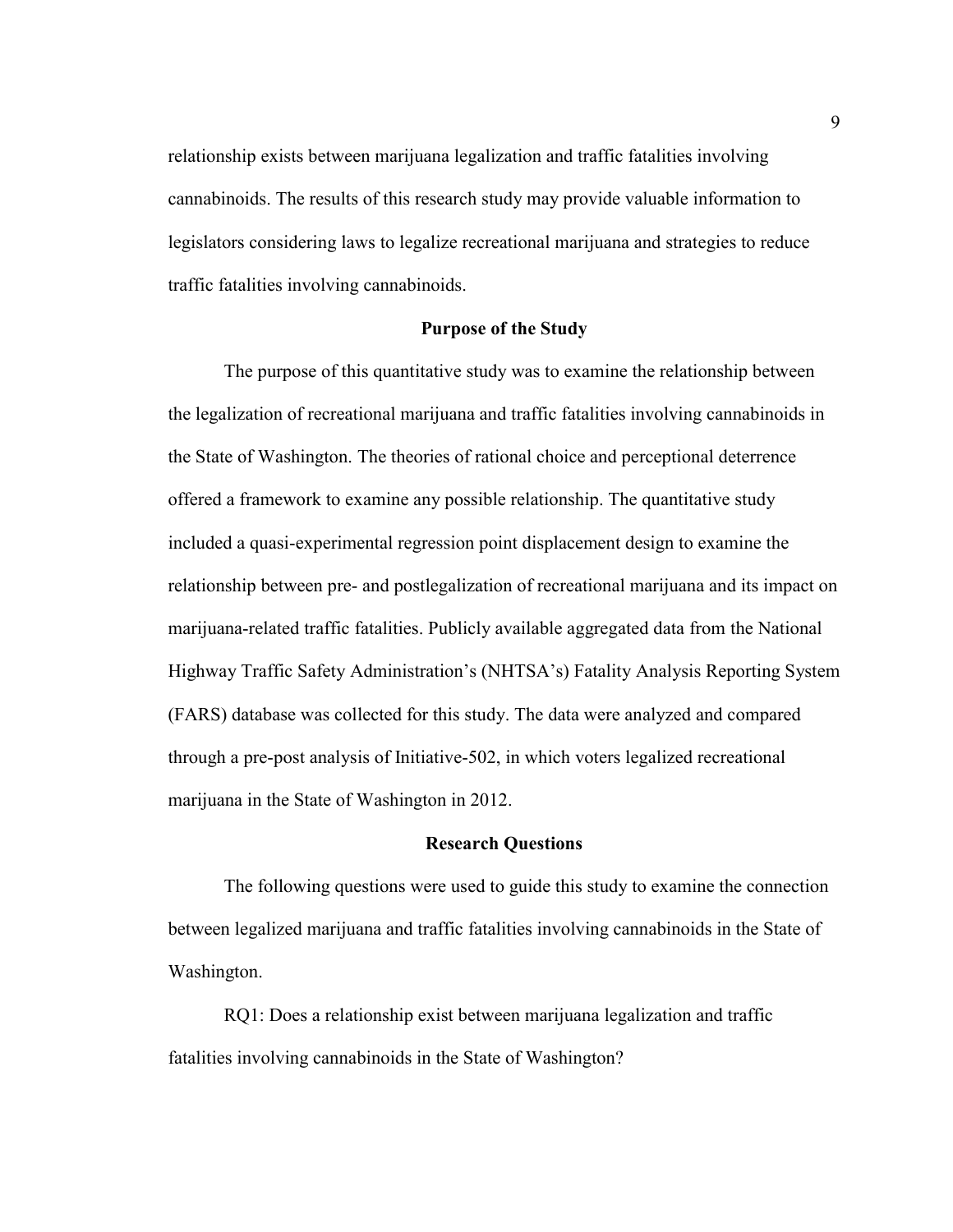relationship exists between marijuana legalization and traffic fatalities involving cannabinoids. The results of this research study may provide valuable information to legislators considering laws to legalize recreational marijuana and strategies to reduce traffic fatalities involving cannabinoids.

## Purpose of the Study

The purpose of this quantitative study was to examine the relationship between the legalization of recreational marijuana and traffic fatalities involving cannabinoids in the State of Washington. The theories of rational choice and perceptional deterrence offered a framework to examine any possible relationship. The quantitative study included a quasi-experimental regression point displacement design to examine the relationship between pre- and postlegalization of recreational marijuana and its impact on marijuana-related traffic fatalities. Publicly available aggregated data from the National Highway Traffic Safety Administration's (NHTSA's) Fatality Analysis Reporting System (FARS) database was collected for this study. The data were analyzed and compared through a pre-post analysis of Initiative-502, in which voters legalized recreational marijuana in the State of Washington in 2012.

## Research Questions

The following questions were used to guide this study to examine the connection between legalized marijuana and traffic fatalities involving cannabinoids in the State of Washington.

RQ1: Does a relationship exist between marijuana legalization and traffic fatalities involving cannabinoids in the State of Washington?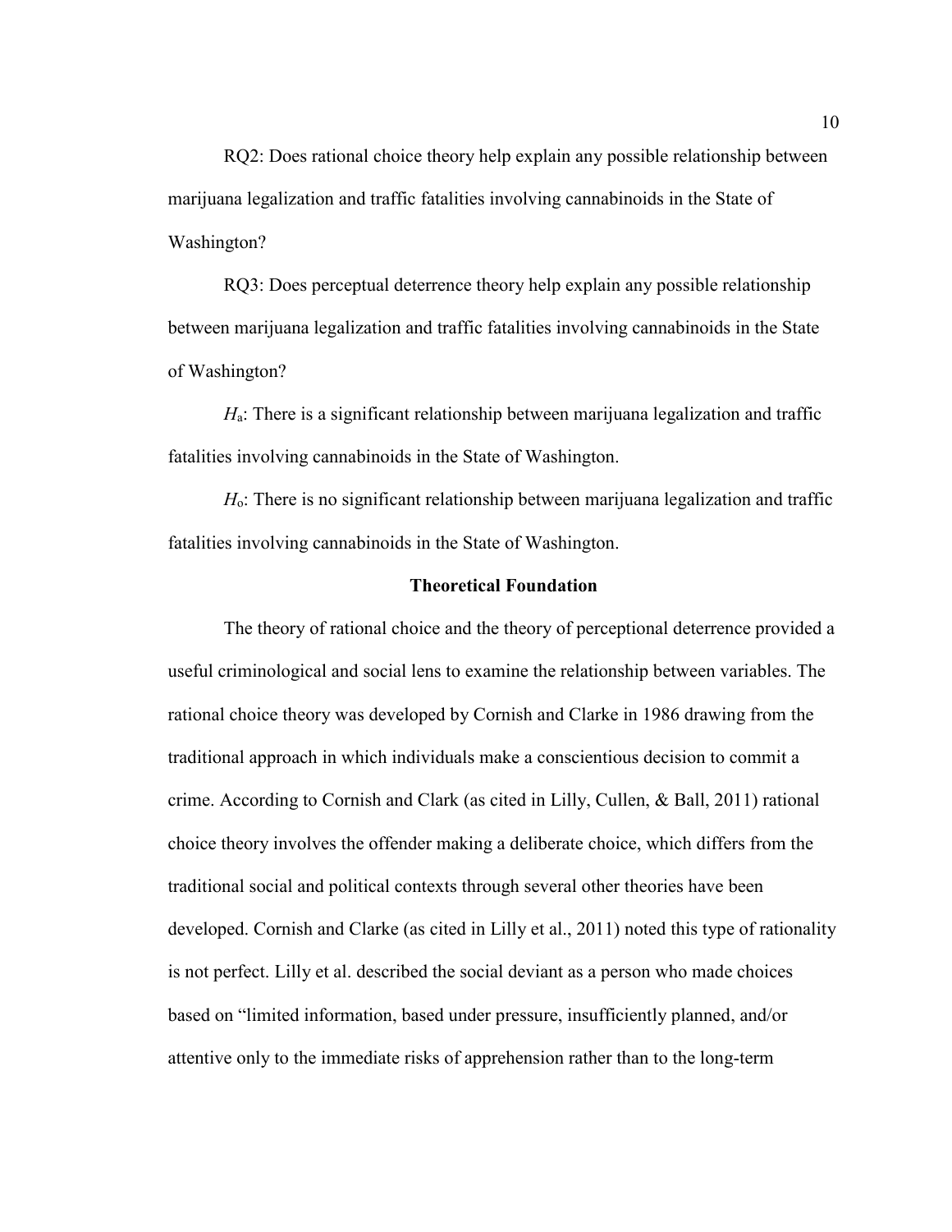RQ2: Does rational choice theory help explain any possible relationship between marijuana legalization and traffic fatalities involving cannabinoids in the State of Washington?

RQ3: Does perceptual deterrence theory help explain any possible relationship between marijuana legalization and traffic fatalities involving cannabinoids in the State of Washington?

$H_a$: There is a significant relationship between marijuana legalization and traffic fatalities involving cannabinoids in the State of Washington.

$H_o$: There is no significant relationship between marijuana legalization and traffic fatalities involving cannabinoids in the State of Washington.

## Theoretical Foundation

The theory of rational choice and the theory of perceptional deterrence provided a useful criminological and social lens to examine the relationship between variables. The rational choice theory was developed by Cornish and Clarke in 1986 drawing from the traditional approach in which individuals make a conscientious decision to commit a crime. According to Cornish and Clark (as cited in Lilly, Cullen, & Ball, 2011) rational choice theory involves the offender making a deliberate choice, which differs from the traditional social and political contexts through several other theories have been developed. Cornish and Clarke (as cited in Lilly et al., 2011) noted this type of rationality is not perfect. Lilly et al. described the social deviant as a person who made choices based on "limited information, based under pressure, insufficiently planned, and/or attentive only to the immediate risks of apprehension rather than to the long-term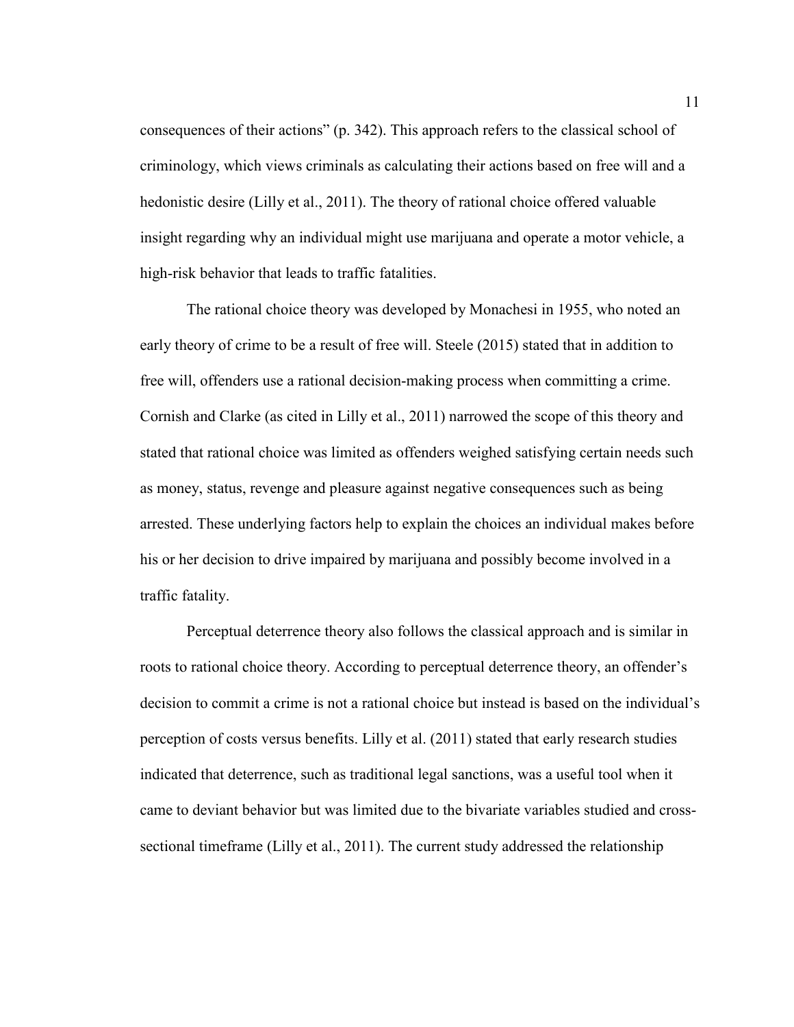consequences of their actions" (p. 342). This approach refers to the classical school of criminology, which views criminals as calculating their actions based on free will and a hedonistic desire (Lilly et al., 2011). The theory of rational choice offered valuable insight regarding why an individual might use marijuana and operate a motor vehicle, a high-risk behavior that leads to traffic fatalities.

The rational choice theory was developed by Monachesi in 1955, who noted an early theory of crime to be a result of free will. Steele (2015) stated that in addition to free will, offenders use a rational decision-making process when committing a crime. Cornish and Clarke (as cited in Lilly et al., 2011) narrowed the scope of this theory and stated that rational choice was limited as offenders weighed satisfying certain needs such as money, status, revenge and pleasure against negative consequences such as being arrested. These underlying factors help to explain the choices an individual makes before his or her decision to drive impaired by marijuana and possibly become involved in a traffic fatality.

Perceptual deterrence theory also follows the classical approach and is similar in roots to rational choice theory. According to perceptual deterrence theory, an offender's decision to commit a crime is not a rational choice but instead is based on the individual's perception of costs versus benefits. Lilly et al. (2011) stated that early research studies indicated that deterrence, such as traditional legal sanctions, was a useful tool when it came to deviant behavior but was limited due to the bivariate variables studied and cross-sectional timeframe (Lilly et al., 2011). The current study addressed the relationship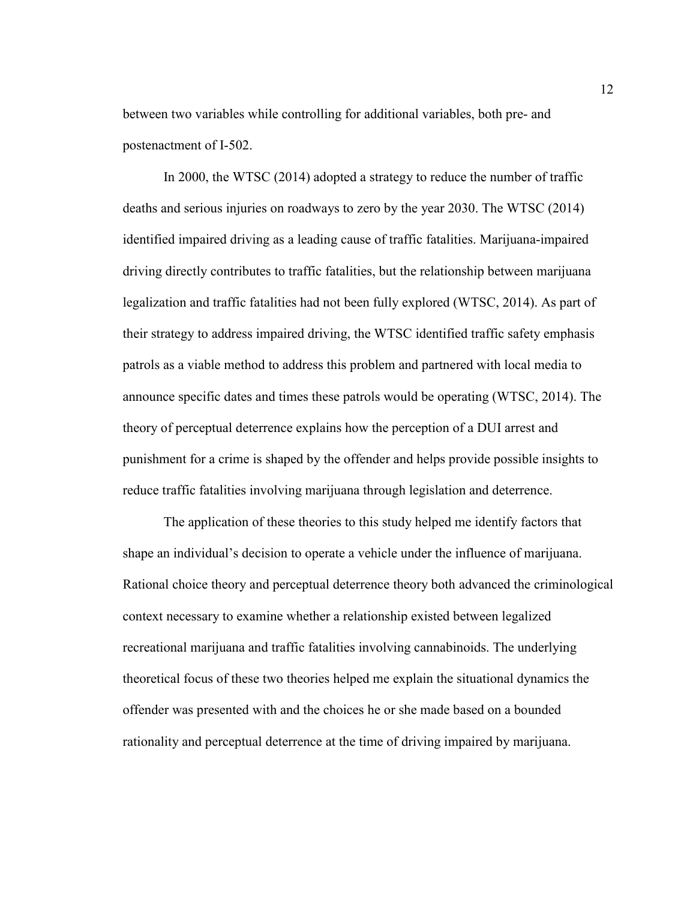between two variables while controlling for additional variables, both pre- and postenactment of I-502.

In 2000, the WTSC (2014) adopted a strategy to reduce the number of traffic deaths and serious injuries on roadways to zero by the year 2030. The WTSC (2014) identified impaired driving as a leading cause of traffic fatalities. Marijuana-impaired driving directly contributes to traffic fatalities, but the relationship between marijuana legalization and traffic fatalities had not been fully explored (WTSC, 2014). As part of their strategy to address impaired driving, the WTSC identified traffic safety emphasis patrols as a viable method to address this problem and partnered with local media to announce specific dates and times these patrols would be operating (WTSC, 2014). The theory of perceptual deterrence explains how the perception of a DUI arrest and punishment for a crime is shaped by the offender and helps provide possible insights to reduce traffic fatalities involving marijuana through legislation and deterrence.

The application of these theories to this study helped me identify factors that shape an individual's decision to operate a vehicle under the influence of marijuana. Rational choice theory and perceptual deterrence theory both advanced the criminological context necessary to examine whether a relationship existed between legalized recreational marijuana and traffic fatalities involving cannabinoids. The underlying theoretical focus of these two theories helped me explain the situational dynamics the offender was presented with and the choices he or she made based on a bounded rationality and perceptual deterrence at the time of driving impaired by marijuana.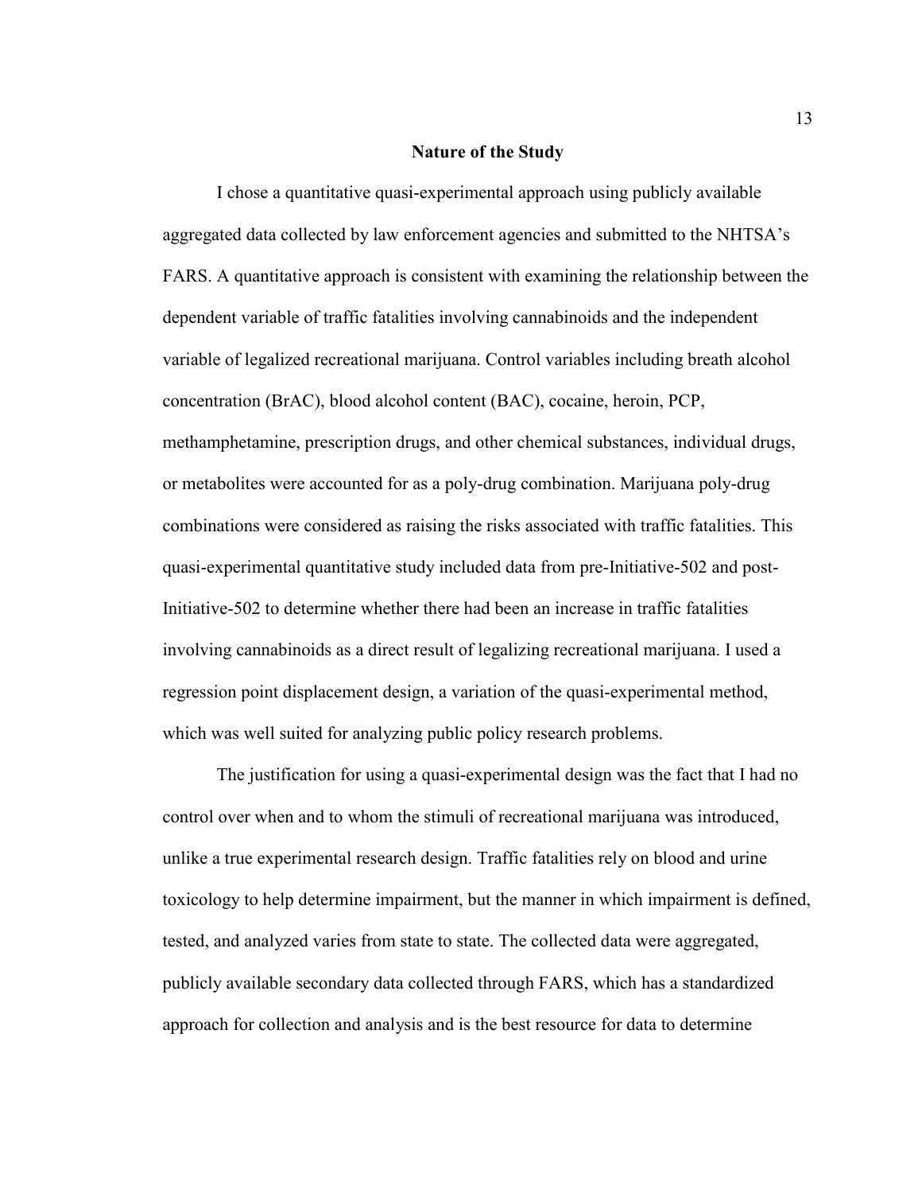## Nature of the Study

I chose a quantitative quasi-experimental approach using publicly available aggregated data collected by law enforcement agencies and submitted to the NHTSA's FARS. A quantitative approach is consistent with examining the relationship between the dependent variable of traffic fatalities involving cannabinoids and the independent variable of legalized recreational marijuana. Control variables including breath alcohol concentration (BrAC), blood alcohol content (BAC), cocaine, heroin, PCP, methamphetamine, prescription drugs, and other chemical substances, individual drugs, or metabolites were accounted for as a poly-drug combination. Marijuana poly-drug combinations were considered as raising the risks associated with traffic fatalities. This quasi-experimental quantitative study included data from pre-Initiative-502 and post-Initiative-502 to determine whether there had been an increase in traffic fatalities involving cannabinoids as a direct result of legalizing recreational marijuana. I used a regression point displacement design, a variation of the quasi-experimental method, which was well suited for analyzing public policy research problems.

The justification for using a quasi-experimental design was the fact that I had no control over when and to whom the stimuli of recreational marijuana was introduced, unlike a true experimental research design. Traffic fatalities rely on blood and urine toxicology to help determine impairment, but the manner in which impairment is defined, tested, and analyzed varies from state to state. The collected data were aggregated, publicly available secondary data collected through FARS, which has a standardized approach for collection and analysis and is the best resource for data to determine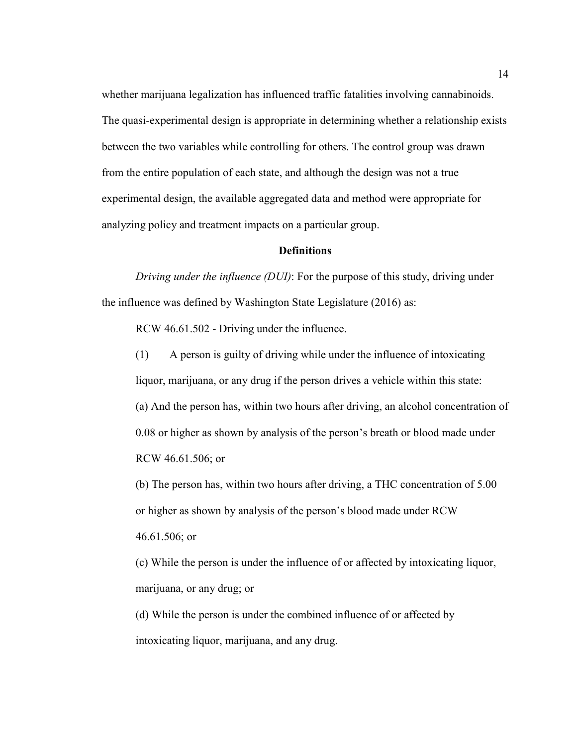whether marijuana legalization has influenced traffic fatalities involving cannabinoids. The quasi-experimental design is appropriate in determining whether a relationship exists between the two variables while controlling for others. The control group was drawn from the entire population of each state, and although the design was not a true experimental design, the available aggregated data and method were appropriate for analyzing policy and treatment impacts on a particular group.

## Definitions

*Driving under the influence (DUI)*: For the purpose of this study, driving under the influence was defined by Washington State Legislature (2016) as:

> RCW 46.61.502 - Driving under the influence.
>
> (1) A person is guilty of driving while under the influence of intoxicating liquor, marijuana, or any drug if the person drives a vehicle within this state:
>
> (a) And the person has, within two hours after driving, an alcohol concentration of 0.08 or higher as shown by analysis of the person's breath or blood made under RCW 46.61.506; or
>
> (b) The person has, within two hours after driving, a THC concentration of 5.00 or higher as shown by analysis of the person's blood made under RCW 46.61.506; or
>
> (c) While the person is under the influence of or affected by intoxicating liquor, marijuana, or any drug; or
>
> (d) While the person is under the combined influence of or affected by intoxicating liquor, marijuana, and any drug.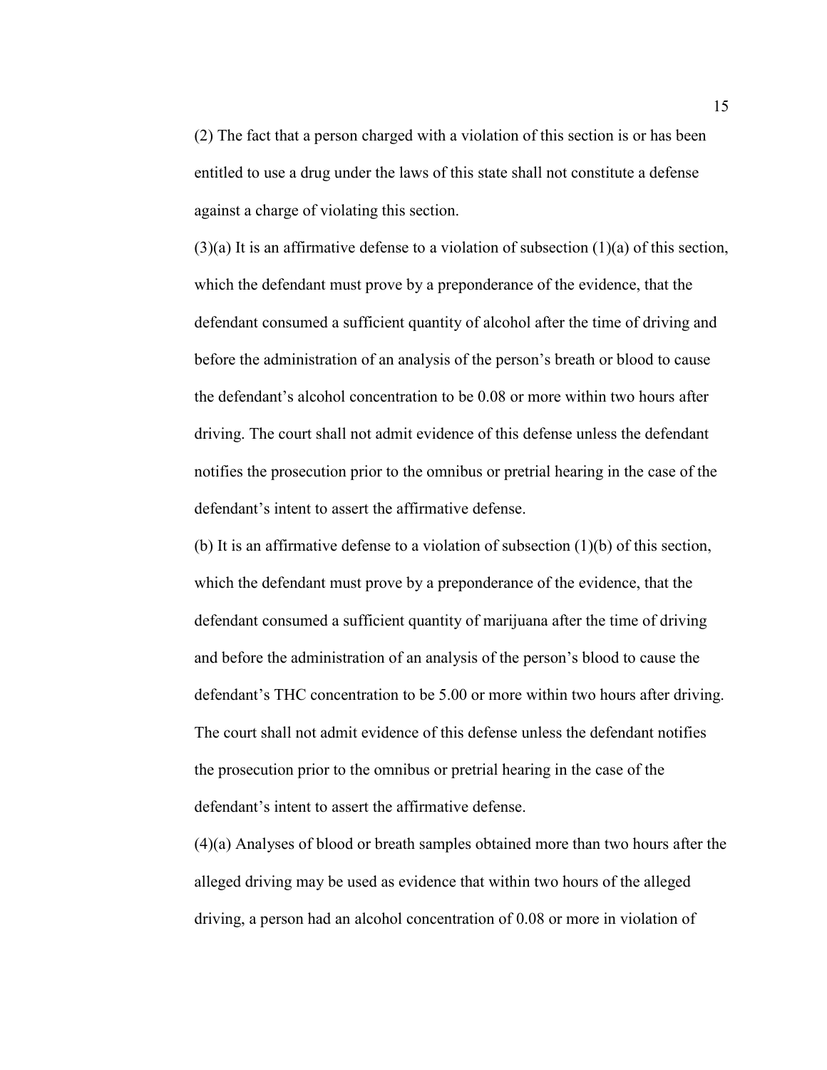(2) The fact that a person charged with a violation of this section is or has been entitled to use a drug under the laws of this state shall not constitute a defense against a charge of violating this section.

(3)(a) It is an affirmative defense to a violation of subsection (1)(a) of this section, which the defendant must prove by a preponderance of the evidence, that the defendant consumed a sufficient quantity of alcohol after the time of driving and before the administration of an analysis of the person's breath or blood to cause the defendant's alcohol concentration to be 0.08 or more within two hours after driving. The court shall not admit evidence of this defense unless the defendant notifies the prosecution prior to the omnibus or pretrial hearing in the case of the defendant's intent to assert the affirmative defense.

(b) It is an affirmative defense to a violation of subsection (1)(b) of this section, which the defendant must prove by a preponderance of the evidence, that the defendant consumed a sufficient quantity of marijuana after the time of driving and before the administration of an analysis of the person's blood to cause the defendant's THC concentration to be 5.00 or more within two hours after driving. The court shall not admit evidence of this defense unless the defendant notifies the prosecution prior to the omnibus or pretrial hearing in the case of the defendant's intent to assert the affirmative defense.

(4)(a) Analyses of blood or breath samples obtained more than two hours after the alleged driving may be used as evidence that within two hours of the alleged driving, a person had an alcohol concentration of 0.08 or more in violation of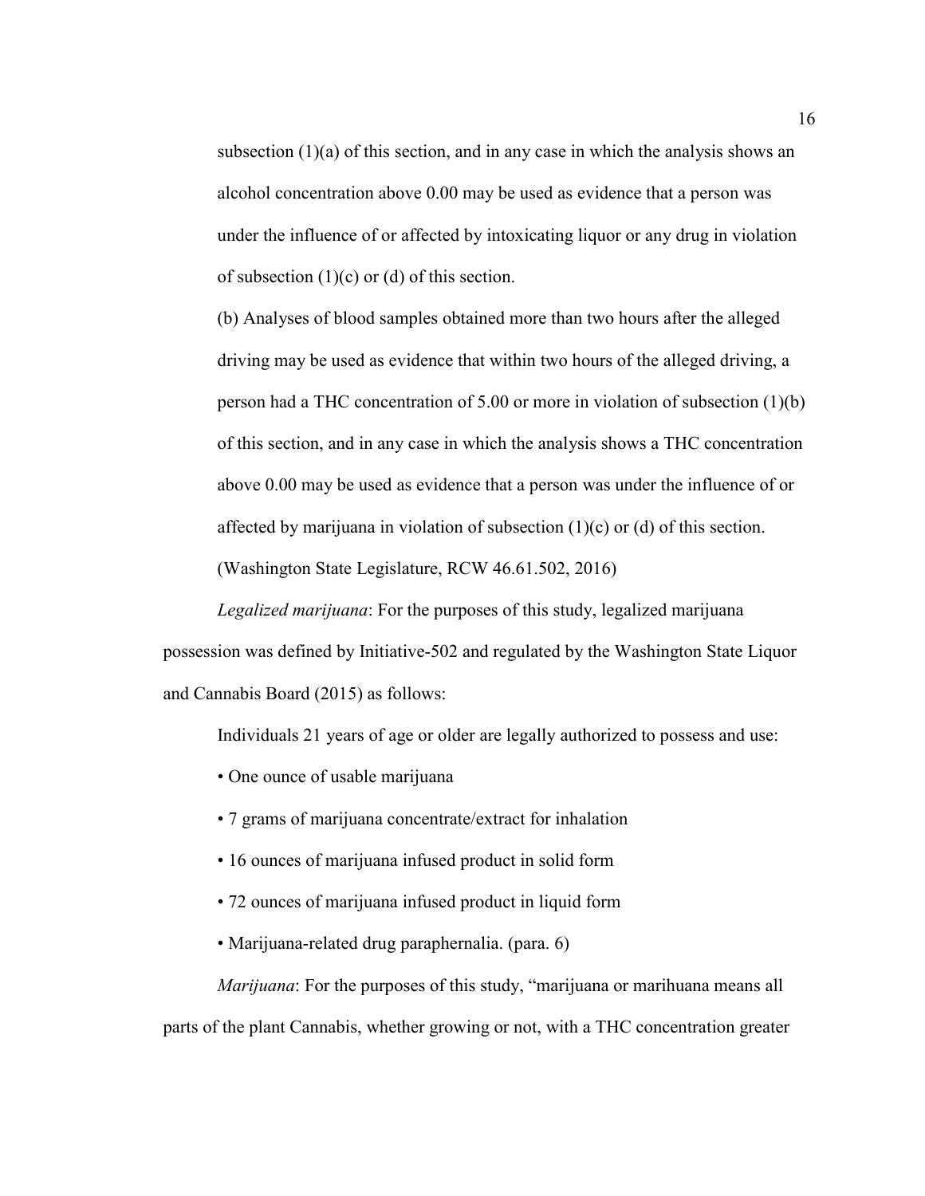subsection (1)(a) of this section, and in any case in which the analysis shows an alcohol concentration above 0.00 may be used as evidence that a person was under the influence of or affected by intoxicating liquor or any drug in violation of subsection (1)(c) or (d) of this section.

(b) Analyses of blood samples obtained more than two hours after the alleged driving may be used as evidence that within two hours of the alleged driving, a person had a THC concentration of 5.00 or more in violation of subsection (1)(b) of this section, and in any case in which the analysis shows a THC concentration above 0.00 may be used as evidence that a person was under the influence of or affected by marijuana in violation of subsection (1)(c) or (d) of this section. (Washington State Legislature, RCW 46.61.502, 2016)

*Legalized marijuana*: For the purposes of this study, legalized marijuana possession was defined by Initiative-502 and regulated by the Washington State Liquor and Cannabis Board (2015) as follows:

Individuals 21 years of age or older are legally authorized to possess and use:

- One ounce of usable marijuana
- 7 grams of marijuana concentrate/extract for inhalation
- 16 ounces of marijuana infused product in solid form
- 72 ounces of marijuana infused product in liquid form
- Marijuana-related drug paraphernalia. (para. 6)

*Marijuana*: For the purposes of this study, "marijuana or marihuana means all parts of the plant Cannabis, whether growing or not, with a THC concentration greater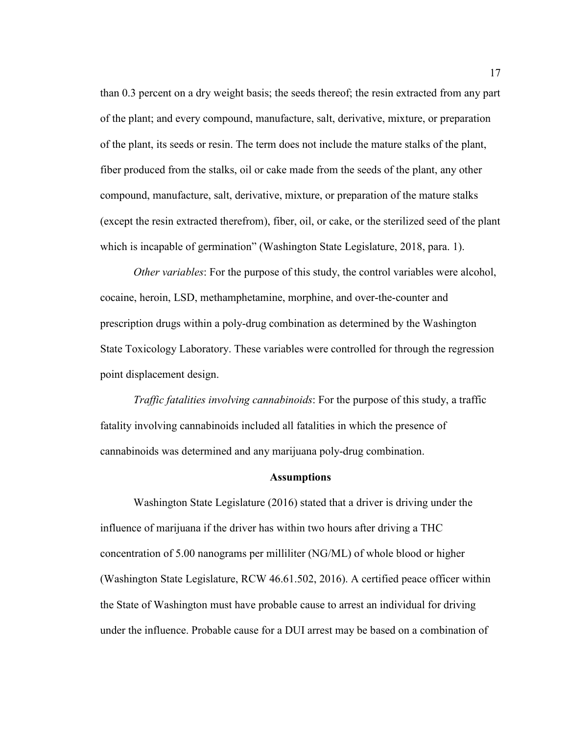than 0.3 percent on a dry weight basis; the seeds thereof; the resin extracted from any part of the plant; and every compound, manufacture, salt, derivative, mixture, or preparation of the plant, its seeds or resin. The term does not include the mature stalks of the plant, fiber produced from the stalks, oil or cake made from the seeds of the plant, any other compound, manufacture, salt, derivative, mixture, or preparation of the mature stalks (except the resin extracted therefrom), fiber, oil, or cake, or the sterilized seed of the plant which is incapable of germination" (Washington State Legislature, 2018, para. 1).

*Other variables*: For the purpose of this study, the control variables were alcohol, cocaine, heroin, LSD, methamphetamine, morphine, and over-the-counter and prescription drugs within a poly-drug combination as determined by the Washington State Toxicology Laboratory. These variables were controlled for through the regression point displacement design.

*Traffic fatalities involving cannabinoids*: For the purpose of this study, a traffic fatality involving cannabinoids included all fatalities in which the presence of cannabinoids was determined and any marijuana poly-drug combination.

## Assumptions

Washington State Legislature (2016) stated that a driver is driving under the influence of marijuana if the driver has within two hours after driving a THC concentration of 5.00 nanograms per milliliter (NG/ML) of whole blood or higher (Washington State Legislature, RCW 46.61.502, 2016). A certified peace officer within the State of Washington must have probable cause to arrest an individual for driving under the influence. Probable cause for a DUI arrest may be based on a combination of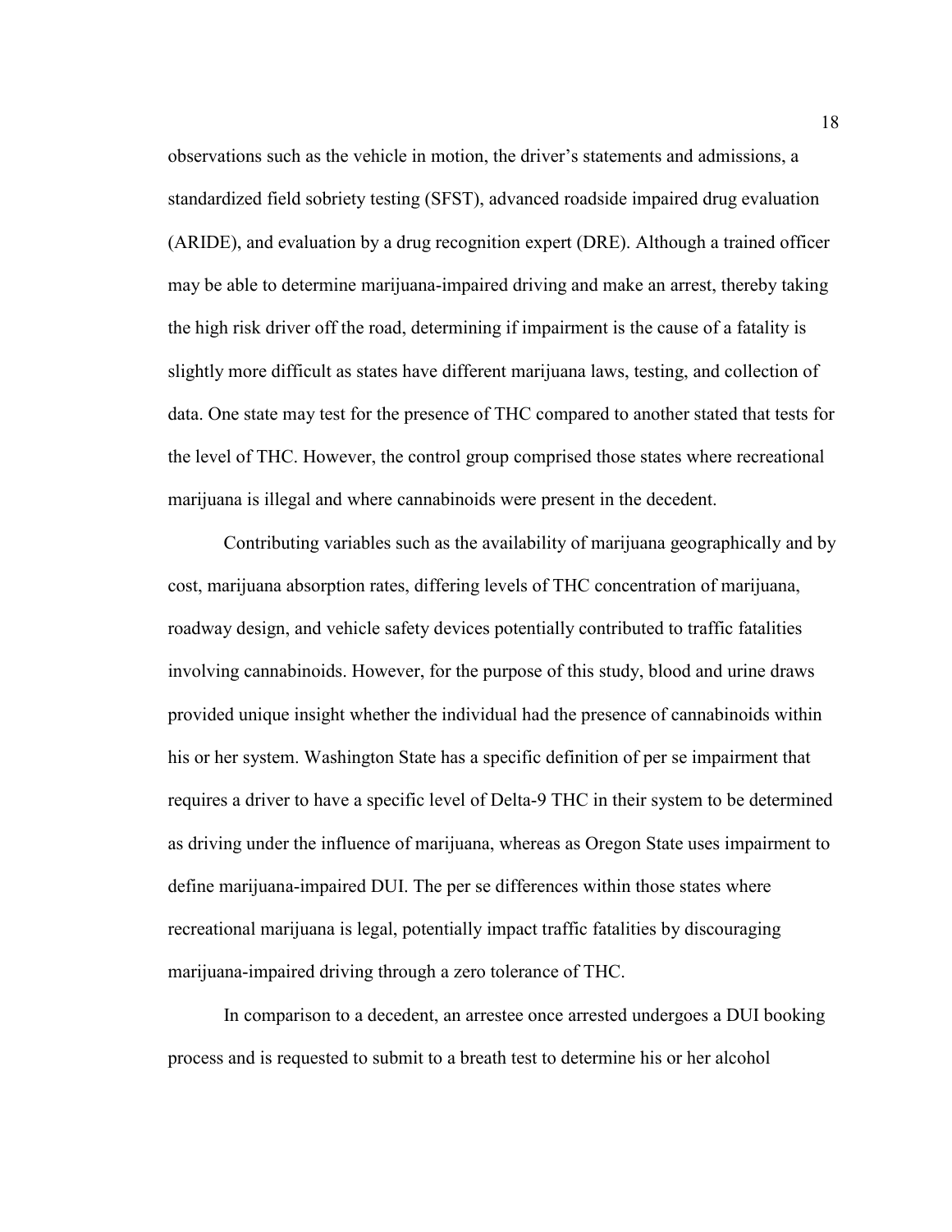observations such as the vehicle in motion, the driver's statements and admissions, a standardized field sobriety testing (SFST), advanced roadside impaired drug evaluation (ARIDE), and evaluation by a drug recognition expert (DRE). Although a trained officer may be able to determine marijuana-impaired driving and make an arrest, thereby taking the high risk driver off the road, determining if impairment is the cause of a fatality is slightly more difficult as states have different marijuana laws, testing, and collection of data. One state may test for the presence of THC compared to another stated that tests for the level of THC. However, the control group comprised those states where recreational marijuana is illegal and where cannabinoids were present in the decedent.

Contributing variables such as the availability of marijuana geographically and by cost, marijuana absorption rates, differing levels of THC concentration of marijuana, roadway design, and vehicle safety devices potentially contributed to traffic fatalities involving cannabinoids. However, for the purpose of this study, blood and urine draws provided unique insight whether the individual had the presence of cannabinoids within his or her system. Washington State has a specific definition of per se impairment that requires a driver to have a specific level of Delta-9 THC in their system to be determined as driving under the influence of marijuana, whereas as Oregon State uses impairment to define marijuana-impaired DUI. The per se differences within those states where recreational marijuana is legal, potentially impact traffic fatalities by discouraging marijuana-impaired driving through a zero tolerance of THC.

In comparison to a decedent, an arrestee once arrested undergoes a DUI booking process and is requested to submit to a breath test to determine his or her alcohol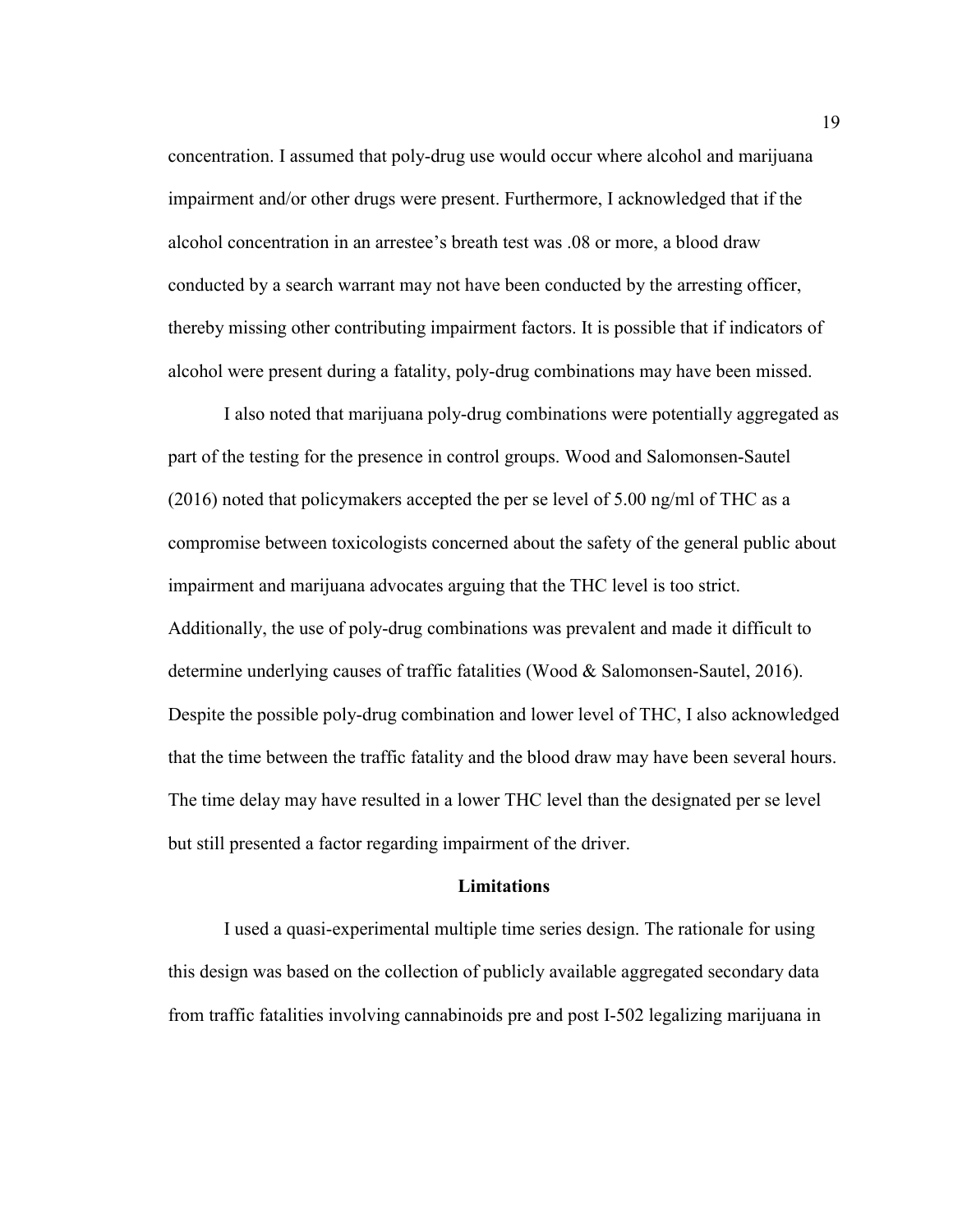concentration. I assumed that poly-drug use would occur where alcohol and marijuana impairment and/or other drugs were present. Furthermore, I acknowledged that if the alcohol concentration in an arrestee's breath test was .08 or more, a blood draw conducted by a search warrant may not have been conducted by the arresting officer, thereby missing other contributing impairment factors. It is possible that if indicators of alcohol were present during a fatality, poly-drug combinations may have been missed.

I also noted that marijuana poly-drug combinations were potentially aggregated as part of the testing for the presence in control groups. Wood and Salomonsen-Sautel (2016) noted that policymakers accepted the per se level of 5.00 ng/ml of THC as a compromise between toxicologists concerned about the safety of the general public about impairment and marijuana advocates arguing that the THC level is too strict. Additionally, the use of poly-drug combinations was prevalent and made it difficult to determine underlying causes of traffic fatalities (Wood & Salomonsen-Sautel, 2016). Despite the possible poly-drug combination and lower level of THC, I also acknowledged that the time between the traffic fatality and the blood draw may have been several hours. The time delay may have resulted in a lower THC level than the designated per se level but still presented a factor regarding impairment of the driver.

## Limitations

I used a quasi-experimental multiple time series design. The rationale for using this design was based on the collection of publicly available aggregated secondary data from traffic fatalities involving cannabinoids pre and post I-502 legalizing marijuana in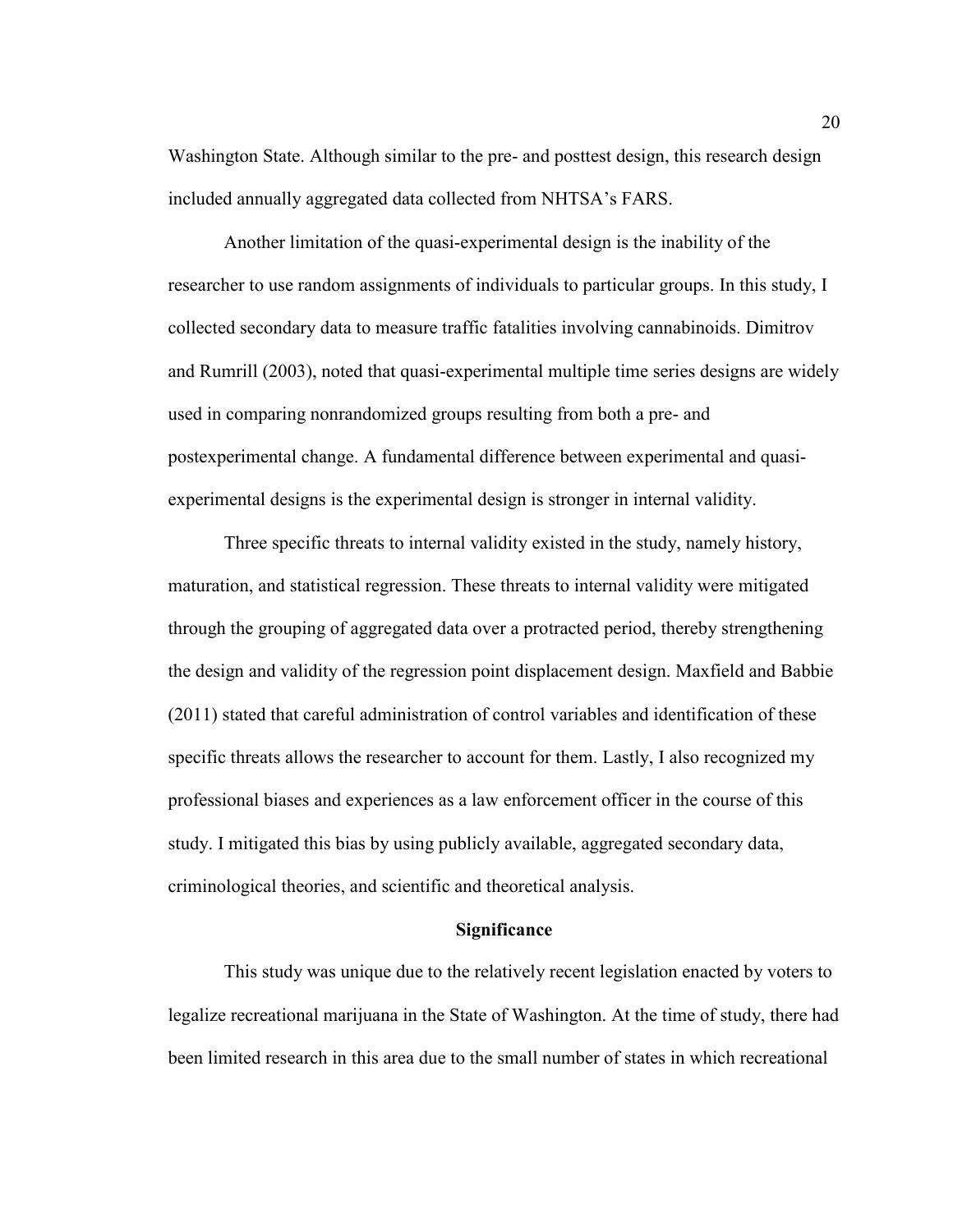Washington State. Although similar to the pre- and posttest design, this research design included annually aggregated data collected from NHTSA's FARS.

Another limitation of the quasi-experimental design is the inability of the researcher to use random assignments of individuals to particular groups. In this study, I collected secondary data to measure traffic fatalities involving cannabinoids. Dimitrov and Rumrill (2003), noted that quasi-experimental multiple time series designs are widely used in comparing nonrandomized groups resulting from both a pre- and postexperimental change. A fundamental difference between experimental and quasi-experimental designs is the experimental design is stronger in internal validity.

Three specific threats to internal validity existed in the study, namely history, maturation, and statistical regression. These threats to internal validity were mitigated through the grouping of aggregated data over a protracted period, thereby strengthening the design and validity of the regression point displacement design. Maxfield and Babbie (2011) stated that careful administration of control variables and identification of these specific threats allows the researcher to account for them. Lastly, I also recognized my professional biases and experiences as a law enforcement officer in the course of this study. I mitigated this bias by using publicly available, aggregated secondary data, criminological theories, and scientific and theoretical analysis.

## Significance

This study was unique due to the relatively recent legislation enacted by voters to legalize recreational marijuana in the State of Washington. At the time of study, there had been limited research in this area due to the small number of states in which recreational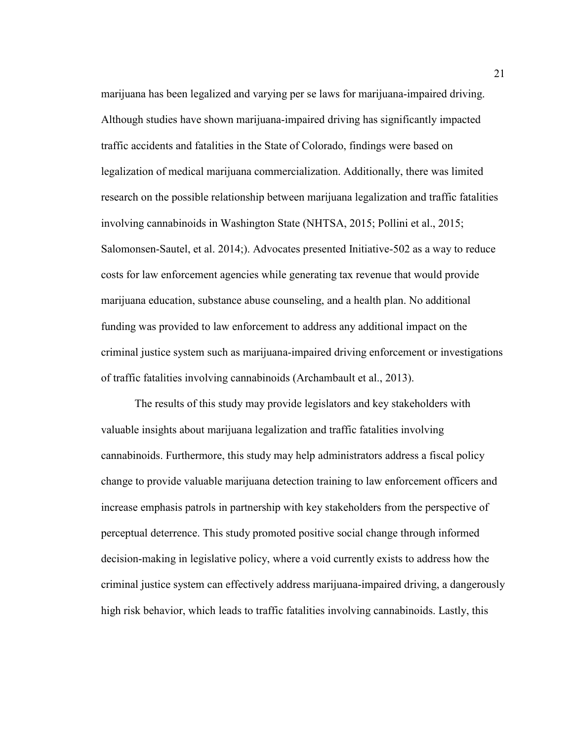marijuana has been legalized and varying per se laws for marijuana-impaired driving. Although studies have shown marijuana-impaired driving has significantly impacted traffic accidents and fatalities in the State of Colorado, findings were based on legalization of medical marijuana commercialization. Additionally, there was limited research on the possible relationship between marijuana legalization and traffic fatalities involving cannabinoids in Washington State (NHTSA, 2015; Pollini et al., 2015; Salomonsen-Sautel, et al. 2014;). Advocates presented Initiative-502 as a way to reduce costs for law enforcement agencies while generating tax revenue that would provide marijuana education, substance abuse counseling, and a health plan. No additional funding was provided to law enforcement to address any additional impact on the criminal justice system such as marijuana-impaired driving enforcement or investigations of traffic fatalities involving cannabinoids (Archambault et al., 2013).

The results of this study may provide legislators and key stakeholders with valuable insights about marijuana legalization and traffic fatalities involving cannabinoids. Furthermore, this study may help administrators address a fiscal policy change to provide valuable marijuana detection training to law enforcement officers and increase emphasis patrols in partnership with key stakeholders from the perspective of perceptual deterrence. This study promoted positive social change through informed decision-making in legislative policy, where a void currently exists to address how the criminal justice system can effectively address marijuana-impaired driving, a dangerously high risk behavior, which leads to traffic fatalities involving cannabinoids. Lastly, this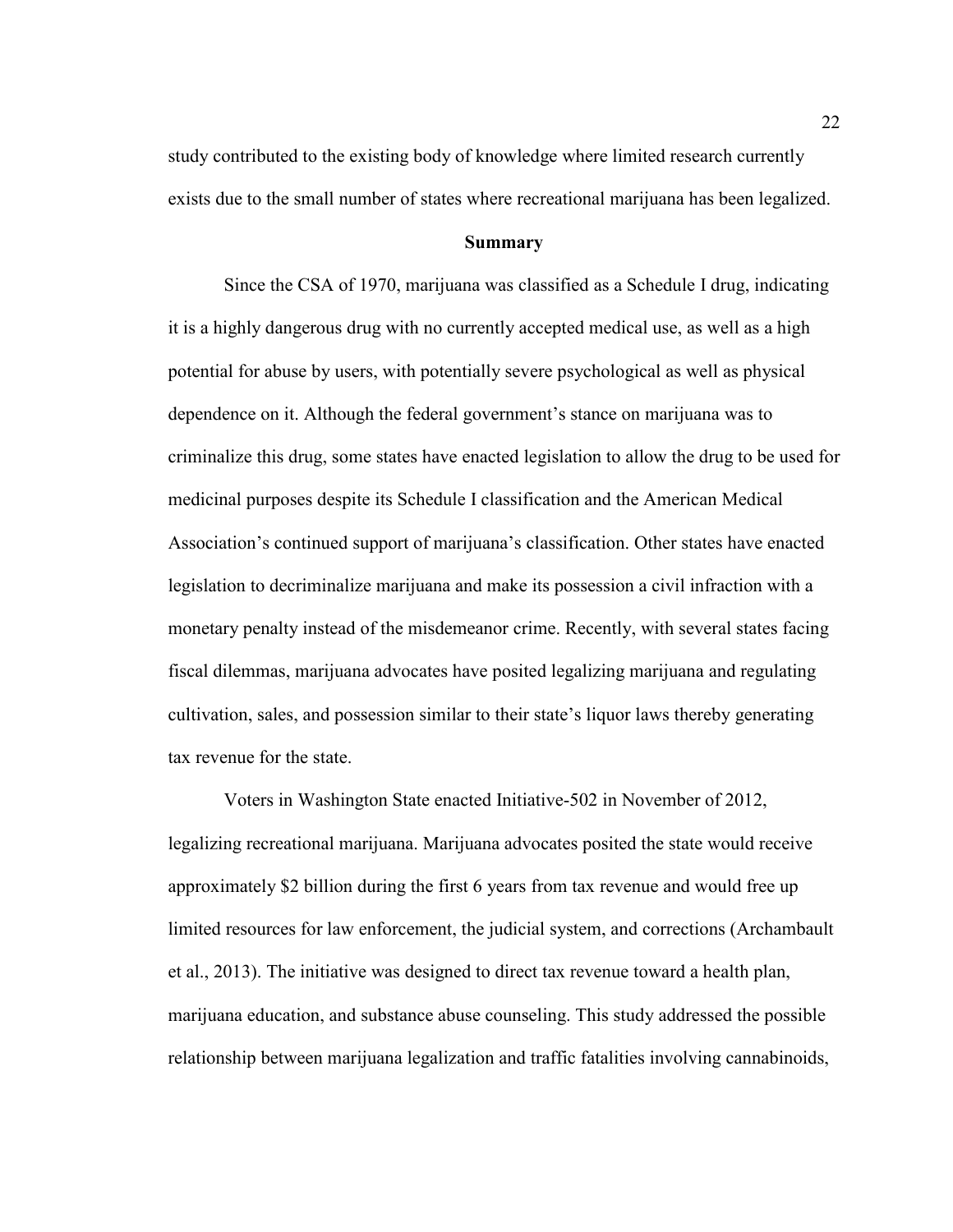study contributed to the existing body of knowledge where limited research currently exists due to the small number of states where recreational marijuana has been legalized.

## Summary

Since the CSA of 1970, marijuana was classified as a Schedule I drug, indicating it is a highly dangerous drug with no currently accepted medical use, as well as a high potential for abuse by users, with potentially severe psychological as well as physical dependence on it. Although the federal government's stance on marijuana was to criminalize this drug, some states have enacted legislation to allow the drug to be used for medicinal purposes despite its Schedule I classification and the American Medical Association's continued support of marijuana's classification. Other states have enacted legislation to decriminalize marijuana and make its possession a civil infraction with a monetary penalty instead of the misdemeanor crime. Recently, with several states facing fiscal dilemmas, marijuana advocates have posited legalizing marijuana and regulating cultivation, sales, and possession similar to their state's liquor laws thereby generating tax revenue for the state.

Voters in Washington State enacted Initiative-502 in November of 2012, legalizing recreational marijuana. Marijuana advocates posited the state would receive approximately $2 billion during the first 6 years from tax revenue and would free up limited resources for law enforcement, the judicial system, and corrections (Archambault et al., 2013). The initiative was designed to direct tax revenue toward a health plan, marijuana education, and substance abuse counseling. This study addressed the possible relationship between marijuana legalization and traffic fatalities involving cannabinoids,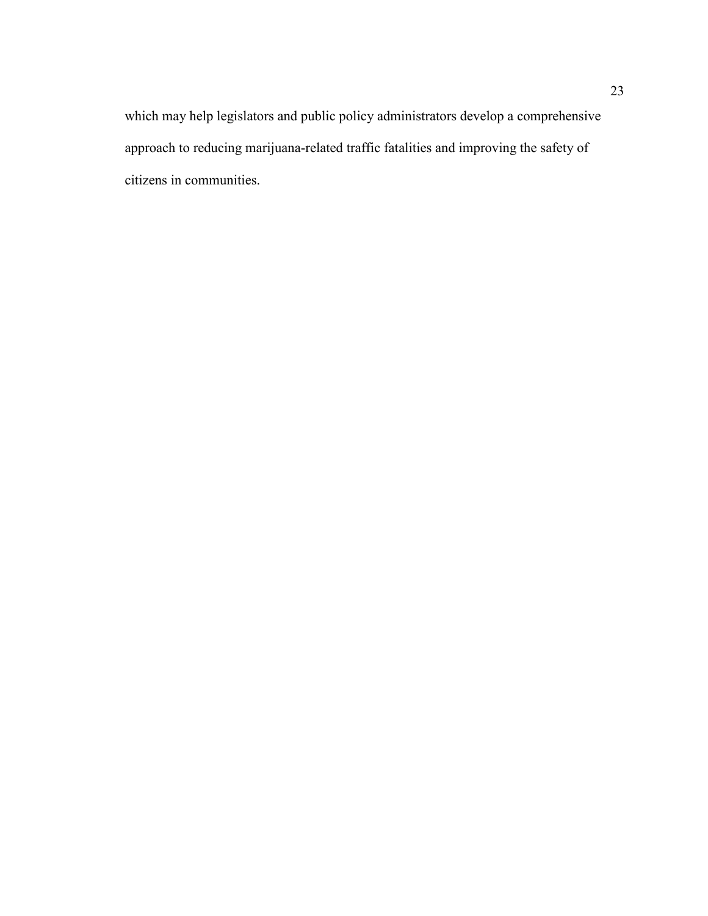which may help legislators and public policy administrators develop a comprehensive approach to reducing marijuana-related traffic fatalities and improving the safety of citizens in communities.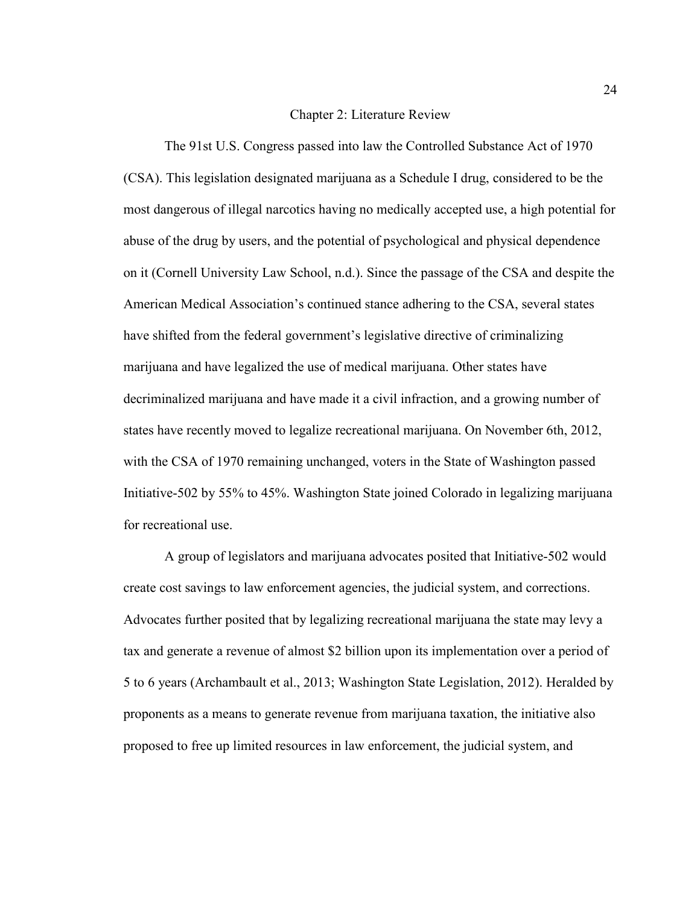# Chapter 2: Literature Review

The 91st U.S. Congress passed into law the Controlled Substance Act of 1970 (CSA). This legislation designated marijuana as a Schedule I drug, considered to be the most dangerous of illegal narcotics having no medically accepted use, a high potential for abuse of the drug by users, and the potential of psychological and physical dependence on it (Cornell University Law School, n.d.). Since the passage of the CSA and despite the American Medical Association's continued stance adhering to the CSA, several states have shifted from the federal government's legislative directive of criminalizing marijuana and have legalized the use of medical marijuana. Other states have decriminalized marijuana and have made it a civil infraction, and a growing number of states have recently moved to legalize recreational marijuana. On November 6th, 2012, with the CSA of 1970 remaining unchanged, voters in the State of Washington passed Initiative-502 by 55% to 45%. Washington State joined Colorado in legalizing marijuana for recreational use.

A group of legislators and marijuana advocates posited that Initiative-502 would create cost savings to law enforcement agencies, the judicial system, and corrections. Advocates further posited that by legalizing recreational marijuana the state may levy a tax and generate a revenue of almost $2 billion upon its implementation over a period of 5 to 6 years (Archambault et al., 2013; Washington State Legislation, 2012). Heralded by proponents as a means to generate revenue from marijuana taxation, the initiative also proposed to free up limited resources in law enforcement, the judicial system, and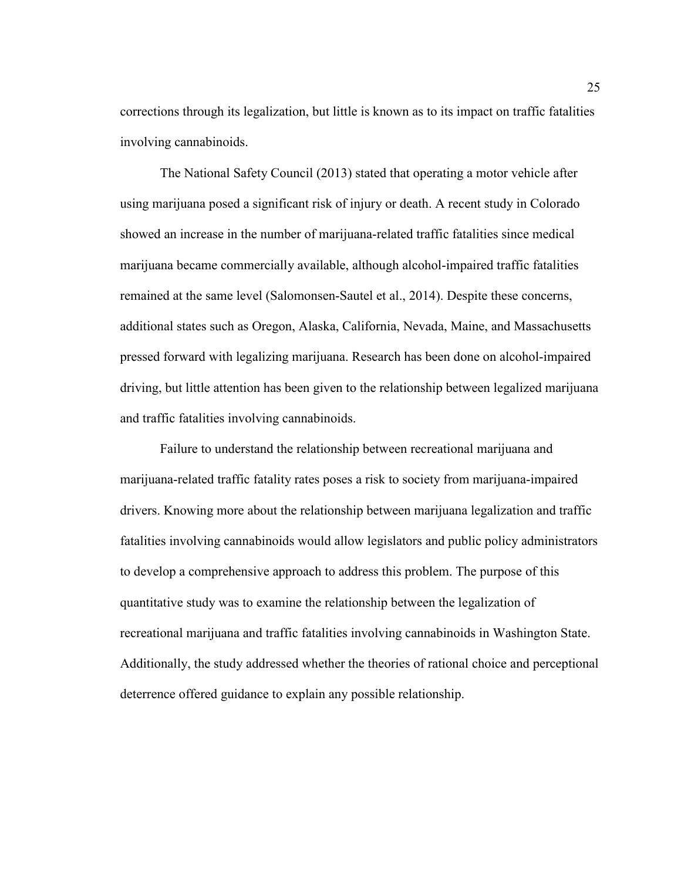corrections through its legalization, but little is known as to its impact on traffic fatalities involving cannabinoids.

The National Safety Council (2013) stated that operating a motor vehicle after using marijuana posed a significant risk of injury or death. A recent study in Colorado showed an increase in the number of marijuana-related traffic fatalities since medical marijuana became commercially available, although alcohol-impaired traffic fatalities remained at the same level (Salomonsen-Sautel et al., 2014). Despite these concerns, additional states such as Oregon, Alaska, California, Nevada, Maine, and Massachusetts pressed forward with legalizing marijuana. Research has been done on alcohol-impaired driving, but little attention has been given to the relationship between legalized marijuana and traffic fatalities involving cannabinoids.

Failure to understand the relationship between recreational marijuana and marijuana-related traffic fatality rates poses a risk to society from marijuana-impaired drivers. Knowing more about the relationship between marijuana legalization and traffic fatalities involving cannabinoids would allow legislators and public policy administrators to develop a comprehensive approach to address this problem. The purpose of this quantitative study was to examine the relationship between the legalization of recreational marijuana and traffic fatalities involving cannabinoids in Washington State. Additionally, the study addressed whether the theories of rational choice and perceptional deterrence offered guidance to explain any possible relationship.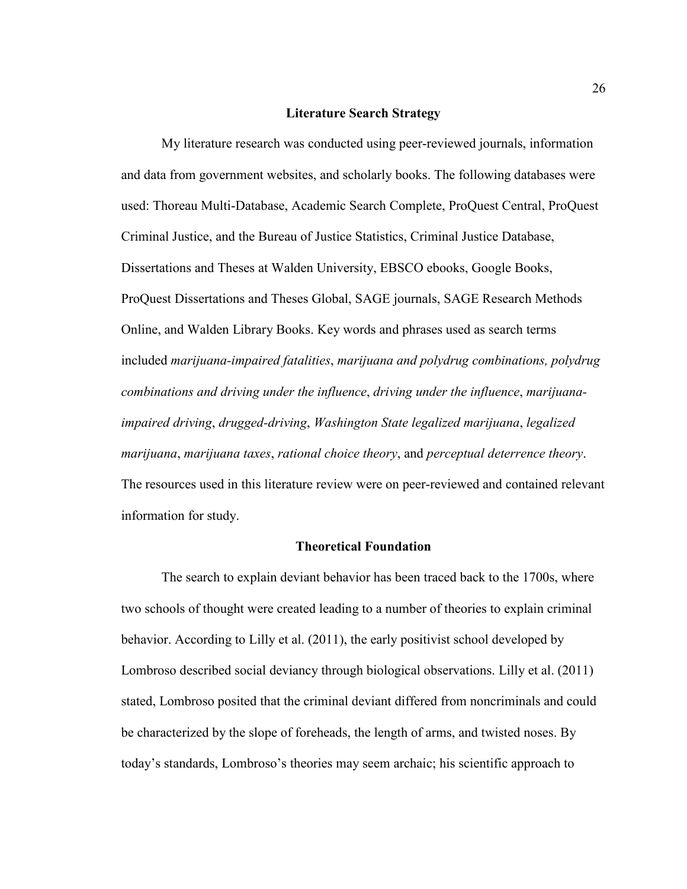## Literature Search Strategy

My literature research was conducted using peer-reviewed journals, information and data from government websites, and scholarly books. The following databases were used: Thoreau Multi-Database, Academic Search Complete, ProQuest Central, ProQuest Criminal Justice, and the Bureau of Justice Statistics, Criminal Justice Database, Dissertations and Theses at Walden University, EBSCO ebooks, Google Books, ProQuest Dissertations and Theses Global, SAGE journals, SAGE Research Methods Online, and Walden Library Books. Key words and phrases used as search terms included *marijuana-impaired fatalities*, *marijuana and polydrug combinations, polydrug combinations and driving under the influence*, *driving under the influence*, *marijuana-impaired driving*, *drugged-driving*, *Washington State legalized marijuana*, *legalized marijuana*, *marijuana taxes*, *rational choice theory*, and *perceptual deterrence theory*. The resources used in this literature review were on peer-reviewed and contained relevant information for study.

## Theoretical Foundation

The search to explain deviant behavior has been traced back to the 1700s, where two schools of thought were created leading to a number of theories to explain criminal behavior. According to Lilly et al. (2011), the early positivist school developed by Lombroso described social deviancy through biological observations. Lilly et al. (2011) stated, Lombroso posited that the criminal deviant differed from noncriminals and could be characterized by the slope of foreheads, the length of arms, and twisted noses. By today's standards, Lombroso's theories may seem archaic; his scientific approach to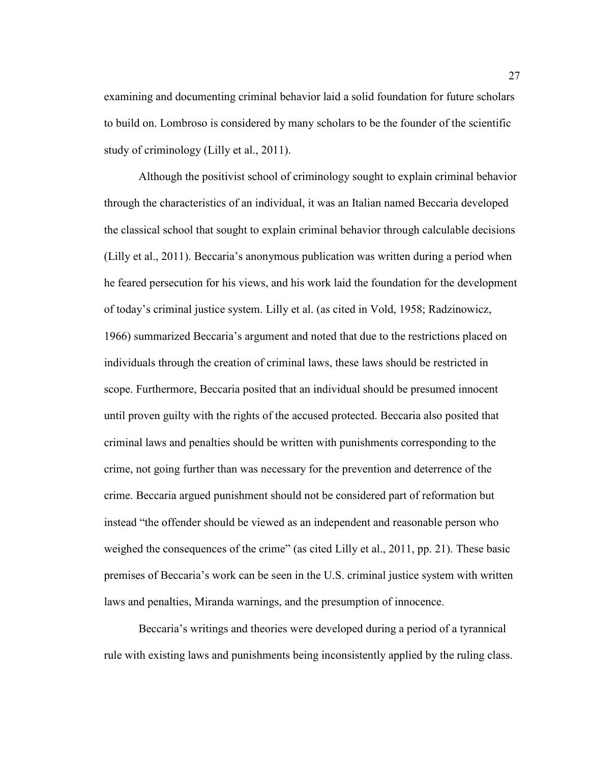examining and documenting criminal behavior laid a solid foundation for future scholars to build on. Lombroso is considered by many scholars to be the founder of the scientific study of criminology (Lilly et al., 2011).

Although the positivist school of criminology sought to explain criminal behavior through the characteristics of an individual, it was an Italian named Beccaria developed the classical school that sought to explain criminal behavior through calculable decisions (Lilly et al., 2011). Beccaria's anonymous publication was written during a period when he feared persecution for his views, and his work laid the foundation for the development of today's criminal justice system. Lilly et al. (as cited in Vold, 1958; Radzinowicz, 1966) summarized Beccaria's argument and noted that due to the restrictions placed on individuals through the creation of criminal laws, these laws should be restricted in scope. Furthermore, Beccaria posited that an individual should be presumed innocent until proven guilty with the rights of the accused protected. Beccaria also posited that criminal laws and penalties should be written with punishments corresponding to the crime, not going further than was necessary for the prevention and deterrence of the crime. Beccaria argued punishment should not be considered part of reformation but instead "the offender should be viewed as an independent and reasonable person who weighed the consequences of the crime" (as cited Lilly et al., 2011, pp. 21). These basic premises of Beccaria's work can be seen in the U.S. criminal justice system with written laws and penalties, Miranda warnings, and the presumption of innocence.

Beccaria's writings and theories were developed during a period of a tyrannical rule with existing laws and punishments being inconsistently applied by the ruling class.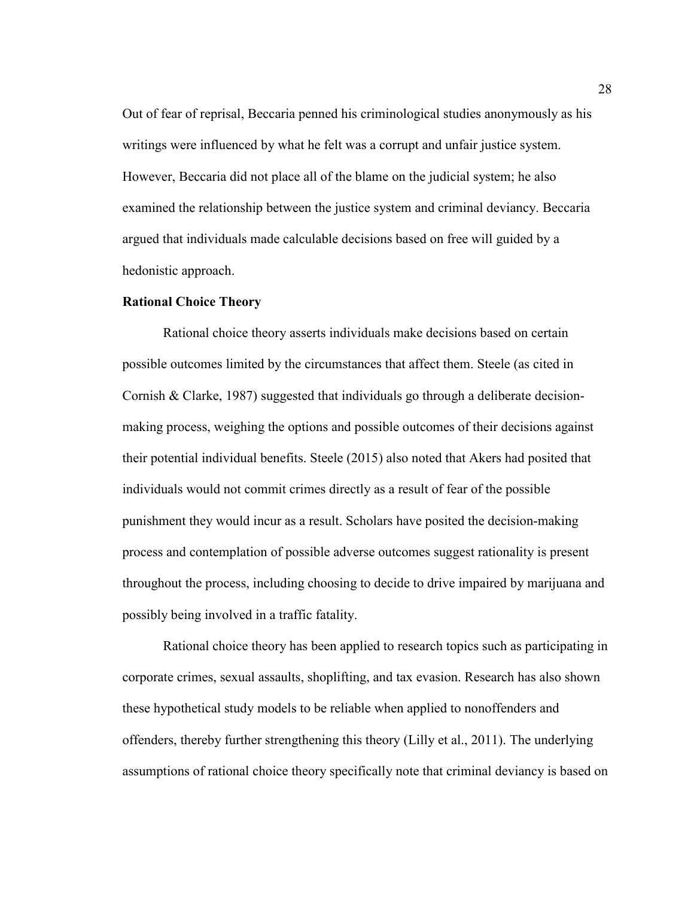Out of fear of reprisal, Beccaria penned his criminological studies anonymously as his writings were influenced by what he felt was a corrupt and unfair justice system. However, Beccaria did not place all of the blame on the judicial system; he also examined the relationship between the justice system and criminal deviancy. Beccaria argued that individuals made calculable decisions based on free will guided by a hedonistic approach.

**Rational Choice Theory**

Rational choice theory asserts individuals make decisions based on certain possible outcomes limited by the circumstances that affect them. Steele (as cited in Cornish & Clarke, 1987) suggested that individuals go through a deliberate decision-making process, weighing the options and possible outcomes of their decisions against their potential individual benefits. Steele (2015) also noted that Akers had posited that individuals would not commit crimes directly as a result of fear of the possible punishment they would incur as a result. Scholars have posited the decision-making process and contemplation of possible adverse outcomes suggest rationality is present throughout the process, including choosing to decide to drive impaired by marijuana and possibly being involved in a traffic fatality.

Rational choice theory has been applied to research topics such as participating in corporate crimes, sexual assaults, shoplifting, and tax evasion. Research has also shown these hypothetical study models to be reliable when applied to nonoffenders and offenders, thereby further strengthening this theory (Lilly et al., 2011). The underlying assumptions of rational choice theory specifically note that criminal deviancy is based on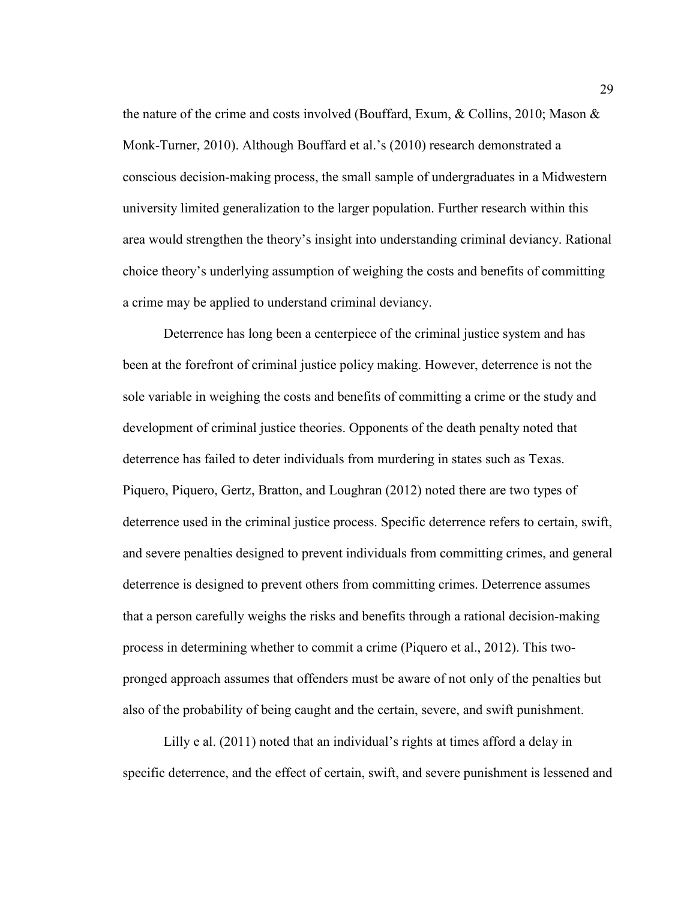the nature of the crime and costs involved (Bouffard, Exum, & Collins, 2010; Mason & Monk-Turner, 2010). Although Bouffard et al.'s (2010) research demonstrated a conscious decision-making process, the small sample of undergraduates in a Midwestern university limited generalization to the larger population. Further research within this area would strengthen the theory's insight into understanding criminal deviancy. Rational choice theory's underlying assumption of weighing the costs and benefits of committing a crime may be applied to understand criminal deviancy.

Deterrence has long been a centerpiece of the criminal justice system and has been at the forefront of criminal justice policy making. However, deterrence is not the sole variable in weighing the costs and benefits of committing a crime or the study and development of criminal justice theories. Opponents of the death penalty noted that deterrence has failed to deter individuals from murdering in states such as Texas. Piquero, Piquero, Gertz, Bratton, and Loughran (2012) noted there are two types of deterrence used in the criminal justice process. Specific deterrence refers to certain, swift, and severe penalties designed to prevent individuals from committing crimes, and general deterrence is designed to prevent others from committing crimes. Deterrence assumes that a person carefully weighs the risks and benefits through a rational decision-making process in determining whether to commit a crime (Piquero et al., 2012). This two-pronged approach assumes that offenders must be aware of not only of the penalties but also of the probability of being caught and the certain, severe, and swift punishment.

Lilly e al. (2011) noted that an individual's rights at times afford a delay in specific deterrence, and the effect of certain, swift, and severe punishment is lessened and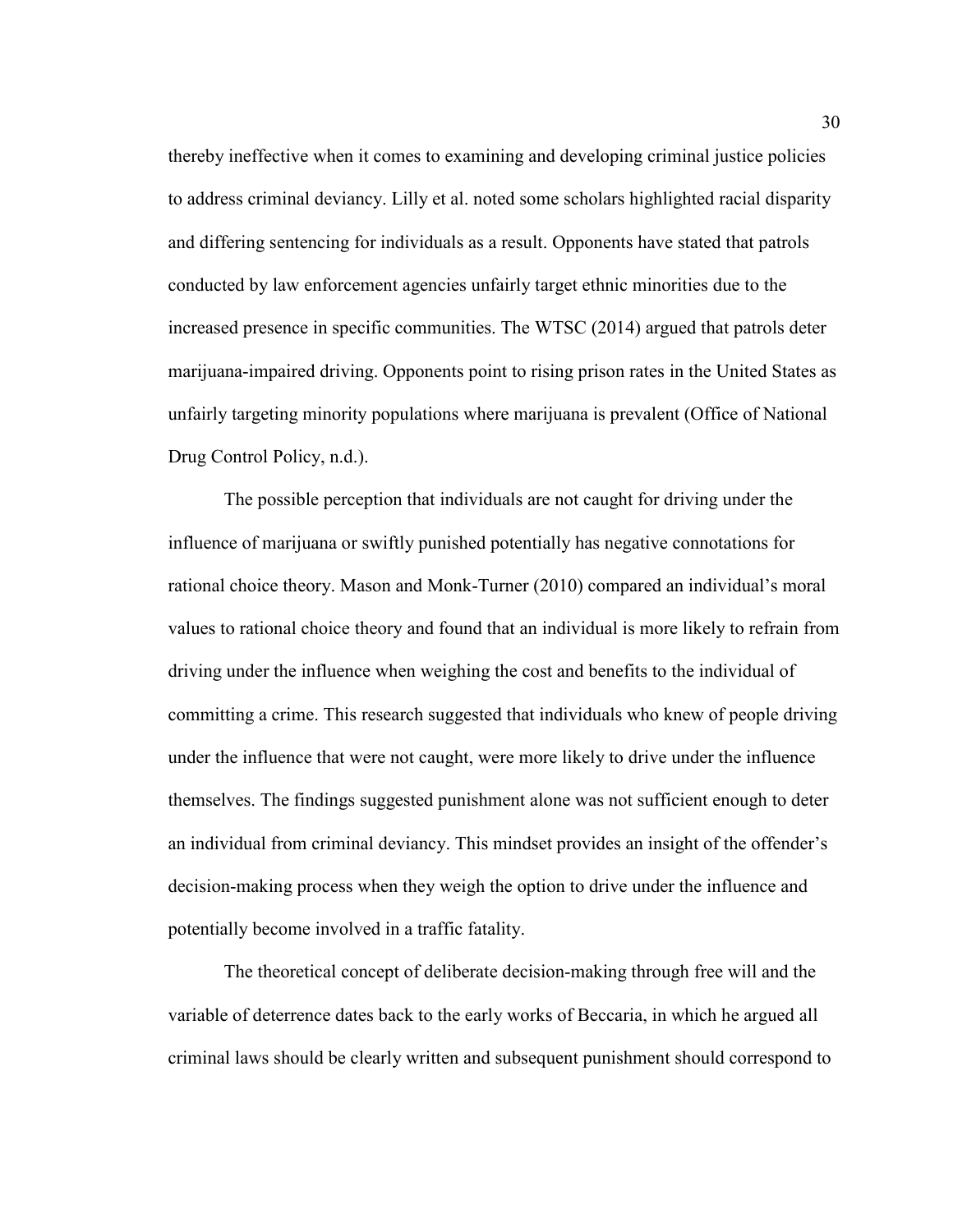thereby ineffective when it comes to examining and developing criminal justice policies to address criminal deviancy. Lilly et al. noted some scholars highlighted racial disparity and differing sentencing for individuals as a result. Opponents have stated that patrols conducted by law enforcement agencies unfairly target ethnic minorities due to the increased presence in specific communities. The WTSC (2014) argued that patrols deter marijuana-impaired driving. Opponents point to rising prison rates in the United States as unfairly targeting minority populations where marijuana is prevalent (Office of National Drug Control Policy, n.d.).

The possible perception that individuals are not caught for driving under the influence of marijuana or swiftly punished potentially has negative connotations for rational choice theory. Mason and Monk-Turner (2010) compared an individual's moral values to rational choice theory and found that an individual is more likely to refrain from driving under the influence when weighing the cost and benefits to the individual of committing a crime. This research suggested that individuals who knew of people driving under the influence that were not caught, were more likely to drive under the influence themselves. The findings suggested punishment alone was not sufficient enough to deter an individual from criminal deviancy. This mindset provides an insight of the offender's decision-making process when they weigh the option to drive under the influence and potentially become involved in a traffic fatality.

The theoretical concept of deliberate decision-making through free will and the variable of deterrence dates back to the early works of Beccaria, in which he argued all criminal laws should be clearly written and subsequent punishment should correspond to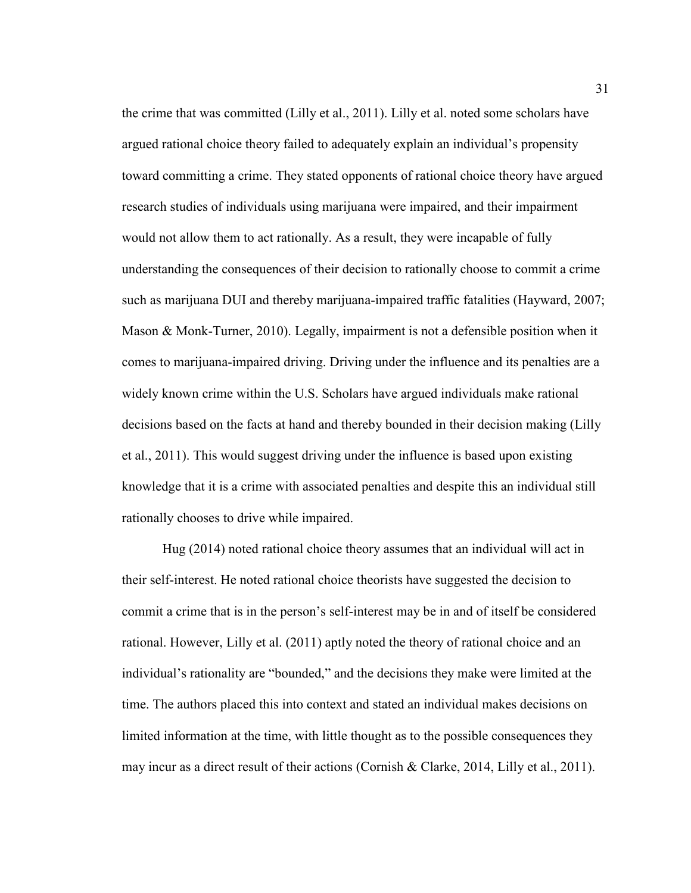the crime that was committed (Lilly et al., 2011). Lilly et al. noted some scholars have argued rational choice theory failed to adequately explain an individual's propensity toward committing a crime. They stated opponents of rational choice theory have argued research studies of individuals using marijuana were impaired, and their impairment would not allow them to act rationally. As a result, they were incapable of fully understanding the consequences of their decision to rationally choose to commit a crime such as marijuana DUI and thereby marijuana-impaired traffic fatalities (Hayward, 2007; Mason & Monk-Turner, 2010). Legally, impairment is not a defensible position when it comes to marijuana-impaired driving. Driving under the influence and its penalties are a widely known crime within the U.S. Scholars have argued individuals make rational decisions based on the facts at hand and thereby bounded in their decision making (Lilly et al., 2011). This would suggest driving under the influence is based upon existing knowledge that it is a crime with associated penalties and despite this an individual still rationally chooses to drive while impaired.

Hug (2014) noted rational choice theory assumes that an individual will act in their self-interest. He noted rational choice theorists have suggested the decision to commit a crime that is in the person's self-interest may be in and of itself be considered rational. However, Lilly et al. (2011) aptly noted the theory of rational choice and an individual's rationality are "bounded," and the decisions they make were limited at the time. The authors placed this into context and stated an individual makes decisions on limited information at the time, with little thought as to the possible consequences they may incur as a direct result of their actions (Cornish & Clarke, 2014, Lilly et al., 2011).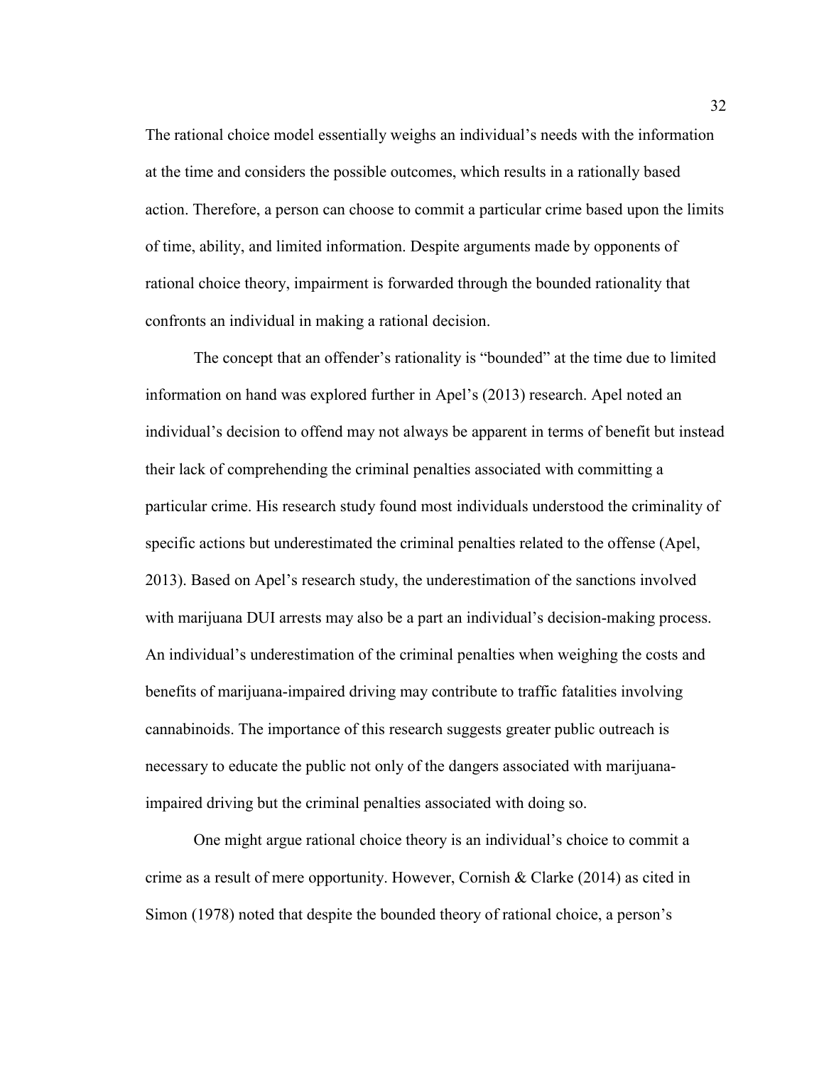The rational choice model essentially weighs an individual's needs with the information at the time and considers the possible outcomes, which results in a rationally based action. Therefore, a person can choose to commit a particular crime based upon the limits of time, ability, and limited information. Despite arguments made by opponents of rational choice theory, impairment is forwarded through the bounded rationality that confronts an individual in making a rational decision.

The concept that an offender's rationality is "bounded" at the time due to limited information on hand was explored further in Apel's (2013) research. Apel noted an individual's decision to offend may not always be apparent in terms of benefit but instead their lack of comprehending the criminal penalties associated with committing a particular crime. His research study found most individuals understood the criminality of specific actions but underestimated the criminal penalties related to the offense (Apel, 2013). Based on Apel's research study, the underestimation of the sanctions involved with marijuana DUI arrests may also be a part an individual's decision-making process. An individual's underestimation of the criminal penalties when weighing the costs and benefits of marijuana-impaired driving may contribute to traffic fatalities involving cannabinoids. The importance of this research suggests greater public outreach is necessary to educate the public not only of the dangers associated with marijuana-impaired driving but the criminal penalties associated with doing so.

One might argue rational choice theory is an individual's choice to commit a crime as a result of mere opportunity. However, Cornish & Clarke (2014) as cited in Simon (1978) noted that despite the bounded theory of rational choice, a person's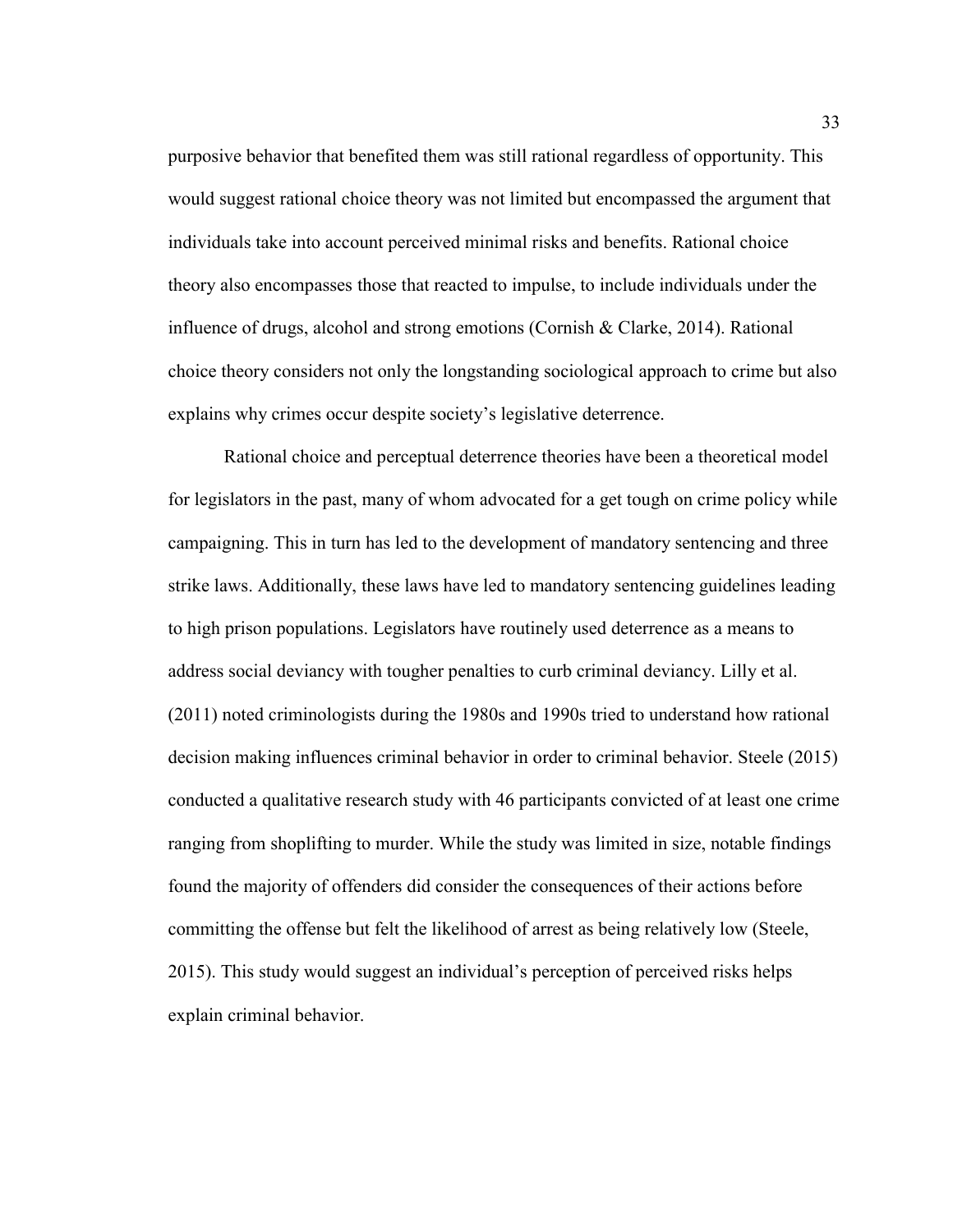purposive behavior that benefited them was still rational regardless of opportunity. This would suggest rational choice theory was not limited but encompassed the argument that individuals take into account perceived minimal risks and benefits. Rational choice theory also encompasses those that reacted to impulse, to include individuals under the influence of drugs, alcohol and strong emotions (Cornish & Clarke, 2014). Rational choice theory considers not only the longstanding sociological approach to crime but also explains why crimes occur despite society's legislative deterrence.

Rational choice and perceptual deterrence theories have been a theoretical model for legislators in the past, many of whom advocated for a get tough on crime policy while campaigning. This in turn has led to the development of mandatory sentencing and three strike laws. Additionally, these laws have led to mandatory sentencing guidelines leading to high prison populations. Legislators have routinely used deterrence as a means to address social deviancy with tougher penalties to curb criminal deviancy. Lilly et al. (2011) noted criminologists during the 1980s and 1990s tried to understand how rational decision making influences criminal behavior in order to criminal behavior. Steele (2015) conducted a qualitative research study with 46 participants convicted of at least one crime ranging from shoplifting to murder. While the study was limited in size, notable findings found the majority of offenders did consider the consequences of their actions before committing the offense but felt the likelihood of arrest as being relatively low (Steele, 2015). This study would suggest an individual's perception of perceived risks helps explain criminal behavior.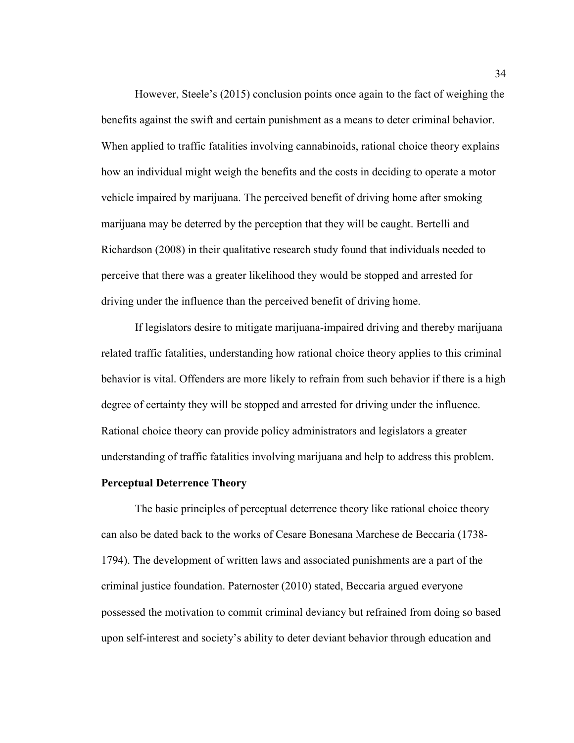However, Steele's (2015) conclusion points once again to the fact of weighing the benefits against the swift and certain punishment as a means to deter criminal behavior. When applied to traffic fatalities involving cannabinoids, rational choice theory explains how an individual might weigh the benefits and the costs in deciding to operate a motor vehicle impaired by marijuana. The perceived benefit of driving home after smoking marijuana may be deterred by the perception that they will be caught. Bertelli and Richardson (2008) in their qualitative research study found that individuals needed to perceive that there was a greater likelihood they would be stopped and arrested for driving under the influence than the perceived benefit of driving home.

If legislators desire to mitigate marijuana-impaired driving and thereby marijuana related traffic fatalities, understanding how rational choice theory applies to this criminal behavior is vital. Offenders are more likely to refrain from such behavior if there is a high degree of certainty they will be stopped and arrested for driving under the influence. Rational choice theory can provide policy administrators and legislators a greater understanding of traffic fatalities involving marijuana and help to address this problem.

**Perceptual Deterrence Theory**

The basic principles of perceptual deterrence theory like rational choice theory can also be dated back to the works of Cesare Bonesana Marchese de Beccaria (1738-1794). The development of written laws and associated punishments are a part of the criminal justice foundation. Paternoster (2010) stated, Beccaria argued everyone possessed the motivation to commit criminal deviancy but refrained from doing so based upon self-interest and society's ability to deter deviant behavior through education and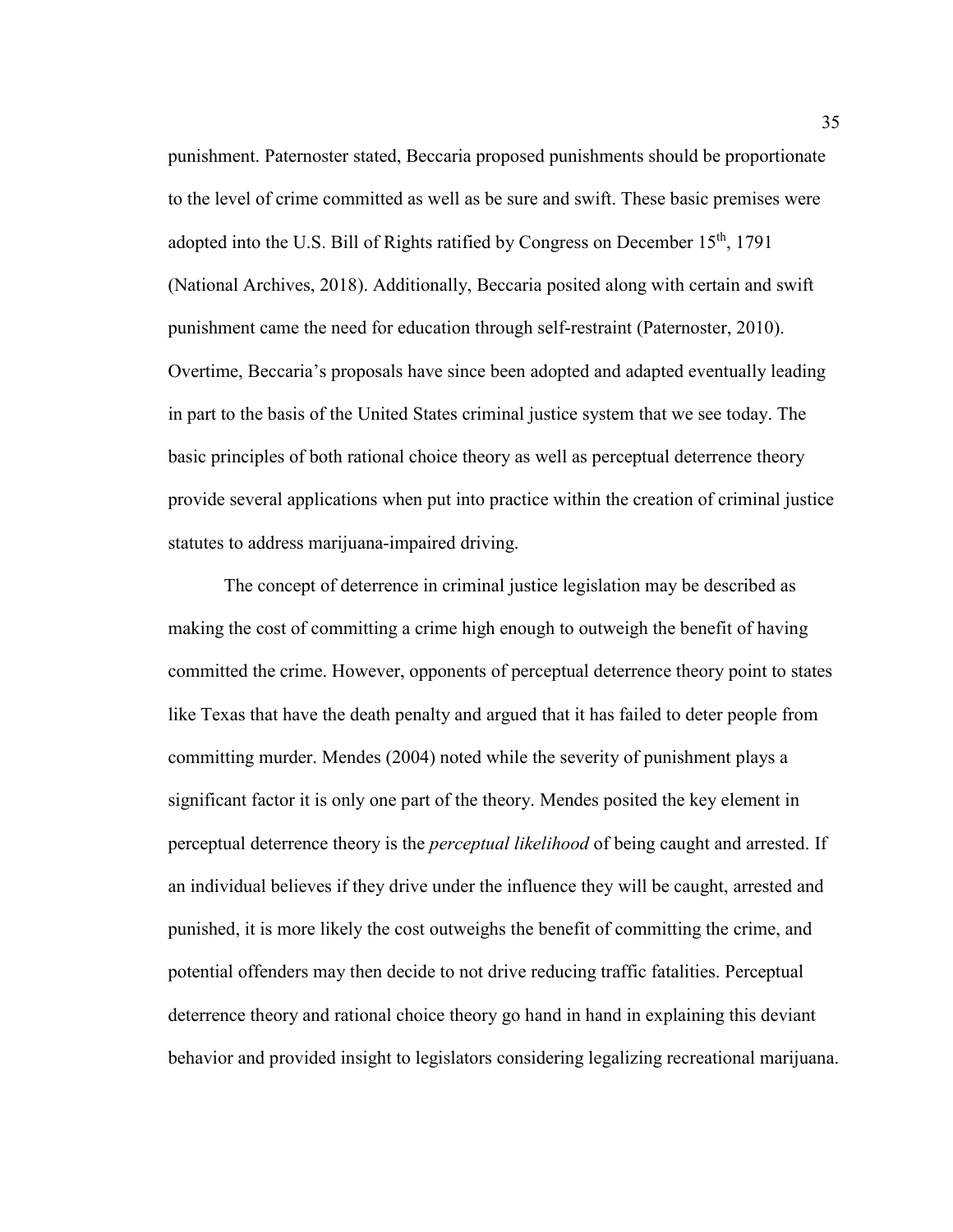punishment. Paternoster stated, Beccaria proposed punishments should be proportionate to the level of crime committed as well as be sure and swift. These basic premises were adopted into the U.S. Bill of Rights ratified by Congress on December 15th, 1791 (National Archives, 2018). Additionally, Beccaria posited along with certain and swift punishment came the need for education through self-restraint (Paternoster, 2010). Overtime, Beccaria's proposals have since been adopted and adapted eventually leading in part to the basis of the United States criminal justice system that we see today. The basic principles of both rational choice theory as well as perceptual deterrence theory provide several applications when put into practice within the creation of criminal justice statutes to address marijuana-impaired driving.

The concept of deterrence in criminal justice legislation may be described as making the cost of committing a crime high enough to outweigh the benefit of having committed the crime. However, opponents of perceptual deterrence theory point to states like Texas that have the death penalty and argued that it has failed to deter people from committing murder. Mendes (2004) noted while the severity of punishment plays a significant factor it is only one part of the theory. Mendes posited the key element in perceptual deterrence theory is the *perceptual likelihood* of being caught and arrested. If an individual believes if they drive under the influence they will be caught, arrested and punished, it is more likely the cost outweighs the benefit of committing the crime, and potential offenders may then decide to not drive reducing traffic fatalities. Perceptual deterrence theory and rational choice theory go hand in hand in explaining this deviant behavior and provided insight to legislators considering legalizing recreational marijuana.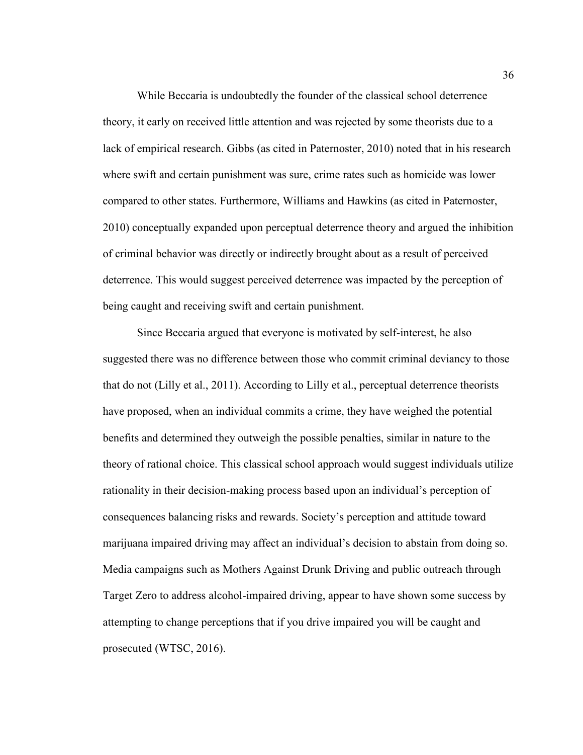While Beccaria is undoubtedly the founder of the classical school deterrence theory, it early on received little attention and was rejected by some theorists due to a lack of empirical research. Gibbs (as cited in Paternoster, 2010) noted that in his research where swift and certain punishment was sure, crime rates such as homicide was lower compared to other states. Furthermore, Williams and Hawkins (as cited in Paternoster, 2010) conceptually expanded upon perceptual deterrence theory and argued the inhibition of criminal behavior was directly or indirectly brought about as a result of perceived deterrence. This would suggest perceived deterrence was impacted by the perception of being caught and receiving swift and certain punishment.

Since Beccaria argued that everyone is motivated by self-interest, he also suggested there was no difference between those who commit criminal deviancy to those that do not (Lilly et al., 2011). According to Lilly et al., perceptual deterrence theorists have proposed, when an individual commits a crime, they have weighed the potential benefits and determined they outweigh the possible penalties, similar in nature to the theory of rational choice. This classical school approach would suggest individuals utilize rationality in their decision-making process based upon an individual's perception of consequences balancing risks and rewards. Society's perception and attitude toward marijuana impaired driving may affect an individual's decision to abstain from doing so. Media campaigns such as Mothers Against Drunk Driving and public outreach through Target Zero to address alcohol-impaired driving, appear to have shown some success by attempting to change perceptions that if you drive impaired you will be caught and prosecuted (WTSC, 2016).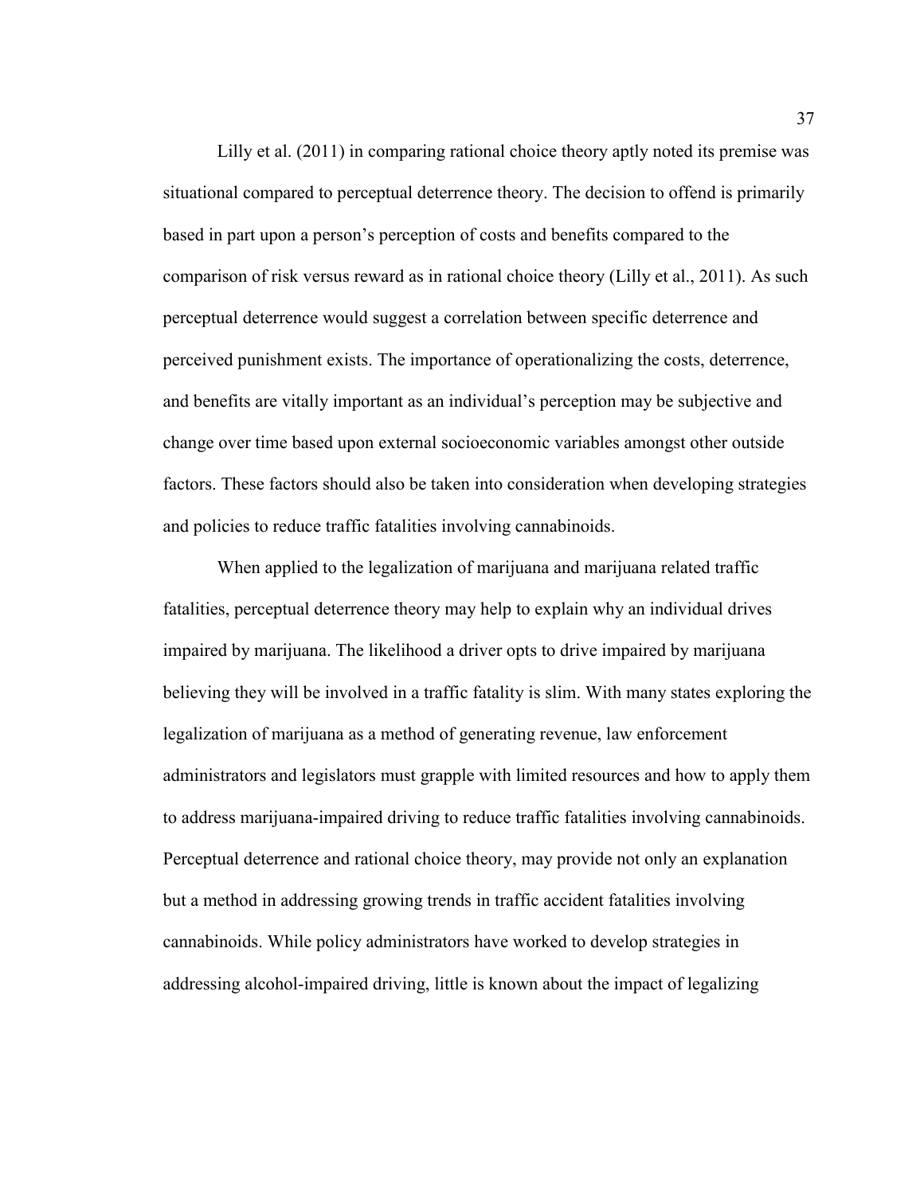Lilly et al. (2011) in comparing rational choice theory aptly noted its premise was situational compared to perceptual deterrence theory. The decision to offend is primarily based in part upon a person's perception of costs and benefits compared to the comparison of risk versus reward as in rational choice theory (Lilly et al., 2011). As such perceptual deterrence would suggest a correlation between specific deterrence and perceived punishment exists. The importance of operationalizing the costs, deterrence, and benefits are vitally important as an individual's perception may be subjective and change over time based upon external socioeconomic variables amongst other outside factors. These factors should also be taken into consideration when developing strategies and policies to reduce traffic fatalities involving cannabinoids.

When applied to the legalization of marijuana and marijuana related traffic fatalities, perceptual deterrence theory may help to explain why an individual drives impaired by marijuana. The likelihood a driver opts to drive impaired by marijuana believing they will be involved in a traffic fatality is slim. With many states exploring the legalization of marijuana as a method of generating revenue, law enforcement administrators and legislators must grapple with limited resources and how to apply them to address marijuana-impaired driving to reduce traffic fatalities involving cannabinoids. Perceptual deterrence and rational choice theory, may provide not only an explanation but a method in addressing growing trends in traffic accident fatalities involving cannabinoids. While policy administrators have worked to develop strategies in addressing alcohol-impaired driving, little is known about the impact of legalizing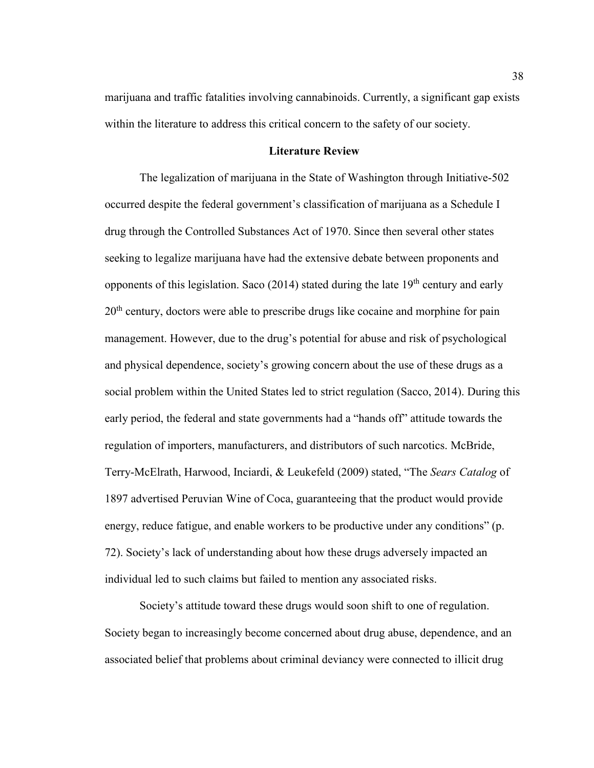marijuana and traffic fatalities involving cannabinoids. Currently, a significant gap exists within the literature to address this critical concern to the safety of our society.

## Literature Review

The legalization of marijuana in the State of Washington through Initiative-502 occurred despite the federal government's classification of marijuana as a Schedule I drug through the Controlled Substances Act of 1970. Since then several other states seeking to legalize marijuana have had the extensive debate between proponents and opponents of this legislation. Saco (2014) stated during the late 19th century and early 20th century, doctors were able to prescribe drugs like cocaine and morphine for pain management. However, due to the drug's potential for abuse and risk of psychological and physical dependence, society's growing concern about the use of these drugs as a social problem within the United States led to strict regulation (Sacco, 2014). During this early period, the federal and state governments had a "hands off" attitude towards the regulation of importers, manufacturers, and distributors of such narcotics. McBride, Terry-McElrath, Harwood, Inciardi, & Leukefeld (2009) stated, "The *Sears Catalog* of 1897 advertised Peruvian Wine of Coca, guaranteeing that the product would provide energy, reduce fatigue, and enable workers to be productive under any conditions" (p. 72). Society's lack of understanding about how these drugs adversely impacted an individual led to such claims but failed to mention any associated risks.

Society's attitude toward these drugs would soon shift to one of regulation. Society began to increasingly become concerned about drug abuse, dependence, and an associated belief that problems about criminal deviancy were connected to illicit drug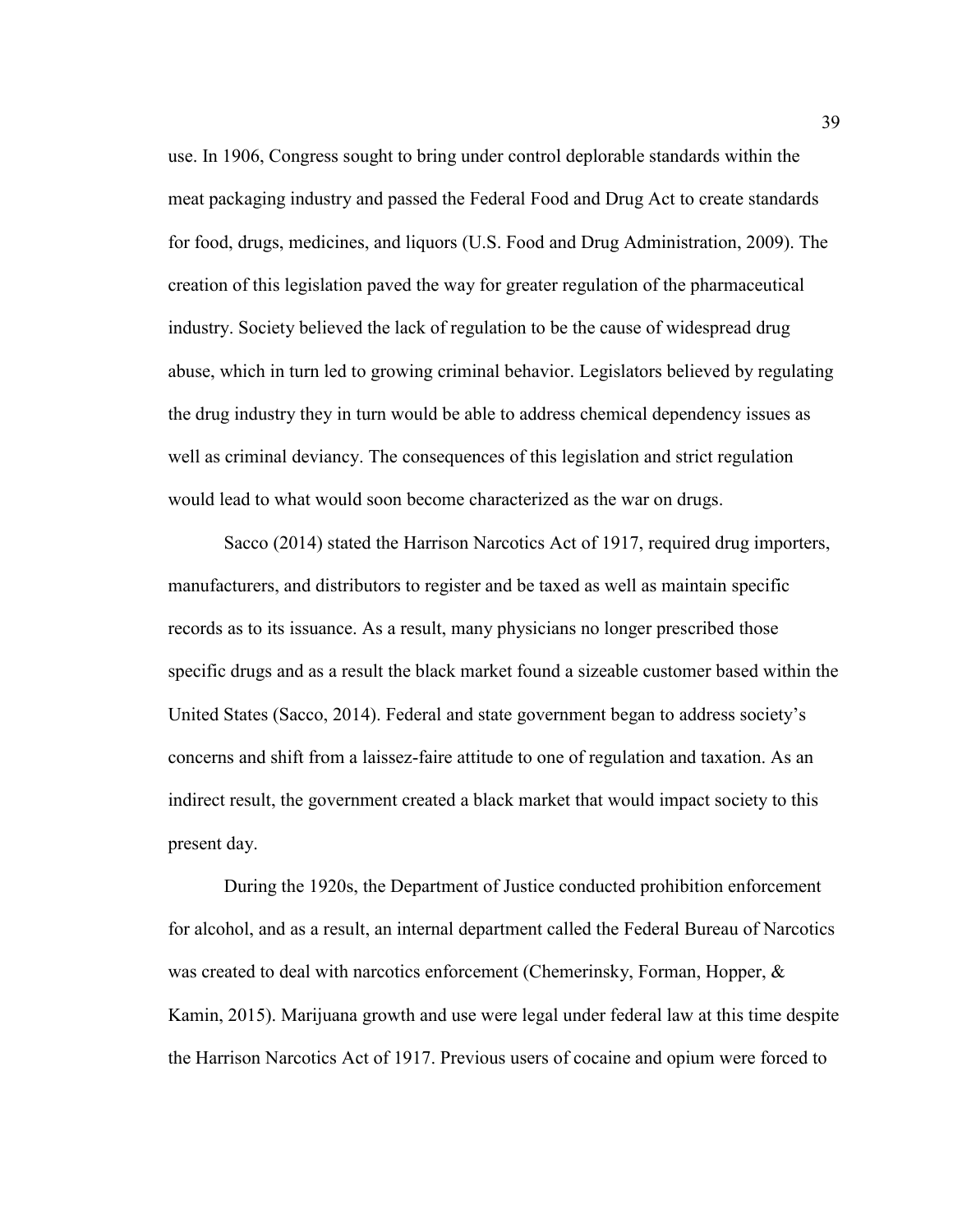use. In 1906, Congress sought to bring under control deplorable standards within the meat packaging industry and passed the Federal Food and Drug Act to create standards for food, drugs, medicines, and liquors (U.S. Food and Drug Administration, 2009). The creation of this legislation paved the way for greater regulation of the pharmaceutical industry. Society believed the lack of regulation to be the cause of widespread drug abuse, which in turn led to growing criminal behavior. Legislators believed by regulating the drug industry they in turn would be able to address chemical dependency issues as well as criminal deviancy. The consequences of this legislation and strict regulation would lead to what would soon become characterized as the war on drugs.

Sacco (2014) stated the Harrison Narcotics Act of 1917, required drug importers, manufacturers, and distributors to register and be taxed as well as maintain specific records as to its issuance. As a result, many physicians no longer prescribed those specific drugs and as a result the black market found a sizeable customer based within the United States (Sacco, 2014). Federal and state government began to address society's concerns and shift from a laissez-faire attitude to one of regulation and taxation. As an indirect result, the government created a black market that would impact society to this present day.

During the 1920s, the Department of Justice conducted prohibition enforcement for alcohol, and as a result, an internal department called the Federal Bureau of Narcotics was created to deal with narcotics enforcement (Chemerinsky, Forman, Hopper, & Kamin, 2015). Marijuana growth and use were legal under federal law at this time despite the Harrison Narcotics Act of 1917. Previous users of cocaine and opium were forced to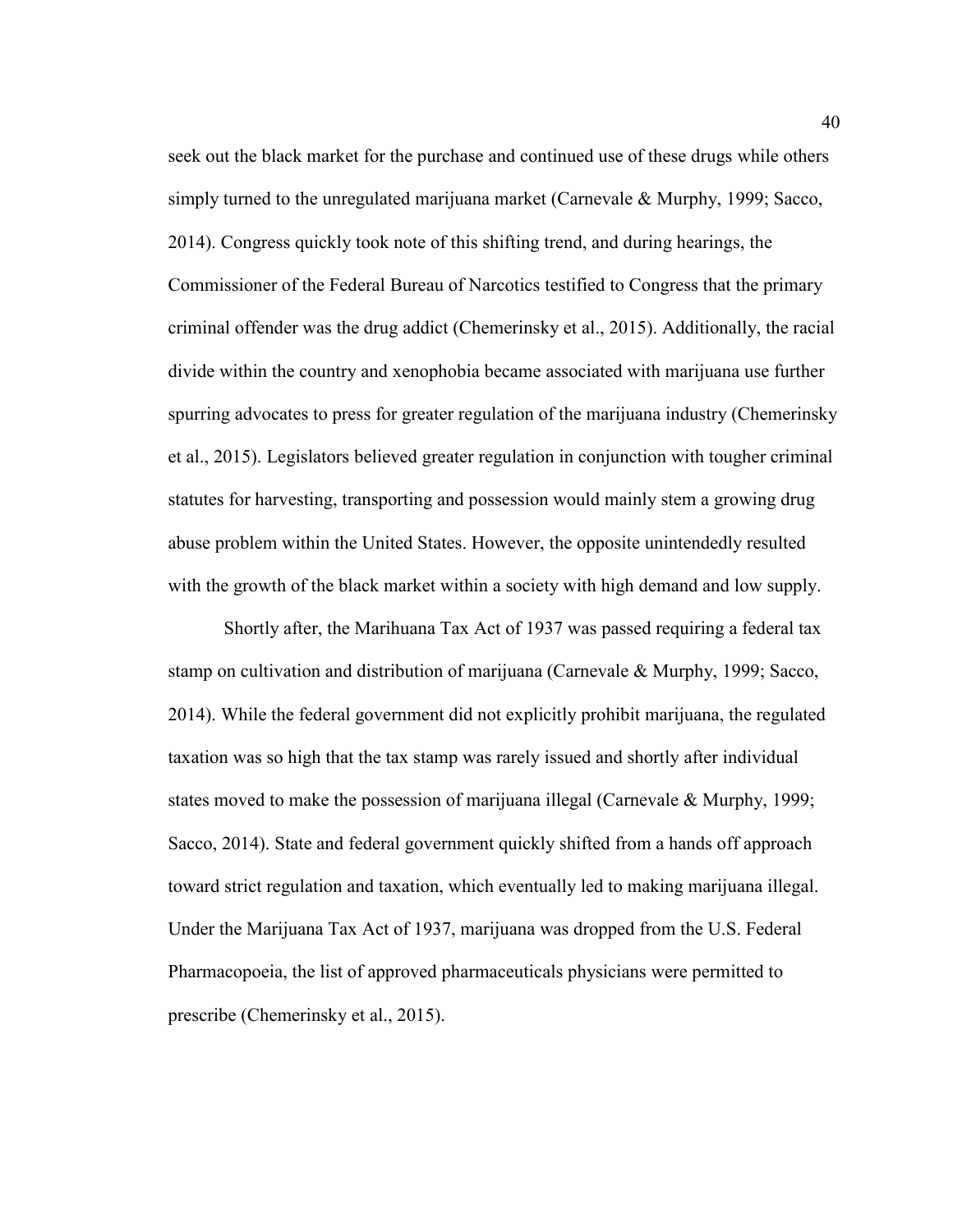seek out the black market for the purchase and continued use of these drugs while others simply turned to the unregulated marijuana market (Carnevale & Murphy, 1999; Sacco, 2014). Congress quickly took note of this shifting trend, and during hearings, the Commissioner of the Federal Bureau of Narcotics testified to Congress that the primary criminal offender was the drug addict (Chemerinsky et al., 2015). Additionally, the racial divide within the country and xenophobia became associated with marijuana use further spurring advocates to press for greater regulation of the marijuana industry (Chemerinsky et al., 2015). Legislators believed greater regulation in conjunction with tougher criminal statutes for harvesting, transporting and possession would mainly stem a growing drug abuse problem within the United States. However, the opposite unintendedly resulted with the growth of the black market within a society with high demand and low supply.

Shortly after, the Marihuana Tax Act of 1937 was passed requiring a federal tax stamp on cultivation and distribution of marijuana (Carnevale & Murphy, 1999; Sacco, 2014). While the federal government did not explicitly prohibit marijuana, the regulated taxation was so high that the tax stamp was rarely issued and shortly after individual states moved to make the possession of marijuana illegal (Carnevale & Murphy, 1999; Sacco, 2014). State and federal government quickly shifted from a hands off approach toward strict regulation and taxation, which eventually led to making marijuana illegal. Under the Marijuana Tax Act of 1937, marijuana was dropped from the U.S. Federal Pharmacopoeia, the list of approved pharmaceuticals physicians were permitted to prescribe (Chemerinsky et al., 2015).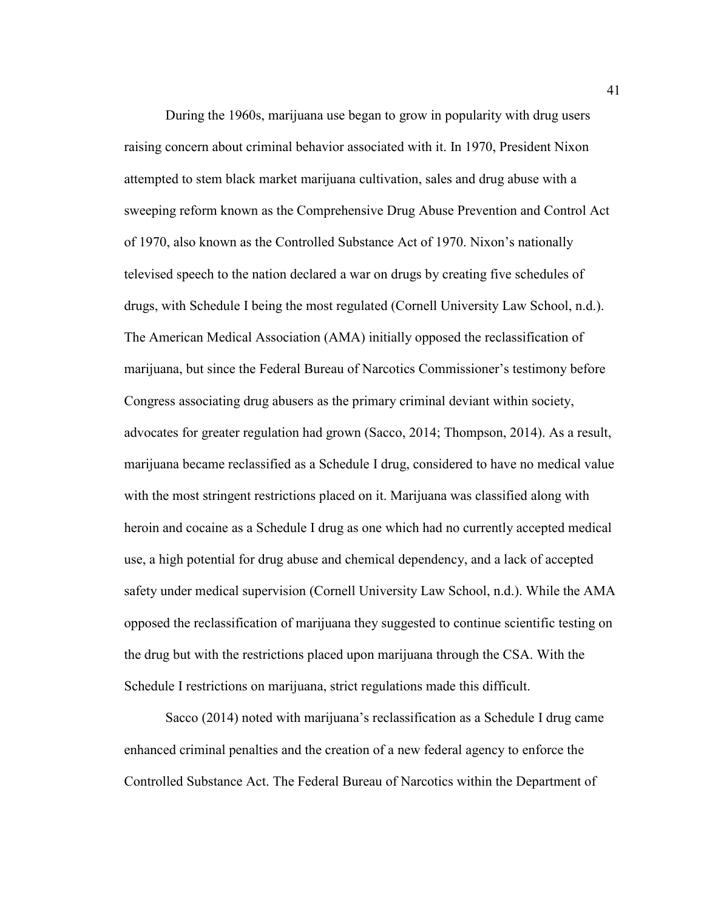During the 1960s, marijuana use began to grow in popularity with drug users raising concern about criminal behavior associated with it. In 1970, President Nixon attempted to stem black market marijuana cultivation, sales and drug abuse with a sweeping reform known as the Comprehensive Drug Abuse Prevention and Control Act of 1970, also known as the Controlled Substance Act of 1970. Nixon's nationally televised speech to the nation declared a war on drugs by creating five schedules of drugs, with Schedule I being the most regulated (Cornell University Law School, n.d.). The American Medical Association (AMA) initially opposed the reclassification of marijuana, but since the Federal Bureau of Narcotics Commissioner's testimony before Congress associating drug abusers as the primary criminal deviant within society, advocates for greater regulation had grown (Sacco, 2014; Thompson, 2014). As a result, marijuana became reclassified as a Schedule I drug, considered to have no medical value with the most stringent restrictions placed on it. Marijuana was classified along with heroin and cocaine as a Schedule I drug as one which had no currently accepted medical use, a high potential for drug abuse and chemical dependency, and a lack of accepted safety under medical supervision (Cornell University Law School, n.d.). While the AMA opposed the reclassification of marijuana they suggested to continue scientific testing on the drug but with the restrictions placed upon marijuana through the CSA. With the Schedule I restrictions on marijuana, strict regulations made this difficult.

Sacco (2014) noted with marijuana's reclassification as a Schedule I drug came enhanced criminal penalties and the creation of a new federal agency to enforce the Controlled Substance Act. The Federal Bureau of Narcotics within the Department of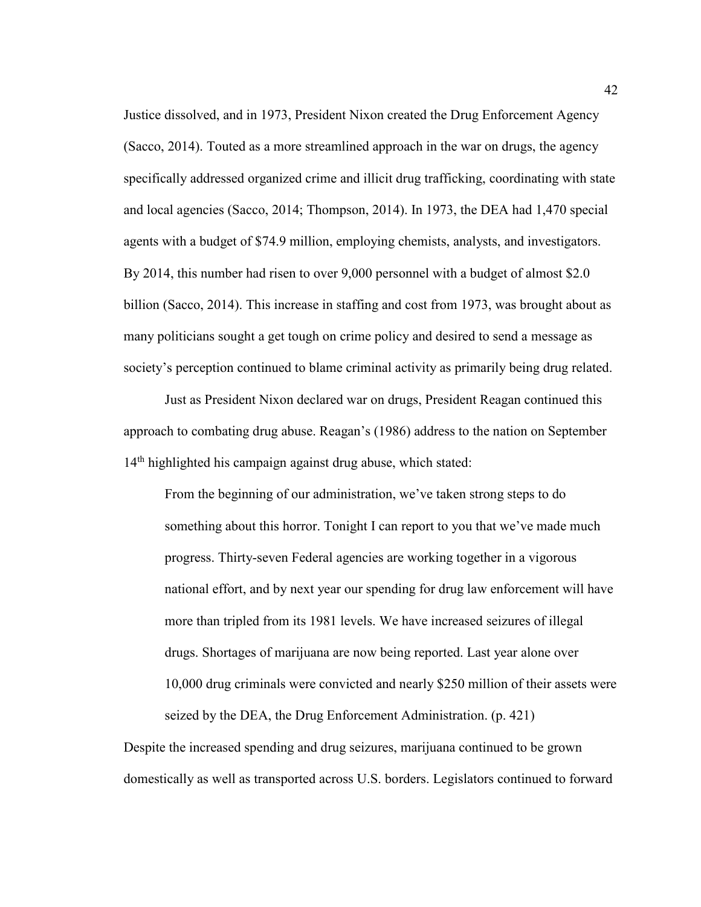Justice dissolved, and in 1973, President Nixon created the Drug Enforcement Agency (Sacco, 2014). Touted as a more streamlined approach in the war on drugs, the agency specifically addressed organized crime and illicit drug trafficking, coordinating with state and local agencies (Sacco, 2014; Thompson, 2014). In 1973, the DEA had 1,470 special agents with a budget of $74.9 million, employing chemists, analysts, and investigators. By 2014, this number had risen to over 9,000 personnel with a budget of almost $2.0 billion (Sacco, 2014). This increase in staffing and cost from 1973, was brought about as many politicians sought a get tough on crime policy and desired to send a message as society's perception continued to blame criminal activity as primarily being drug related.

Just as President Nixon declared war on drugs, President Reagan continued this approach to combating drug abuse. Reagan's (1986) address to the nation on September 14th highlighted his campaign against drug abuse, which stated:

> From the beginning of our administration, we've taken strong steps to do something about this horror. Tonight I can report to you that we've made much progress. Thirty-seven Federal agencies are working together in a vigorous national effort, and by next year our spending for drug law enforcement will have more than tripled from its 1981 levels. We have increased seizures of illegal drugs. Shortages of marijuana are now being reported. Last year alone over 10,000 drug criminals were convicted and nearly $250 million of their assets were seized by the DEA, the Drug Enforcement Administration. (p. 421)

Despite the increased spending and drug seizures, marijuana continued to be grown domestically as well as transported across U.S. borders. Legislators continued to forward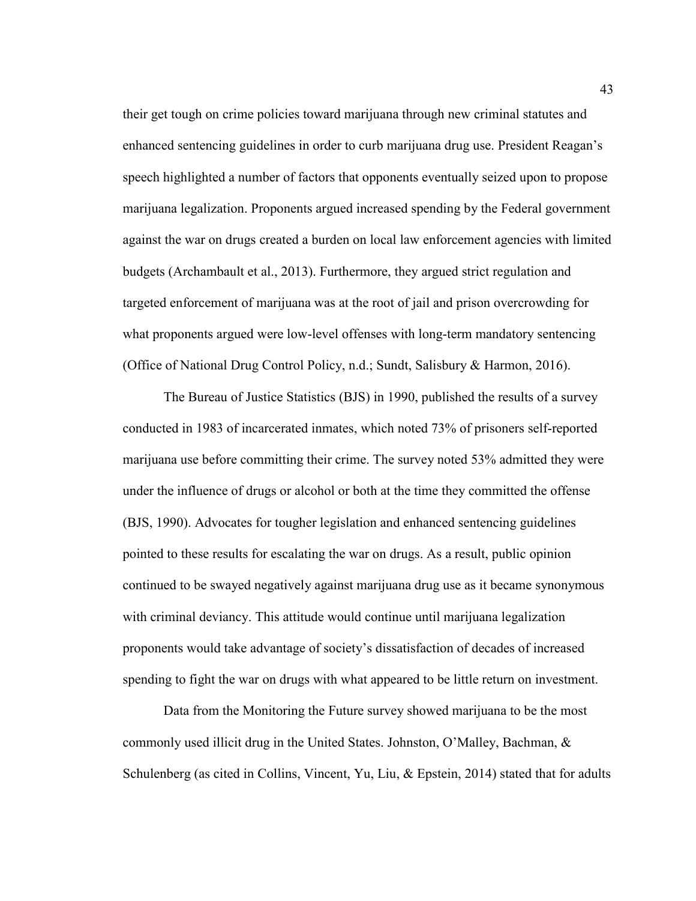their get tough on crime policies toward marijuana through new criminal statutes and enhanced sentencing guidelines in order to curb marijuana drug use. President Reagan's speech highlighted a number of factors that opponents eventually seized upon to propose marijuana legalization. Proponents argued increased spending by the Federal government against the war on drugs created a burden on local law enforcement agencies with limited budgets (Archambault et al., 2013). Furthermore, they argued strict regulation and targeted enforcement of marijuana was at the root of jail and prison overcrowding for what proponents argued were low-level offenses with long-term mandatory sentencing (Office of National Drug Control Policy, n.d.; Sundt, Salisbury & Harmon, 2016).

The Bureau of Justice Statistics (BJS) in 1990, published the results of a survey conducted in 1983 of incarcerated inmates, which noted 73% of prisoners self-reported marijuana use before committing their crime. The survey noted 53% admitted they were under the influence of drugs or alcohol or both at the time they committed the offense (BJS, 1990). Advocates for tougher legislation and enhanced sentencing guidelines pointed to these results for escalating the war on drugs. As a result, public opinion continued to be swayed negatively against marijuana drug use as it became synonymous with criminal deviancy. This attitude would continue until marijuana legalization proponents would take advantage of society's dissatisfaction of decades of increased spending to fight the war on drugs with what appeared to be little return on investment.

Data from the Monitoring the Future survey showed marijuana to be the most commonly used illicit drug in the United States. Johnston, O'Malley, Bachman, & Schulenberg (as cited in Collins, Vincent, Yu, Liu, & Epstein, 2014) stated that for adults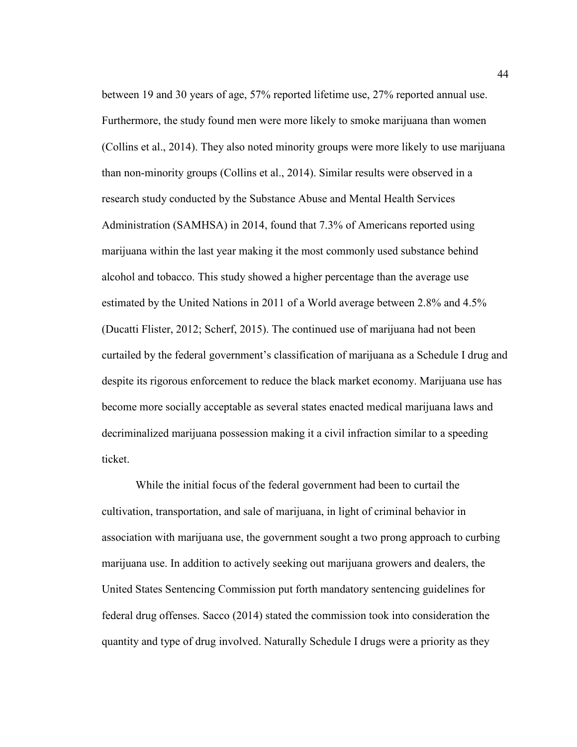between 19 and 30 years of age, 57% reported lifetime use, 27% reported annual use. Furthermore, the study found men were more likely to smoke marijuana than women (Collins et al., 2014). They also noted minority groups were more likely to use marijuana than non-minority groups (Collins et al., 2014). Similar results were observed in a research study conducted by the Substance Abuse and Mental Health Services Administration (SAMHSA) in 2014, found that 7.3% of Americans reported using marijuana within the last year making it the most commonly used substance behind alcohol and tobacco. This study showed a higher percentage than the average use estimated by the United Nations in 2011 of a World average between 2.8% and 4.5% (Ducatti Flister, 2012; Scherf, 2015). The continued use of marijuana had not been curtailed by the federal government's classification of marijuana as a Schedule I drug and despite its rigorous enforcement to reduce the black market economy. Marijuana use has become more socially acceptable as several states enacted medical marijuana laws and decriminalized marijuana possession making it a civil infraction similar to a speeding ticket.

While the initial focus of the federal government had been to curtail the cultivation, transportation, and sale of marijuana, in light of criminal behavior in association with marijuana use, the government sought a two prong approach to curbing marijuana use. In addition to actively seeking out marijuana growers and dealers, the United States Sentencing Commission put forth mandatory sentencing guidelines for federal drug offenses. Sacco (2014) stated the commission took into consideration the quantity and type of drug involved. Naturally Schedule I drugs were a priority as they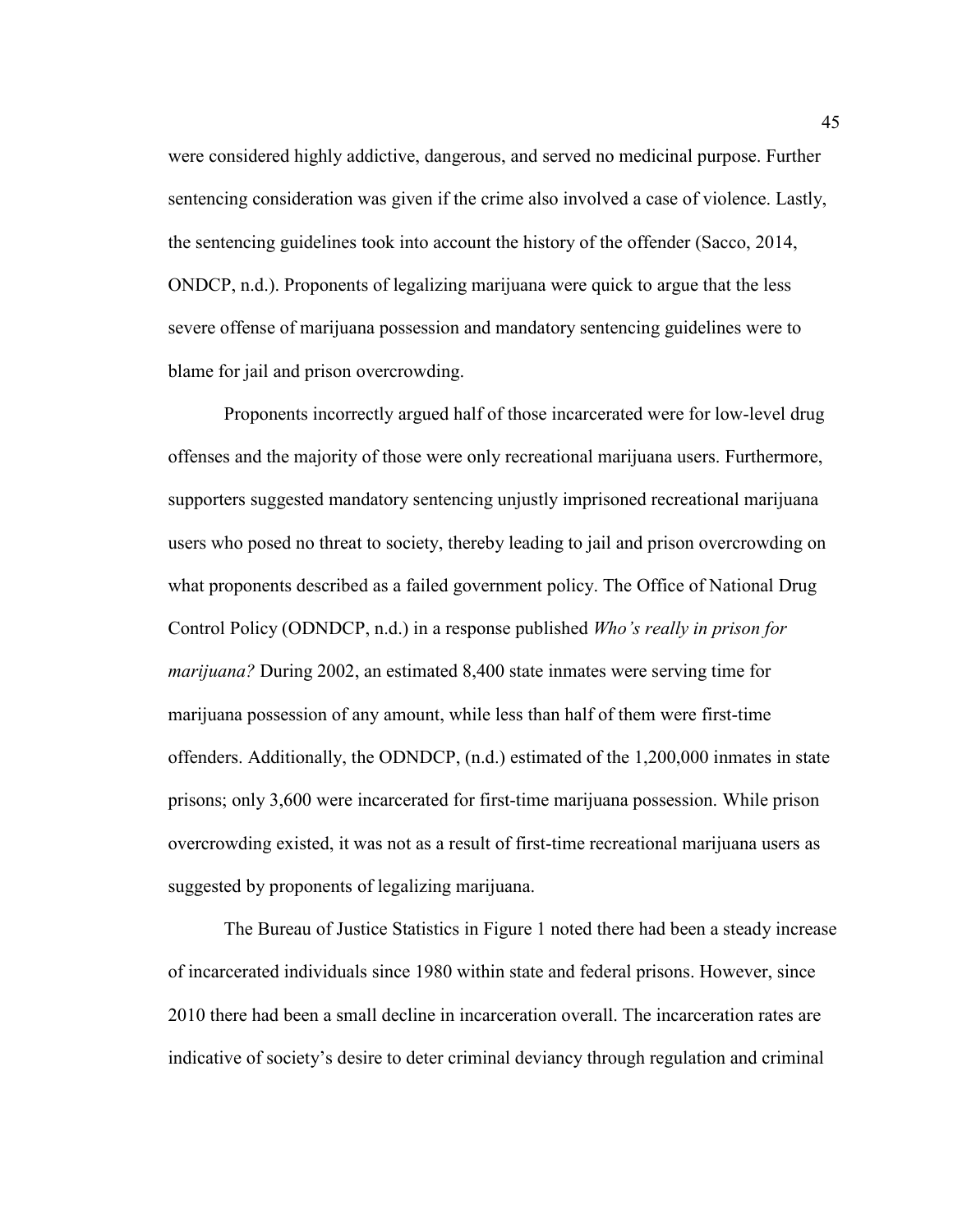were considered highly addictive, dangerous, and served no medicinal purpose. Further sentencing consideration was given if the crime also involved a case of violence. Lastly, the sentencing guidelines took into account the history of the offender (Sacco, 2014, ONDCP, n.d.). Proponents of legalizing marijuana were quick to argue that the less severe offense of marijuana possession and mandatory sentencing guidelines were to blame for jail and prison overcrowding.

Proponents incorrectly argued half of those incarcerated were for low-level drug offenses and the majority of those were only recreational marijuana users. Furthermore, supporters suggested mandatory sentencing unjustly imprisoned recreational marijuana users who posed no threat to society, thereby leading to jail and prison overcrowding on what proponents described as a failed government policy. The Office of National Drug Control Policy (ODNDCP, n.d.) in a response published *Who's really in prison for marijuana?* During 2002, an estimated 8,400 state inmates were serving time for marijuana possession of any amount, while less than half of them were first-time offenders. Additionally, the ODNDCP, (n.d.) estimated of the 1,200,000 inmates in state prisons; only 3,600 were incarcerated for first-time marijuana possession. While prison overcrowding existed, it was not as a result of first-time recreational marijuana users as suggested by proponents of legalizing marijuana.

The Bureau of Justice Statistics in Figure 1 noted there had been a steady increase of incarcerated individuals since 1980 within state and federal prisons. However, since 2010 there had been a small decline in incarceration overall. The incarceration rates are indicative of society's desire to deter criminal deviancy through regulation and criminal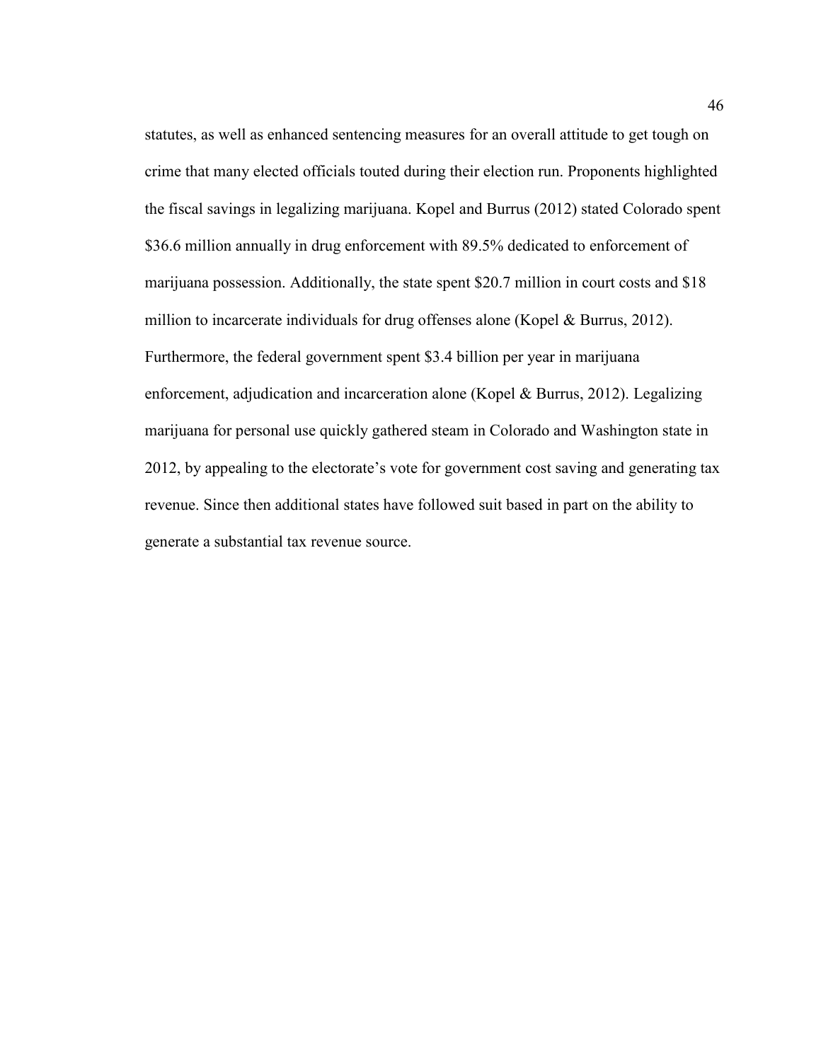statutes, as well as enhanced sentencing measures for an overall attitude to get tough on crime that many elected officials touted during their election run. Proponents highlighted the fiscal savings in legalizing marijuana. Kopel and Burrus (2012) stated Colorado spent $36.6 million annually in drug enforcement with 89.5% dedicated to enforcement of marijuana possession. Additionally, the state spent $20.7 million in court costs and $18 million to incarcerate individuals for drug offenses alone (Kopel & Burrus, 2012). Furthermore, the federal government spent $3.4 billion per year in marijuana enforcement, adjudication and incarceration alone (Kopel & Burrus, 2012). Legalizing marijuana for personal use quickly gathered steam in Colorado and Washington state in 2012, by appealing to the electorate's vote for government cost saving and generating tax revenue. Since then additional states have followed suit based in part on the ability to generate a substantial tax revenue source.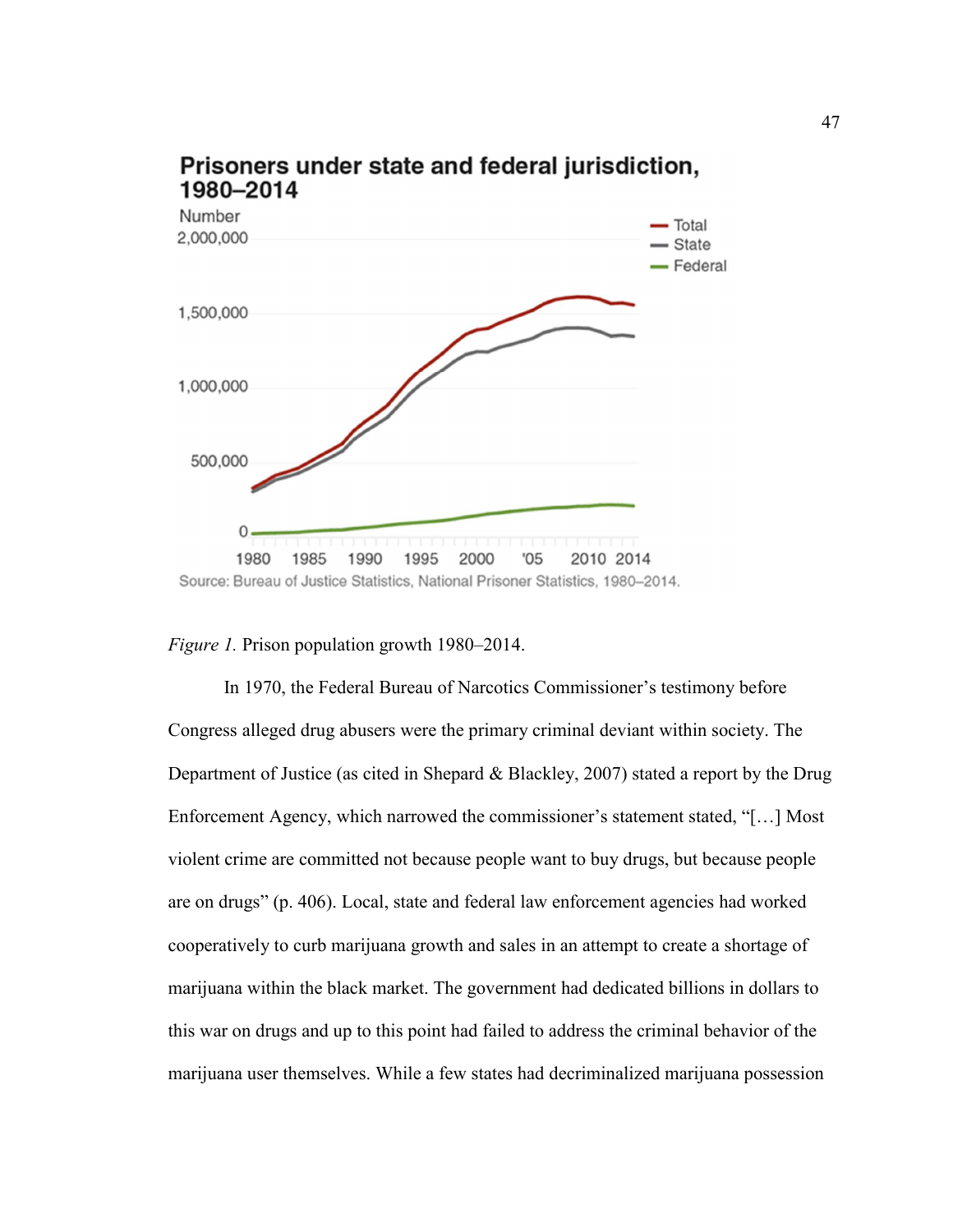Prisoners under state and federal jurisdiction, 1980–2014

Source: Bureau of Justice Statistics, National Prisoner Statistics, 1980–2014.

*Figure 1.* Prison population growth 1980–2014.

In 1970, the Federal Bureau of Narcotics Commissioner's testimony before Congress alleged drug abusers were the primary criminal deviant within society. The Department of Justice (as cited in Shepard & Blackley, 2007) stated a report by the Drug Enforcement Agency, which narrowed the commissioner's statement stated, "[…] Most violent crime are committed not because people want to buy drugs, but because people are on drugs" (p. 406). Local, state and federal law enforcement agencies had worked cooperatively to curb marijuana growth and sales in an attempt to create a shortage of marijuana within the black market. The government had dedicated billions in dollars to this war on drugs and up to this point had failed to address the criminal behavior of the marijuana user themselves. While a few states had decriminalized marijuana possession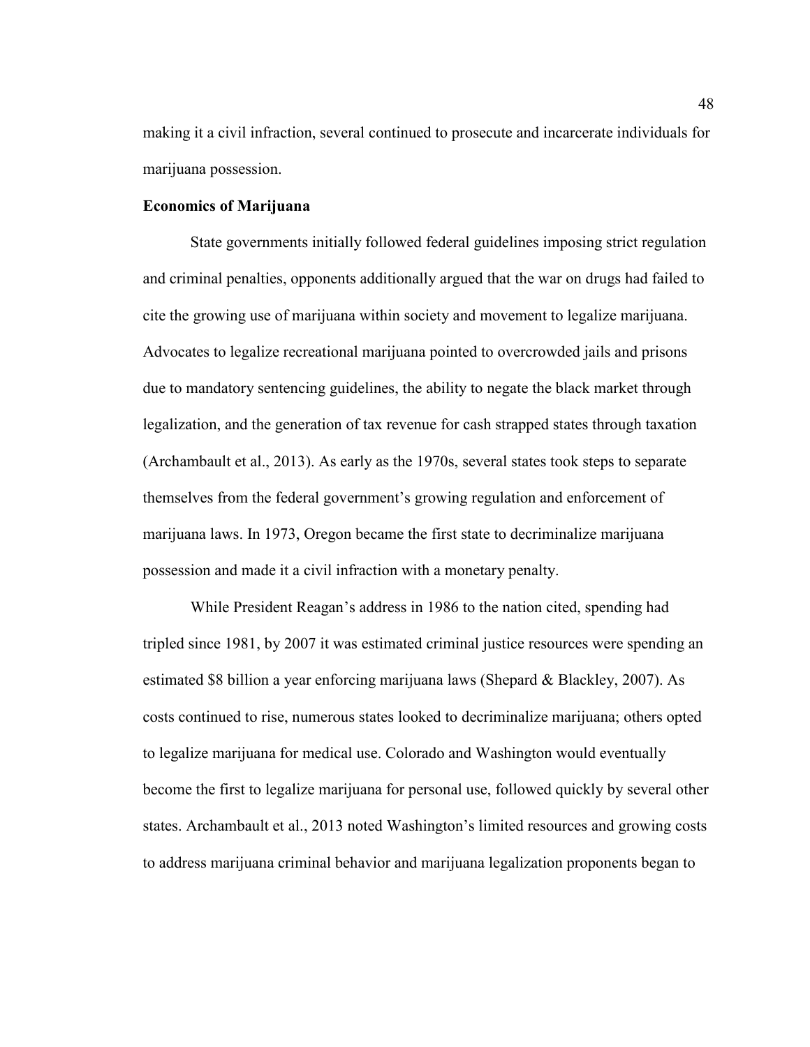making it a civil infraction, several continued to prosecute and incarcerate individuals for marijuana possession.

**Economics of Marijuana**

State governments initially followed federal guidelines imposing strict regulation and criminal penalties, opponents additionally argued that the war on drugs had failed to cite the growing use of marijuana within society and movement to legalize marijuana. Advocates to legalize recreational marijuana pointed to overcrowded jails and prisons due to mandatory sentencing guidelines, the ability to negate the black market through legalization, and the generation of tax revenue for cash strapped states through taxation (Archambault et al., 2013). As early as the 1970s, several states took steps to separate themselves from the federal government's growing regulation and enforcement of marijuana laws. In 1973, Oregon became the first state to decriminalize marijuana possession and made it a civil infraction with a monetary penalty.

While President Reagan's address in 1986 to the nation cited, spending had tripled since 1981, by 2007 it was estimated criminal justice resources were spending an estimated $8 billion a year enforcing marijuana laws (Shepard & Blackley, 2007). As costs continued to rise, numerous states looked to decriminalize marijuana; others opted to legalize marijuana for medical use. Colorado and Washington would eventually become the first to legalize marijuana for personal use, followed quickly by several other states. Archambault et al., 2013 noted Washington's limited resources and growing costs to address marijuana criminal behavior and marijuana legalization proponents began to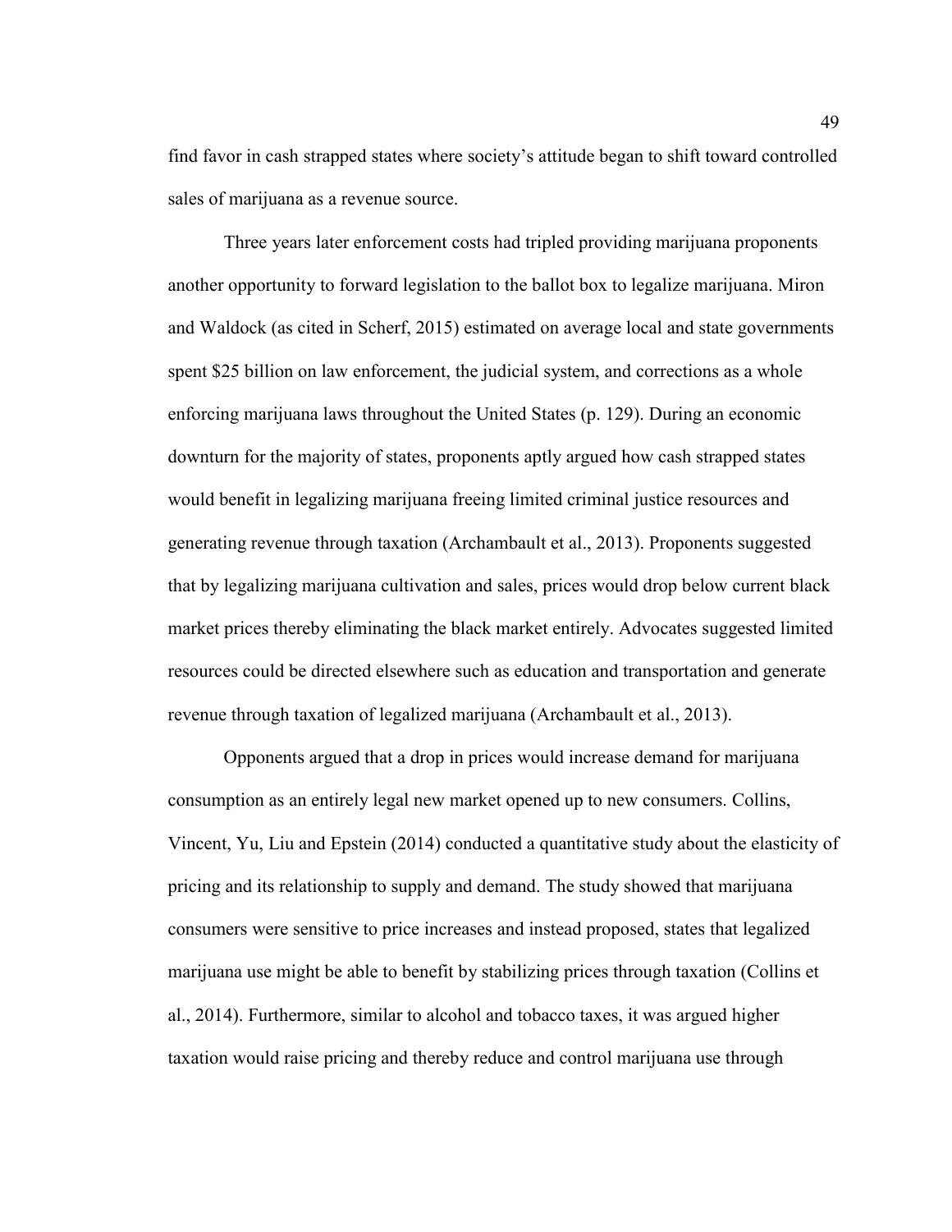find favor in cash strapped states where society's attitude began to shift toward controlled sales of marijuana as a revenue source.

Three years later enforcement costs had tripled providing marijuana proponents another opportunity to forward legislation to the ballot box to legalize marijuana. Miron and Waldock (as cited in Scherf, 2015) estimated on average local and state governments spent $25 billion on law enforcement, the judicial system, and corrections as a whole enforcing marijuana laws throughout the United States (p. 129). During an economic downturn for the majority of states, proponents aptly argued how cash strapped states would benefit in legalizing marijuana freeing limited criminal justice resources and generating revenue through taxation (Archambault et al., 2013). Proponents suggested that by legalizing marijuana cultivation and sales, prices would drop below current black market prices thereby eliminating the black market entirely. Advocates suggested limited resources could be directed elsewhere such as education and transportation and generate revenue through taxation of legalized marijuana (Archambault et al., 2013).

Opponents argued that a drop in prices would increase demand for marijuana consumption as an entirely legal new market opened up to new consumers. Collins, Vincent, Yu, Liu and Epstein (2014) conducted a quantitative study about the elasticity of pricing and its relationship to supply and demand. The study showed that marijuana consumers were sensitive to price increases and instead proposed, states that legalized marijuana use might be able to benefit by stabilizing prices through taxation (Collins et al., 2014). Furthermore, similar to alcohol and tobacco taxes, it was argued higher taxation would raise pricing and thereby reduce and control marijuana use through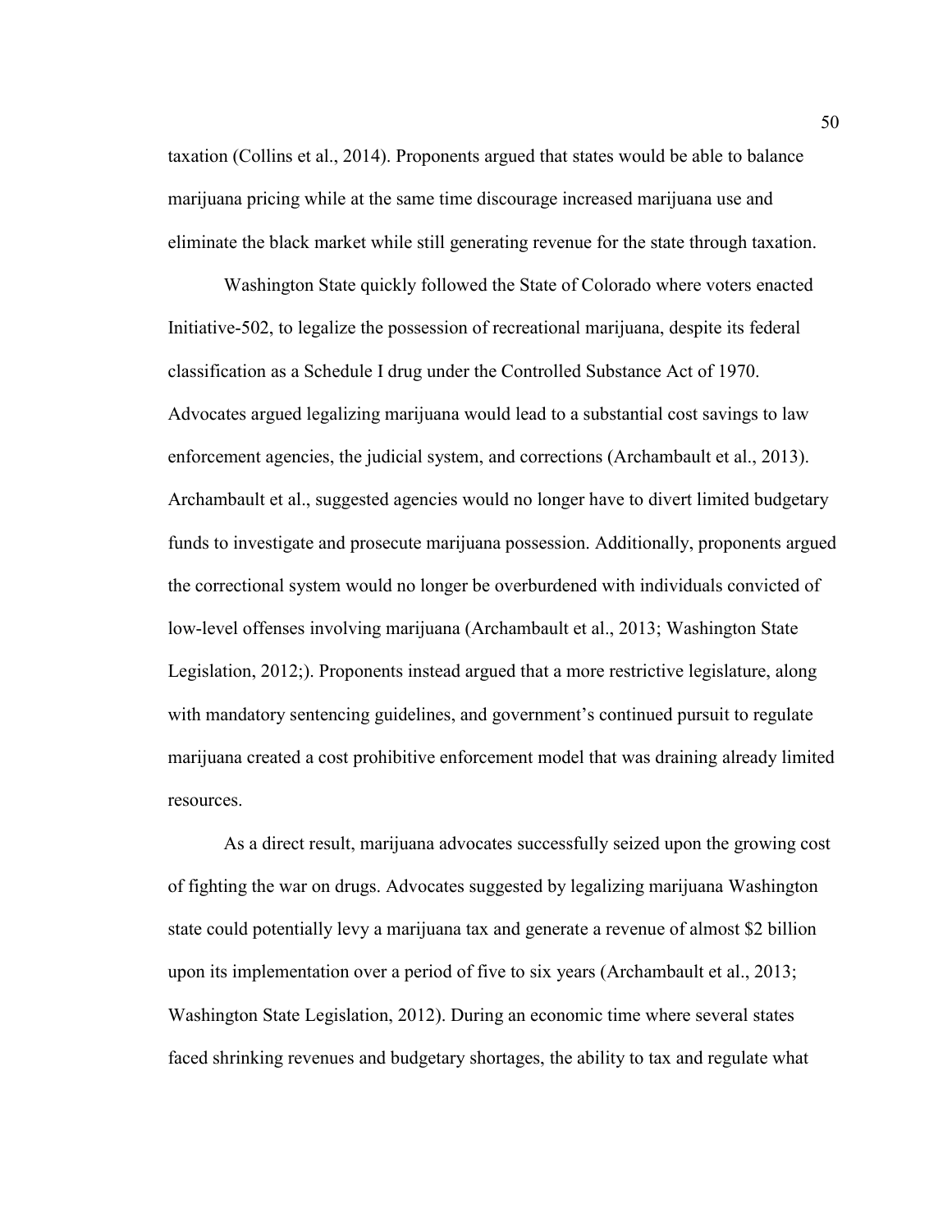taxation (Collins et al., 2014). Proponents argued that states would be able to balance marijuana pricing while at the same time discourage increased marijuana use and eliminate the black market while still generating revenue for the state through taxation.

Washington State quickly followed the State of Colorado where voters enacted Initiative-502, to legalize the possession of recreational marijuana, despite its federal classification as a Schedule I drug under the Controlled Substance Act of 1970. Advocates argued legalizing marijuana would lead to a substantial cost savings to law enforcement agencies, the judicial system, and corrections (Archambault et al., 2013). Archambault et al., suggested agencies would no longer have to divert limited budgetary funds to investigate and prosecute marijuana possession. Additionally, proponents argued the correctional system would no longer be overburdened with individuals convicted of low-level offenses involving marijuana (Archambault et al., 2013; Washington State Legislation, 2012;). Proponents instead argued that a more restrictive legislature, along with mandatory sentencing guidelines, and government's continued pursuit to regulate marijuana created a cost prohibitive enforcement model that was draining already limited resources.

As a direct result, marijuana advocates successfully seized upon the growing cost of fighting the war on drugs. Advocates suggested by legalizing marijuana Washington state could potentially levy a marijuana tax and generate a revenue of almost $2 billion upon its implementation over a period of five to six years (Archambault et al., 2013; Washington State Legislation, 2012). During an economic time where several states faced shrinking revenues and budgetary shortages, the ability to tax and regulate what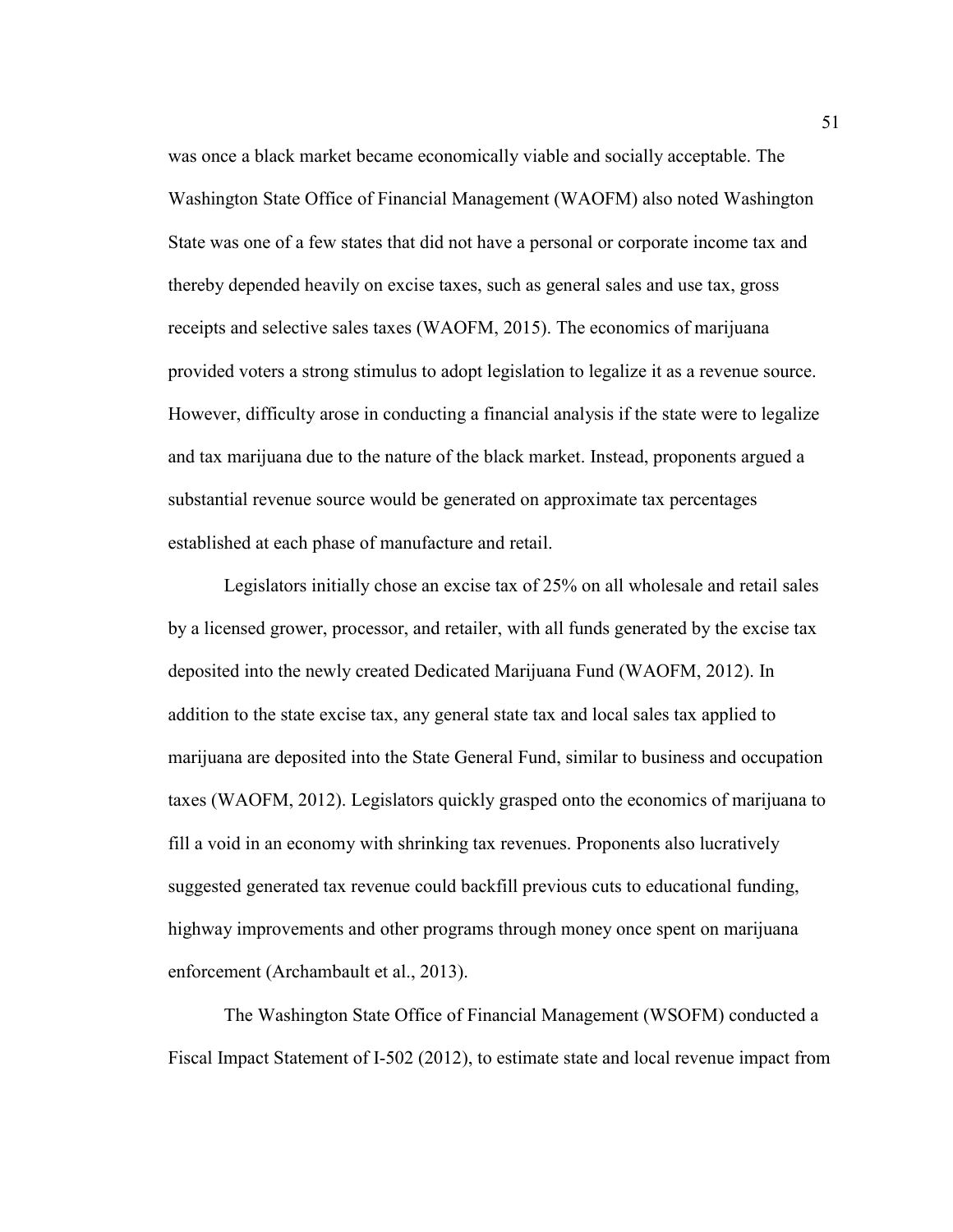was once a black market became economically viable and socially acceptable. The Washington State Office of Financial Management (WAOFM) also noted Washington State was one of a few states that did not have a personal or corporate income tax and thereby depended heavily on excise taxes, such as general sales and use tax, gross receipts and selective sales taxes (WAOFM, 2015). The economics of marijuana provided voters a strong stimulus to adopt legislation to legalize it as a revenue source. However, difficulty arose in conducting a financial analysis if the state were to legalize and tax marijuana due to the nature of the black market. Instead, proponents argued a substantial revenue source would be generated on approximate tax percentages established at each phase of manufacture and retail.

Legislators initially chose an excise tax of 25% on all wholesale and retail sales by a licensed grower, processor, and retailer, with all funds generated by the excise tax deposited into the newly created Dedicated Marijuana Fund (WAOFM, 2012). In addition to the state excise tax, any general state tax and local sales tax applied to marijuana are deposited into the State General Fund, similar to business and occupation taxes (WAOFM, 2012). Legislators quickly grasped onto the economics of marijuana to fill a void in an economy with shrinking tax revenues. Proponents also lucratively suggested generated tax revenue could backfill previous cuts to educational funding, highway improvements and other programs through money once spent on marijuana enforcement (Archambault et al., 2013).

The Washington State Office of Financial Management (WSOFM) conducted a Fiscal Impact Statement of I-502 (2012), to estimate state and local revenue impact from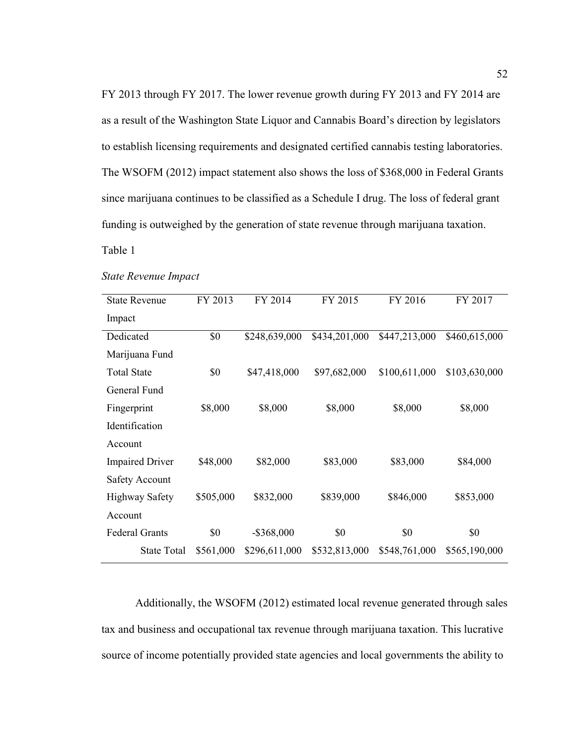FY 2013 through FY 2017. The lower revenue growth during FY 2013 and FY 2014 are as a result of the Washington State Liquor and Cannabis Board's direction by legislators to establish licensing requirements and designated certified cannabis testing laboratories. The WSOFM (2012) impact statement also shows the loss of $368,000 in Federal Grants since marijuana continues to be classified as a Schedule I drug. The loss of federal grant funding is outweighed by the generation of state revenue through marijuana taxation.

Table 1

*State Revenue Impact*

| State Revenue Impact | FY 2013 | FY 2014 | FY 2015 | FY 2016 | FY 2017 |
|---|---|---|---|---|---|
| Dedicated Marijuana Fund | $0 | $248,639,000 | $434,201,000 | $447,213,000 | $460,615,000 |
| Total State General Fund | $0 | $47,418,000 | $97,682,000 | $100,611,000 | $103,630,000 |
| Fingerprint Identification Account | $8,000 | $8,000 | $8,000 | $8,000 | $8,000 |
| Impaired Driver Safety Account | $48,000 | $82,000 | $83,000 | $83,000 | $84,000 |
| Highway Safety Account | $505,000 | $832,000 | $839,000 | $846,000 | $853,000 |
| Federal Grants | $0 | -$368,000 | $0 | $0 | $0 |
| State Total | $561,000 | $296,611,000 | $532,813,000 | $548,761,000 | $565,190,000 |

Additionally, the WSOFM (2012) estimated local revenue generated through sales tax and business and occupational tax revenue through marijuana taxation. This lucrative source of income potentially provided state agencies and local governments the ability to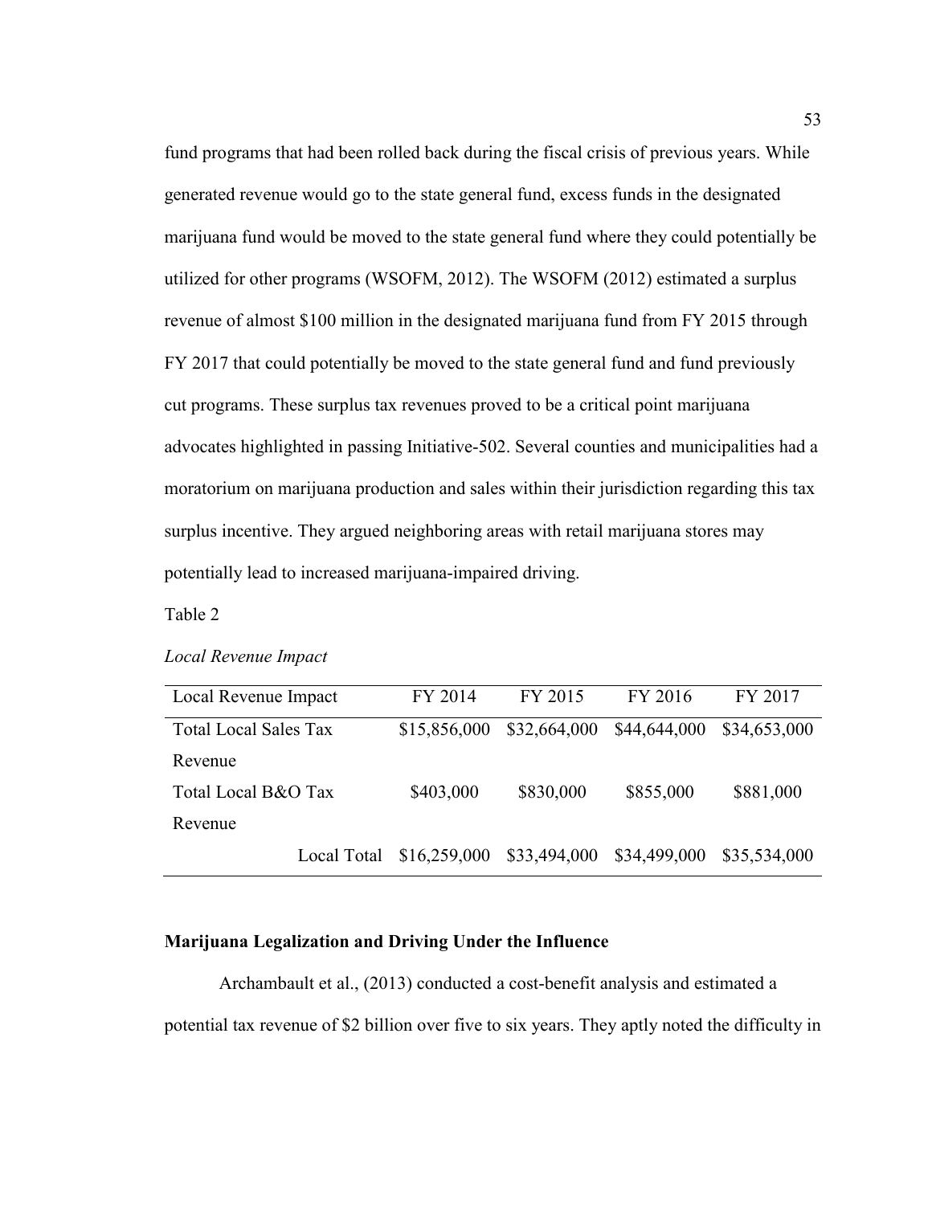fund programs that had been rolled back during the fiscal crisis of previous years. While generated revenue would go to the state general fund, excess funds in the designated marijuana fund would be moved to the state general fund where they could potentially be utilized for other programs (WSOFM, 2012). The WSOFM (2012) estimated a surplus revenue of almost $100 million in the designated marijuana fund from FY 2015 through FY 2017 that could potentially be moved to the state general fund and fund previously cut programs. These surplus tax revenues proved to be a critical point marijuana advocates highlighted in passing Initiative-502. Several counties and municipalities had a moratorium on marijuana production and sales within their jurisdiction regarding this tax surplus incentive. They argued neighboring areas with retail marijuana stores may potentially lead to increased marijuana-impaired driving.

Table 2

*Local Revenue Impact*

| Local Revenue Impact | FY 2014 | FY 2015 | FY 2016 | FY 2017 |
|---|---|---|---|---|
| Total Local Sales Tax Revenue | $15,856,000 | $32,664,000 | $44,644,000 | $34,653,000 |
| Total Local B&O Tax Revenue | $403,000 | $830,000 | $855,000 | $881,000 |
| Local Total | $16,259,000 | $33,494,000 | $34,499,000 | $35,534,000 |

## Marijuana Legalization and Driving Under the Influence

Archambault et al., (2013) conducted a cost-benefit analysis and estimated a potential tax revenue of $2 billion over five to six years. They aptly noted the difficulty in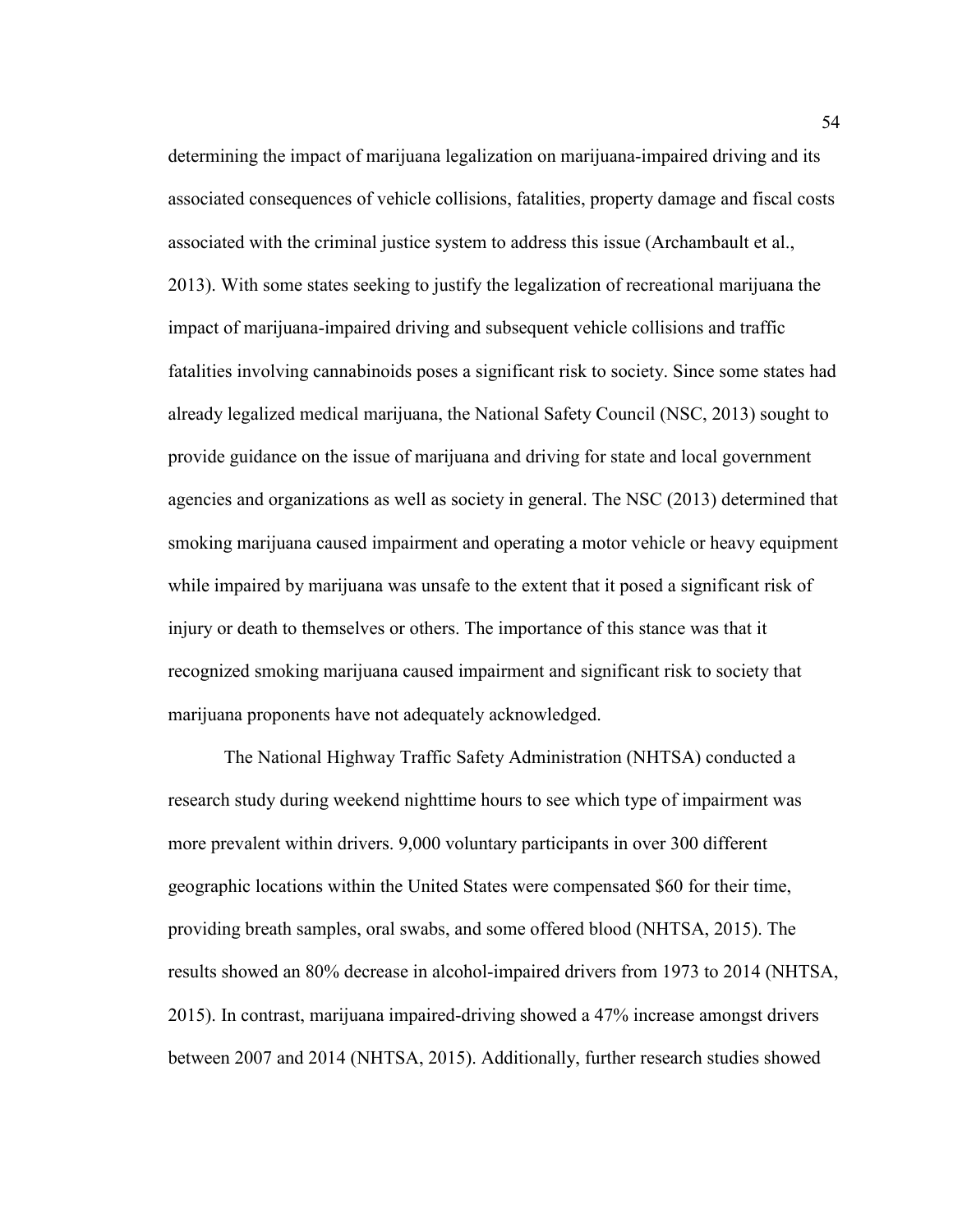determining the impact of marijuana legalization on marijuana-impaired driving and its associated consequences of vehicle collisions, fatalities, property damage and fiscal costs associated with the criminal justice system to address this issue (Archambault et al., 2013). With some states seeking to justify the legalization of recreational marijuana the impact of marijuana-impaired driving and subsequent vehicle collisions and traffic fatalities involving cannabinoids poses a significant risk to society. Since some states had already legalized medical marijuana, the National Safety Council (NSC, 2013) sought to provide guidance on the issue of marijuana and driving for state and local government agencies and organizations as well as society in general. The NSC (2013) determined that smoking marijuana caused impairment and operating a motor vehicle or heavy equipment while impaired by marijuana was unsafe to the extent that it posed a significant risk of injury or death to themselves or others. The importance of this stance was that it recognized smoking marijuana caused impairment and significant risk to society that marijuana proponents have not adequately acknowledged.

The National Highway Traffic Safety Administration (NHTSA) conducted a research study during weekend nighttime hours to see which type of impairment was more prevalent within drivers. 9,000 voluntary participants in over 300 different geographic locations within the United States were compensated $60 for their time, providing breath samples, oral swabs, and some offered blood (NHTSA, 2015). The results showed an 80% decrease in alcohol-impaired drivers from 1973 to 2014 (NHTSA, 2015). In contrast, marijuana impaired-driving showed a 47% increase amongst drivers between 2007 and 2014 (NHTSA, 2015). Additionally, further research studies showed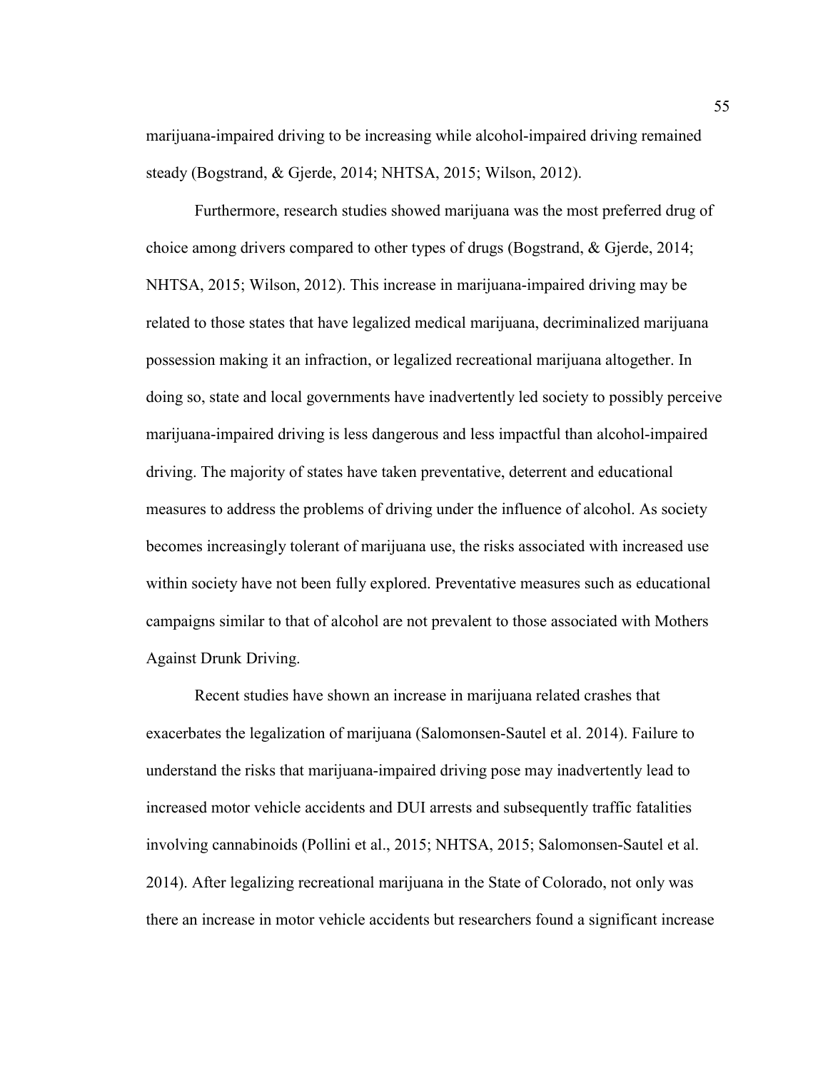marijuana-impaired driving to be increasing while alcohol-impaired driving remained steady (Bogstrand, & Gjerde, 2014; NHTSA, 2015; Wilson, 2012).

Furthermore, research studies showed marijuana was the most preferred drug of choice among drivers compared to other types of drugs (Bogstrand, & Gjerde, 2014; NHTSA, 2015; Wilson, 2012). This increase in marijuana-impaired driving may be related to those states that have legalized medical marijuana, decriminalized marijuana possession making it an infraction, or legalized recreational marijuana altogether. In doing so, state and local governments have inadvertently led society to possibly perceive marijuana-impaired driving is less dangerous and less impactful than alcohol-impaired driving. The majority of states have taken preventative, deterrent and educational measures to address the problems of driving under the influence of alcohol. As society becomes increasingly tolerant of marijuana use, the risks associated with increased use within society have not been fully explored. Preventative measures such as educational campaigns similar to that of alcohol are not prevalent to those associated with Mothers Against Drunk Driving.

Recent studies have shown an increase in marijuana related crashes that exacerbates the legalization of marijuana (Salomonsen-Sautel et al. 2014). Failure to understand the risks that marijuana-impaired driving pose may inadvertently lead to increased motor vehicle accidents and DUI arrests and subsequently traffic fatalities involving cannabinoids (Pollini et al., 2015; NHTSA, 2015; Salomonsen-Sautel et al. 2014). After legalizing recreational marijuana in the State of Colorado, not only was there an increase in motor vehicle accidents but researchers found a significant increase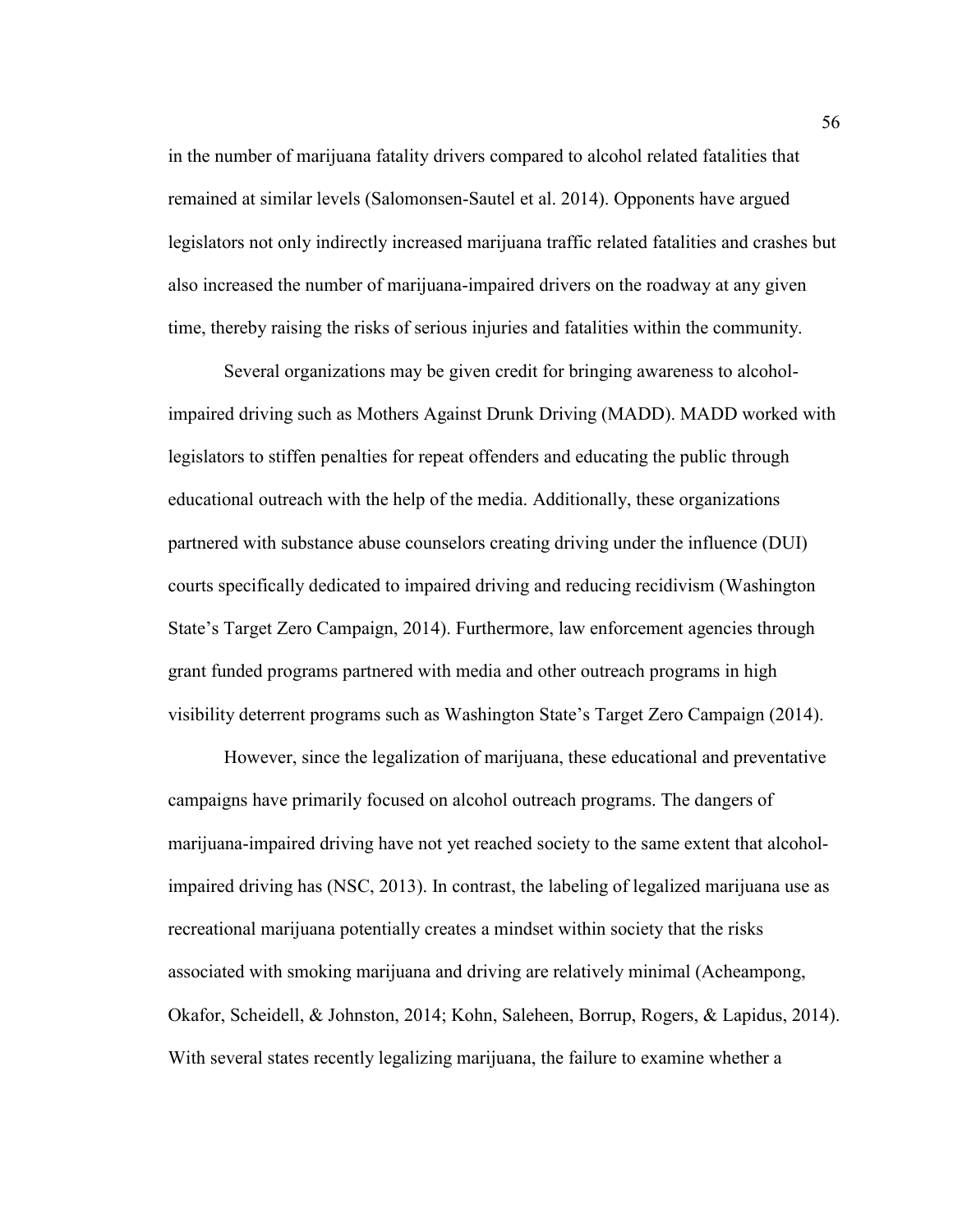in the number of marijuana fatality drivers compared to alcohol related fatalities that remained at similar levels (Salomonsen-Sautel et al. 2014). Opponents have argued legislators not only indirectly increased marijuana traffic related fatalities and crashes but also increased the number of marijuana-impaired drivers on the roadway at any given time, thereby raising the risks of serious injuries and fatalities within the community.

Several organizations may be given credit for bringing awareness to alcohol-impaired driving such as Mothers Against Drunk Driving (MADD). MADD worked with legislators to stiffen penalties for repeat offenders and educating the public through educational outreach with the help of the media. Additionally, these organizations partnered with substance abuse counselors creating driving under the influence (DUI) courts specifically dedicated to impaired driving and reducing recidivism (Washington State's Target Zero Campaign, 2014). Furthermore, law enforcement agencies through grant funded programs partnered with media and other outreach programs in high visibility deterrent programs such as Washington State's Target Zero Campaign (2014).

However, since the legalization of marijuana, these educational and preventative campaigns have primarily focused on alcohol outreach programs. The dangers of marijuana-impaired driving have not yet reached society to the same extent that alcohol-impaired driving has (NSC, 2013). In contrast, the labeling of legalized marijuana use as recreational marijuana potentially creates a mindset within society that the risks associated with smoking marijuana and driving are relatively minimal (Acheampong, Okafor, Scheidell, & Johnston, 2014; Kohn, Saleheen, Borrup, Rogers, & Lapidus, 2014). With several states recently legalizing marijuana, the failure to examine whether a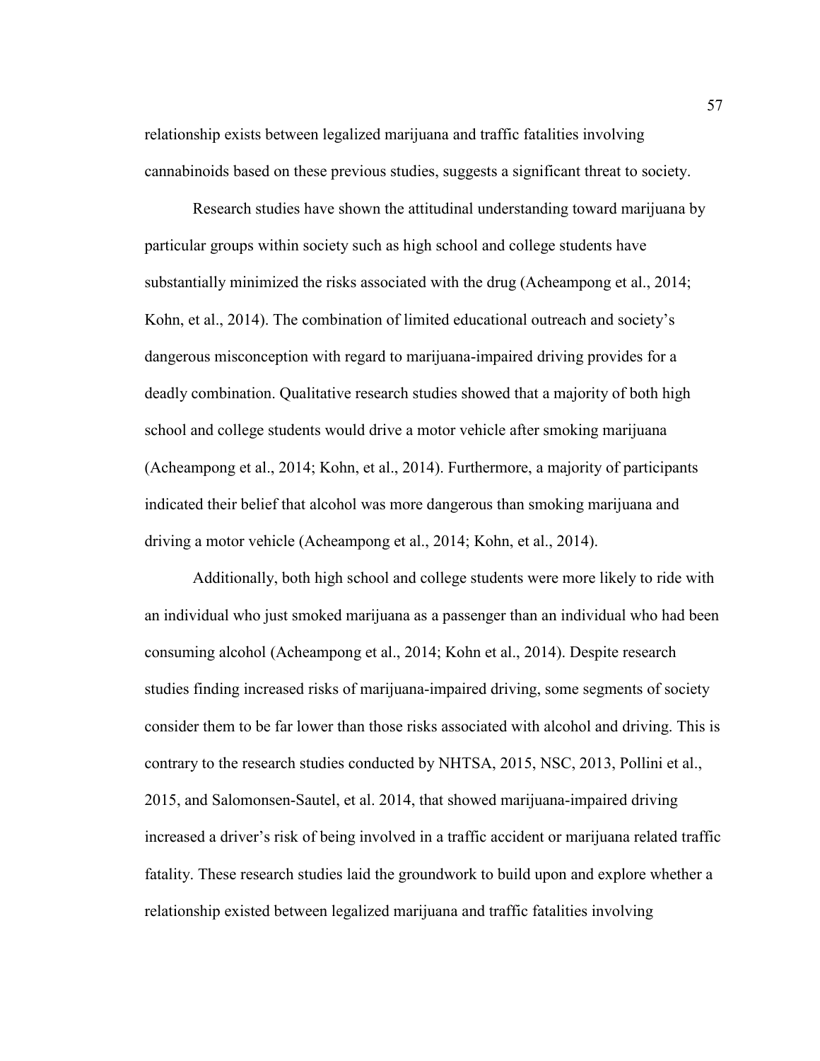relationship exists between legalized marijuana and traffic fatalities involving cannabinoids based on these previous studies, suggests a significant threat to society.

Research studies have shown the attitudinal understanding toward marijuana by particular groups within society such as high school and college students have substantially minimized the risks associated with the drug (Acheampong et al., 2014; Kohn, et al., 2014). The combination of limited educational outreach and society's dangerous misconception with regard to marijuana-impaired driving provides for a deadly combination. Qualitative research studies showed that a majority of both high school and college students would drive a motor vehicle after smoking marijuana (Acheampong et al., 2014; Kohn, et al., 2014). Furthermore, a majority of participants indicated their belief that alcohol was more dangerous than smoking marijuana and driving a motor vehicle (Acheampong et al., 2014; Kohn, et al., 2014).

Additionally, both high school and college students were more likely to ride with an individual who just smoked marijuana as a passenger than an individual who had been consuming alcohol (Acheampong et al., 2014; Kohn et al., 2014). Despite research studies finding increased risks of marijuana-impaired driving, some segments of society consider them to be far lower than those risks associated with alcohol and driving. This is contrary to the research studies conducted by NHTSA, 2015, NSC, 2013, Pollini et al., 2015, and Salomonsen-Sautel, et al. 2014, that showed marijuana-impaired driving increased a driver's risk of being involved in a traffic accident or marijuana related traffic fatality. These research studies laid the groundwork to build upon and explore whether a relationship existed between legalized marijuana and traffic fatalities involving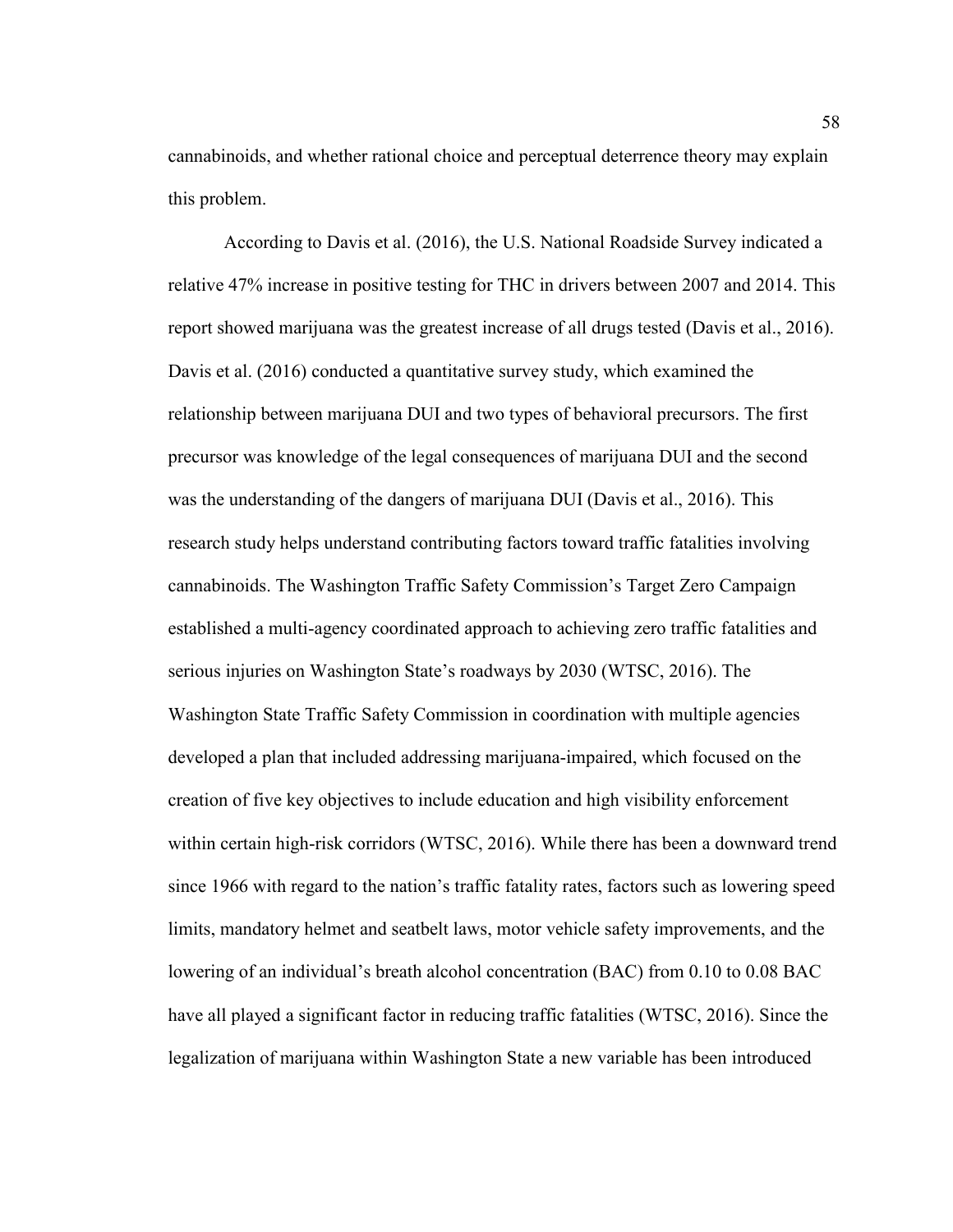cannabinoids, and whether rational choice and perceptual deterrence theory may explain this problem.

According to Davis et al. (2016), the U.S. National Roadside Survey indicated a relative 47% increase in positive testing for THC in drivers between 2007 and 2014. This report showed marijuana was the greatest increase of all drugs tested (Davis et al., 2016). Davis et al. (2016) conducted a quantitative survey study, which examined the relationship between marijuana DUI and two types of behavioral precursors. The first precursor was knowledge of the legal consequences of marijuana DUI and the second was the understanding of the dangers of marijuana DUI (Davis et al., 2016). This research study helps understand contributing factors toward traffic fatalities involving cannabinoids. The Washington Traffic Safety Commission's Target Zero Campaign established a multi-agency coordinated approach to achieving zero traffic fatalities and serious injuries on Washington State's roadways by 2030 (WTSC, 2016). The Washington State Traffic Safety Commission in coordination with multiple agencies developed a plan that included addressing marijuana-impaired, which focused on the creation of five key objectives to include education and high visibility enforcement within certain high-risk corridors (WTSC, 2016). While there has been a downward trend since 1966 with regard to the nation's traffic fatality rates, factors such as lowering speed limits, mandatory helmet and seatbelt laws, motor vehicle safety improvements, and the lowering of an individual's breath alcohol concentration (BAC) from 0.10 to 0.08 BAC have all played a significant factor in reducing traffic fatalities (WTSC, 2016). Since the legalization of marijuana within Washington State a new variable has been introduced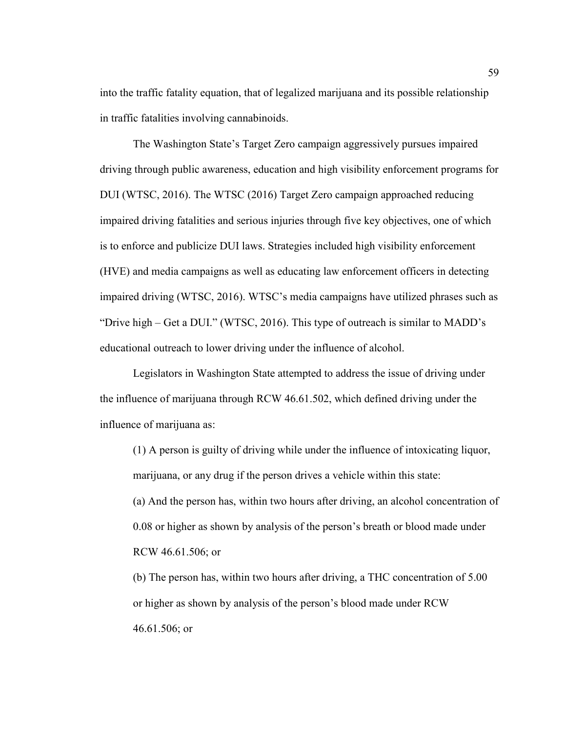into the traffic fatality equation, that of legalized marijuana and its possible relationship in traffic fatalities involving cannabinoids.

The Washington State's Target Zero campaign aggressively pursues impaired driving through public awareness, education and high visibility enforcement programs for DUI (WTSC, 2016). The WTSC (2016) Target Zero campaign approached reducing impaired driving fatalities and serious injuries through five key objectives, one of which is to enforce and publicize DUI laws. Strategies included high visibility enforcement (HVE) and media campaigns as well as educating law enforcement officers in detecting impaired driving (WTSC, 2016). WTSC's media campaigns have utilized phrases such as "Drive high – Get a DUI." (WTSC, 2016). This type of outreach is similar to MADD's educational outreach to lower driving under the influence of alcohol.

Legislators in Washington State attempted to address the issue of driving under the influence of marijuana through RCW 46.61.502, which defined driving under the influence of marijuana as:

> (1) A person is guilty of driving while under the influence of intoxicating liquor, marijuana, or any drug if the person drives a vehicle within this state:
>
> (a) And the person has, within two hours after driving, an alcohol concentration of 0.08 or higher as shown by analysis of the person's breath or blood made under RCW 46.61.506; or
>
> (b) The person has, within two hours after driving, a THC concentration of 5.00 or higher as shown by analysis of the person's blood made under RCW 46.61.506; or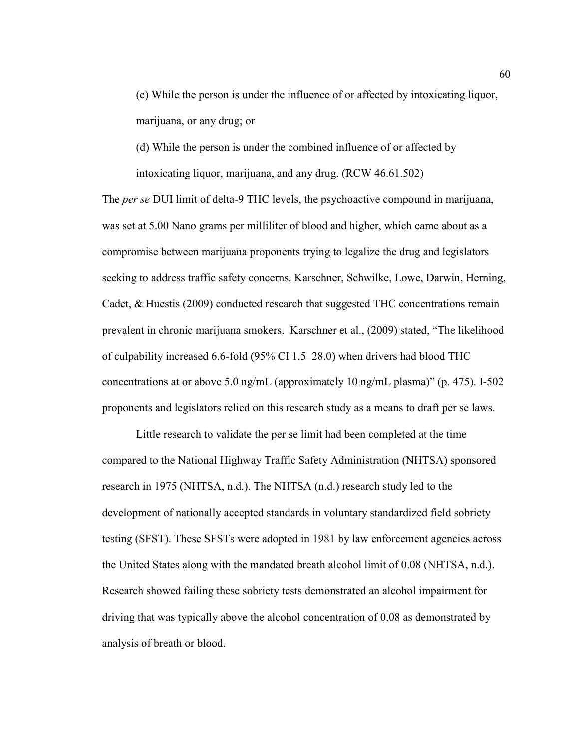> (c) While the person is under the influence of or affected by intoxicating liquor, marijuana, or any drug; or
>
> (d) While the person is under the combined influence of or affected by intoxicating liquor, marijuana, and any drug. (RCW 46.61.502)

The *per se* DUI limit of delta-9 THC levels, the psychoactive compound in marijuana, was set at 5.00 Nano grams per milliliter of blood and higher, which came about as a compromise between marijuana proponents trying to legalize the drug and legislators seeking to address traffic safety concerns. Karschner, Schwilke, Lowe, Darwin, Herning, Cadet, & Huestis (2009) conducted research that suggested THC concentrations remain prevalent in chronic marijuana smokers. Karschner et al., (2009) stated, "The likelihood of culpability increased 6.6-fold (95% CI 1.5–28.0) when drivers had blood THC concentrations at or above 5.0 ng/mL (approximately 10 ng/mL plasma)" (p. 475). I-502 proponents and legislators relied on this research study as a means to draft per se laws.

Little research to validate the per se limit had been completed at the time compared to the National Highway Traffic Safety Administration (NHTSA) sponsored research in 1975 (NHTSA, n.d.). The NHTSA (n.d.) research study led to the development of nationally accepted standards in voluntary standardized field sobriety testing (SFST). These SFSTs were adopted in 1981 by law enforcement agencies across the United States along with the mandated breath alcohol limit of 0.08 (NHTSA, n.d.). Research showed failing these sobriety tests demonstrated an alcohol impairment for driving that was typically above the alcohol concentration of 0.08 as demonstrated by analysis of breath or blood.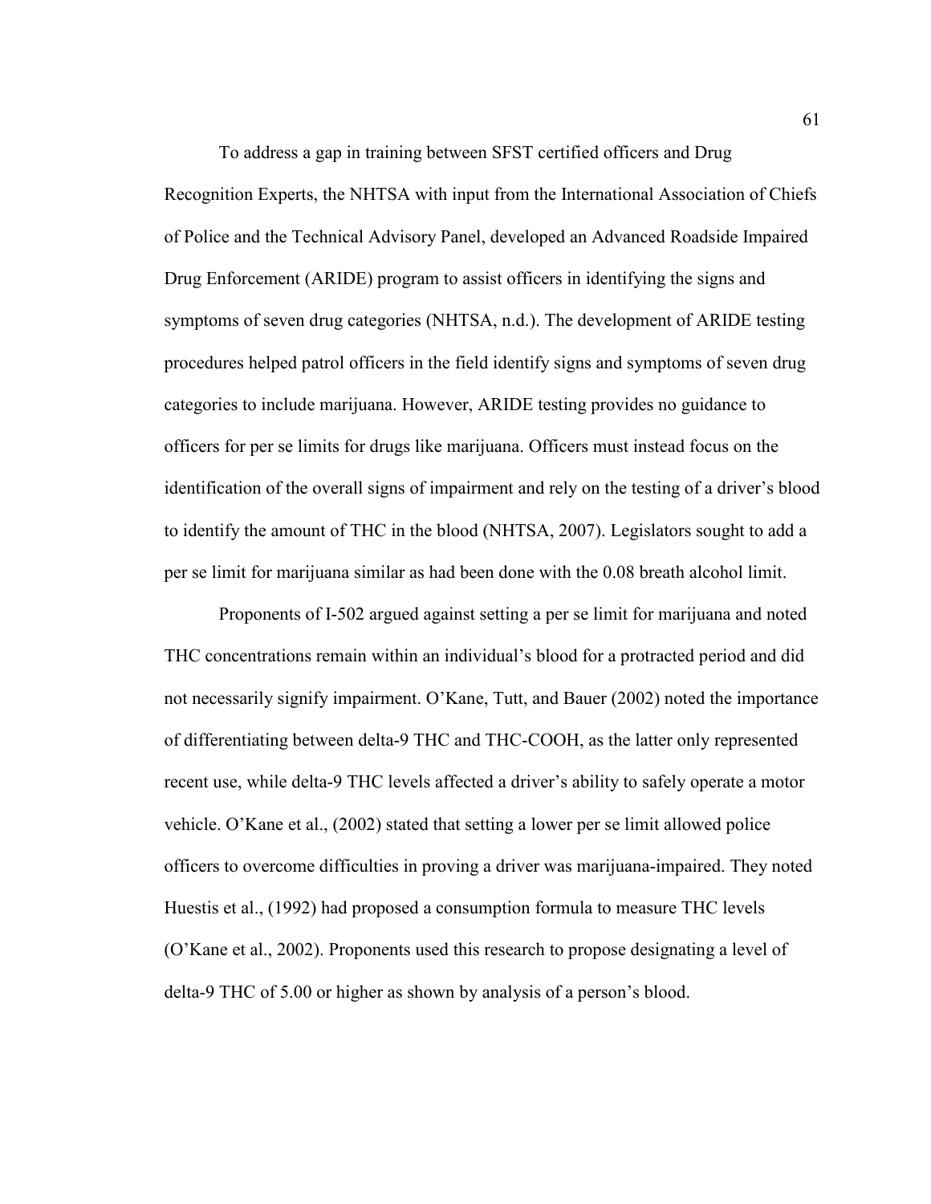To address a gap in training between SFST certified officers and Drug Recognition Experts, the NHTSA with input from the International Association of Chiefs of Police and the Technical Advisory Panel, developed an Advanced Roadside Impaired Drug Enforcement (ARIDE) program to assist officers in identifying the signs and symptoms of seven drug categories (NHTSA, n.d.). The development of ARIDE testing procedures helped patrol officers in the field identify signs and symptoms of seven drug categories to include marijuana. However, ARIDE testing provides no guidance to officers for per se limits for drugs like marijuana. Officers must instead focus on the identification of the overall signs of impairment and rely on the testing of a driver's blood to identify the amount of THC in the blood (NHTSA, 2007). Legislators sought to add a per se limit for marijuana similar as had been done with the 0.08 breath alcohol limit.

Proponents of I-502 argued against setting a per se limit for marijuana and noted THC concentrations remain within an individual's blood for a protracted period and did not necessarily signify impairment. O'Kane, Tutt, and Bauer (2002) noted the importance of differentiating between delta-9 THC and THC-COOH, as the latter only represented recent use, while delta-9 THC levels affected a driver's ability to safely operate a motor vehicle. O'Kane et al., (2002) stated that setting a lower per se limit allowed police officers to overcome difficulties in proving a driver was marijuana-impaired. They noted Huestis et al., (1992) had proposed a consumption formula to measure THC levels (O'Kane et al., 2002). Proponents used this research to propose designating a level of delta-9 THC of 5.00 or higher as shown by analysis of a person's blood.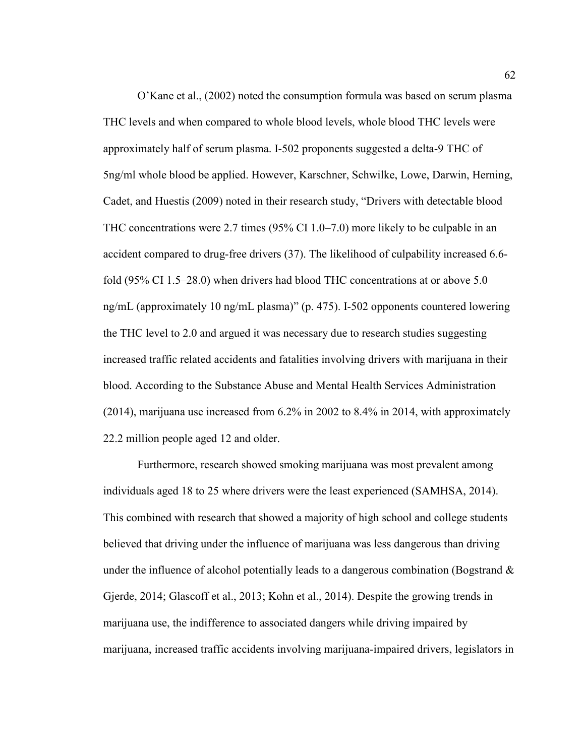O'Kane et al., (2002) noted the consumption formula was based on serum plasma THC levels and when compared to whole blood levels, whole blood THC levels were approximately half of serum plasma. I-502 proponents suggested a delta-9 THC of 5ng/ml whole blood be applied. However, Karschner, Schwilke, Lowe, Darwin, Herning, Cadet, and Huestis (2009) noted in their research study, "Drivers with detectable blood THC concentrations were 2.7 times (95% CI 1.0–7.0) more likely to be culpable in an accident compared to drug-free drivers (37). The likelihood of culpability increased 6.6-fold (95% CI 1.5–28.0) when drivers had blood THC concentrations at or above 5.0 ng/mL (approximately 10 ng/mL plasma)" (p. 475). I-502 opponents countered lowering the THC level to 2.0 and argued it was necessary due to research studies suggesting increased traffic related accidents and fatalities involving drivers with marijuana in their blood. According to the Substance Abuse and Mental Health Services Administration (2014), marijuana use increased from 6.2% in 2002 to 8.4% in 2014, with approximately 22.2 million people aged 12 and older.

Furthermore, research showed smoking marijuana was most prevalent among individuals aged 18 to 25 where drivers were the least experienced (SAMHSA, 2014). This combined with research that showed a majority of high school and college students believed that driving under the influence of marijuana was less dangerous than driving under the influence of alcohol potentially leads to a dangerous combination (Bogstrand & Gjerde, 2014; Glascoff et al., 2013; Kohn et al., 2014). Despite the growing trends in marijuana use, the indifference to associated dangers while driving impaired by marijuana, increased traffic accidents involving marijuana-impaired drivers, legislators in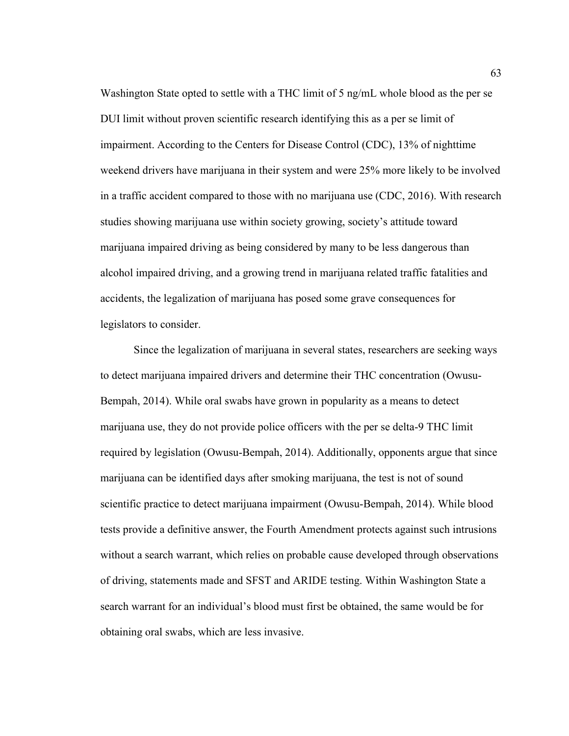Washington State opted to settle with a THC limit of 5 ng/mL whole blood as the per se DUI limit without proven scientific research identifying this as a per se limit of impairment. According to the Centers for Disease Control (CDC), 13% of nighttime weekend drivers have marijuana in their system and were 25% more likely to be involved in a traffic accident compared to those with no marijuana use (CDC, 2016). With research studies showing marijuana use within society growing, society's attitude toward marijuana impaired driving as being considered by many to be less dangerous than alcohol impaired driving, and a growing trend in marijuana related traffic fatalities and accidents, the legalization of marijuana has posed some grave consequences for legislators to consider.

Since the legalization of marijuana in several states, researchers are seeking ways to detect marijuana impaired drivers and determine their THC concentration (Owusu-Bempah, 2014). While oral swabs have grown in popularity as a means to detect marijuana use, they do not provide police officers with the per se delta-9 THC limit required by legislation (Owusu-Bempah, 2014). Additionally, opponents argue that since marijuana can be identified days after smoking marijuana, the test is not of sound scientific practice to detect marijuana impairment (Owusu-Bempah, 2014). While blood tests provide a definitive answer, the Fourth Amendment protects against such intrusions without a search warrant, which relies on probable cause developed through observations of driving, statements made and SFST and ARIDE testing. Within Washington State a search warrant for an individual's blood must first be obtained, the same would be for obtaining oral swabs, which are less invasive.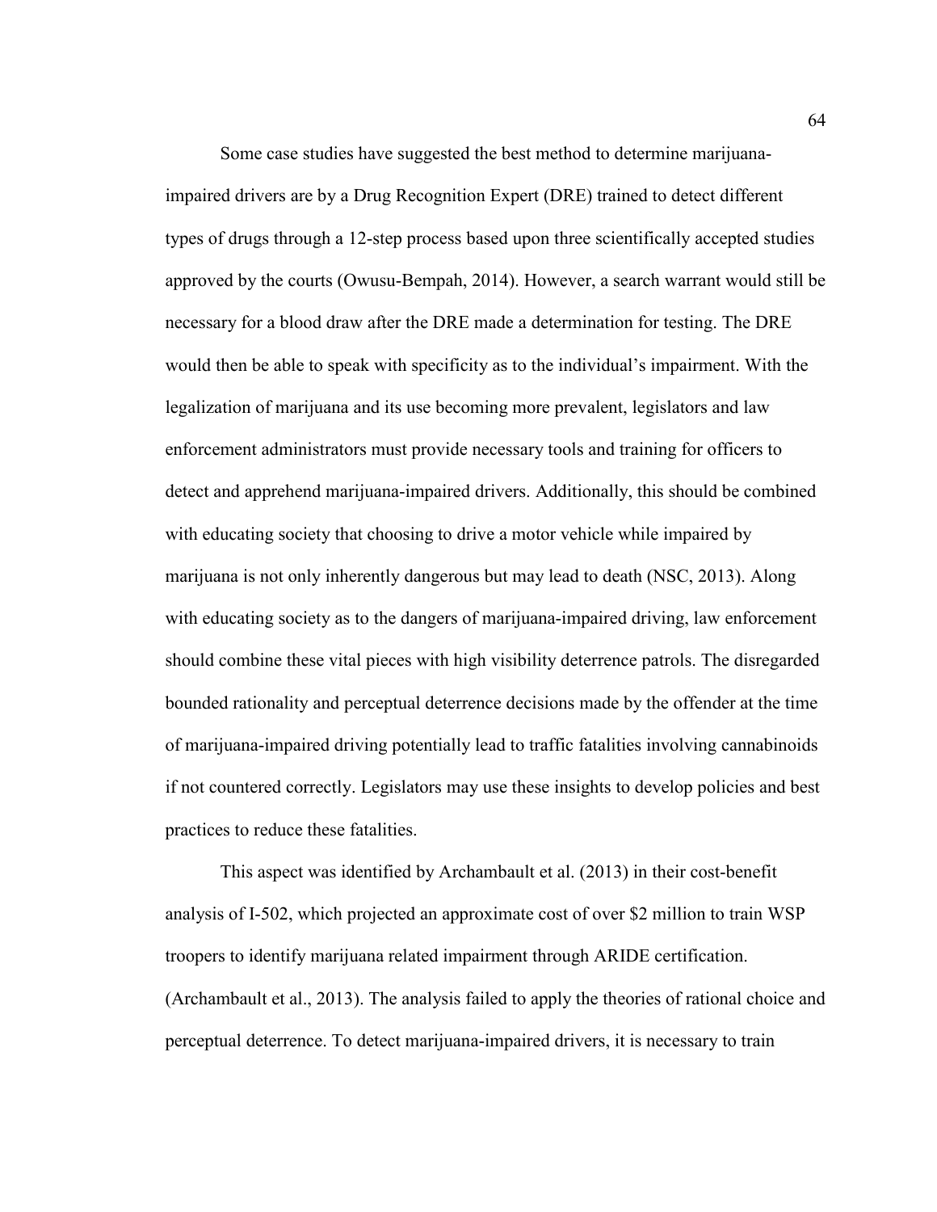Some case studies have suggested the best method to determine marijuana-impaired drivers are by a Drug Recognition Expert (DRE) trained to detect different types of drugs through a 12-step process based upon three scientifically accepted studies approved by the courts (Owusu-Bempah, 2014). However, a search warrant would still be necessary for a blood draw after the DRE made a determination for testing. The DRE would then be able to speak with specificity as to the individual's impairment. With the legalization of marijuana and its use becoming more prevalent, legislators and law enforcement administrators must provide necessary tools and training for officers to detect and apprehend marijuana-impaired drivers. Additionally, this should be combined with educating society that choosing to drive a motor vehicle while impaired by marijuana is not only inherently dangerous but may lead to death (NSC, 2013). Along with educating society as to the dangers of marijuana-impaired driving, law enforcement should combine these vital pieces with high visibility deterrence patrols. The disregarded bounded rationality and perceptual deterrence decisions made by the offender at the time of marijuana-impaired driving potentially lead to traffic fatalities involving cannabinoids if not countered correctly. Legislators may use these insights to develop policies and best practices to reduce these fatalities.

This aspect was identified by Archambault et al. (2013) in their cost-benefit analysis of I-502, which projected an approximate cost of over $2 million to train WSP troopers to identify marijuana related impairment through ARIDE certification. (Archambault et al., 2013). The analysis failed to apply the theories of rational choice and perceptual deterrence. To detect marijuana-impaired drivers, it is necessary to train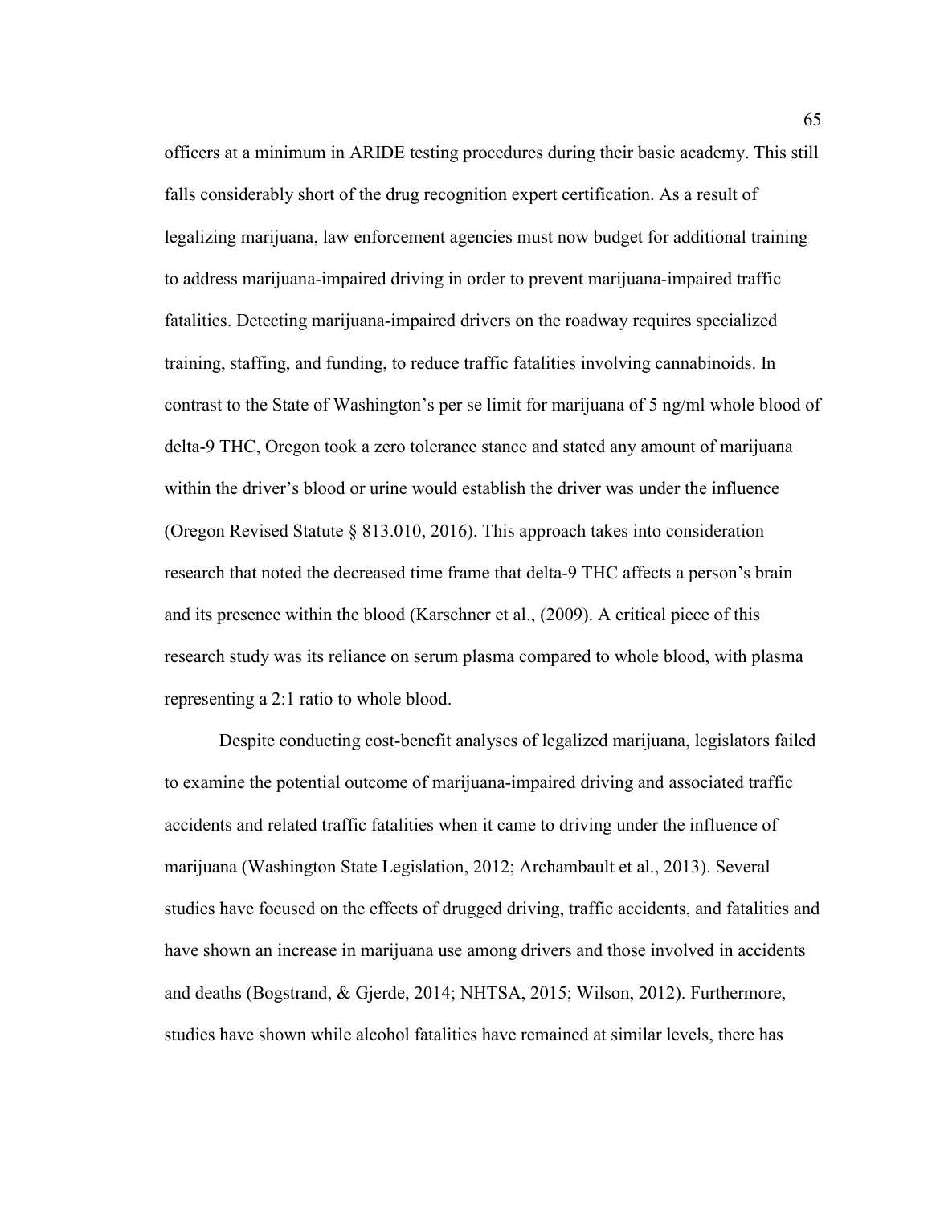officers at a minimum in ARIDE testing procedures during their basic academy. This still falls considerably short of the drug recognition expert certification. As a result of legalizing marijuana, law enforcement agencies must now budget for additional training to address marijuana-impaired driving in order to prevent marijuana-impaired traffic fatalities. Detecting marijuana-impaired drivers on the roadway requires specialized training, staffing, and funding, to reduce traffic fatalities involving cannabinoids. In contrast to the State of Washington's per se limit for marijuana of 5 ng/ml whole blood of delta-9 THC, Oregon took a zero tolerance stance and stated any amount of marijuana within the driver's blood or urine would establish the driver was under the influence (Oregon Revised Statute § 813.010, 2016). This approach takes into consideration research that noted the decreased time frame that delta-9 THC affects a person's brain and its presence within the blood (Karschner et al., (2009). A critical piece of this research study was its reliance on serum plasma compared to whole blood, with plasma representing a 2:1 ratio to whole blood.

Despite conducting cost-benefit analyses of legalized marijuana, legislators failed to examine the potential outcome of marijuana-impaired driving and associated traffic accidents and related traffic fatalities when it came to driving under the influence of marijuana (Washington State Legislation, 2012; Archambault et al., 2013). Several studies have focused on the effects of drugged driving, traffic accidents, and fatalities and have shown an increase in marijuana use among drivers and those involved in accidents and deaths (Bogstrand, & Gjerde, 2014; NHTSA, 2015; Wilson, 2012). Furthermore, studies have shown while alcohol fatalities have remained at similar levels, there has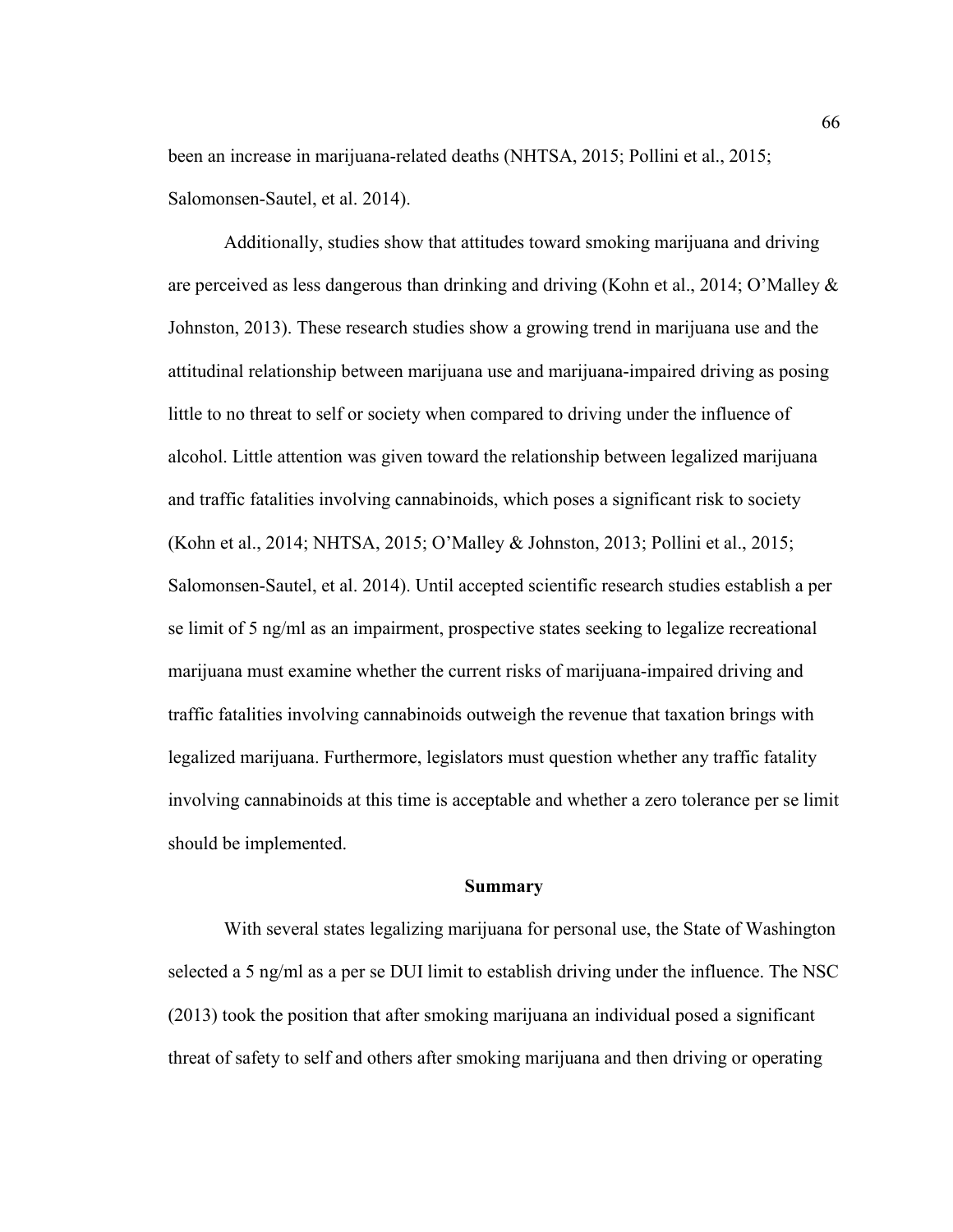been an increase in marijuana-related deaths (NHTSA, 2015; Pollini et al., 2015; Salomonsen-Sautel, et al. 2014).

Additionally, studies show that attitudes toward smoking marijuana and driving are perceived as less dangerous than drinking and driving (Kohn et al., 2014; O'Malley & Johnston, 2013). These research studies show a growing trend in marijuana use and the attitudinal relationship between marijuana use and marijuana-impaired driving as posing little to no threat to self or society when compared to driving under the influence of alcohol. Little attention was given toward the relationship between legalized marijuana and traffic fatalities involving cannabinoids, which poses a significant risk to society (Kohn et al., 2014; NHTSA, 2015; O'Malley & Johnston, 2013; Pollini et al., 2015; Salomonsen-Sautel, et al. 2014). Until accepted scientific research studies establish a per se limit of 5 ng/ml as an impairment, prospective states seeking to legalize recreational marijuana must examine whether the current risks of marijuana-impaired driving and traffic fatalities involving cannabinoids outweigh the revenue that taxation brings with legalized marijuana. Furthermore, legislators must question whether any traffic fatality involving cannabinoids at this time is acceptable and whether a zero tolerance per se limit should be implemented.

## Summary

With several states legalizing marijuana for personal use, the State of Washington selected a 5 ng/ml as a per se DUI limit to establish driving under the influence. The NSC (2013) took the position that after smoking marijuana an individual posed a significant threat of safety to self and others after smoking marijuana and then driving or operating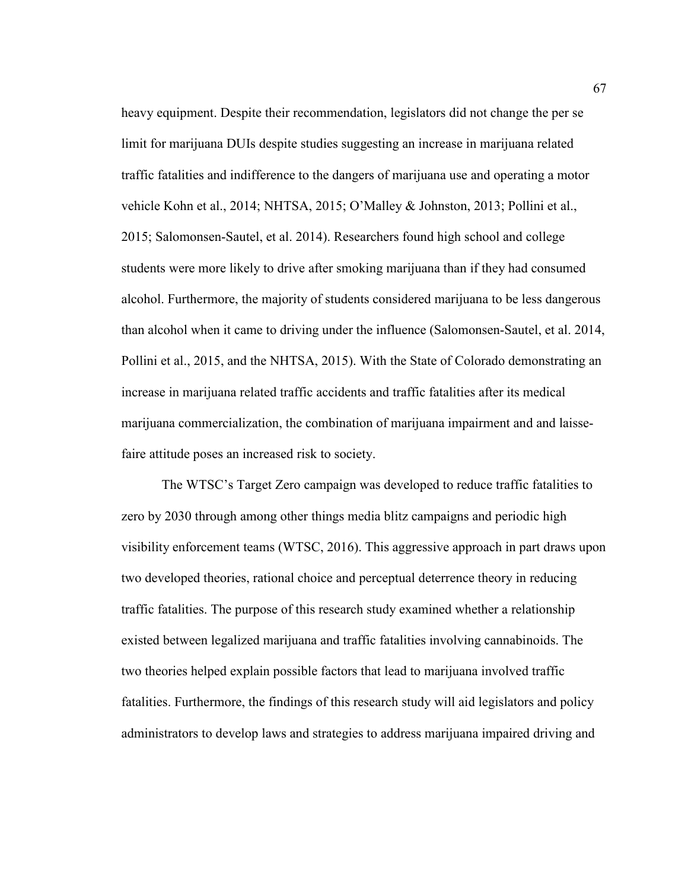heavy equipment. Despite their recommendation, legislators did not change the per se limit for marijuana DUIs despite studies suggesting an increase in marijuana related traffic fatalities and indifference to the dangers of marijuana use and operating a motor vehicle Kohn et al., 2014; NHTSA, 2015; O'Malley & Johnston, 2013; Pollini et al., 2015; Salomonsen-Sautel, et al. 2014). Researchers found high school and college students were more likely to drive after smoking marijuana than if they had consumed alcohol. Furthermore, the majority of students considered marijuana to be less dangerous than alcohol when it came to driving under the influence (Salomonsen-Sautel, et al. 2014, Pollini et al., 2015, and the NHTSA, 2015). With the State of Colorado demonstrating an increase in marijuana related traffic accidents and traffic fatalities after its medical marijuana commercialization, the combination of marijuana impairment and and laisse-faire attitude poses an increased risk to society.

The WTSC's Target Zero campaign was developed to reduce traffic fatalities to zero by 2030 through among other things media blitz campaigns and periodic high visibility enforcement teams (WTSC, 2016). This aggressive approach in part draws upon two developed theories, rational choice and perceptual deterrence theory in reducing traffic fatalities. The purpose of this research study examined whether a relationship existed between legalized marijuana and traffic fatalities involving cannabinoids. The two theories helped explain possible factors that lead to marijuana involved traffic fatalities. Furthermore, the findings of this research study will aid legislators and policy administrators to develop laws and strategies to address marijuana impaired driving and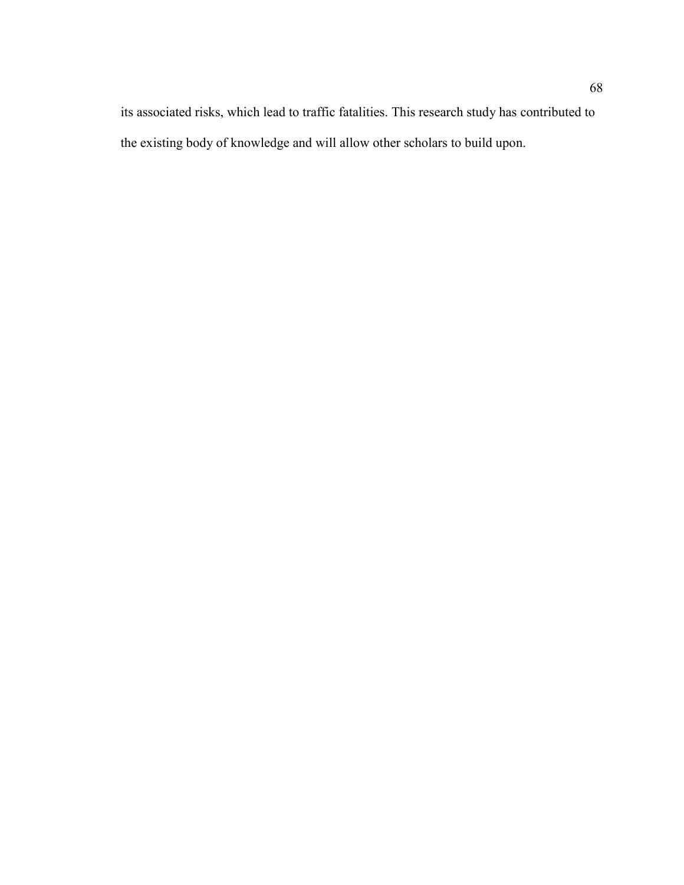its associated risks, which lead to traffic fatalities. This research study has contributed to the existing body of knowledge and will allow other scholars to build upon.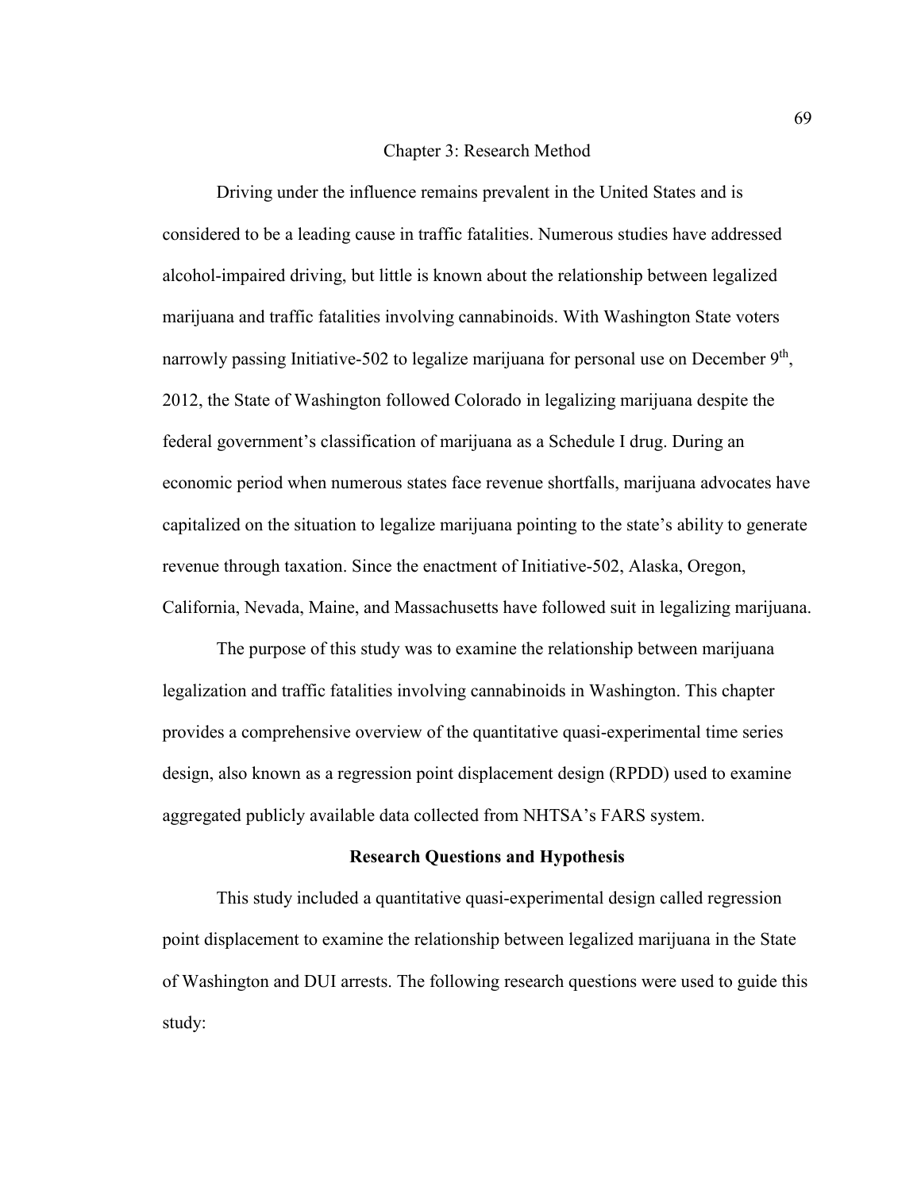# Chapter 3: Research Method

Driving under the influence remains prevalent in the United States and is considered to be a leading cause in traffic fatalities. Numerous studies have addressed alcohol-impaired driving, but little is known about the relationship between legalized marijuana and traffic fatalities involving cannabinoids. With Washington State voters narrowly passing Initiative-502 to legalize marijuana for personal use on December 9th, 2012, the State of Washington followed Colorado in legalizing marijuana despite the federal government's classification of marijuana as a Schedule I drug. During an economic period when numerous states face revenue shortfalls, marijuana advocates have capitalized on the situation to legalize marijuana pointing to the state's ability to generate revenue through taxation. Since the enactment of Initiative-502, Alaska, Oregon, California, Nevada, Maine, and Massachusetts have followed suit in legalizing marijuana.

The purpose of this study was to examine the relationship between marijuana legalization and traffic fatalities involving cannabinoids in Washington. This chapter provides a comprehensive overview of the quantitative quasi-experimental time series design, also known as a regression point displacement design (RPDD) used to examine aggregated publicly available data collected from NHTSA's FARS system.

## Research Questions and Hypothesis

This study included a quantitative quasi-experimental design called regression point displacement to examine the relationship between legalized marijuana in the State of Washington and DUI arrests. The following research questions were used to guide this study: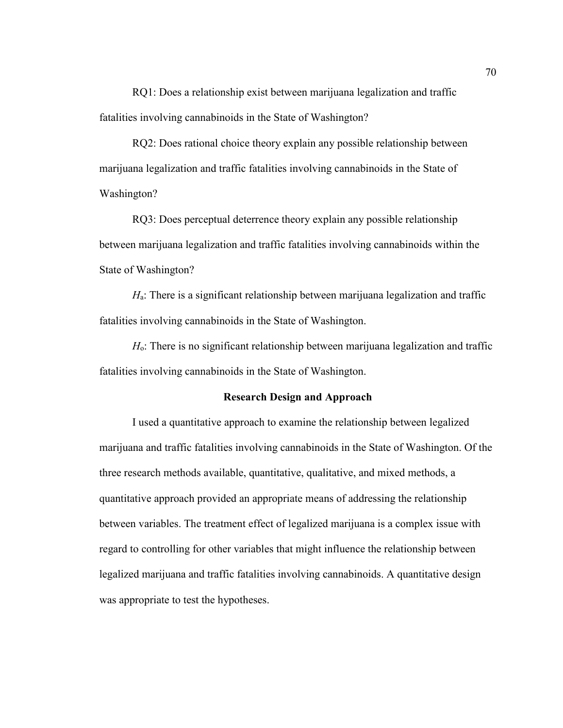RQ1: Does a relationship exist between marijuana legalization and traffic fatalities involving cannabinoids in the State of Washington?

RQ2: Does rational choice theory explain any possible relationship between marijuana legalization and traffic fatalities involving cannabinoids in the State of Washington?

RQ3: Does perceptual deterrence theory explain any possible relationship between marijuana legalization and traffic fatalities involving cannabinoids within the State of Washington?

$H_a$: There is a significant relationship between marijuana legalization and traffic fatalities involving cannabinoids in the State of Washington.

$H_o$: There is no significant relationship between marijuana legalization and traffic fatalities involving cannabinoids in the State of Washington.

## Research Design and Approach

I used a quantitative approach to examine the relationship between legalized marijuana and traffic fatalities involving cannabinoids in the State of Washington. Of the three research methods available, quantitative, qualitative, and mixed methods, a quantitative approach provided an appropriate means of addressing the relationship between variables. The treatment effect of legalized marijuana is a complex issue with regard to controlling for other variables that might influence the relationship between legalized marijuana and traffic fatalities involving cannabinoids. A quantitative design was appropriate to test the hypotheses.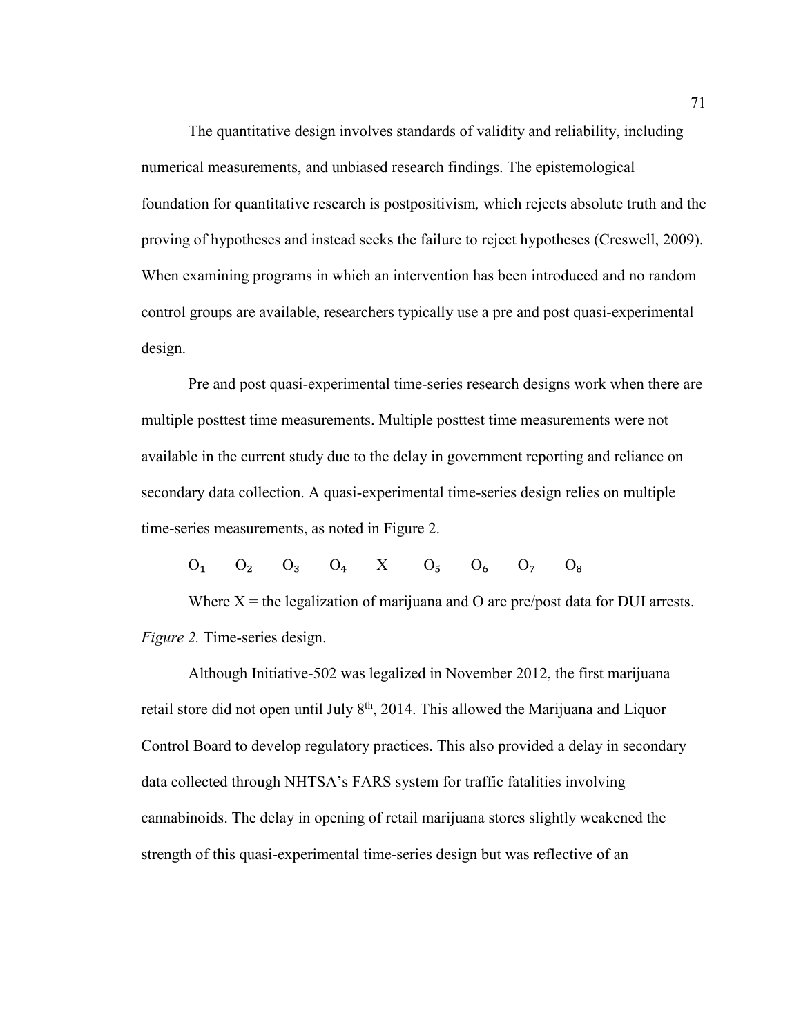The quantitative design involves standards of validity and reliability, including numerical measurements, and unbiased research findings. The epistemological foundation for quantitative research is postpositivism*,* which rejects absolute truth and the proving of hypotheses and instead seeks the failure to reject hypotheses (Creswell, 2009). When examining programs in which an intervention has been introduced and no random control groups are available, researchers typically use a pre and post quasi-experimental design.

Pre and post quasi-experimental time-series research designs work when there are multiple posttest time measurements. Multiple posttest time measurements were not available in the current study due to the delay in government reporting and reliance on secondary data collection. A quasi-experimental time-series design relies on multiple time-series measurements, as noted in Figure 2.

$O_1 \quad O_2 \quad O_3 \quad O_4 \quad X \quad O_5 \quad O_6 \quad O_7 \quad O_8$

Where X = the legalization of marijuana and O are pre/post data for DUI arrests.

*Figure 2.* Time-series design.

Although Initiative-502 was legalized in November 2012, the first marijuana retail store did not open until July 8th, 2014. This allowed the Marijuana and Liquor Control Board to develop regulatory practices. This also provided a delay in secondary data collected through NHTSA's FARS system for traffic fatalities involving cannabinoids. The delay in opening of retail marijuana stores slightly weakened the strength of this quasi-experimental time-series design but was reflective of an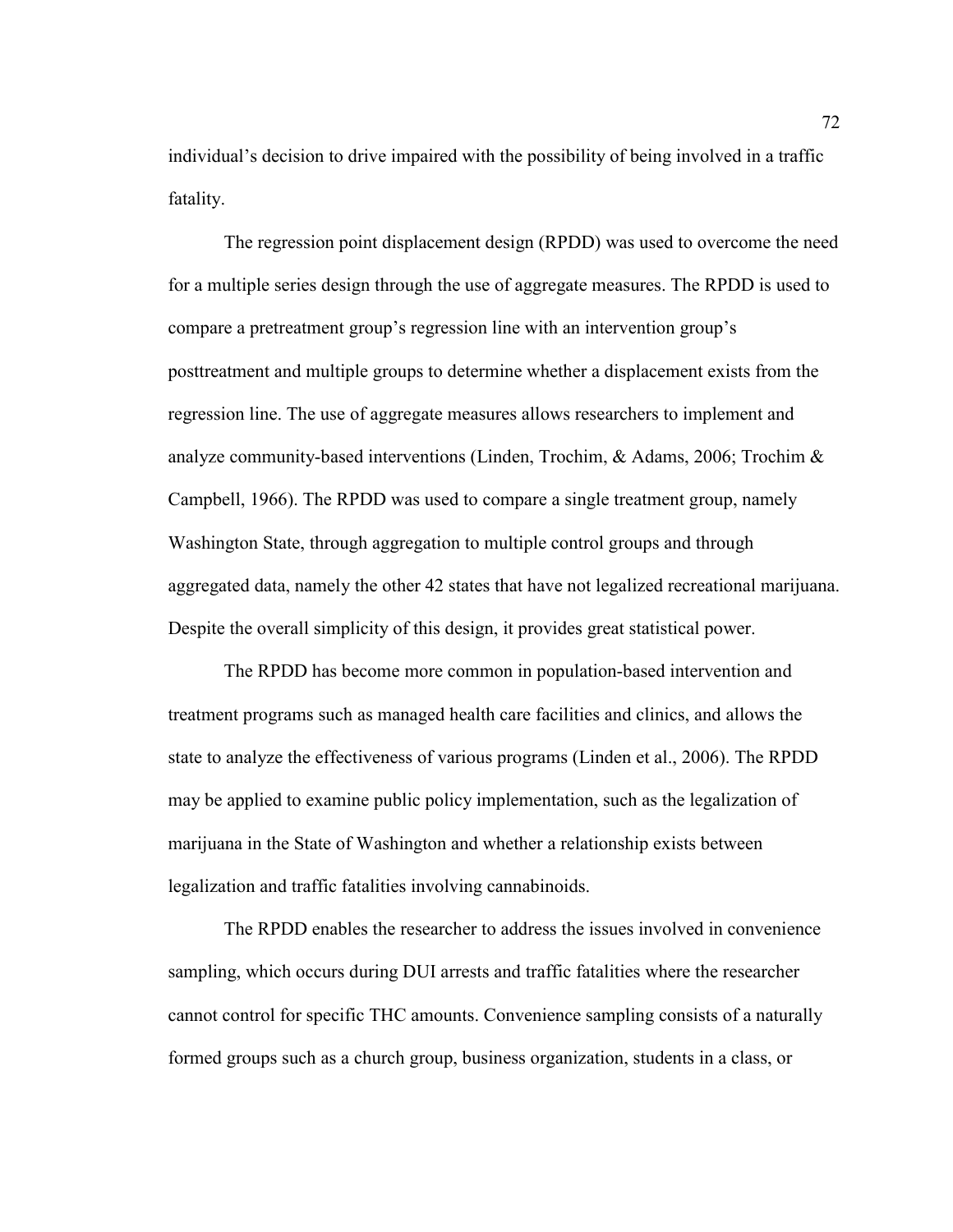individual's decision to drive impaired with the possibility of being involved in a traffic fatality.

The regression point displacement design (RPDD) was used to overcome the need for a multiple series design through the use of aggregate measures. The RPDD is used to compare a pretreatment group's regression line with an intervention group's posttreatment and multiple groups to determine whether a displacement exists from the regression line. The use of aggregate measures allows researchers to implement and analyze community-based interventions (Linden, Trochim, & Adams, 2006; Trochim & Campbell, 1966). The RPDD was used to compare a single treatment group, namely Washington State, through aggregation to multiple control groups and through aggregated data, namely the other 42 states that have not legalized recreational marijuana. Despite the overall simplicity of this design, it provides great statistical power.

The RPDD has become more common in population-based intervention and treatment programs such as managed health care facilities and clinics, and allows the state to analyze the effectiveness of various programs (Linden et al., 2006). The RPDD may be applied to examine public policy implementation, such as the legalization of marijuana in the State of Washington and whether a relationship exists between legalization and traffic fatalities involving cannabinoids.

The RPDD enables the researcher to address the issues involved in convenience sampling, which occurs during DUI arrests and traffic fatalities where the researcher cannot control for specific THC amounts. Convenience sampling consists of a naturally formed groups such as a church group, business organization, students in a class, or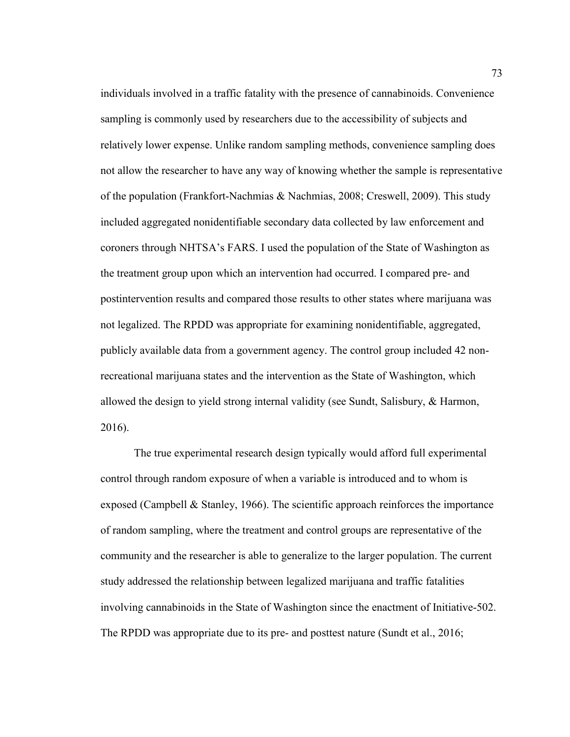individuals involved in a traffic fatality with the presence of cannabinoids. Convenience sampling is commonly used by researchers due to the accessibility of subjects and relatively lower expense. Unlike random sampling methods, convenience sampling does not allow the researcher to have any way of knowing whether the sample is representative of the population (Frankfort-Nachmias & Nachmias, 2008; Creswell, 2009). This study included aggregated nonidentifiable secondary data collected by law enforcement and coroners through NHTSA's FARS. I used the population of the State of Washington as the treatment group upon which an intervention had occurred. I compared pre- and postintervention results and compared those results to other states where marijuana was not legalized. The RPDD was appropriate for examining nonidentifiable, aggregated, publicly available data from a government agency. The control group included 42 non-recreational marijuana states and the intervention as the State of Washington, which allowed the design to yield strong internal validity (see Sundt, Salisbury, & Harmon, 2016).

The true experimental research design typically would afford full experimental control through random exposure of when a variable is introduced and to whom is exposed (Campbell & Stanley, 1966). The scientific approach reinforces the importance of random sampling, where the treatment and control groups are representative of the community and the researcher is able to generalize to the larger population. The current study addressed the relationship between legalized marijuana and traffic fatalities involving cannabinoids in the State of Washington since the enactment of Initiative-502. The RPDD was appropriate due to its pre- and posttest nature (Sundt et al., 2016;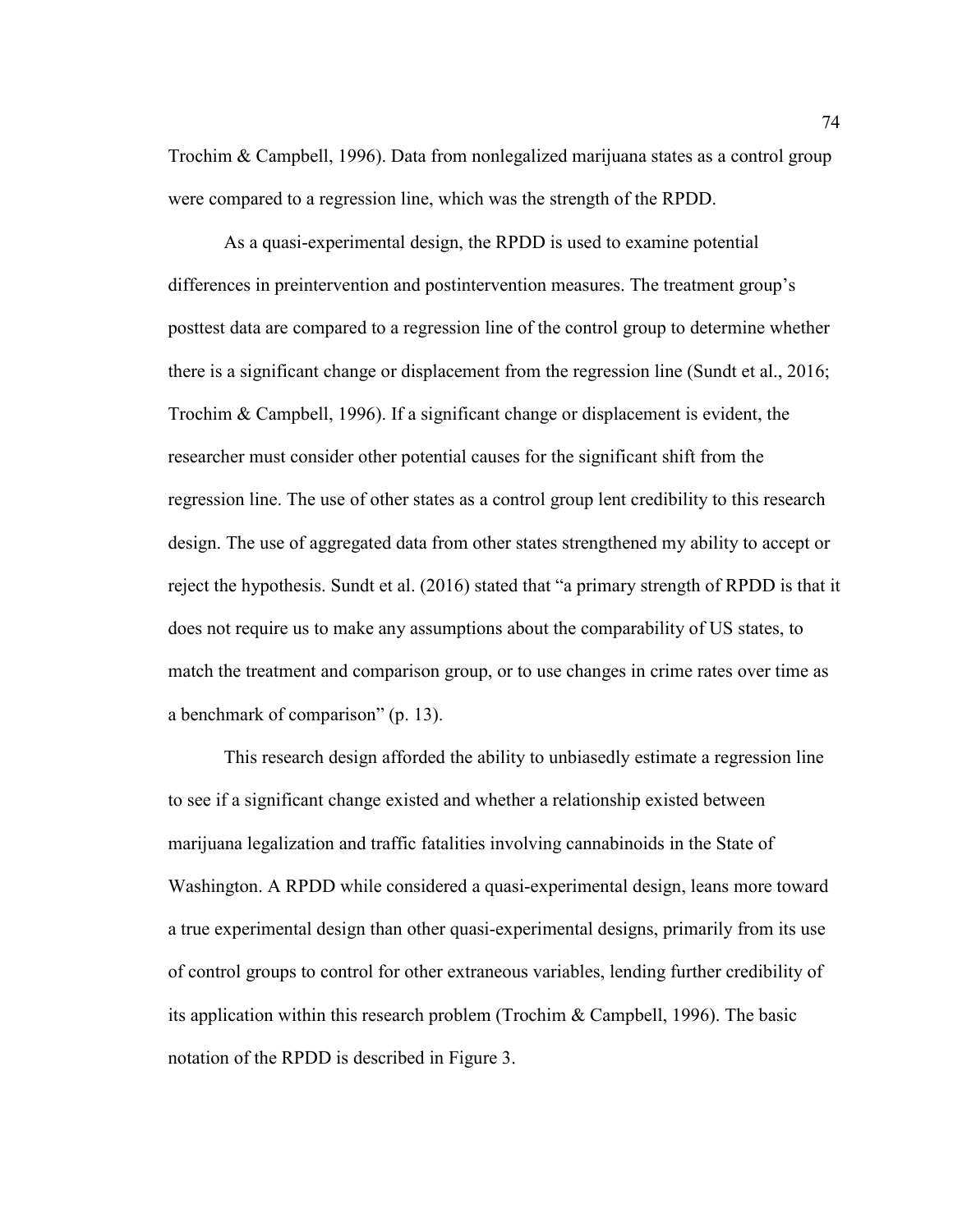Trochim & Campbell, 1996). Data from nonlegalized marijuana states as a control group were compared to a regression line, which was the strength of the RPDD.

As a quasi-experimental design, the RPDD is used to examine potential differences in preintervention and postintervention measures. The treatment group's posttest data are compared to a regression line of the control group to determine whether there is a significant change or displacement from the regression line (Sundt et al., 2016; Trochim & Campbell, 1996). If a significant change or displacement is evident, the researcher must consider other potential causes for the significant shift from the regression line. The use of other states as a control group lent credibility to this research design. The use of aggregated data from other states strengthened my ability to accept or reject the hypothesis. Sundt et al. (2016) stated that "a primary strength of RPDD is that it does not require us to make any assumptions about the comparability of US states, to match the treatment and comparison group, or to use changes in crime rates over time as a benchmark of comparison" (p. 13).

This research design afforded the ability to unbiasedly estimate a regression line to see if a significant change existed and whether a relationship existed between marijuana legalization and traffic fatalities involving cannabinoids in the State of Washington. A RPDD while considered a quasi-experimental design, leans more toward a true experimental design than other quasi-experimental designs, primarily from its use of control groups to control for other extraneous variables, lending further credibility of its application within this research problem (Trochim & Campbell, 1996). The basic notation of the RPDD is described in Figure 3.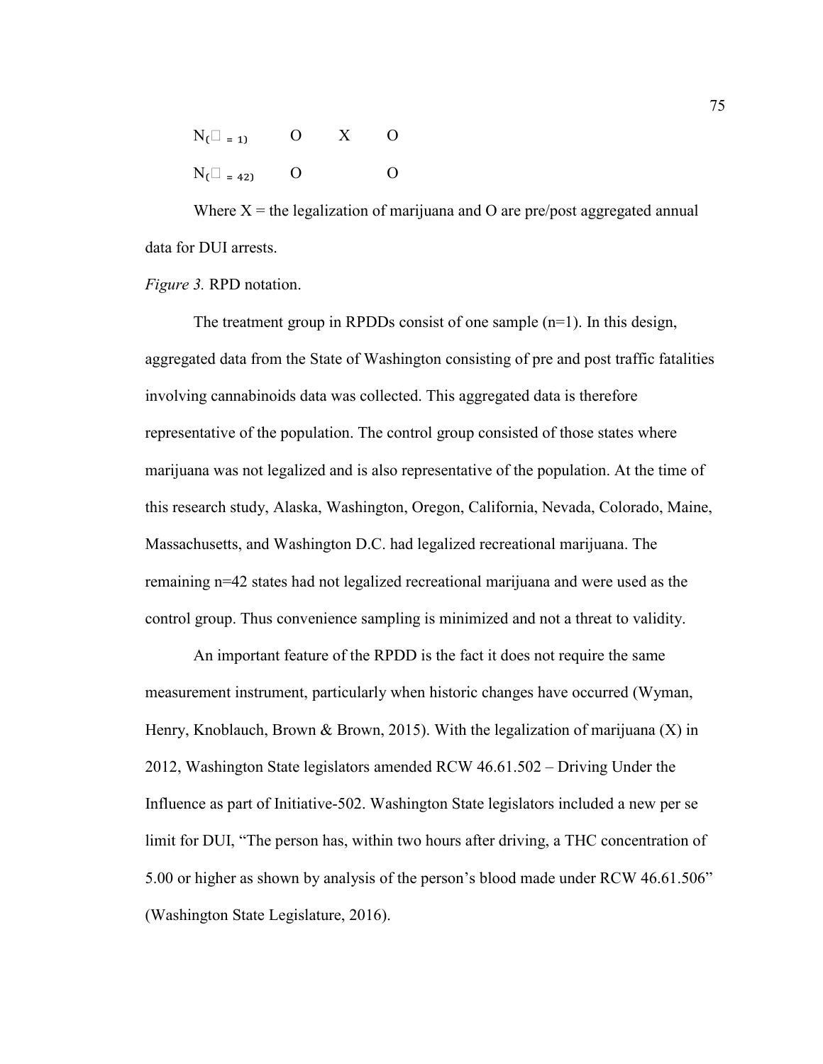$N_{(\square = 1)}$ O X O

$N_{(\square = 42)}$ O O

Where X = the legalization of marijuana and O are pre/post aggregated annual data for DUI arrests.

*Figure 3.* RPD notation.

The treatment group in RPDDs consist of one sample (n=1). In this design, aggregated data from the State of Washington consisting of pre and post traffic fatalities involving cannabinoids data was collected. This aggregated data is therefore representative of the population. The control group consisted of those states where marijuana was not legalized and is also representative of the population. At the time of this research study, Alaska, Washington, Oregon, California, Nevada, Colorado, Maine, Massachusetts, and Washington D.C. had legalized recreational marijuana. The remaining n=42 states had not legalized recreational marijuana and were used as the control group. Thus convenience sampling is minimized and not a threat to validity.

An important feature of the RPDD is the fact it does not require the same measurement instrument, particularly when historic changes have occurred (Wyman, Henry, Knoblauch, Brown & Brown, 2015). With the legalization of marijuana (X) in 2012, Washington State legislators amended RCW 46.61.502 – Driving Under the Influence as part of Initiative-502. Washington State legislators included a new per se limit for DUI, "The person has, within two hours after driving, a THC concentration of 5.00 or higher as shown by analysis of the person's blood made under RCW 46.61.506" (Washington State Legislature, 2016).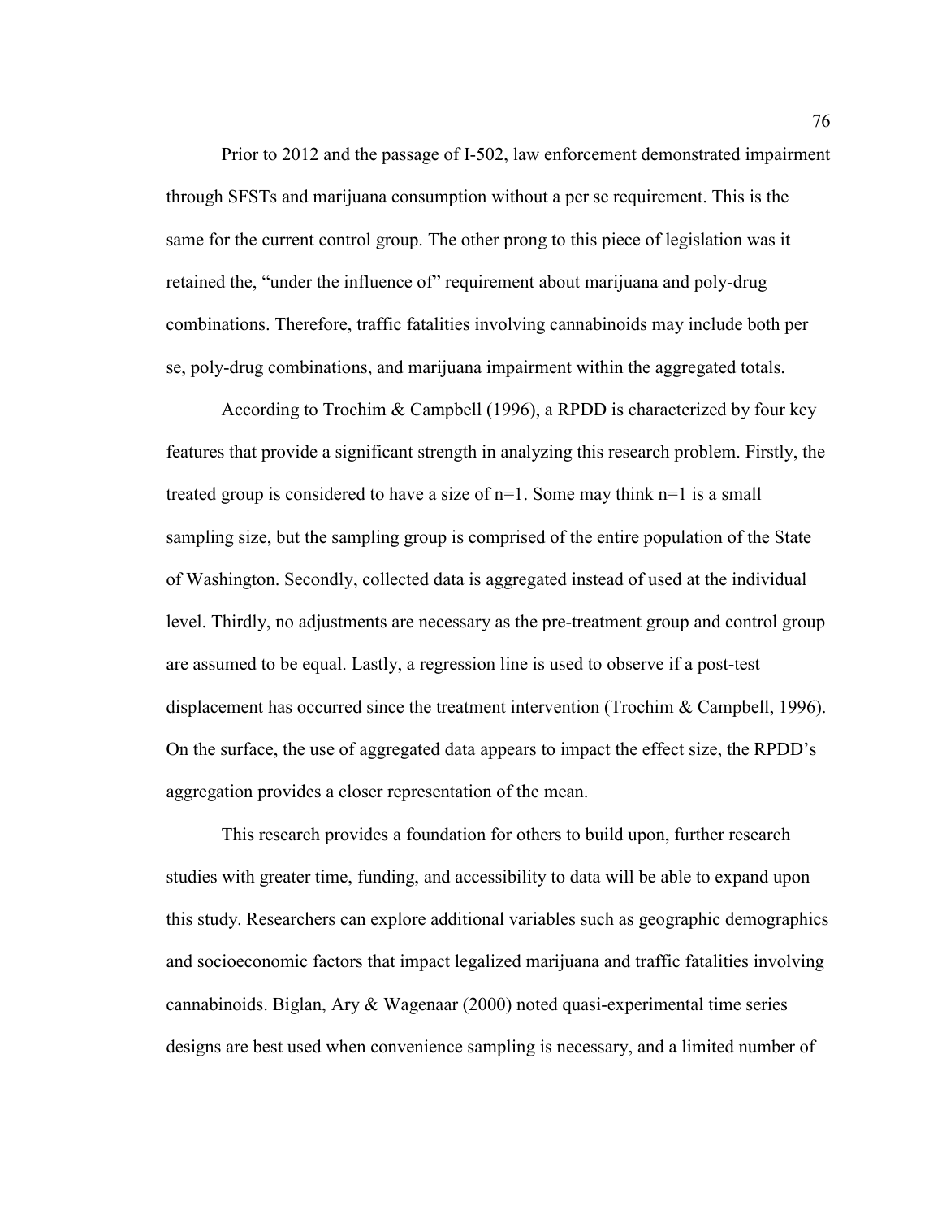Prior to 2012 and the passage of I-502, law enforcement demonstrated impairment through SFSTs and marijuana consumption without a per se requirement. This is the same for the current control group. The other prong to this piece of legislation was it retained the, "under the influence of" requirement about marijuana and poly-drug combinations. Therefore, traffic fatalities involving cannabinoids may include both per se, poly-drug combinations, and marijuana impairment within the aggregated totals.

According to Trochim & Campbell (1996), a RPDD is characterized by four key features that provide a significant strength in analyzing this research problem. Firstly, the treated group is considered to have a size of n=1. Some may think n=1 is a small sampling size, but the sampling group is comprised of the entire population of the State of Washington. Secondly, collected data is aggregated instead of used at the individual level. Thirdly, no adjustments are necessary as the pre-treatment group and control group are assumed to be equal. Lastly, a regression line is used to observe if a post-test displacement has occurred since the treatment intervention (Trochim & Campbell, 1996). On the surface, the use of aggregated data appears to impact the effect size, the RPDD's aggregation provides a closer representation of the mean.

This research provides a foundation for others to build upon, further research studies with greater time, funding, and accessibility to data will be able to expand upon this study. Researchers can explore additional variables such as geographic demographics and socioeconomic factors that impact legalized marijuana and traffic fatalities involving cannabinoids. Biglan, Ary & Wagenaar (2000) noted quasi-experimental time series designs are best used when convenience sampling is necessary, and a limited number of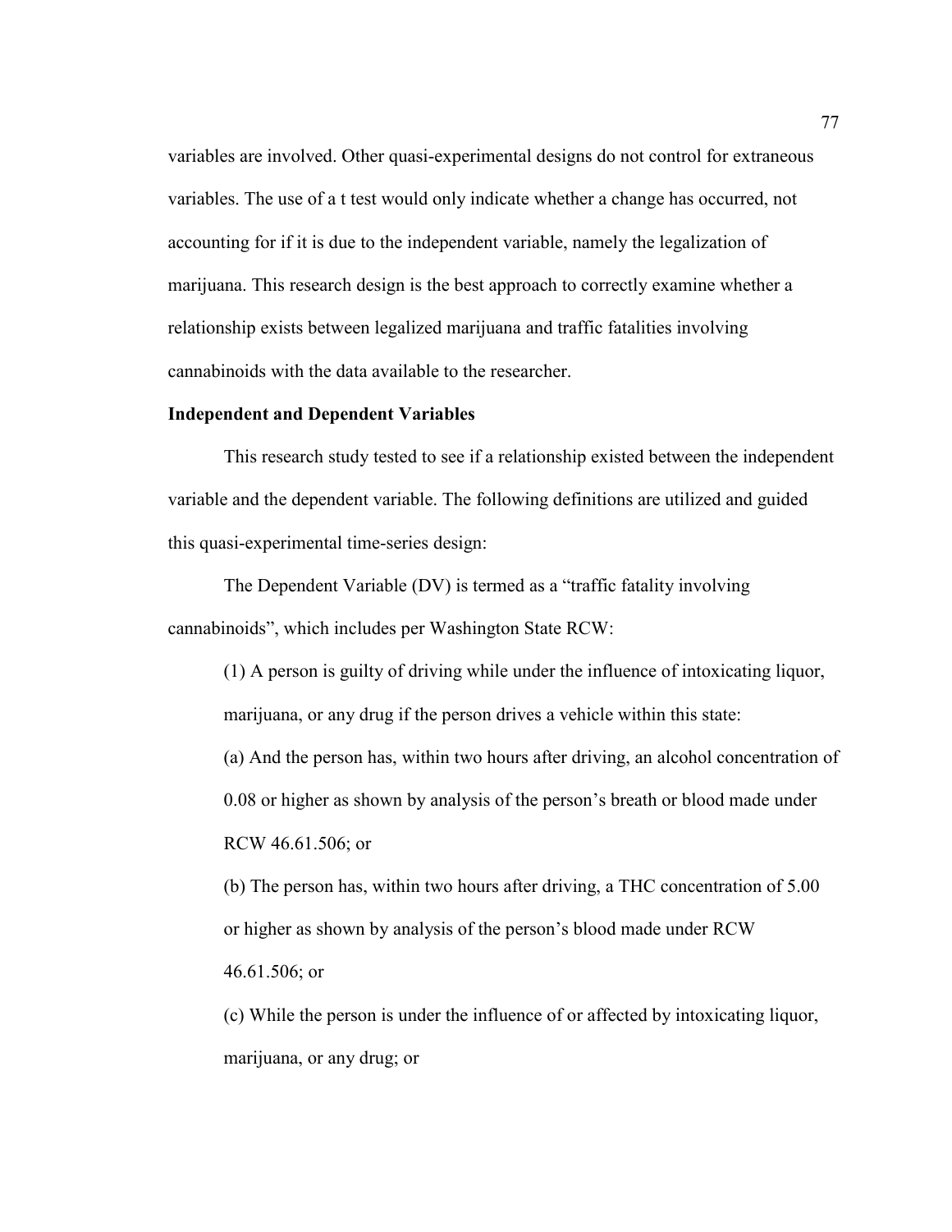variables are involved. Other quasi-experimental designs do not control for extraneous variables. The use of a t test would only indicate whether a change has occurred, not accounting for if it is due to the independent variable, namely the legalization of marijuana. This research design is the best approach to correctly examine whether a relationship exists between legalized marijuana and traffic fatalities involving cannabinoids with the data available to the researcher.

**Independent and Dependent Variables**

This research study tested to see if a relationship existed between the independent variable and the dependent variable. The following definitions are utilized and guided this quasi-experimental time-series design:

The Dependent Variable (DV) is termed as a "traffic fatality involving cannabinoids", which includes per Washington State RCW:

> (1) A person is guilty of driving while under the influence of intoxicating liquor, marijuana, or any drug if the person drives a vehicle within this state:
>
> (a) And the person has, within two hours after driving, an alcohol concentration of 0.08 or higher as shown by analysis of the person's breath or blood made under RCW 46.61.506; or
>
> (b) The person has, within two hours after driving, a THC concentration of 5.00 or higher as shown by analysis of the person's blood made under RCW 46.61.506; or
>
> (c) While the person is under the influence of or affected by intoxicating liquor, marijuana, or any drug; or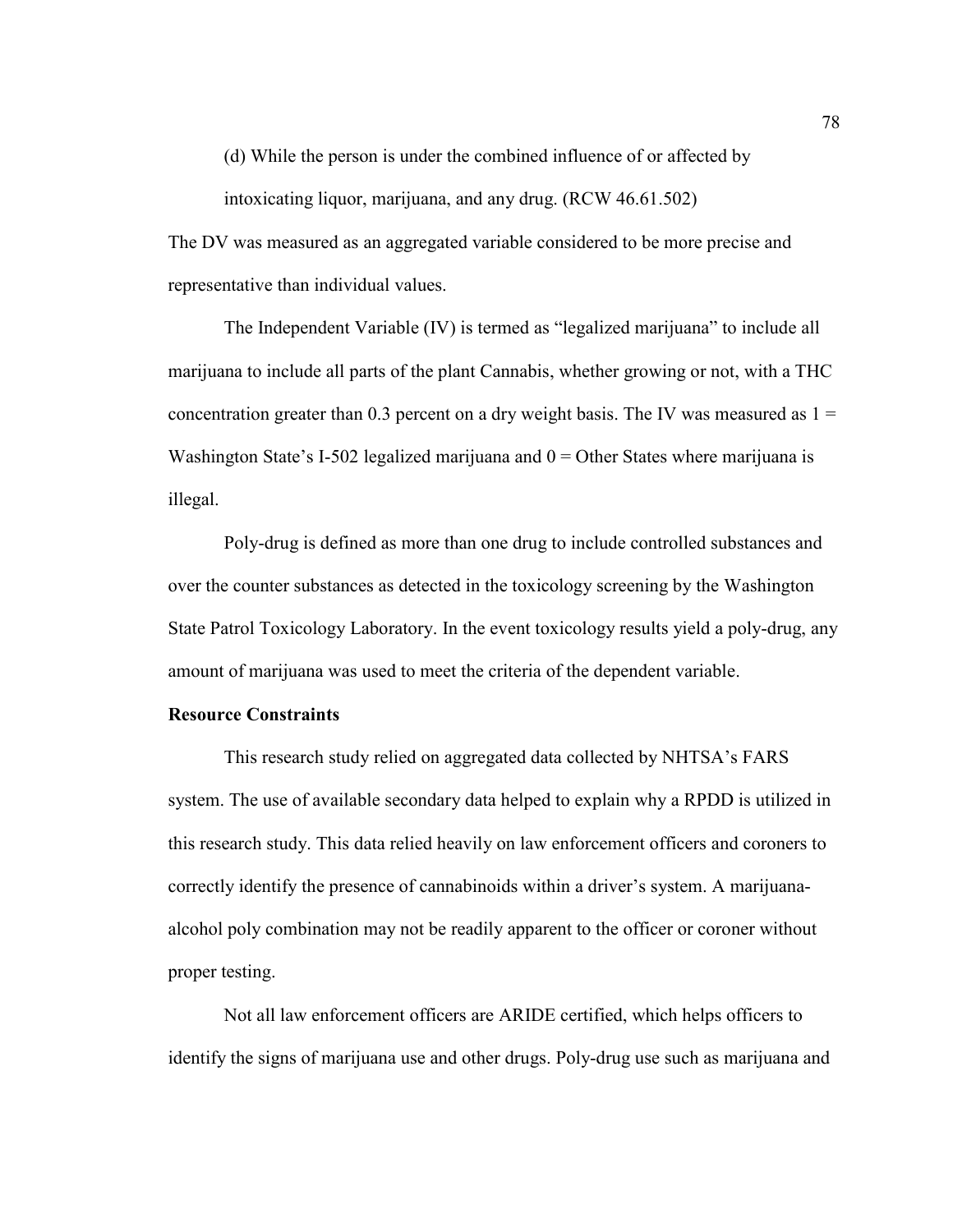(d) While the person is under the combined influence of or affected by intoxicating liquor, marijuana, and any drug. (RCW 46.61.502)

The DV was measured as an aggregated variable considered to be more precise and representative than individual values.

The Independent Variable (IV) is termed as "legalized marijuana" to include all marijuana to include all parts of the plant Cannabis, whether growing or not, with a THC concentration greater than 0.3 percent on a dry weight basis. The IV was measured as 1 = Washington State's I-502 legalized marijuana and 0 = Other States where marijuana is illegal.

Poly-drug is defined as more than one drug to include controlled substances and over the counter substances as detected in the toxicology screening by the Washington State Patrol Toxicology Laboratory. In the event toxicology results yield a poly-drug, any amount of marijuana was used to meet the criteria of the dependent variable.

**Resource Constraints**

This research study relied on aggregated data collected by NHTSA's FARS system. The use of available secondary data helped to explain why a RPDD is utilized in this research study. This data relied heavily on law enforcement officers and coroners to correctly identify the presence of cannabinoids within a driver's system. A marijuana-alcohol poly combination may not be readily apparent to the officer or coroner without proper testing.

Not all law enforcement officers are ARIDE certified, which helps officers to identify the signs of marijuana use and other drugs. Poly-drug use such as marijuana and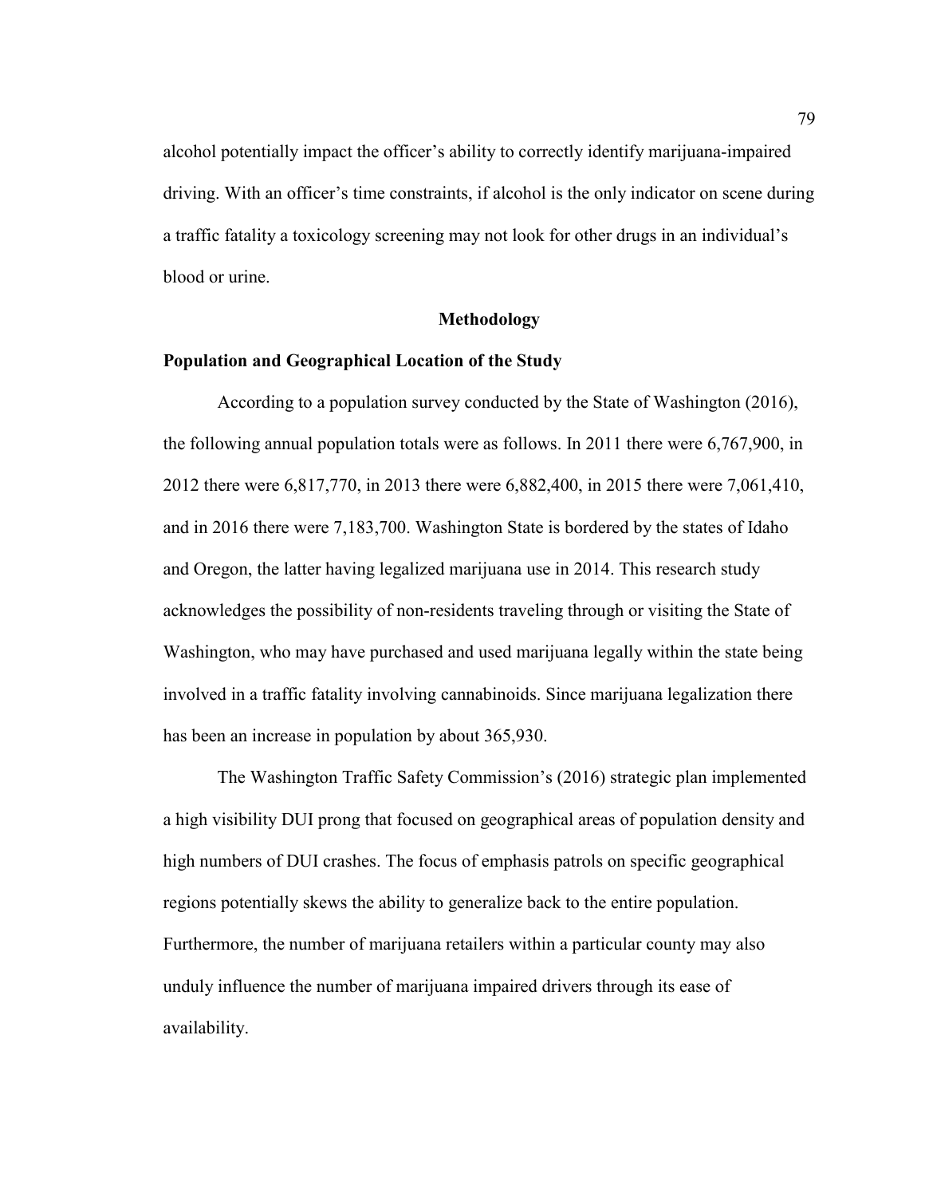alcohol potentially impact the officer's ability to correctly identify marijuana-impaired driving. With an officer's time constraints, if alcohol is the only indicator on scene during a traffic fatality a toxicology screening may not look for other drugs in an individual's blood or urine.

## Methodology

### Population and Geographical Location of the Study

According to a population survey conducted by the State of Washington (2016), the following annual population totals were as follows. In 2011 there were 6,767,900, in 2012 there were 6,817,770, in 2013 there were 6,882,400, in 2015 there were 7,061,410, and in 2016 there were 7,183,700. Washington State is bordered by the states of Idaho and Oregon, the latter having legalized marijuana use in 2014. This research study acknowledges the possibility of non-residents traveling through or visiting the State of Washington, who may have purchased and used marijuana legally within the state being involved in a traffic fatality involving cannabinoids. Since marijuana legalization there has been an increase in population by about 365,930.

The Washington Traffic Safety Commission's (2016) strategic plan implemented a high visibility DUI prong that focused on geographical areas of population density and high numbers of DUI crashes. The focus of emphasis patrols on specific geographical regions potentially skews the ability to generalize back to the entire population. Furthermore, the number of marijuana retailers within a particular county may also unduly influence the number of marijuana impaired drivers through its ease of availability.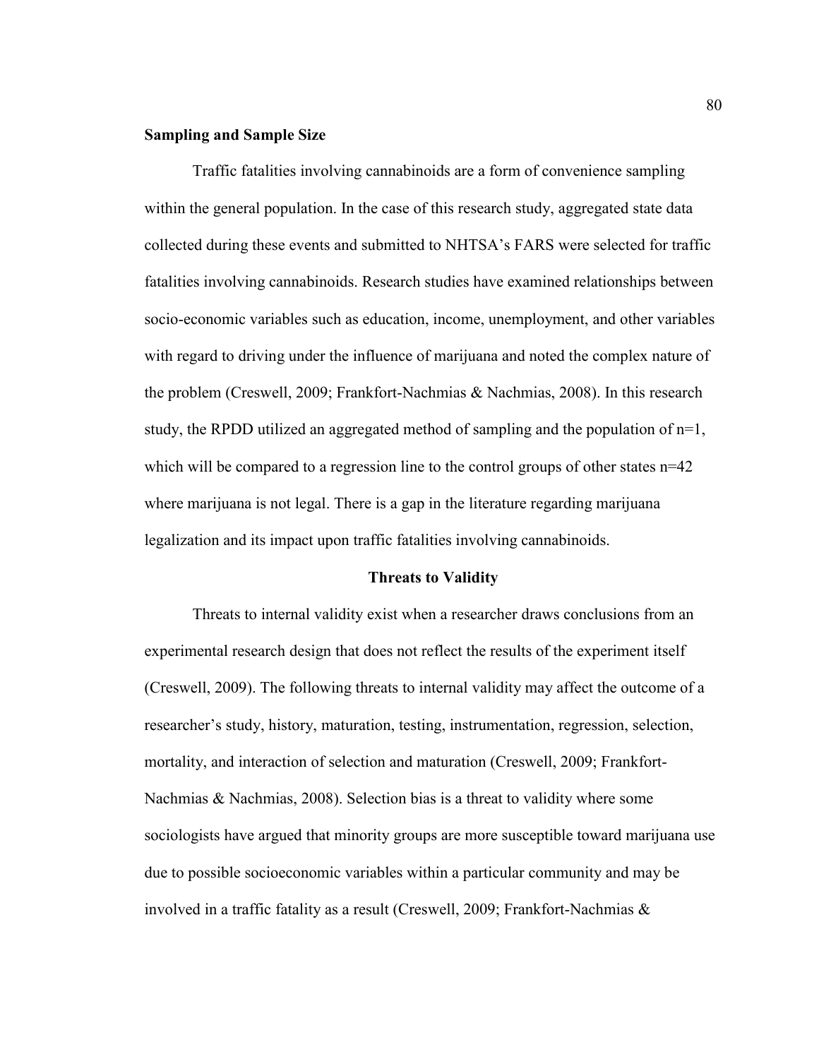**Sampling and Sample Size**

Traffic fatalities involving cannabinoids are a form of convenience sampling within the general population. In the case of this research study, aggregated state data collected during these events and submitted to NHTSA's FARS were selected for traffic fatalities involving cannabinoids. Research studies have examined relationships between socio-economic variables such as education, income, unemployment, and other variables with regard to driving under the influence of marijuana and noted the complex nature of the problem (Creswell, 2009; Frankfort-Nachmias & Nachmias, 2008). In this research study, the RPDD utilized an aggregated method of sampling and the population of n=1, which will be compared to a regression line to the control groups of other states n=42 where marijuana is not legal. There is a gap in the literature regarding marijuana legalization and its impact upon traffic fatalities involving cannabinoids.

## Threats to Validity

Threats to internal validity exist when a researcher draws conclusions from an experimental research design that does not reflect the results of the experiment itself (Creswell, 2009). The following threats to internal validity may affect the outcome of a researcher's study, history, maturation, testing, instrumentation, regression, selection, mortality, and interaction of selection and maturation (Creswell, 2009; Frankfort-Nachmias & Nachmias, 2008). Selection bias is a threat to validity where some sociologists have argued that minority groups are more susceptible toward marijuana use due to possible socioeconomic variables within a particular community and may be involved in a traffic fatality as a result (Creswell, 2009; Frankfort-Nachmias &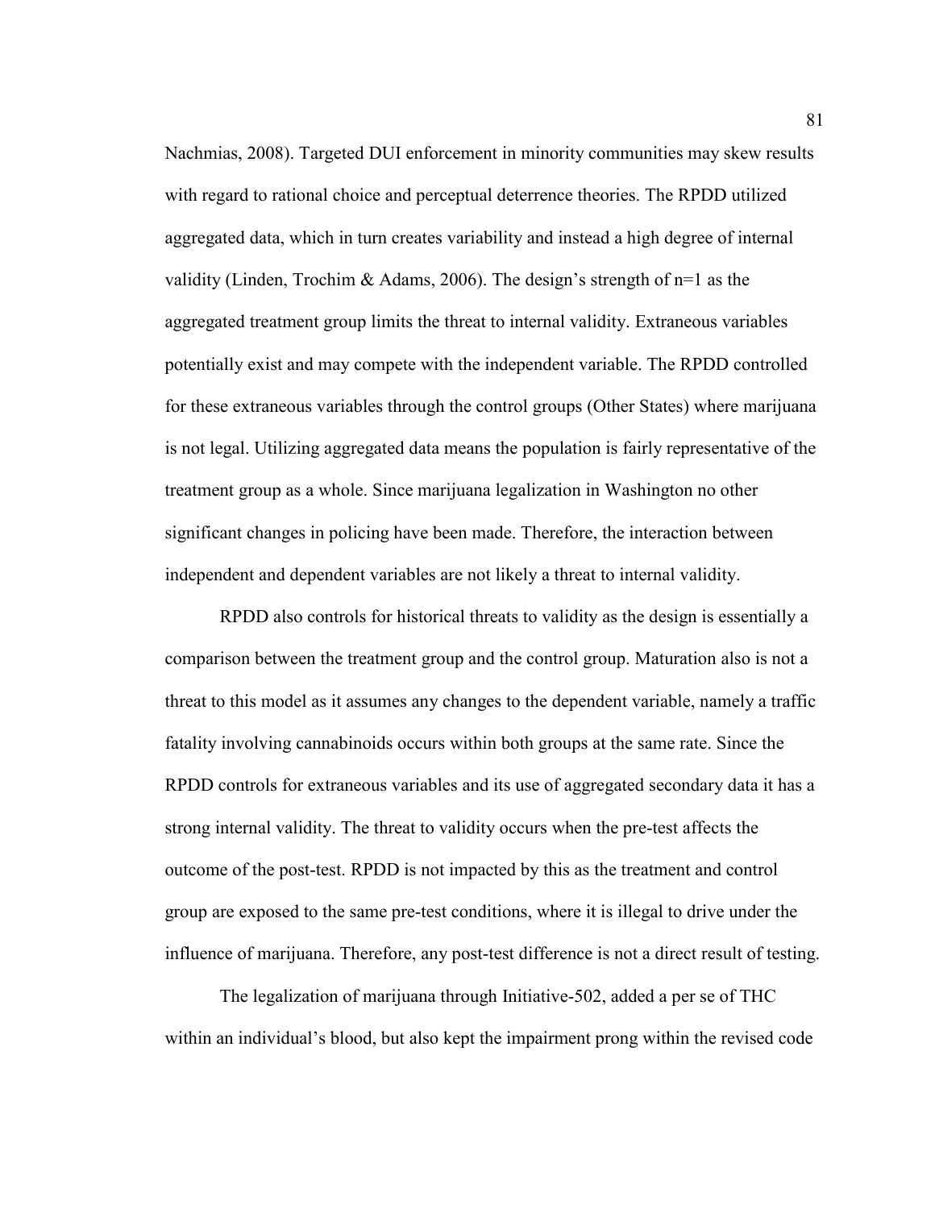Nachmias, 2008). Targeted DUI enforcement in minority communities may skew results with regard to rational choice and perceptual deterrence theories. The RPDD utilized aggregated data, which in turn creates variability and instead a high degree of internal validity (Linden, Trochim & Adams, 2006). The design's strength of n=1 as the aggregated treatment group limits the threat to internal validity. Extraneous variables potentially exist and may compete with the independent variable. The RPDD controlled for these extraneous variables through the control groups (Other States) where marijuana is not legal. Utilizing aggregated data means the population is fairly representative of the treatment group as a whole. Since marijuana legalization in Washington no other significant changes in policing have been made. Therefore, the interaction between independent and dependent variables are not likely a threat to internal validity.

RPDD also controls for historical threats to validity as the design is essentially a comparison between the treatment group and the control group. Maturation also is not a threat to this model as it assumes any changes to the dependent variable, namely a traffic fatality involving cannabinoids occurs within both groups at the same rate. Since the RPDD controls for extraneous variables and its use of aggregated secondary data it has a strong internal validity. The threat to validity occurs when the pre-test affects the outcome of the post-test. RPDD is not impacted by this as the treatment and control group are exposed to the same pre-test conditions, where it is illegal to drive under the influence of marijuana. Therefore, any post-test difference is not a direct result of testing.

The legalization of marijuana through Initiative-502, added a per se of THC within an individual's blood, but also kept the impairment prong within the revised code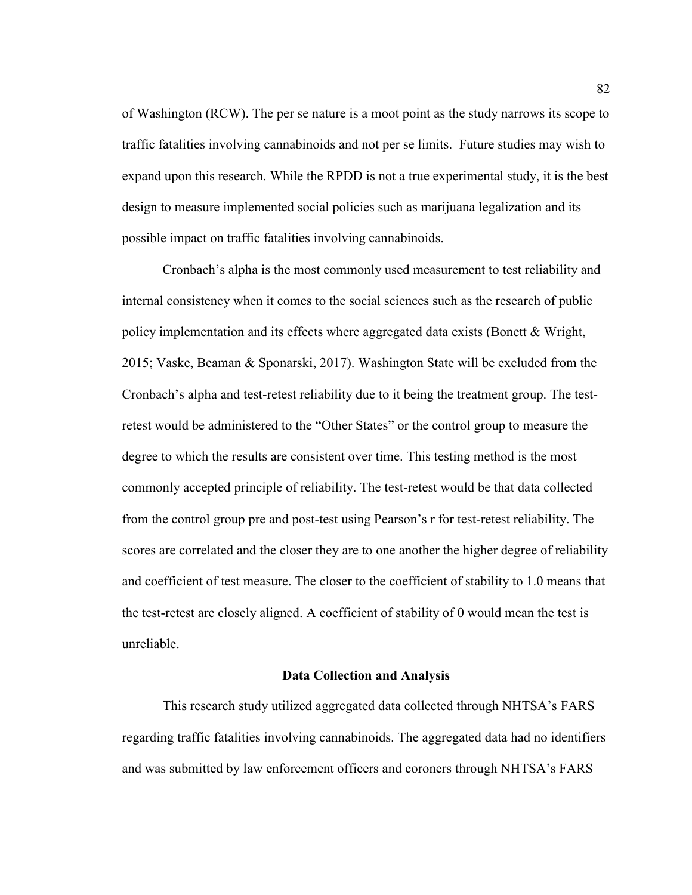of Washington (RCW). The per se nature is a moot point as the study narrows its scope to traffic fatalities involving cannabinoids and not per se limits. Future studies may wish to expand upon this research. While the RPDD is not a true experimental study, it is the best design to measure implemented social policies such as marijuana legalization and its possible impact on traffic fatalities involving cannabinoids.

Cronbach's alpha is the most commonly used measurement to test reliability and internal consistency when it comes to the social sciences such as the research of public policy implementation and its effects where aggregated data exists (Bonett & Wright, 2015; Vaske, Beaman & Sponarski, 2017). Washington State will be excluded from the Cronbach's alpha and test-retest reliability due to it being the treatment group. The test-retest would be administered to the "Other States" or the control group to measure the degree to which the results are consistent over time. This testing method is the most commonly accepted principle of reliability. The test-retest would be that data collected from the control group pre and post-test using Pearson's r for test-retest reliability. The scores are correlated and the closer they are to one another the higher degree of reliability and coefficient of test measure. The closer to the coefficient of stability to 1.0 means that the test-retest are closely aligned. A coefficient of stability of 0 would mean the test is unreliable.

## Data Collection and Analysis

This research study utilized aggregated data collected through NHTSA's FARS regarding traffic fatalities involving cannabinoids. The aggregated data had no identifiers and was submitted by law enforcement officers and coroners through NHTSA's FARS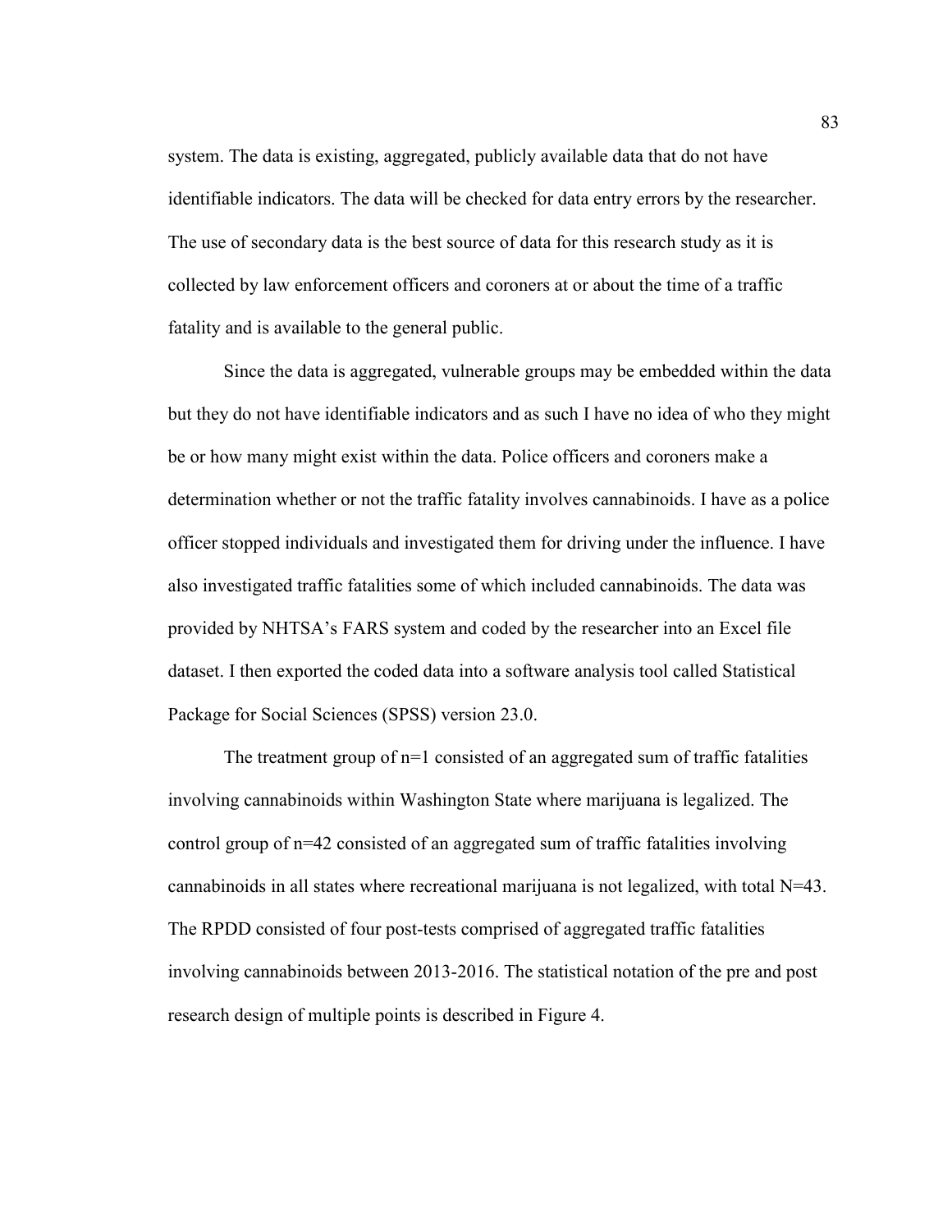system. The data is existing, aggregated, publicly available data that do not have identifiable indicators. The data will be checked for data entry errors by the researcher. The use of secondary data is the best source of data for this research study as it is collected by law enforcement officers and coroners at or about the time of a traffic fatality and is available to the general public.

Since the data is aggregated, vulnerable groups may be embedded within the data but they do not have identifiable indicators and as such I have no idea of who they might be or how many might exist within the data. Police officers and coroners make a determination whether or not the traffic fatality involves cannabinoids. I have as a police officer stopped individuals and investigated them for driving under the influence. I have also investigated traffic fatalities some of which included cannabinoids. The data was provided by NHTSA's FARS system and coded by the researcher into an Excel file dataset. I then exported the coded data into a software analysis tool called Statistical Package for Social Sciences (SPSS) version 23.0.

The treatment group of $n=1$ consisted of an aggregated sum of traffic fatalities involving cannabinoids within Washington State where marijuana is legalized. The control group of $n=42$ consisted of an aggregated sum of traffic fatalities involving cannabinoids in all states where recreational marijuana is not legalized, with total $N=43$. The RPDD consisted of four post-tests comprised of aggregated traffic fatalities involving cannabinoids between 2013-2016. The statistical notation of the pre and post research design of multiple points is described in Figure 4.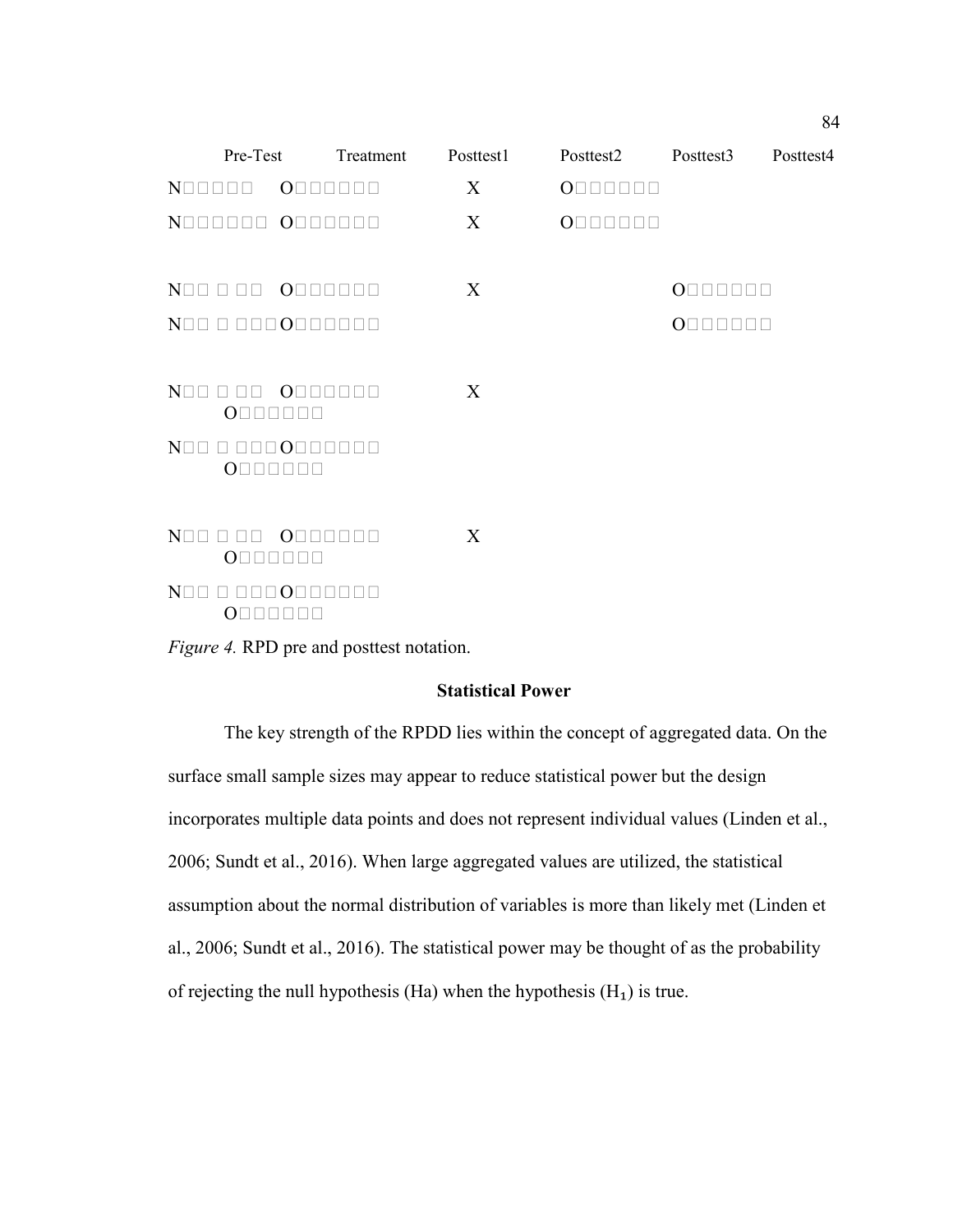| Pre-Test | Treatment | Posttest1 | Posttest2 | Posttest3 | Posttest4 |
|---|---|---|---|---|---|
| N□□□□□ | O□□□□□□ | X | O□□□□□□ | | |
| N□□□□□□ | O□□□□□□ | X | O□□□□□□ | | |
| | | | | | |
| N□□ □ □□ | O□□□□□□ | X | | O□□□□□□ | |
| N□□ □ □□□ | O□□□□□□ | | | O□□□□□□ | |
| | | | | | |
| N□□ □ □□ O□□□□□□ | O□□□□□□ | X | | | |
| N□□ □ □□□ O□□□□□□ | O□□□□□□ | | | | |
| | | | | | |
| N□□ □ □□ O□□□□□□ | O□□□□□□ | X | | | |
| N□□ □ □□□ O□□□□□□ | O□□□□□□ | | | | |

*Figure 4.* RPD pre and posttest notation.

## Statistical Power

The key strength of the RPDD lies within the concept of aggregated data. On the surface small sample sizes may appear to reduce statistical power but the design incorporates multiple data points and does not represent individual values (Linden et al., 2006; Sundt et al., 2016). When large aggregated values are utilized, the statistical assumption about the normal distribution of variables is more than likely met (Linden et al., 2006; Sundt et al., 2016). The statistical power may be thought of as the probability of rejecting the null hypothesis (Ha) when the hypothesis ($H_1$) is true.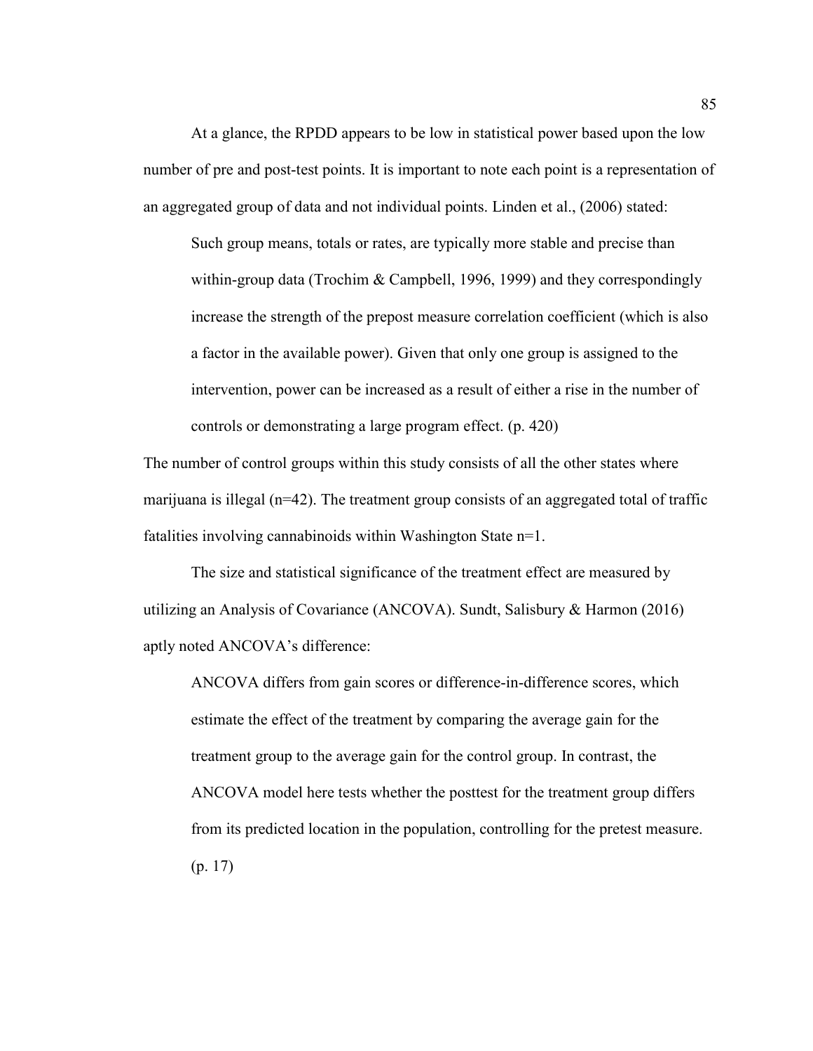At a glance, the RPDD appears to be low in statistical power based upon the low number of pre and post-test points. It is important to note each point is a representation of an aggregated group of data and not individual points. Linden et al., (2006) stated:

> Such group means, totals or rates, are typically more stable and precise than within-group data (Trochim & Campbell, 1996, 1999) and they correspondingly increase the strength of the prepost measure correlation coefficient (which is also a factor in the available power). Given that only one group is assigned to the intervention, power can be increased as a result of either a rise in the number of controls or demonstrating a large program effect. (p. 420)

The number of control groups within this study consists of all the other states where marijuana is illegal (n=42). The treatment group consists of an aggregated total of traffic fatalities involving cannabinoids within Washington State n=1.

The size and statistical significance of the treatment effect are measured by utilizing an Analysis of Covariance (ANCOVA). Sundt, Salisbury & Harmon (2016) aptly noted ANCOVA's difference:

> ANCOVA differs from gain scores or difference-in-difference scores, which estimate the effect of the treatment by comparing the average gain for the treatment group to the average gain for the control group. In contrast, the ANCOVA model here tests whether the posttest for the treatment group differs from its predicted location in the population, controlling for the pretest measure. (p. 17)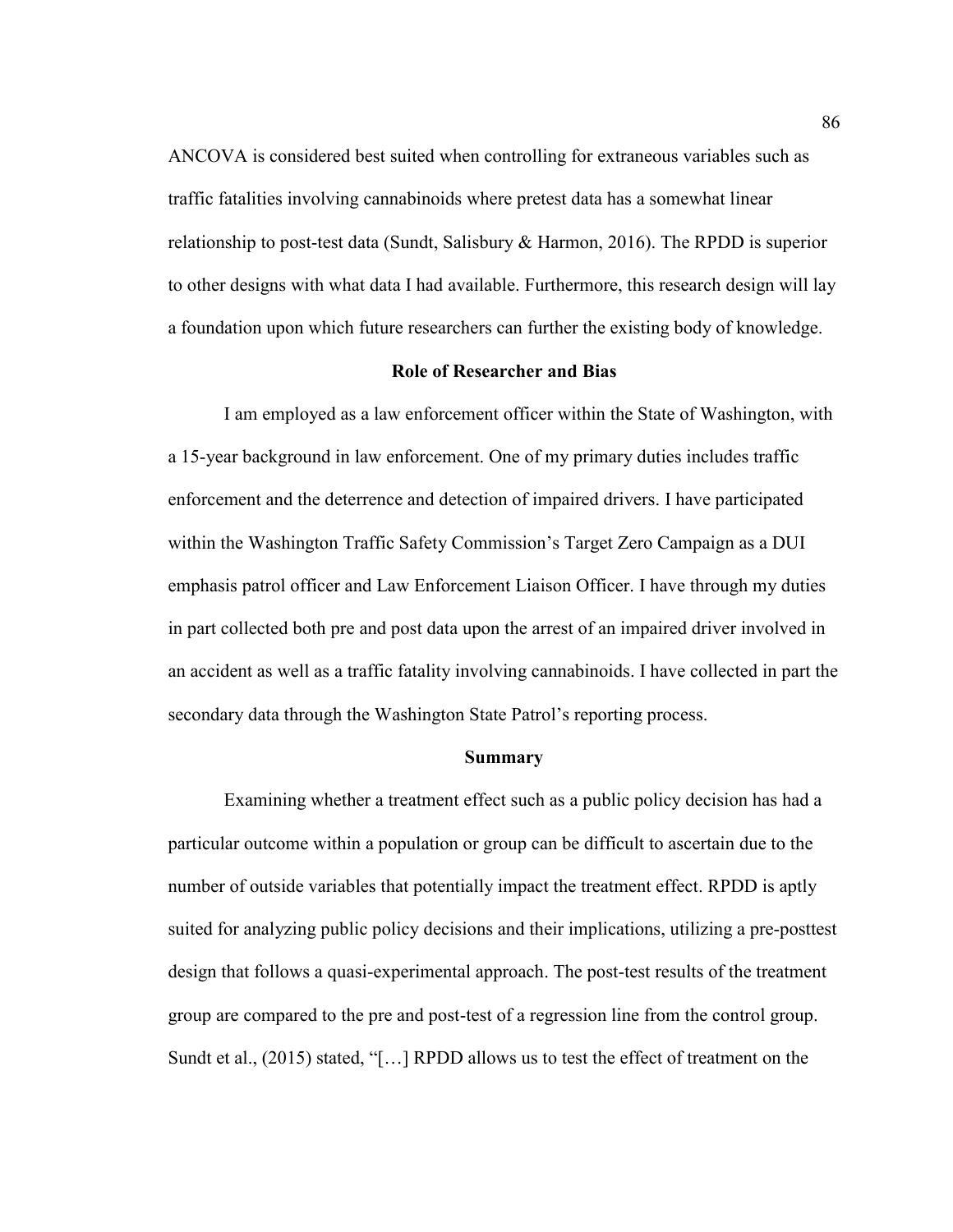ANCOVA is considered best suited when controlling for extraneous variables such as traffic fatalities involving cannabinoids where pretest data has a somewhat linear relationship to post-test data (Sundt, Salisbury & Harmon, 2016). The RPDD is superior to other designs with what data I had available. Furthermore, this research design will lay a foundation upon which future researchers can further the existing body of knowledge.

## Role of Researcher and Bias

I am employed as a law enforcement officer within the State of Washington, with a 15-year background in law enforcement. One of my primary duties includes traffic enforcement and the deterrence and detection of impaired drivers. I have participated within the Washington Traffic Safety Commission's Target Zero Campaign as a DUI emphasis patrol officer and Law Enforcement Liaison Officer. I have through my duties in part collected both pre and post data upon the arrest of an impaired driver involved in an accident as well as a traffic fatality involving cannabinoids. I have collected in part the secondary data through the Washington State Patrol's reporting process.

## Summary

Examining whether a treatment effect such as a public policy decision has had a particular outcome within a population or group can be difficult to ascertain due to the number of outside variables that potentially impact the treatment effect. RPDD is aptly suited for analyzing public policy decisions and their implications, utilizing a pre-posttest design that follows a quasi-experimental approach. The post-test results of the treatment group are compared to the pre and post-test of a regression line from the control group. Sundt et al., (2015) stated, "[…] RPDD allows us to test the effect of treatment on the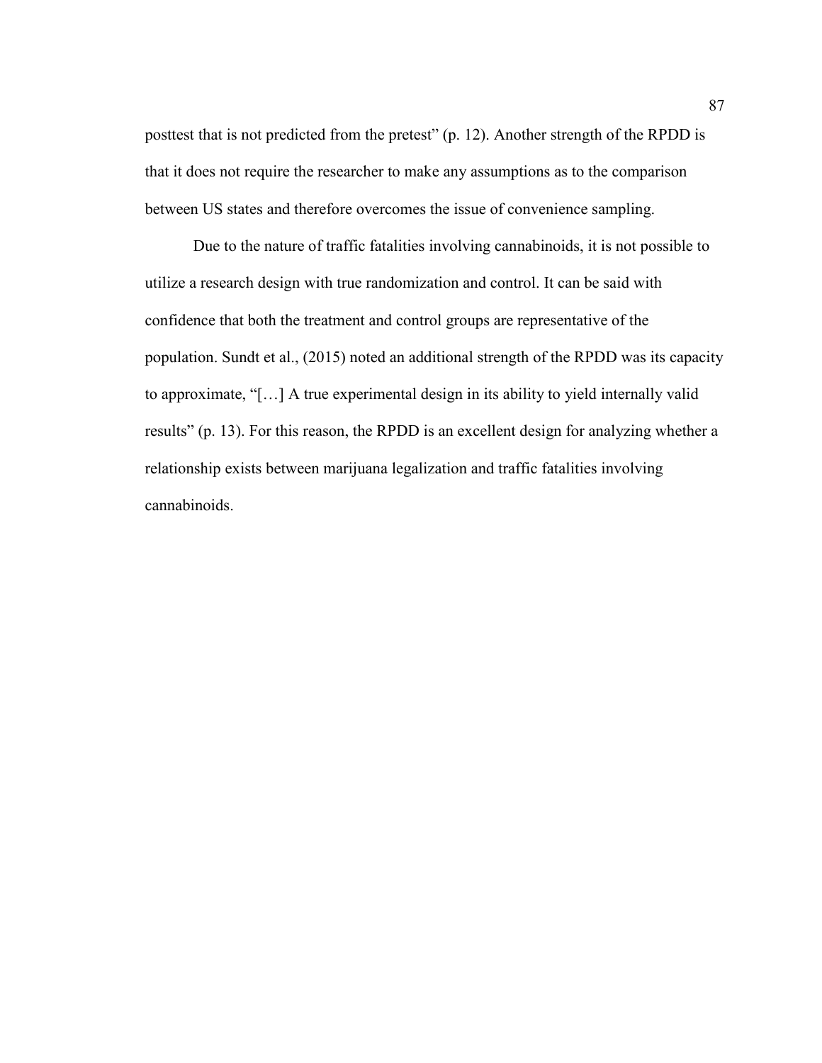posttest that is not predicted from the pretest" (p. 12). Another strength of the RPDD is that it does not require the researcher to make any assumptions as to the comparison between US states and therefore overcomes the issue of convenience sampling.

Due to the nature of traffic fatalities involving cannabinoids, it is not possible to utilize a research design with true randomization and control. It can be said with confidence that both the treatment and control groups are representative of the population. Sundt et al., (2015) noted an additional strength of the RPDD was its capacity to approximate, "[…] A true experimental design in its ability to yield internally valid results" (p. 13). For this reason, the RPDD is an excellent design for analyzing whether a relationship exists between marijuana legalization and traffic fatalities involving cannabinoids.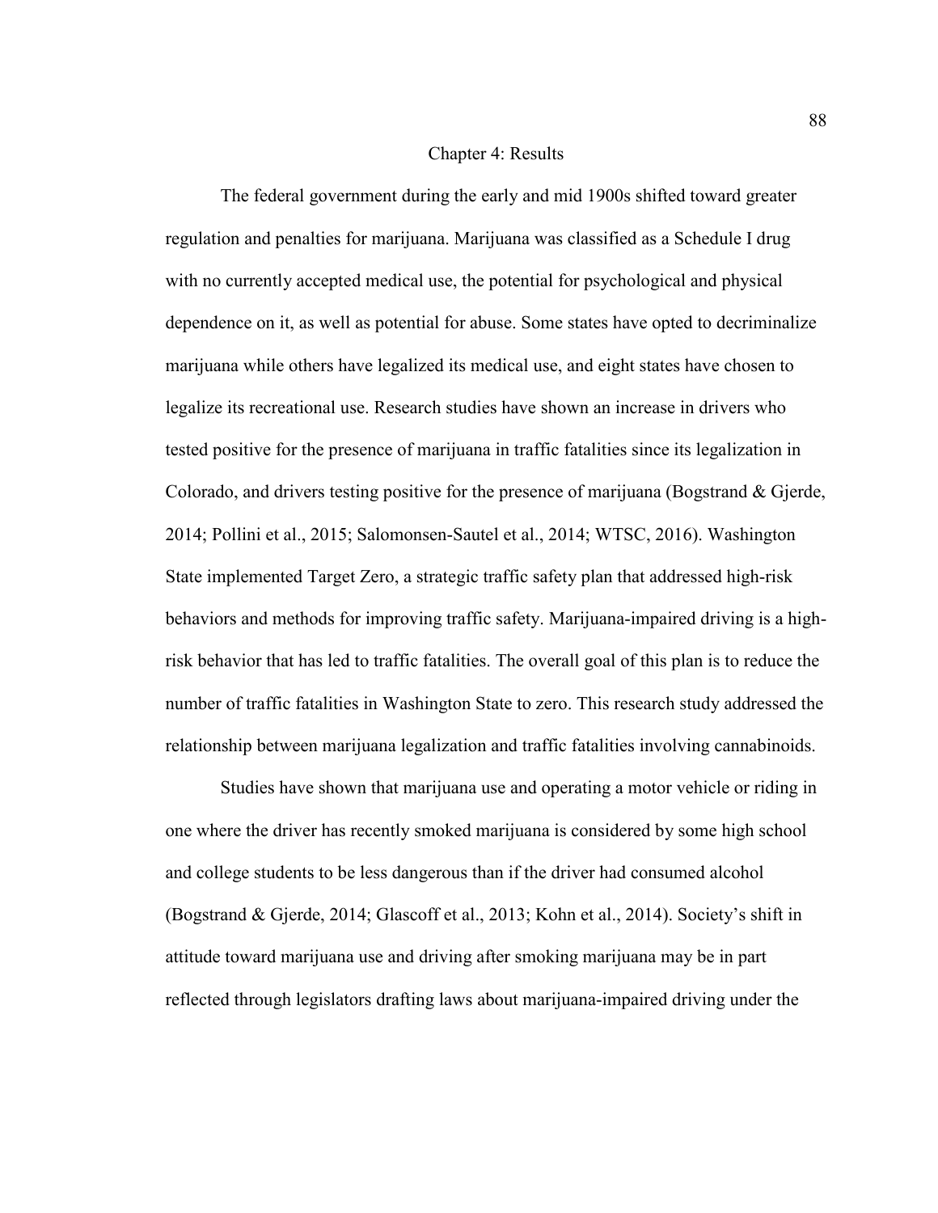# Chapter 4: Results

The federal government during the early and mid 1900s shifted toward greater regulation and penalties for marijuana. Marijuana was classified as a Schedule I drug with no currently accepted medical use, the potential for psychological and physical dependence on it, as well as potential for abuse. Some states have opted to decriminalize marijuana while others have legalized its medical use, and eight states have chosen to legalize its recreational use. Research studies have shown an increase in drivers who tested positive for the presence of marijuana in traffic fatalities since its legalization in Colorado, and drivers testing positive for the presence of marijuana (Bogstrand & Gjerde, 2014; Pollini et al., 2015; Salomonsen-Sautel et al., 2014; WTSC, 2016). Washington State implemented Target Zero, a strategic traffic safety plan that addressed high-risk behaviors and methods for improving traffic safety. Marijuana-impaired driving is a high-risk behavior that has led to traffic fatalities. The overall goal of this plan is to reduce the number of traffic fatalities in Washington State to zero. This research study addressed the relationship between marijuana legalization and traffic fatalities involving cannabinoids.

Studies have shown that marijuana use and operating a motor vehicle or riding in one where the driver has recently smoked marijuana is considered by some high school and college students to be less dangerous than if the driver had consumed alcohol (Bogstrand & Gjerde, 2014; Glascoff et al., 2013; Kohn et al., 2014). Society's shift in attitude toward marijuana use and driving after smoking marijuana may be in part reflected through legislators drafting laws about marijuana-impaired driving under the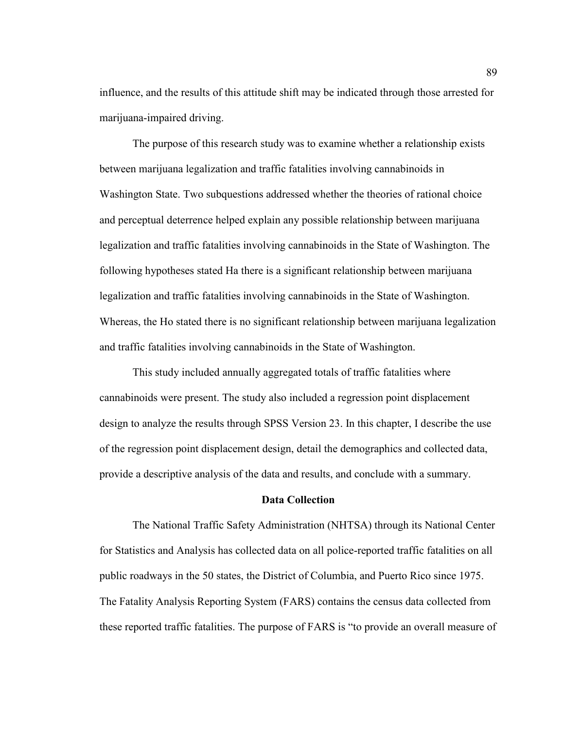influence, and the results of this attitude shift may be indicated through those arrested for marijuana-impaired driving.

The purpose of this research study was to examine whether a relationship exists between marijuana legalization and traffic fatalities involving cannabinoids in Washington State. Two subquestions addressed whether the theories of rational choice and perceptual deterrence helped explain any possible relationship between marijuana legalization and traffic fatalities involving cannabinoids in the State of Washington. The following hypotheses stated Ha there is a significant relationship between marijuana legalization and traffic fatalities involving cannabinoids in the State of Washington. Whereas, the Ho stated there is no significant relationship between marijuana legalization and traffic fatalities involving cannabinoids in the State of Washington.

This study included annually aggregated totals of traffic fatalities where cannabinoids were present. The study also included a regression point displacement design to analyze the results through SPSS Version 23. In this chapter, I describe the use of the regression point displacement design, detail the demographics and collected data, provide a descriptive analysis of the data and results, and conclude with a summary.

## Data Collection

The National Traffic Safety Administration (NHTSA) through its National Center for Statistics and Analysis has collected data on all police-reported traffic fatalities on all public roadways in the 50 states, the District of Columbia, and Puerto Rico since 1975. The Fatality Analysis Reporting System (FARS) contains the census data collected from these reported traffic fatalities. The purpose of FARS is "to provide an overall measure of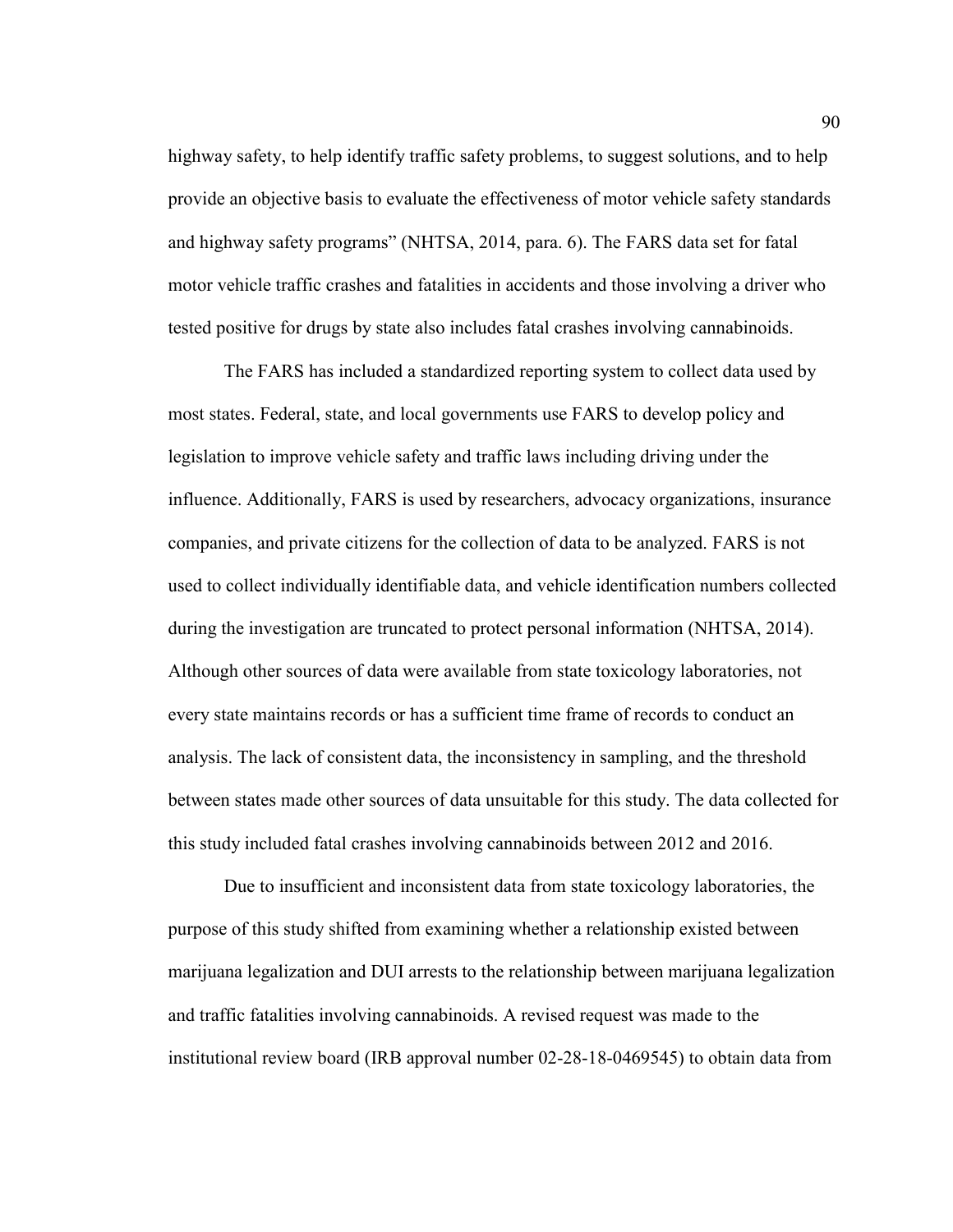highway safety, to help identify traffic safety problems, to suggest solutions, and to help provide an objective basis to evaluate the effectiveness of motor vehicle safety standards and highway safety programs" (NHTSA, 2014, para. 6). The FARS data set for fatal motor vehicle traffic crashes and fatalities in accidents and those involving a driver who tested positive for drugs by state also includes fatal crashes involving cannabinoids.

The FARS has included a standardized reporting system to collect data used by most states. Federal, state, and local governments use FARS to develop policy and legislation to improve vehicle safety and traffic laws including driving under the influence. Additionally, FARS is used by researchers, advocacy organizations, insurance companies, and private citizens for the collection of data to be analyzed. FARS is not used to collect individually identifiable data, and vehicle identification numbers collected during the investigation are truncated to protect personal information (NHTSA, 2014). Although other sources of data were available from state toxicology laboratories, not every state maintains records or has a sufficient time frame of records to conduct an analysis. The lack of consistent data, the inconsistency in sampling, and the threshold between states made other sources of data unsuitable for this study. The data collected for this study included fatal crashes involving cannabinoids between 2012 and 2016.

Due to insufficient and inconsistent data from state toxicology laboratories, the purpose of this study shifted from examining whether a relationship existed between marijuana legalization and DUI arrests to the relationship between marijuana legalization and traffic fatalities involving cannabinoids. A revised request was made to the institutional review board (IRB approval number 02-28-18-0469545) to obtain data from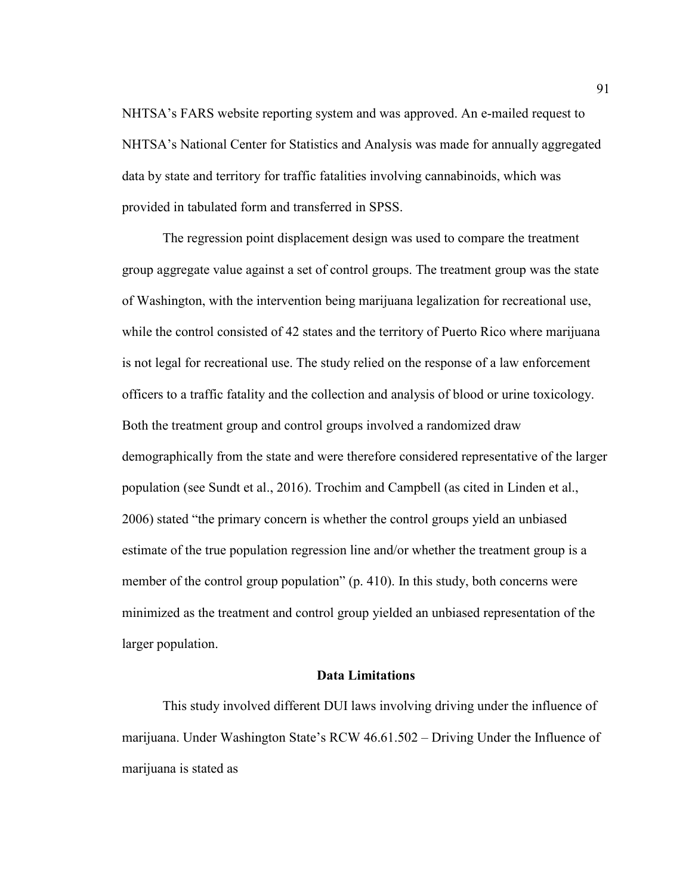NHTSA's FARS website reporting system and was approved. An e-mailed request to NHTSA's National Center for Statistics and Analysis was made for annually aggregated data by state and territory for traffic fatalities involving cannabinoids, which was provided in tabulated form and transferred in SPSS.

The regression point displacement design was used to compare the treatment group aggregate value against a set of control groups. The treatment group was the state of Washington, with the intervention being marijuana legalization for recreational use, while the control consisted of 42 states and the territory of Puerto Rico where marijuana is not legal for recreational use. The study relied on the response of a law enforcement officers to a traffic fatality and the collection and analysis of blood or urine toxicology. Both the treatment group and control groups involved a randomized draw demographically from the state and were therefore considered representative of the larger population (see Sundt et al., 2016). Trochim and Campbell (as cited in Linden et al., 2006) stated "the primary concern is whether the control groups yield an unbiased estimate of the true population regression line and/or whether the treatment group is a member of the control group population" (p. 410). In this study, both concerns were minimized as the treatment and control group yielded an unbiased representation of the larger population.

## Data Limitations

This study involved different DUI laws involving driving under the influence of marijuana. Under Washington State's RCW 46.61.502 – Driving Under the Influence of marijuana is stated as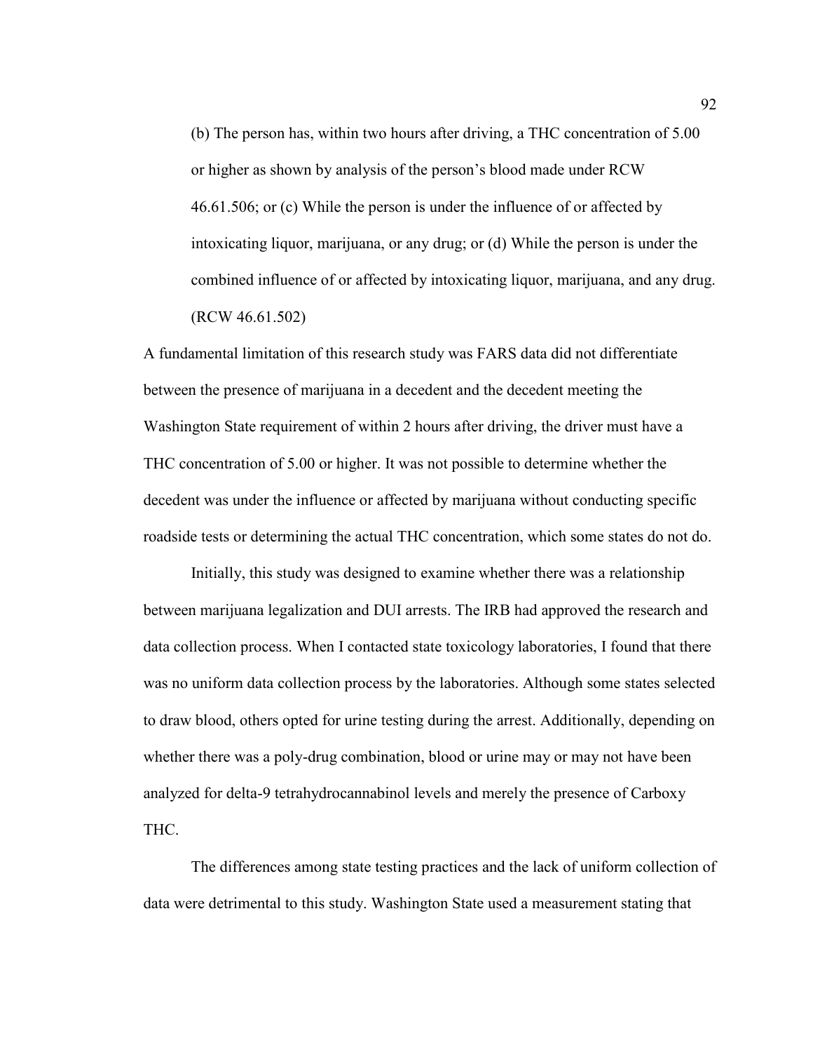> (b) The person has, within two hours after driving, a THC concentration of 5.00 or higher as shown by analysis of the person's blood made under RCW 46.61.506; or (c) While the person is under the influence of or affected by intoxicating liquor, marijuana, or any drug; or (d) While the person is under the combined influence of or affected by intoxicating liquor, marijuana, and any drug. (RCW 46.61.502)

A fundamental limitation of this research study was FARS data did not differentiate between the presence of marijuana in a decedent and the decedent meeting the Washington State requirement of within 2 hours after driving, the driver must have a THC concentration of 5.00 or higher. It was not possible to determine whether the decedent was under the influence or affected by marijuana without conducting specific roadside tests or determining the actual THC concentration, which some states do not do.

Initially, this study was designed to examine whether there was a relationship between marijuana legalization and DUI arrests. The IRB had approved the research and data collection process. When I contacted state toxicology laboratories, I found that there was no uniform data collection process by the laboratories. Although some states selected to draw blood, others opted for urine testing during the arrest. Additionally, depending on whether there was a poly-drug combination, blood or urine may or may not have been analyzed for delta-9 tetrahydrocannabinol levels and merely the presence of Carboxy THC.

The differences among state testing practices and the lack of uniform collection of data were detrimental to this study. Washington State used a measurement stating that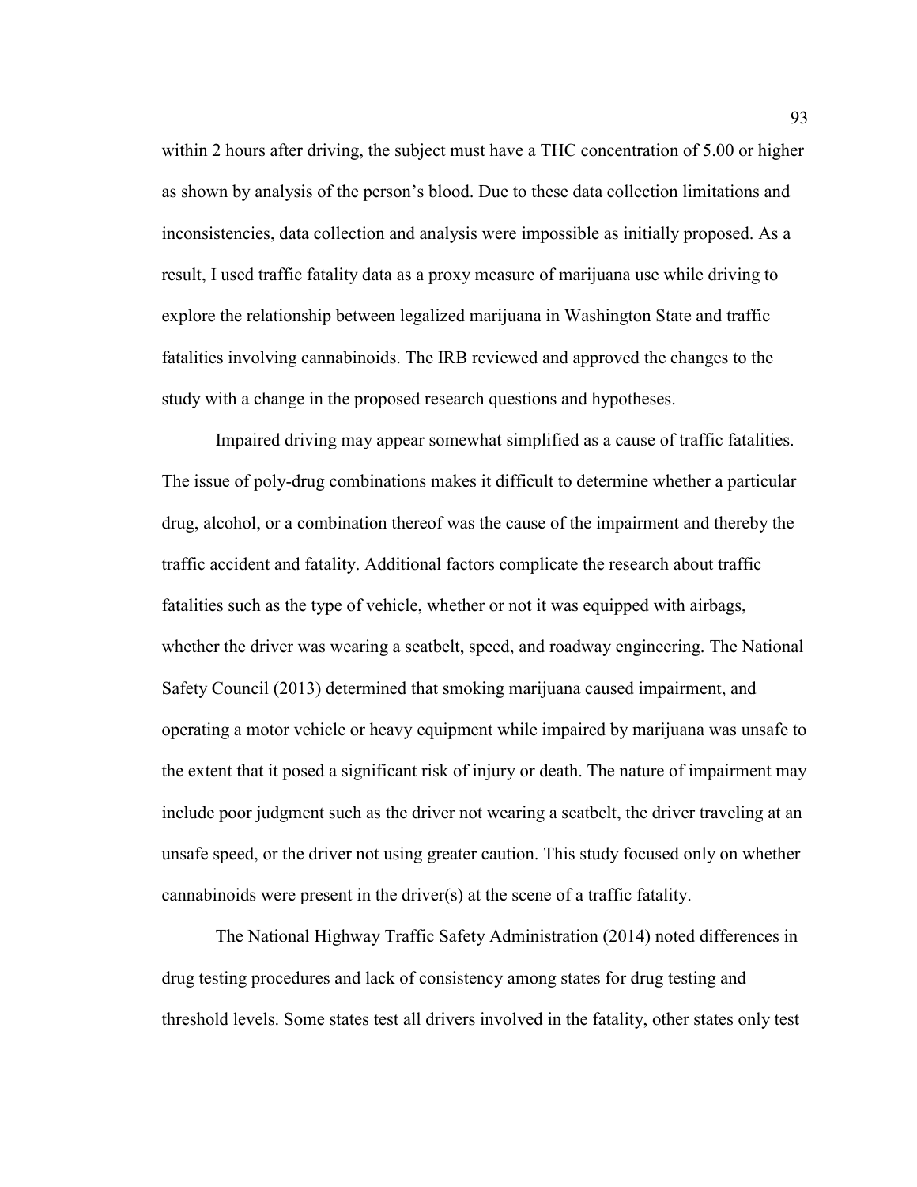within 2 hours after driving, the subject must have a THC concentration of 5.00 or higher as shown by analysis of the person's blood. Due to these data collection limitations and inconsistencies, data collection and analysis were impossible as initially proposed. As a result, I used traffic fatality data as a proxy measure of marijuana use while driving to explore the relationship between legalized marijuana in Washington State and traffic fatalities involving cannabinoids. The IRB reviewed and approved the changes to the study with a change in the proposed research questions and hypotheses.

Impaired driving may appear somewhat simplified as a cause of traffic fatalities. The issue of poly-drug combinations makes it difficult to determine whether a particular drug, alcohol, or a combination thereof was the cause of the impairment and thereby the traffic accident and fatality. Additional factors complicate the research about traffic fatalities such as the type of vehicle, whether or not it was equipped with airbags, whether the driver was wearing a seatbelt, speed, and roadway engineering. The National Safety Council (2013) determined that smoking marijuana caused impairment, and operating a motor vehicle or heavy equipment while impaired by marijuana was unsafe to the extent that it posed a significant risk of injury or death. The nature of impairment may include poor judgment such as the driver not wearing a seatbelt, the driver traveling at an unsafe speed, or the driver not using greater caution. This study focused only on whether cannabinoids were present in the driver(s) at the scene of a traffic fatality.

The National Highway Traffic Safety Administration (2014) noted differences in drug testing procedures and lack of consistency among states for drug testing and threshold levels. Some states test all drivers involved in the fatality, other states only test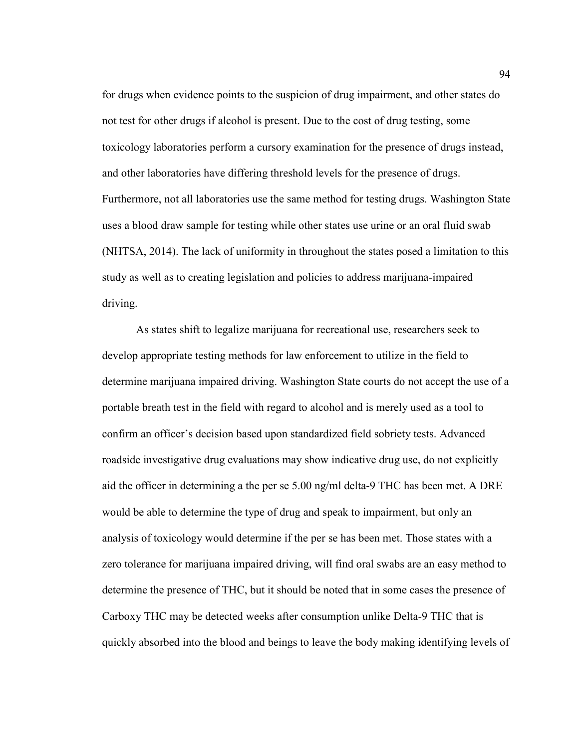for drugs when evidence points to the suspicion of drug impairment, and other states do not test for other drugs if alcohol is present. Due to the cost of drug testing, some toxicology laboratories perform a cursory examination for the presence of drugs instead, and other laboratories have differing threshold levels for the presence of drugs. Furthermore, not all laboratories use the same method for testing drugs. Washington State uses a blood draw sample for testing while other states use urine or an oral fluid swab (NHTSA, 2014). The lack of uniformity in throughout the states posed a limitation to this study as well as to creating legislation and policies to address marijuana-impaired driving.

As states shift to legalize marijuana for recreational use, researchers seek to develop appropriate testing methods for law enforcement to utilize in the field to determine marijuana impaired driving. Washington State courts do not accept the use of a portable breath test in the field with regard to alcohol and is merely used as a tool to confirm an officer's decision based upon standardized field sobriety tests. Advanced roadside investigative drug evaluations may show indicative drug use, do not explicitly aid the officer in determining a the per se 5.00 ng/ml delta-9 THC has been met. A DRE would be able to determine the type of drug and speak to impairment, but only an analysis of toxicology would determine if the per se has been met. Those states with a zero tolerance for marijuana impaired driving, will find oral swabs are an easy method to determine the presence of THC, but it should be noted that in some cases the presence of Carboxy THC may be detected weeks after consumption unlike Delta-9 THC that is quickly absorbed into the blood and beings to leave the body making identifying levels of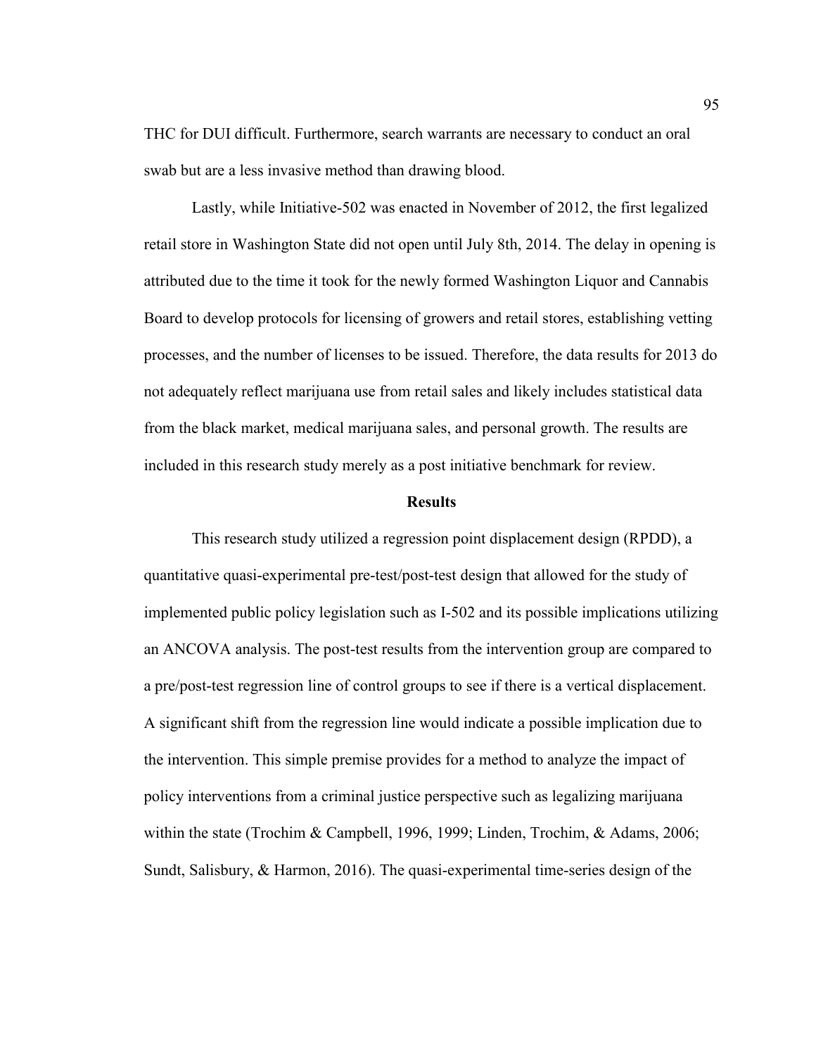THC for DUI difficult. Furthermore, search warrants are necessary to conduct an oral swab but are a less invasive method than drawing blood.

Lastly, while Initiative-502 was enacted in November of 2012, the first legalized retail store in Washington State did not open until July 8th, 2014. The delay in opening is attributed due to the time it took for the newly formed Washington Liquor and Cannabis Board to develop protocols for licensing of growers and retail stores, establishing vetting processes, and the number of licenses to be issued. Therefore, the data results for 2013 do not adequately reflect marijuana use from retail sales and likely includes statistical data from the black market, medical marijuana sales, and personal growth. The results are included in this research study merely as a post initiative benchmark for review.

## Results

This research study utilized a regression point displacement design (RPDD), a quantitative quasi-experimental pre-test/post-test design that allowed for the study of implemented public policy legislation such as I-502 and its possible implications utilizing an ANCOVA analysis. The post-test results from the intervention group are compared to a pre/post-test regression line of control groups to see if there is a vertical displacement. A significant shift from the regression line would indicate a possible implication due to the intervention. This simple premise provides for a method to analyze the impact of policy interventions from a criminal justice perspective such as legalizing marijuana within the state (Trochim & Campbell, 1996, 1999; Linden, Trochim, & Adams, 2006; Sundt, Salisbury, & Harmon, 2016). The quasi-experimental time-series design of the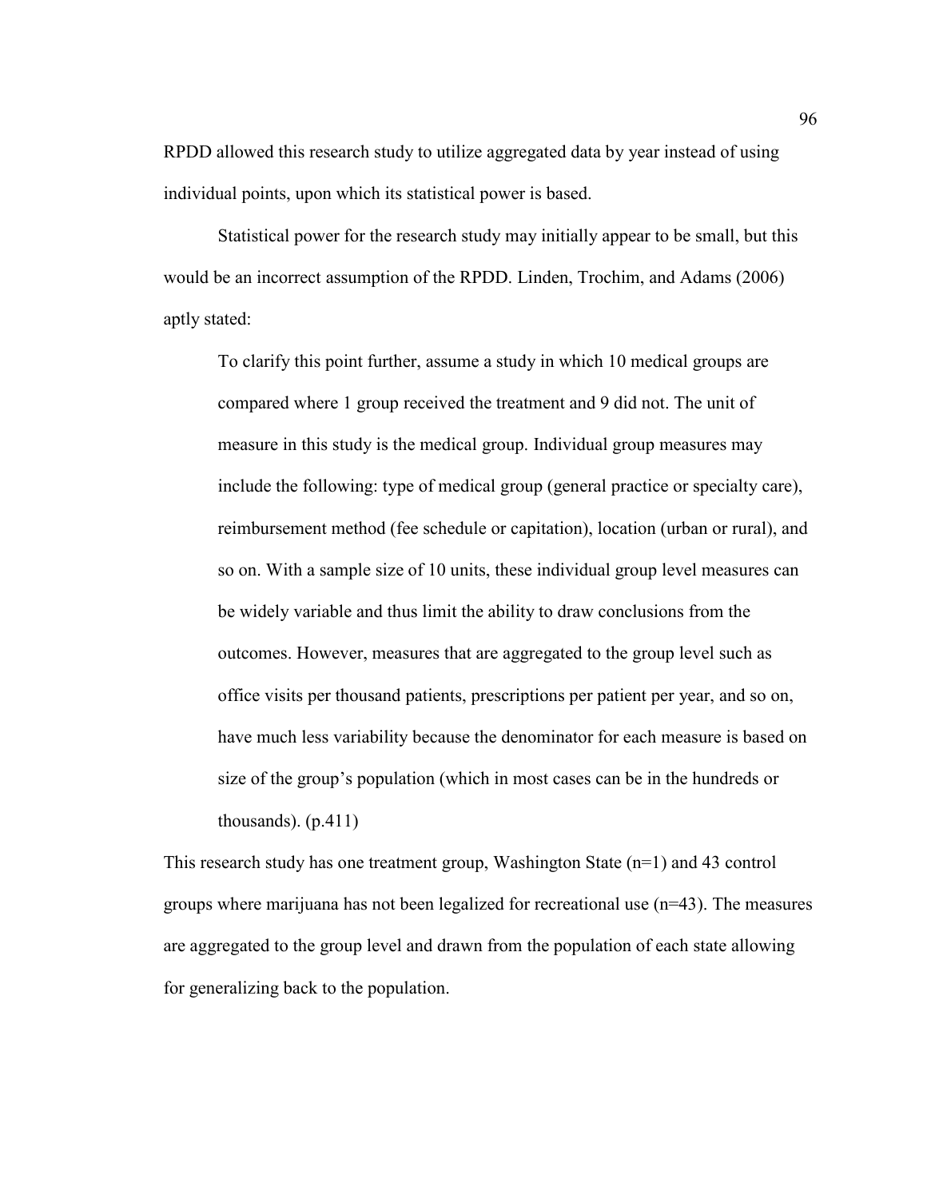RPDD allowed this research study to utilize aggregated data by year instead of using individual points, upon which its statistical power is based.

Statistical power for the research study may initially appear to be small, but this would be an incorrect assumption of the RPDD. Linden, Trochim, and Adams (2006) aptly stated:

> To clarify this point further, assume a study in which 10 medical groups are compared where 1 group received the treatment and 9 did not. The unit of measure in this study is the medical group. Individual group measures may include the following: type of medical group (general practice or specialty care), reimbursement method (fee schedule or capitation), location (urban or rural), and so on. With a sample size of 10 units, these individual group level measures can be widely variable and thus limit the ability to draw conclusions from the outcomes. However, measures that are aggregated to the group level such as office visits per thousand patients, prescriptions per patient per year, and so on, have much less variability because the denominator for each measure is based on size of the group's population (which in most cases can be in the hundreds or thousands). (p.411)

This research study has one treatment group, Washington State (n=1) and 43 control groups where marijuana has not been legalized for recreational use (n=43). The measures are aggregated to the group level and drawn from the population of each state allowing for generalizing back to the population.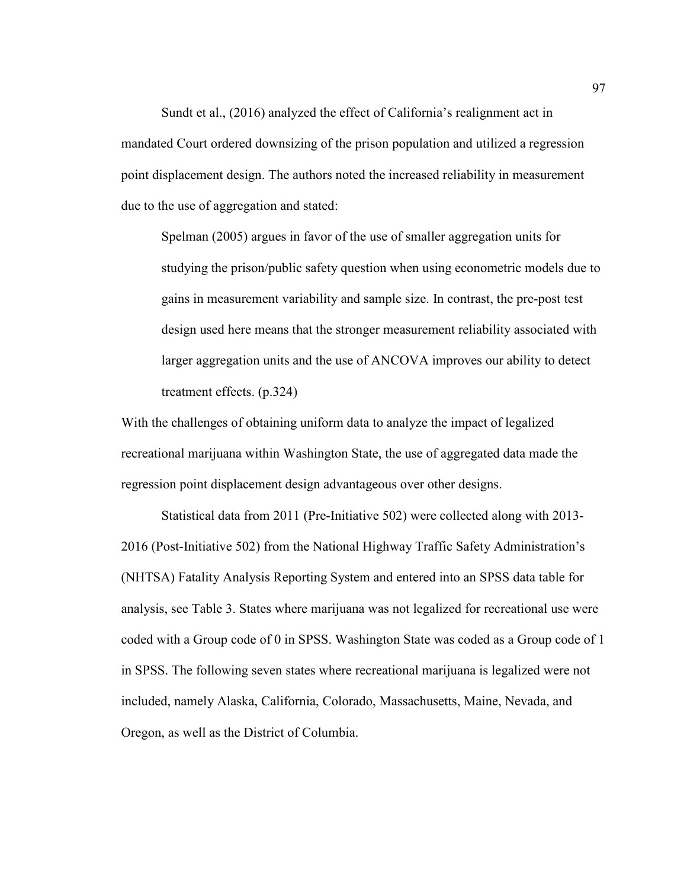Sundt et al., (2016) analyzed the effect of California's realignment act in mandated Court ordered downsizing of the prison population and utilized a regression point displacement design. The authors noted the increased reliability in measurement due to the use of aggregation and stated:

> Spelman (2005) argues in favor of the use of smaller aggregation units for studying the prison/public safety question when using econometric models due to gains in measurement variability and sample size. In contrast, the pre-post test design used here means that the stronger measurement reliability associated with larger aggregation units and the use of ANCOVA improves our ability to detect treatment effects. (p.324)

With the challenges of obtaining uniform data to analyze the impact of legalized recreational marijuana within Washington State, the use of aggregated data made the regression point displacement design advantageous over other designs.

Statistical data from 2011 (Pre-Initiative 502) were collected along with 2013-2016 (Post-Initiative 502) from the National Highway Traffic Safety Administration's (NHTSA) Fatality Analysis Reporting System and entered into an SPSS data table for analysis, see Table 3. States where marijuana was not legalized for recreational use were coded with a Group code of 0 in SPSS. Washington State was coded as a Group code of 1 in SPSS. The following seven states where recreational marijuana is legalized were not included, namely Alaska, California, Colorado, Massachusetts, Maine, Nevada, and Oregon, as well as the District of Columbia.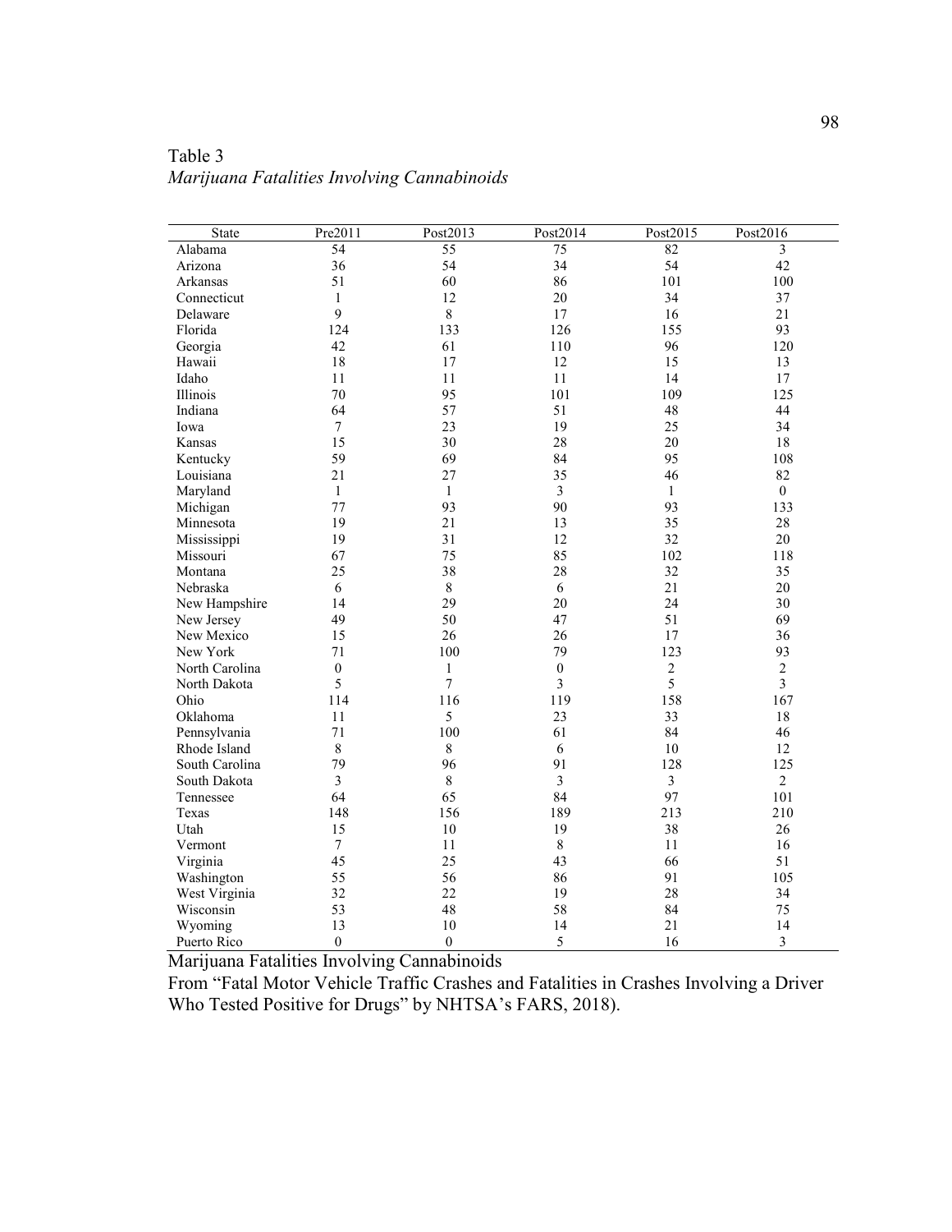Table 3

*Marijuana Fatalities Involving Cannabinoids*

| State | Pre2011 | Post2013 | Post2014 | Post2015 | Post2016 |
|---|---|---|---|---|---|
| Alabama | 54 | 55 | 75 | 82 | 3 |
| Arizona | 36 | 54 | 34 | 54 | 42 |
| Arkansas | 51 | 60 | 86 | 101 | 100 |
| Connecticut | 1 | 12 | 20 | 34 | 37 |
| Delaware | 9 | 8 | 17 | 16 | 21 |
| Florida | 124 | 133 | 126 | 155 | 93 |
| Georgia | 42 | 61 | 110 | 96 | 120 |
| Hawaii | 18 | 17 | 12 | 15 | 13 |
| Idaho | 11 | 11 | 11 | 14 | 17 |
| Illinois | 70 | 95 | 101 | 109 | 125 |
| Indiana | 64 | 57 | 51 | 48 | 44 |
| Iowa | 7 | 23 | 19 | 25 | 34 |
| Kansas | 15 | 30 | 28 | 20 | 18 |
| Kentucky | 59 | 69 | 84 | 95 | 108 |
| Louisiana | 21 | 27 | 35 | 46 | 82 |
| Maryland | 1 | 1 | 3 | 1 | 0 |
| Michigan | 77 | 93 | 90 | 93 | 133 |
| Minnesota | 19 | 21 | 13 | 35 | 28 |
| Mississippi | 19 | 31 | 12 | 32 | 20 |
| Missouri | 67 | 75 | 85 | 102 | 118 |
| Montana | 25 | 38 | 28 | 32 | 35 |
| Nebraska | 6 | 8 | 6 | 21 | 20 |
| New Hampshire | 14 | 29 | 20 | 24 | 30 |
| New Jersey | 49 | 50 | 47 | 51 | 69 |
| New Mexico | 15 | 26 | 26 | 17 | 36 |
| New York | 71 | 100 | 79 | 123 | 93 |
| North Carolina | 0 | 1 | 0 | 2 | 2 |
| North Dakota | 5 | 7 | 3 | 5 | 3 |
| Ohio | 114 | 116 | 119 | 158 | 167 |
| Oklahoma | 11 | 5 | 23 | 33 | 18 |
| Pennsylvania | 71 | 100 | 61 | 84 | 46 |
| Rhode Island | 8 | 8 | 6 | 10 | 12 |
| South Carolina | 79 | 96 | 91 | 128 | 125 |
| South Dakota | 3 | 8 | 3 | 3 | 2 |
| Tennessee | 64 | 65 | 84 | 97 | 101 |
| Texas | 148 | 156 | 189 | 213 | 210 |
| Utah | 15 | 10 | 19 | 38 | 26 |
| Vermont | 7 | 11 | 8 | 11 | 16 |
| Virginia | 45 | 25 | 43 | 66 | 51 |
| Washington | 55 | 56 | 86 | 91 | 105 |
| West Virginia | 32 | 22 | 19 | 28 | 34 |
| Wisconsin | 53 | 48 | 58 | 84 | 75 |
| Wyoming | 13 | 10 | 14 | 21 | 14 |
| Puerto Rico | 0 | 0 | 5 | 16 | 3 |

Marijuana Fatalities Involving Cannabinoids

From "Fatal Motor Vehicle Traffic Crashes and Fatalities in Crashes Involving a Driver Who Tested Positive for Drugs" by NHTSA's FARS, 2018).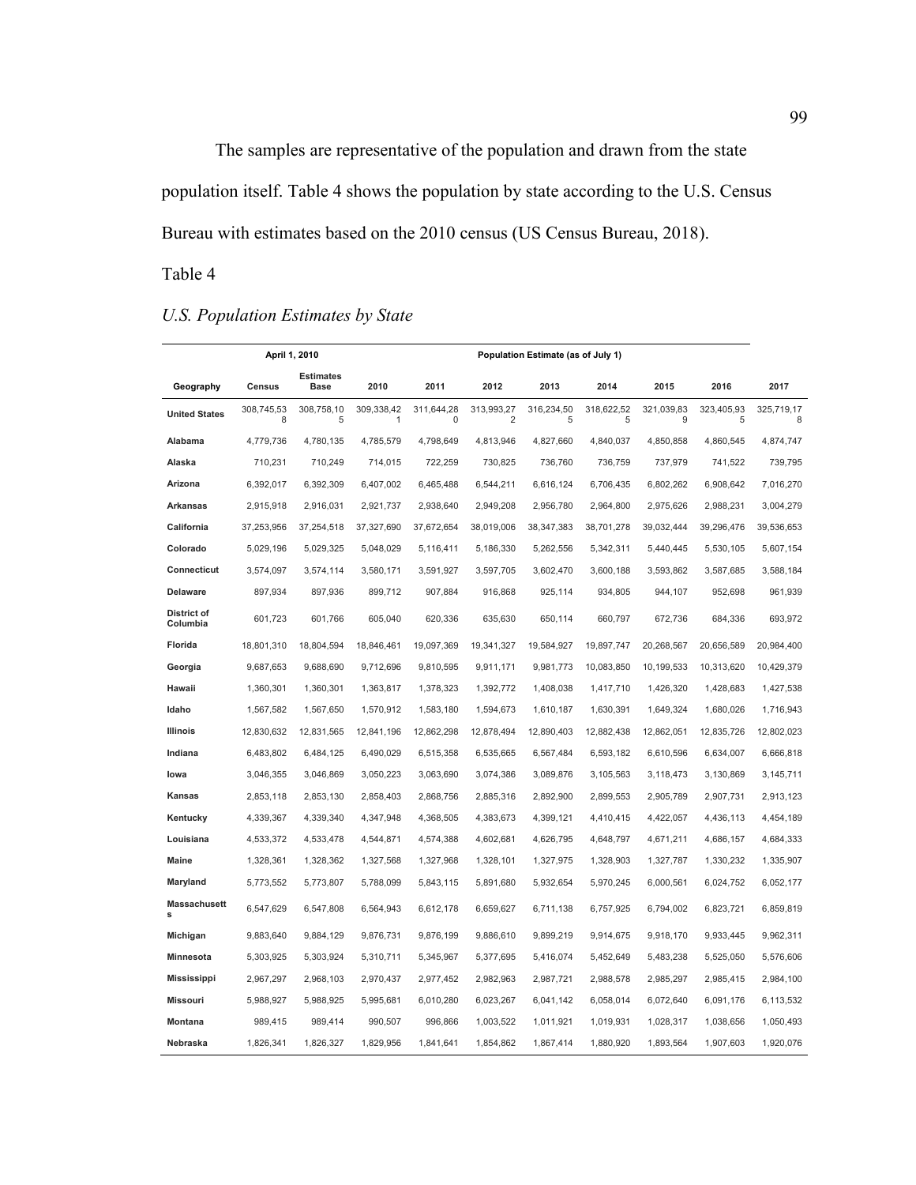The samples are representative of the population and drawn from the state population itself. Table 4 shows the population by state according to the U.S. Census Bureau with estimates based on the 2010 census (US Census Bureau, 2018).

Table 4

*U.S. Population Estimates by State*

| | April 1, 2010 | | Population Estimate (as of July 1) | | | | | | | |
|---|---|---|---|---|---|---|---|---|---|---|
| Geography | Census | Estimates Base | 2010 | 2011 | 2012 | 2013 | 2014 | 2015 | 2016 | 2017 |
| United States | 308,745,538 | 308,758,105 | 309,338,421 | 311,644,280 | 313,993,272 | 316,234,505 | 318,622,525 | 321,039,839 | 323,405,935 | 325,719,178 |
| Alabama | 4,779,736 | 4,780,135 | 4,785,579 | 4,798,649 | 4,813,946 | 4,827,660 | 4,840,037 | 4,850,858 | 4,860,545 | 4,874,747 |
| Alaska | 710,231 | 710,249 | 714,015 | 722,259 | 730,825 | 736,760 | 736,759 | 737,979 | 741,522 | 739,795 |
| Arizona | 6,392,017 | 6,392,309 | 6,407,002 | 6,465,488 | 6,544,211 | 6,616,124 | 6,706,435 | 6,802,262 | 6,908,642 | 7,016,270 |
| Arkansas | 2,915,918 | 2,916,031 | 2,921,737 | 2,938,640 | 2,949,208 | 2,956,780 | 2,964,800 | 2,975,626 | 2,988,231 | 3,004,279 |
| California | 37,253,956 | 37,254,518 | 37,327,690 | 37,672,654 | 38,019,006 | 38,347,383 | 38,701,278 | 39,032,444 | 39,296,476 | 39,536,653 |
| Colorado | 5,029,196 | 5,029,325 | 5,048,029 | 5,116,411 | 5,186,330 | 5,262,556 | 5,342,311 | 5,440,445 | 5,530,105 | 5,607,154 |
| Connecticut | 3,574,097 | 3,574,114 | 3,580,171 | 3,591,927 | 3,597,705 | 3,602,470 | 3,600,188 | 3,593,862 | 3,587,685 | 3,588,184 |
| Delaware | 897,934 | 897,936 | 899,712 | 907,884 | 916,868 | 925,114 | 934,805 | 944,107 | 952,698 | 961,939 |
| District of Columbia | 601,723 | 601,766 | 605,040 | 620,336 | 635,630 | 650,114 | 660,797 | 672,736 | 684,336 | 693,972 |
| Florida | 18,801,310 | 18,804,594 | 18,846,461 | 19,097,369 | 19,341,327 | 19,584,927 | 19,897,747 | 20,268,567 | 20,656,589 | 20,984,400 |
| Georgia | 9,687,653 | 9,688,690 | 9,712,696 | 9,810,595 | 9,911,171 | 9,981,773 | 10,083,850 | 10,199,533 | 10,313,620 | 10,429,379 |
| Hawaii | 1,360,301 | 1,360,301 | 1,363,817 | 1,378,323 | 1,392,772 | 1,408,038 | 1,417,710 | 1,426,320 | 1,428,683 | 1,427,538 |
| Idaho | 1,567,582 | 1,567,650 | 1,570,912 | 1,583,180 | 1,594,673 | 1,610,187 | 1,630,391 | 1,649,324 | 1,680,026 | 1,716,943 |
| Illinois | 12,830,632 | 12,831,565 | 12,841,196 | 12,862,298 | 12,878,494 | 12,890,403 | 12,882,438 | 12,862,051 | 12,835,726 | 12,802,023 |
| Indiana | 6,483,802 | 6,484,125 | 6,490,029 | 6,515,358 | 6,535,665 | 6,567,484 | 6,593,182 | 6,610,596 | 6,634,007 | 6,666,818 |
| Iowa | 3,046,355 | 3,046,869 | 3,050,223 | 3,063,690 | 3,074,386 | 3,089,876 | 3,105,563 | 3,118,473 | 3,130,869 | 3,145,711 |
| Kansas | 2,853,118 | 2,853,130 | 2,858,403 | 2,868,756 | 2,885,316 | 2,892,900 | 2,899,553 | 2,905,789 | 2,907,731 | 2,913,123 |
| Kentucky | 4,339,367 | 4,339,340 | 4,347,948 | 4,368,505 | 4,383,673 | 4,399,121 | 4,410,415 | 4,422,057 | 4,436,113 | 4,454,189 |
| Louisiana | 4,533,372 | 4,533,478 | 4,544,871 | 4,574,388 | 4,602,681 | 4,626,795 | 4,648,797 | 4,671,211 | 4,686,157 | 4,684,333 |
| Maine | 1,328,361 | 1,328,362 | 1,327,568 | 1,327,968 | 1,328,101 | 1,327,975 | 1,328,903 | 1,327,787 | 1,330,232 | 1,335,907 |
| Maryland | 5,773,552 | 5,773,807 | 5,788,099 | 5,843,115 | 5,891,680 | 5,932,654 | 5,970,245 | 6,000,561 | 6,024,752 | 6,052,177 |
| Massachusetts | 6,547,629 | 6,547,808 | 6,564,943 | 6,612,178 | 6,659,627 | 6,711,138 | 6,757,925 | 6,794,002 | 6,823,721 | 6,859,819 |
| Michigan | 9,883,640 | 9,884,129 | 9,876,731 | 9,876,199 | 9,886,610 | 9,899,219 | 9,914,675 | 9,918,170 | 9,933,445 | 9,962,311 |
| Minnesota | 5,303,925 | 5,303,924 | 5,310,711 | 5,345,967 | 5,377,695 | 5,416,074 | 5,452,649 | 5,483,238 | 5,525,050 | 5,576,606 |
| Mississippi | 2,967,297 | 2,968,103 | 2,970,437 | 2,977,452 | 2,982,963 | 2,987,721 | 2,988,578 | 2,985,297 | 2,985,415 | 2,984,100 |
| Missouri | 5,988,927 | 5,988,925 | 5,995,681 | 6,010,280 | 6,023,267 | 6,041,142 | 6,058,014 | 6,072,640 | 6,091,176 | 6,113,532 |
| Montana | 989,415 | 989,414 | 990,507 | 996,866 | 1,003,522 | 1,011,921 | 1,019,931 | 1,028,317 | 1,038,656 | 1,050,493 |
| Nebraska | 1,826,341 | 1,826,327 | 1,829,956 | 1,841,641 | 1,854,862 | 1,867,414 | 1,880,920 | 1,893,564 | 1,907,603 | 1,920,076 |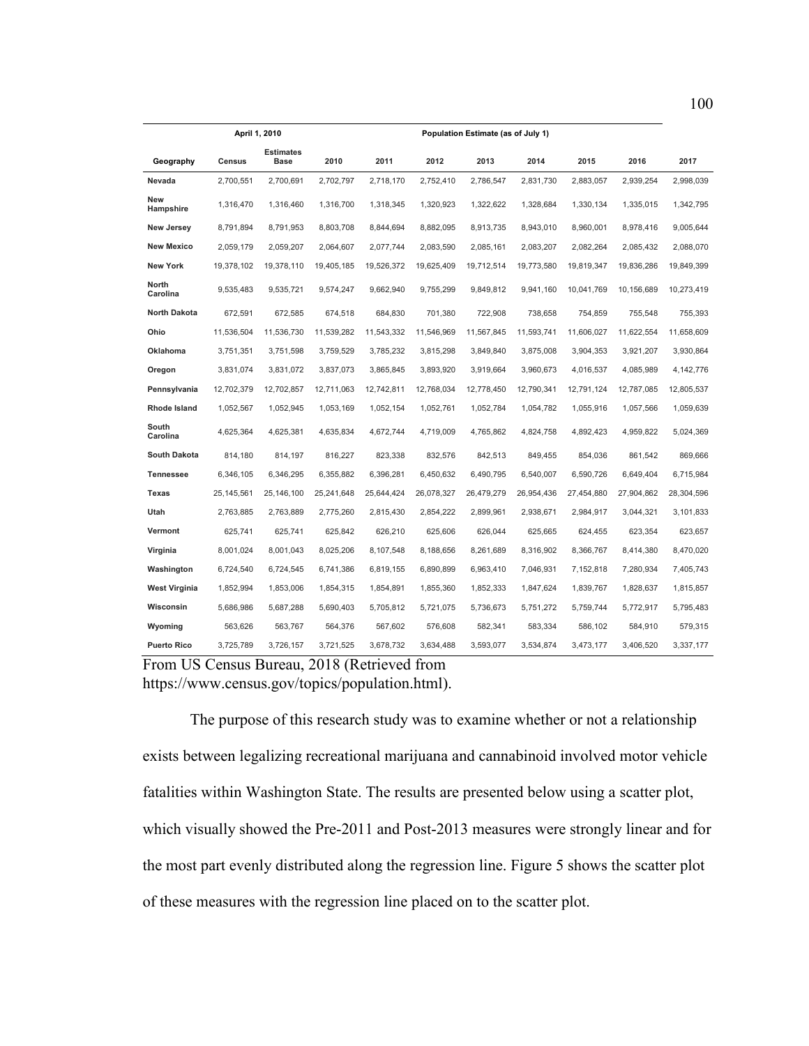| | April 1, 2010 | | Population Estimate (as of July 1) | | | | | | | |
|---|---|---|---|---|---|---|---|---|---|---|
| Geography | Census | Estimates Base | 2010 | 2011 | 2012 | 2013 | 2014 | 2015 | 2016 | 2017 |
| Nevada | 2,700,551 | 2,700,691 | 2,702,797 | 2,718,170 | 2,752,410 | 2,786,547 | 2,831,730 | 2,883,057 | 2,939,254 | 2,998,039 |
| New Hampshire | 1,316,470 | 1,316,460 | 1,316,700 | 1,318,345 | 1,320,923 | 1,322,622 | 1,328,684 | 1,330,134 | 1,335,015 | 1,342,795 |
| New Jersey | 8,791,894 | 8,791,953 | 8,803,708 | 8,844,694 | 8,882,095 | 8,913,735 | 8,943,010 | 8,960,001 | 8,978,416 | 9,005,644 |
| New Mexico | 2,059,179 | 2,059,207 | 2,064,607 | 2,077,744 | 2,083,590 | 2,085,161 | 2,083,207 | 2,082,264 | 2,085,432 | 2,088,070 |
| New York | 19,378,102 | 19,378,110 | 19,405,185 | 19,526,372 | 19,625,409 | 19,712,514 | 19,773,580 | 19,819,347 | 19,836,286 | 19,849,399 |
| North Carolina | 9,535,483 | 9,535,721 | 9,574,247 | 9,662,940 | 9,755,299 | 9,849,812 | 9,941,160 | 10,041,769 | 10,156,689 | 10,273,419 |
| North Dakota | 672,591 | 672,585 | 674,518 | 684,830 | 701,380 | 722,908 | 738,658 | 754,859 | 755,548 | 755,393 |
| Ohio | 11,536,504 | 11,536,730 | 11,539,282 | 11,543,332 | 11,546,969 | 11,567,845 | 11,593,741 | 11,606,027 | 11,622,554 | 11,658,609 |
| Oklahoma | 3,751,351 | 3,751,598 | 3,759,529 | 3,785,232 | 3,815,298 | 3,849,840 | 3,875,008 | 3,904,353 | 3,921,207 | 3,930,864 |
| Oregon | 3,831,074 | 3,831,072 | 3,837,073 | 3,865,845 | 3,893,920 | 3,919,664 | 3,960,673 | 4,016,537 | 4,085,989 | 4,142,776 |
| Pennsylvania | 12,702,379 | 12,702,857 | 12,711,063 | 12,742,811 | 12,768,034 | 12,778,450 | 12,790,341 | 12,791,124 | 12,787,085 | 12,805,537 |
| Rhode Island | 1,052,567 | 1,052,945 | 1,053,169 | 1,052,154 | 1,052,761 | 1,052,784 | 1,054,782 | 1,055,916 | 1,057,566 | 1,059,639 |
| South Carolina | 4,625,364 | 4,625,381 | 4,635,834 | 4,672,744 | 4,719,009 | 4,765,862 | 4,824,758 | 4,892,423 | 4,959,822 | 5,024,369 |
| South Dakota | 814,180 | 814,197 | 816,227 | 823,338 | 832,576 | 842,513 | 849,455 | 854,036 | 861,542 | 869,666 |
| Tennessee | 6,346,105 | 6,346,295 | 6,355,882 | 6,396,281 | 6,450,632 | 6,490,795 | 6,540,007 | 6,590,726 | 6,649,404 | 6,715,984 |
| Texas | 25,145,561 | 25,146,100 | 25,241,648 | 25,644,424 | 26,078,327 | 26,479,279 | 26,954,436 | 27,454,880 | 27,904,862 | 28,304,596 |
| Utah | 2,763,885 | 2,763,889 | 2,775,260 | 2,815,430 | 2,854,222 | 2,899,961 | 2,938,671 | 2,984,917 | 3,044,321 | 3,101,833 |
| Vermont | 625,741 | 625,741 | 625,842 | 626,210 | 625,606 | 626,014 | 625,665 | 624,455 | 623,354 | 623,657 |
| Virginia | 8,001,024 | 8,001,043 | 8,025,206 | 8,107,548 | 8,188,656 | 8,261,689 | 8,316,902 | 8,366,767 | 8,414,380 | 8,470,020 |
| Washington | 6,724,540 | 6,724,545 | 6,741,386 | 6,819,155 | 6,890,899 | 6,963,410 | 7,046,931 | 7,152,818 | 7,280,934 | 7,405,743 |
| West Virginia | 1,852,994 | 1,853,006 | 1,854,315 | 1,854,891 | 1,855,360 | 1,852,333 | 1,847,624 | 1,839,767 | 1,828,637 | 1,815,857 |
| Wisconsin | 5,686,986 | 5,687,288 | 5,690,403 | 5,705,812 | 5,721,075 | 5,736,673 | 5,751,272 | 5,759,744 | 5,772,917 | 5,795,483 |
| Wyoming | 563,626 | 563,767 | 564,376 | 567,602 | 576,608 | 582,341 | 583,334 | 586,102 | 584,910 | 579,315 |
| Puerto Rico | 3,725,789 | 3,726,157 | 3,721,525 | 3,678,732 | 3,634,488 | 3,593,077 | 3,534,874 | 3,473,177 | 3,406,520 | 3,337,177 |

From US Census Bureau, 2018 (Retrieved from https://www.census.gov/topics/population.html).

The purpose of this research study was to examine whether or not a relationship exists between legalizing recreational marijuana and cannabinoid involved motor vehicle fatalities within Washington State. The results are presented below using a scatter plot, which visually showed the Pre-2011 and Post-2013 measures were strongly linear and for the most part evenly distributed along the regression line. Figure 5 shows the scatter plot of these measures with the regression line placed on to the scatter plot.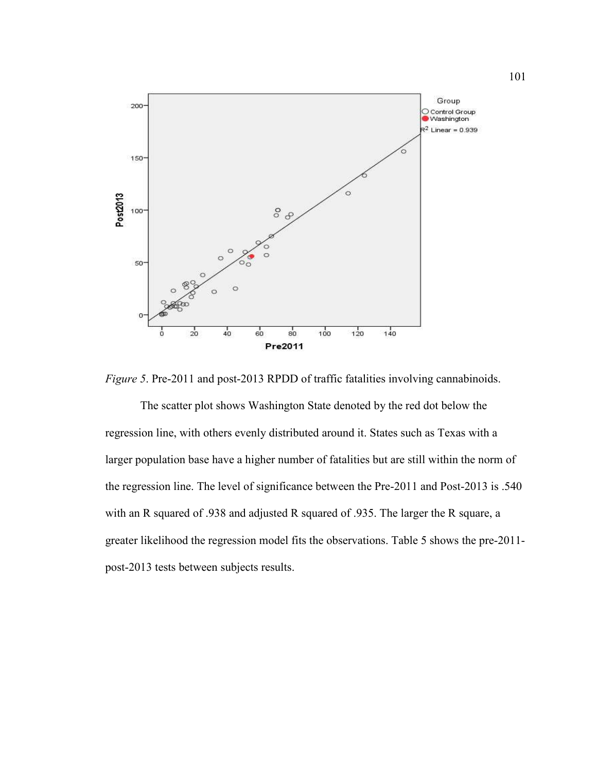*Figure 5*. Pre-2011 and post-2013 RPDD of traffic fatalities involving cannabinoids.

The scatter plot shows Washington State denoted by the red dot below the regression line, with others evenly distributed around it. States such as Texas with a larger population base have a higher number of fatalities but are still within the norm of the regression line. The level of significance between the Pre-2011 and Post-2013 is .540 with an R squared of .938 and adjusted R squared of .935. The larger the R square, a greater likelihood the regression model fits the observations. Table 5 shows the pre-2011-post-2013 tests between subjects results.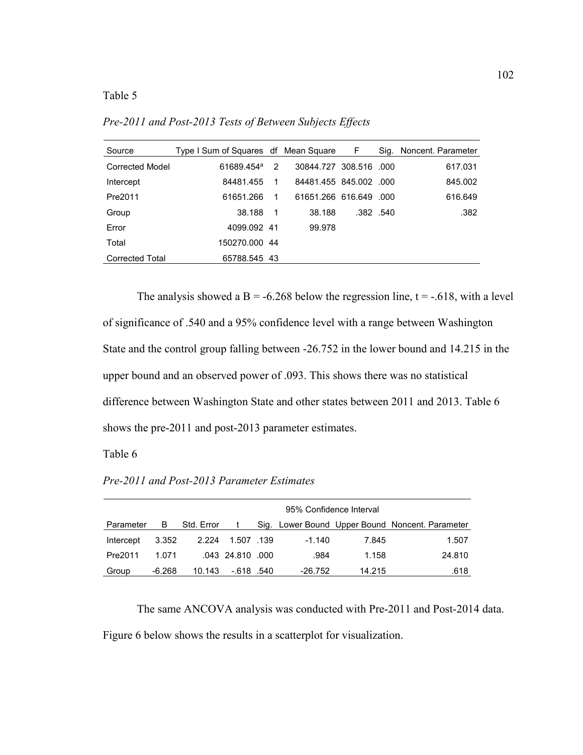Table 5

*Pre-2011 and Post-2013 Tests of Between Subjects Effects*

| Source | Type I Sum of Squares | df | Mean Square | F | Sig. | Noncent. Parameter |
|---|---|---|---|---|---|---|
| Corrected Model | 61689.454[a] | 2 | 30844.727 | 308.516 | .000 | 617.031 |
| Intercept | 84481.455 | 1 | 84481.455 | 845.002 | .000 | 845.002 |
| Pre2011 | 61651.266 | 1 | 61651.266 | 616.649 | .000 | 616.649 |
| Group | 38.188 | 1 | 38.188 | .382 | .540 | .382 |
| Error | 4099.092 | 41 | 99.978 | | | |
| Total | 150270.000 | 44 | | | | |
| Corrected Total | 65788.545 | 43 | | | | |

The analysis showed a B = -6.268 below the regression line, t = -.618, with a level of significance of .540 and a 95% confidence level with a range between Washington State and the control group falling between -26.752 in the lower bound and 14.215 in the upper bound and an observed power of .093. This shows there was no statistical difference between Washington State and other states between 2011 and 2013. Table 6 shows the pre-2011 and post-2013 parameter estimates.

Table 6

*Pre-2011 and Post-2013 Parameter Estimates*

| | | | | | 95% Confidence Interval | | |
|---|---|---|---|---|---|---|---|
| Parameter | B | Std. Error | t | Sig. | Lower Bound | Upper Bound | Noncent. Parameter |
| Intercept | 3.352 | 2.224 | 1.507 | .139 | -1.140 | 7.845 | 1.507 |
| Pre2011 | 1.071 | .043 | 24.810 | .000 | .984 | 1.158 | 24.810 |
| Group | -6.268 | 10.143 | -.618 | .540 | -26.752 | 14.215 | .618 |

The same ANCOVA analysis was conducted with Pre-2011 and Post-2014 data. Figure 6 below shows the results in a scatterplot for visualization.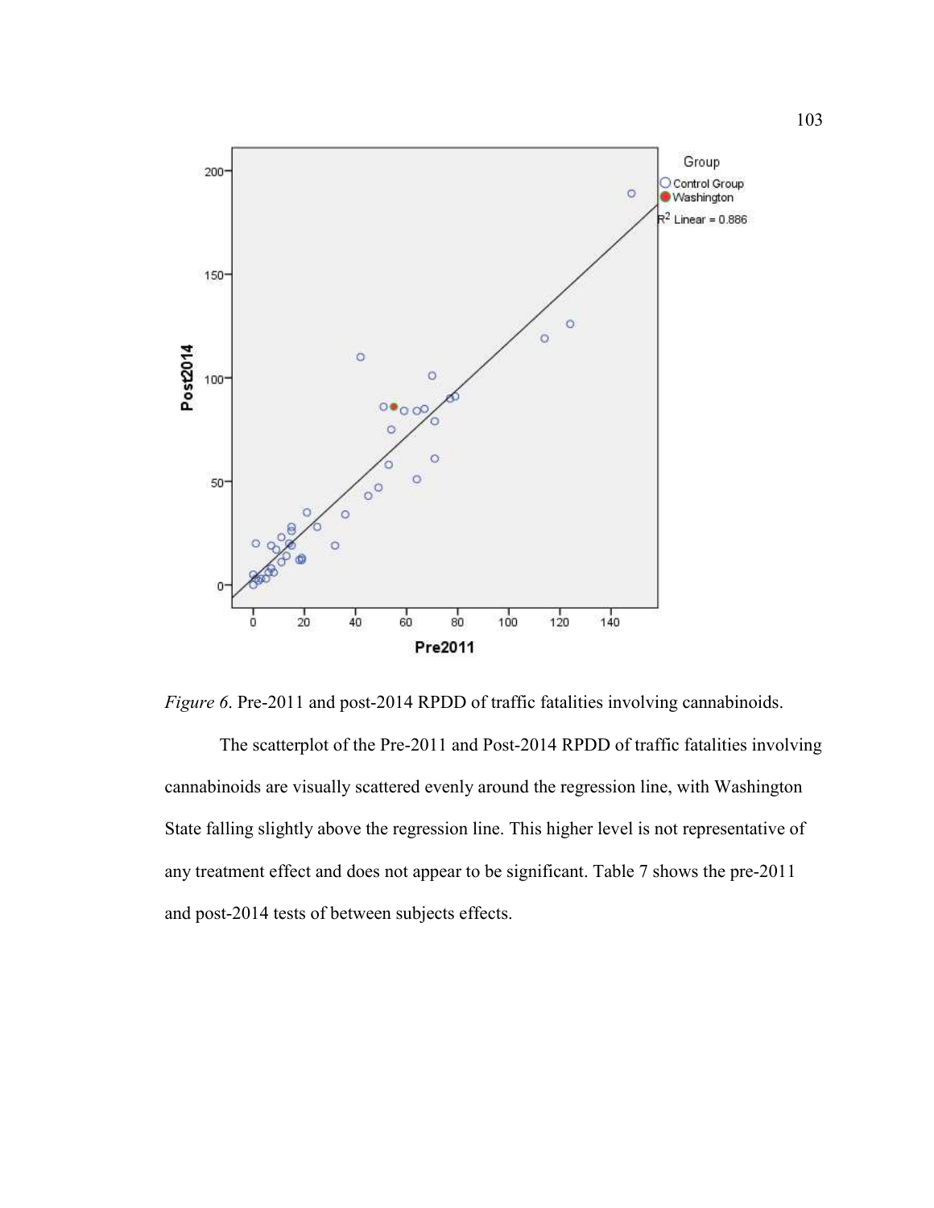*Figure 6*. Pre-2011 and post-2014 RPDD of traffic fatalities involving cannabinoids.

The scatterplot of the Pre-2011 and Post-2014 RPDD of traffic fatalities involving cannabinoids are visually scattered evenly around the regression line, with Washington State falling slightly above the regression line. This higher level is not representative of any treatment effect and does not appear to be significant. Table 7 shows the pre-2011 and post-2014 tests of between subjects effects.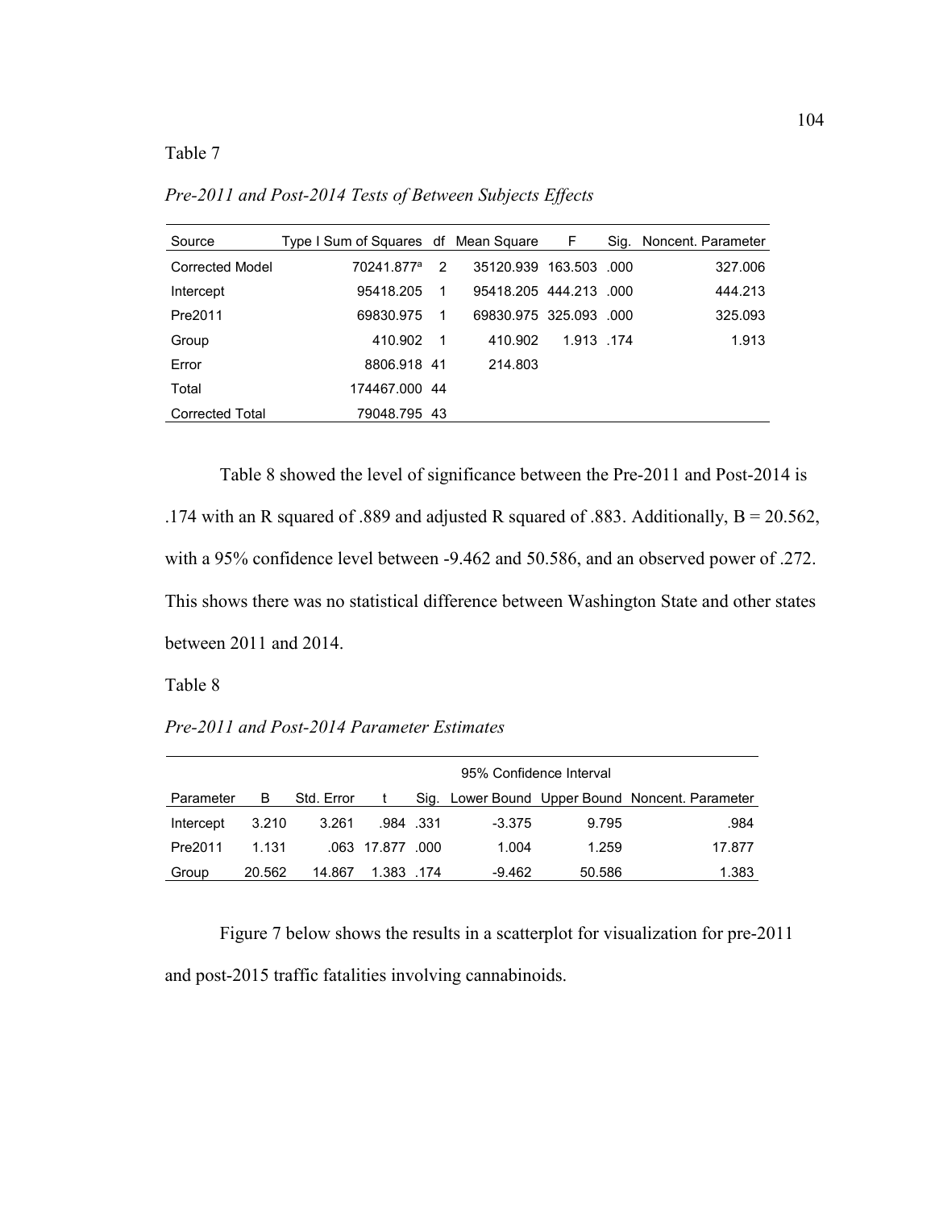Table 7

*Pre-2011 and Post-2014 Tests of Between Subjects Effects*

| Source | Type I Sum of Squares | df | Mean Square | F | Sig. | Noncent. Parameter |
|---|---|---|---|---|---|---|
| Corrected Model | 70241.877[a] | 2 | 35120.939 | 163.503 | .000 | 327.006 |
| Intercept | 95418.205 | 1 | 95418.205 | 444.213 | .000 | 444.213 |
| Pre2011 | 69830.975 | 1 | 69830.975 | 325.093 | .000 | 325.093 |
| Group | 410.902 | 1 | 410.902 | 1.913 | .174 | 1.913 |
| Error | 8806.918 | 41 | 214.803 | | | |
| Total | 174467.000 | 44 | | | | |
| Corrected Total | 79048.795 | 43 | | | | |

Table 8 showed the level of significance between the Pre-2011 and Post-2014 is .174 with an R squared of .889 and adjusted R squared of .883. Additionally, B = 20.562, with a 95% confidence level between -9.462 and 50.586, and an observed power of .272. This shows there was no statistical difference between Washington State and other states between 2011 and 2014.

Table 8

*Pre-2011 and Post-2014 Parameter Estimates*

| | | | | | 95% Confidence Interval | | |
|---|---|---|---|---|---|---|---|
| Parameter | B | Std. Error | t | Sig. | Lower Bound | Upper Bound | Noncent. Parameter |
| Intercept | 3.210 | 3.261 | .984 | .331 | -3.375 | 9.795 | .984 |
| Pre2011 | 1.131 | .063 | 17.877 | .000 | 1.004 | 1.259 | 17.877 |
| Group | 20.562 | 14.867 | 1.383 | .174 | -9.462 | 50.586 | 1.383 |

Figure 7 below shows the results in a scatterplot for visualization for pre-2011 and post-2015 traffic fatalities involving cannabinoids.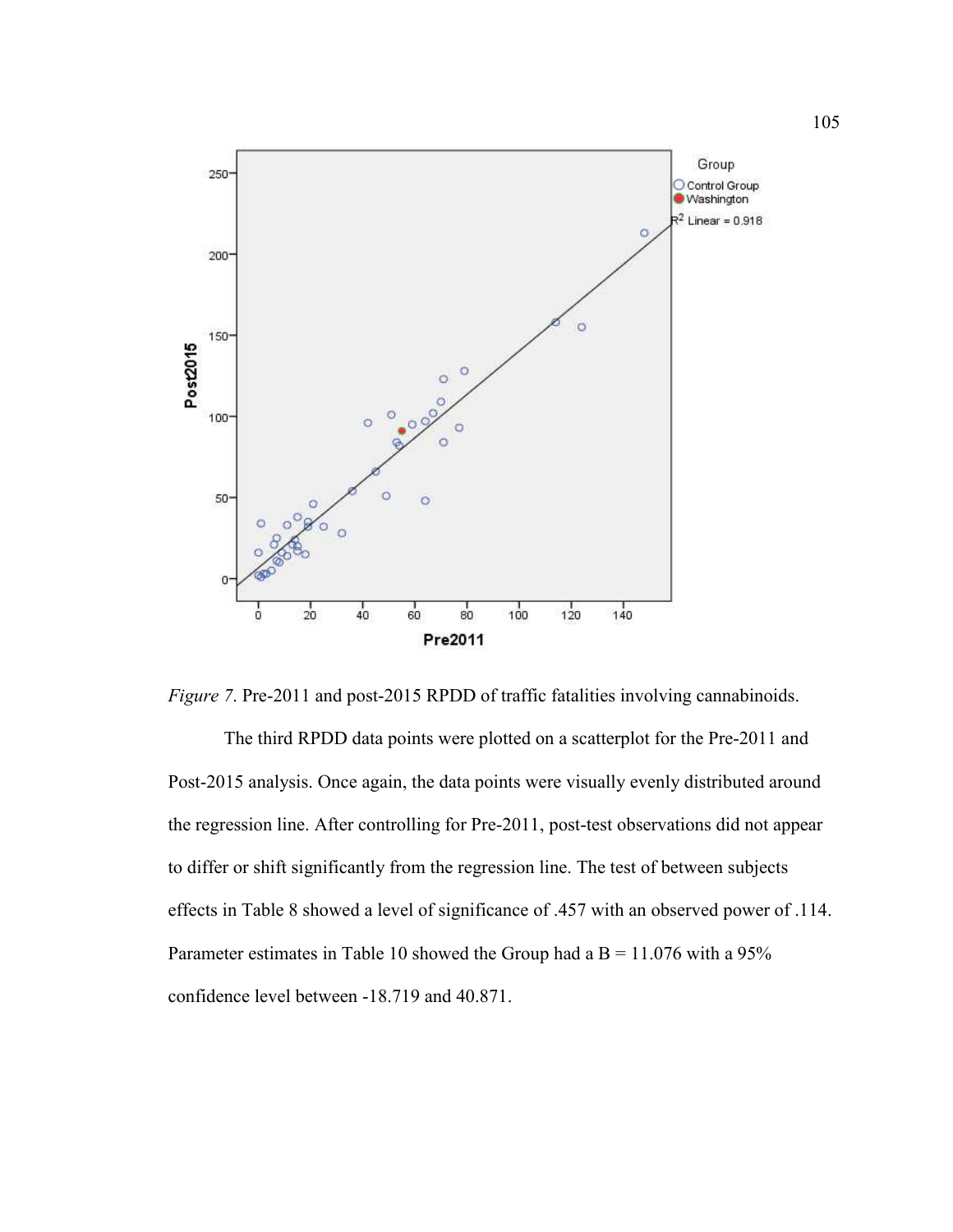*Figure 7*. Pre-2011 and post-2015 RPDD of traffic fatalities involving cannabinoids.

The third RPDD data points were plotted on a scatterplot for the Pre-2011 and Post-2015 analysis. Once again, the data points were visually evenly distributed around the regression line. After controlling for Pre-2011, post-test observations did not appear to differ or shift significantly from the regression line. The test of between subjects effects in Table 8 showed a level of significance of .457 with an observed power of .114. Parameter estimates in Table 10 showed the Group had a B = 11.076 with a 95% confidence level between -18.719 and 40.871.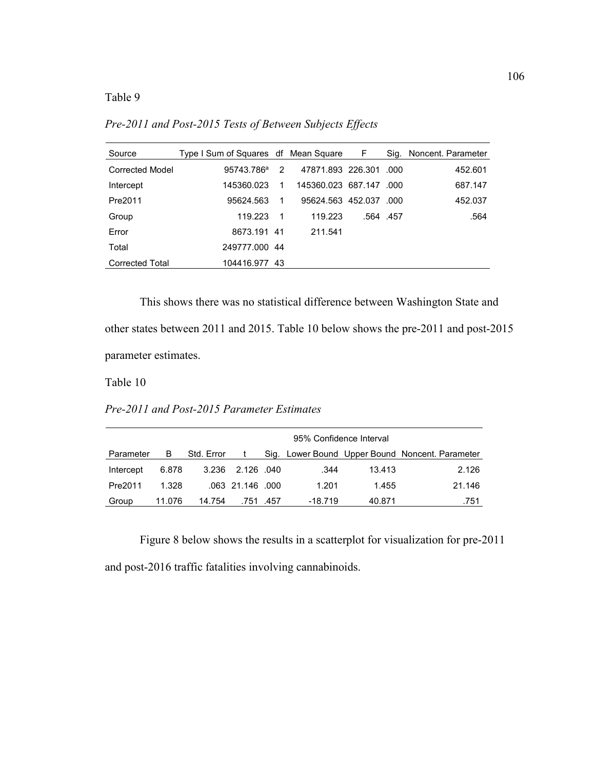Table 9

*Pre-2011 and Post-2015 Tests of Between Subjects Effects*

| Source | Type I Sum of Squares | df | Mean Square | F | Sig. | Noncent. Parameter |
|---|---|---|---|---|---|---|
| Corrected Model | 95743.786[a] | 2 | 47871.893 | 226.301 | .000 | 452.601 |
| Intercept | 145360.023 | 1 | 145360.023 | 687.147 | .000 | 687.147 |
| Pre2011 | 95624.563 | 1 | 95624.563 | 452.037 | .000 | 452.037 |
| Group | 119.223 | 1 | 119.223 | .564 | .457 | .564 |
| Error | 8673.191 | 41 | 211.541 | | | |
| Total | 249777.000 | 44 | | | | |
| Corrected Total | 104416.977 | 43 | | | | |

This shows there was no statistical difference between Washington State and other states between 2011 and 2015. Table 10 below shows the pre-2011 and post-2015 parameter estimates.

Table 10

*Pre-2011 and Post-2015 Parameter Estimates*

| | | | | | 95% Confidence Interval | | |
|---|---|---|---|---|---|---|---|
| Parameter | B | Std. Error | t | Sig. | Lower Bound | Upper Bound | Noncent. Parameter |
| Intercept | 6.878 | 3.236 | 2.126 | .040 | .344 | 13.413 | 2.126 |
| Pre2011 | 1.328 | .063 | 21.146 | .000 | 1.201 | 1.455 | 21.146 |
| Group | 11.076 | 14.754 | .751 | .457 | -18.719 | 40.871 | .751 |

Figure 8 below shows the results in a scatterplot for visualization for pre-2011 and post-2016 traffic fatalities involving cannabinoids.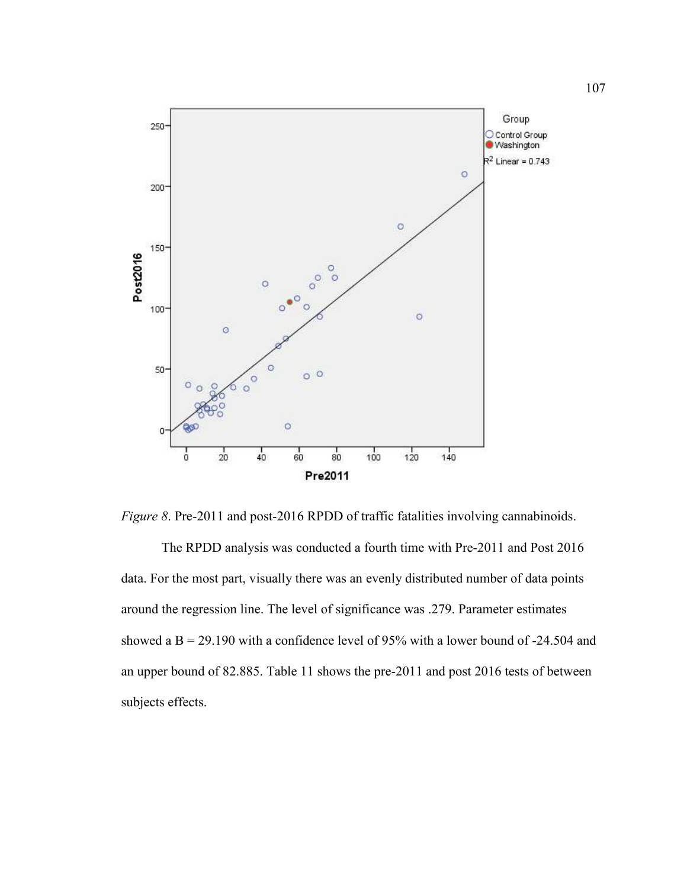*Figure 8*. Pre-2011 and post-2016 RPDD of traffic fatalities involving cannabinoids.

The RPDD analysis was conducted a fourth time with Pre-2011 and Post 2016 data. For the most part, visually there was an evenly distributed number of data points around the regression line. The level of significance was .279. Parameter estimates showed a B = 29.190 with a confidence level of 95% with a lower bound of -24.504 and an upper bound of 82.885. Table 11 shows the pre-2011 and post 2016 tests of between subjects effects.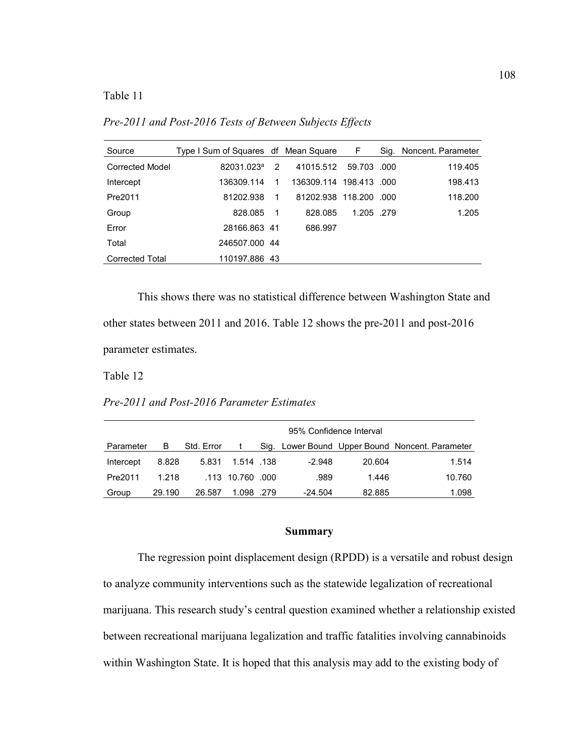Table 11

*Pre-2011 and Post-2016 Tests of Between Subjects Effects*

| Source | Type I Sum of Squares | df | Mean Square | F | Sig. | Noncent. Parameter |
|---|---|---|---|---|---|---|
| Corrected Model | 82031.023[a] | 2 | 41015.512 | 59.703 | .000 | 119.405 |
| Intercept | 136309.114 | 1 | 136309.114 | 198.413 | .000 | 198.413 |
| Pre2011 | 81202.938 | 1 | 81202.938 | 118.200 | .000 | 118.200 |
| Group | 828.085 | 1 | 828.085 | 1.205 | .279 | 1.205 |
| Error | 28166.863 | 41 | 686.997 | | | |
| Total | 246507.000 | 44 | | | | |
| Corrected Total | 110197.886 | 43 | | | | |

This shows there was no statistical difference between Washington State and other states between 2011 and 2016. Table 12 shows the pre-2011 and post-2016 parameter estimates.

Table 12

*Pre-2011 and Post-2016 Parameter Estimates*

| | | | | | 95% Confidence Interval | | |
|---|---|---|---|---|---|---|---|
| Parameter | B | Std. Error | t | Sig. | Lower Bound | Upper Bound | Noncent. Parameter |
| Intercept | 8.828 | 5.831 | 1.514 | .138 | -2.948 | 20.604 | 1.514 |
| Pre2011 | 1.218 | .113 | 10.760 | .000 | .989 | 1.446 | 10.760 |
| Group | 29.190 | 26.587 | 1.098 | .279 | -24.504 | 82.885 | 1.098 |

## Summary

The regression point displacement design (RPDD) is a versatile and robust design to analyze community interventions such as the statewide legalization of recreational marijuana. This research study's central question examined whether a relationship existed between recreational marijuana legalization and traffic fatalities involving cannabinoids within Washington State. It is hoped that this analysis may add to the existing body of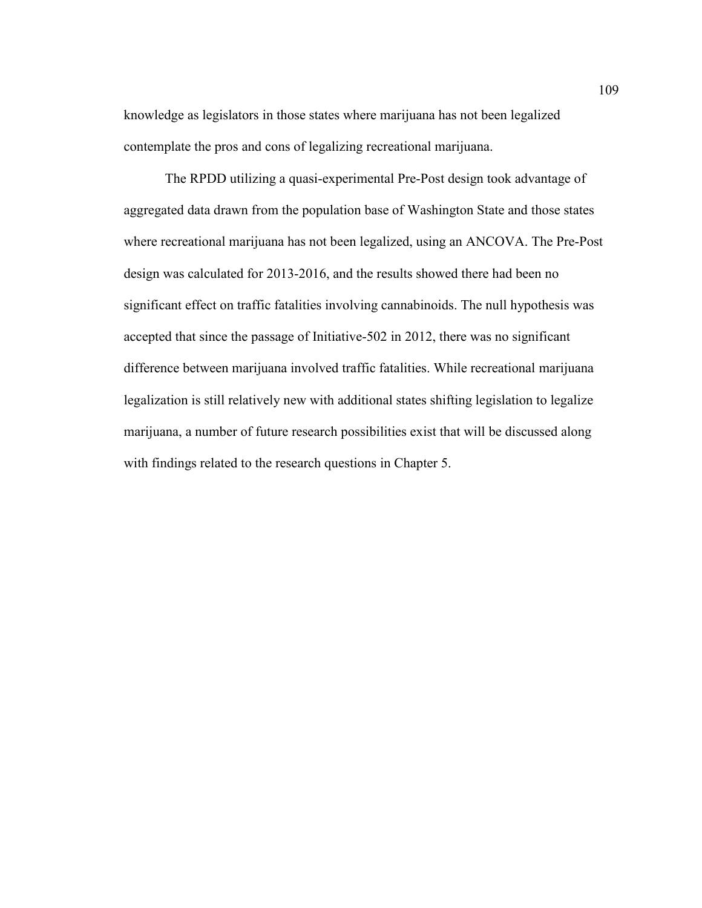knowledge as legislators in those states where marijuana has not been legalized contemplate the pros and cons of legalizing recreational marijuana.

The RPDD utilizing a quasi-experimental Pre-Post design took advantage of aggregated data drawn from the population base of Washington State and those states where recreational marijuana has not been legalized, using an ANCOVA. The Pre-Post design was calculated for 2013-2016, and the results showed there had been no significant effect on traffic fatalities involving cannabinoids. The null hypothesis was accepted that since the passage of Initiative-502 in 2012, there was no significant difference between marijuana involved traffic fatalities. While recreational marijuana legalization is still relatively new with additional states shifting legislation to legalize marijuana, a number of future research possibilities exist that will be discussed along with findings related to the research questions in Chapter 5.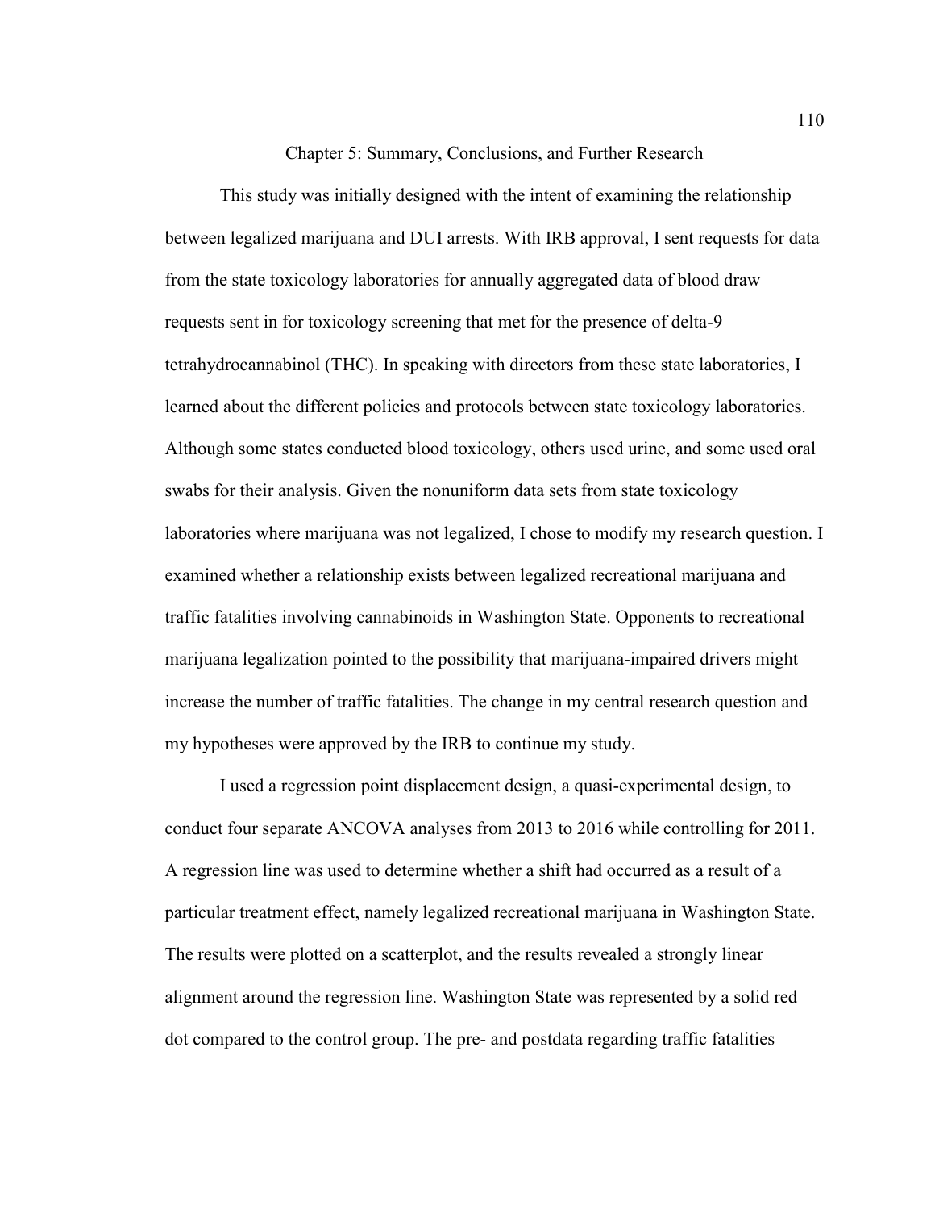# Chapter 5: Summary, Conclusions, and Further Research

This study was initially designed with the intent of examining the relationship between legalized marijuana and DUI arrests. With IRB approval, I sent requests for data from the state toxicology laboratories for annually aggregated data of blood draw requests sent in for toxicology screening that met for the presence of delta-9 tetrahydrocannabinol (THC). In speaking with directors from these state laboratories, I learned about the different policies and protocols between state toxicology laboratories. Although some states conducted blood toxicology, others used urine, and some used oral swabs for their analysis. Given the nonuniform data sets from state toxicology laboratories where marijuana was not legalized, I chose to modify my research question. I examined whether a relationship exists between legalized recreational marijuana and traffic fatalities involving cannabinoids in Washington State. Opponents to recreational marijuana legalization pointed to the possibility that marijuana-impaired drivers might increase the number of traffic fatalities. The change in my central research question and my hypotheses were approved by the IRB to continue my study.

I used a regression point displacement design, a quasi-experimental design, to conduct four separate ANCOVA analyses from 2013 to 2016 while controlling for 2011. A regression line was used to determine whether a shift had occurred as a result of a particular treatment effect, namely legalized recreational marijuana in Washington State. The results were plotted on a scatterplot, and the results revealed a strongly linear alignment around the regression line. Washington State was represented by a solid red dot compared to the control group. The pre- and postdata regarding traffic fatalities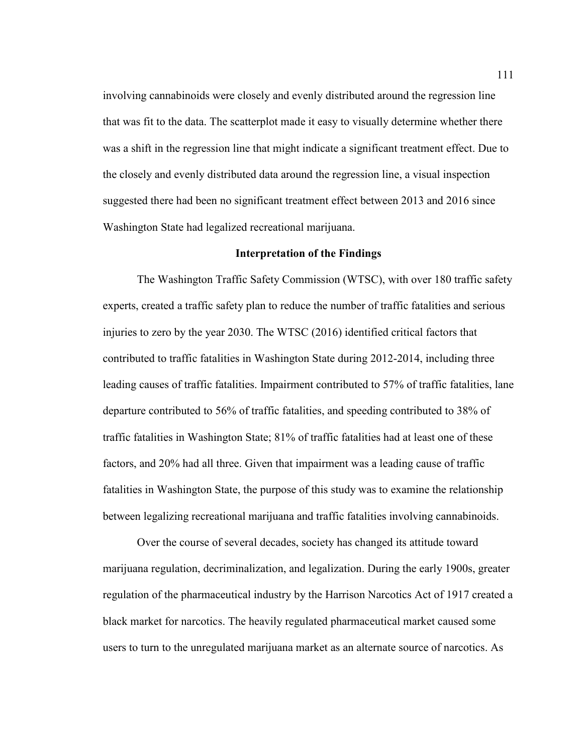involving cannabinoids were closely and evenly distributed around the regression line that was fit to the data. The scatterplot made it easy to visually determine whether there was a shift in the regression line that might indicate a significant treatment effect. Due to the closely and evenly distributed data around the regression line, a visual inspection suggested there had been no significant treatment effect between 2013 and 2016 since Washington State had legalized recreational marijuana.

## Interpretation of the Findings

The Washington Traffic Safety Commission (WTSC), with over 180 traffic safety experts, created a traffic safety plan to reduce the number of traffic fatalities and serious injuries to zero by the year 2030. The WTSC (2016) identified critical factors that contributed to traffic fatalities in Washington State during 2012-2014, including three leading causes of traffic fatalities. Impairment contributed to 57% of traffic fatalities, lane departure contributed to 56% of traffic fatalities, and speeding contributed to 38% of traffic fatalities in Washington State; 81% of traffic fatalities had at least one of these factors, and 20% had all three. Given that impairment was a leading cause of traffic fatalities in Washington State, the purpose of this study was to examine the relationship between legalizing recreational marijuana and traffic fatalities involving cannabinoids.

Over the course of several decades, society has changed its attitude toward marijuana regulation, decriminalization, and legalization. During the early 1900s, greater regulation of the pharmaceutical industry by the Harrison Narcotics Act of 1917 created a black market for narcotics. The heavily regulated pharmaceutical market caused some users to turn to the unregulated marijuana market as an alternate source of narcotics. As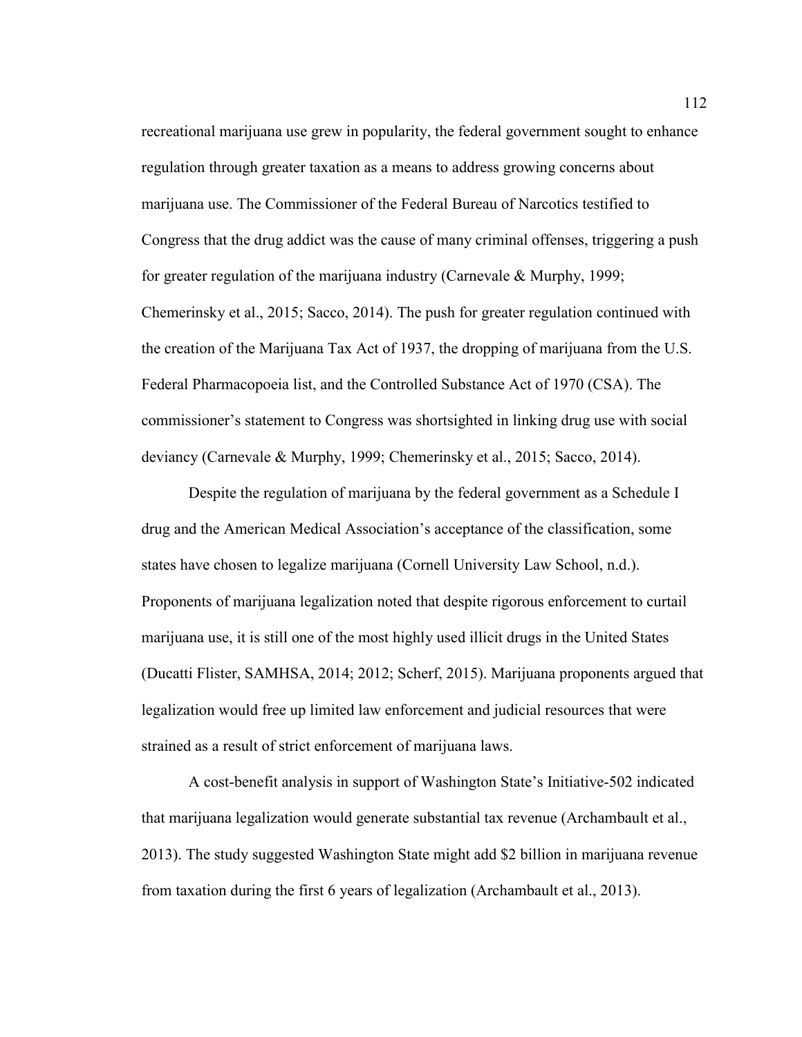recreational marijuana use grew in popularity, the federal government sought to enhance regulation through greater taxation as a means to address growing concerns about marijuana use. The Commissioner of the Federal Bureau of Narcotics testified to Congress that the drug addict was the cause of many criminal offenses, triggering a push for greater regulation of the marijuana industry (Carnevale & Murphy, 1999; Chemerinsky et al., 2015; Sacco, 2014). The push for greater regulation continued with the creation of the Marijuana Tax Act of 1937, the dropping of marijuana from the U.S. Federal Pharmacopoeia list, and the Controlled Substance Act of 1970 (CSA). The commissioner's statement to Congress was shortsighted in linking drug use with social deviancy (Carnevale & Murphy, 1999; Chemerinsky et al., 2015; Sacco, 2014).

Despite the regulation of marijuana by the federal government as a Schedule I drug and the American Medical Association's acceptance of the classification, some states have chosen to legalize marijuana (Cornell University Law School, n.d.). Proponents of marijuana legalization noted that despite rigorous enforcement to curtail marijuana use, it is still one of the most highly used illicit drugs in the United States (Ducatti Flister, SAMHSA, 2014; 2012; Scherf, 2015). Marijuana proponents argued that legalization would free up limited law enforcement and judicial resources that were strained as a result of strict enforcement of marijuana laws.

A cost-benefit analysis in support of Washington State's Initiative-502 indicated that marijuana legalization would generate substantial tax revenue (Archambault et al., 2013). The study suggested Washington State might add $2 billion in marijuana revenue from taxation during the first 6 years of legalization (Archambault et al., 2013).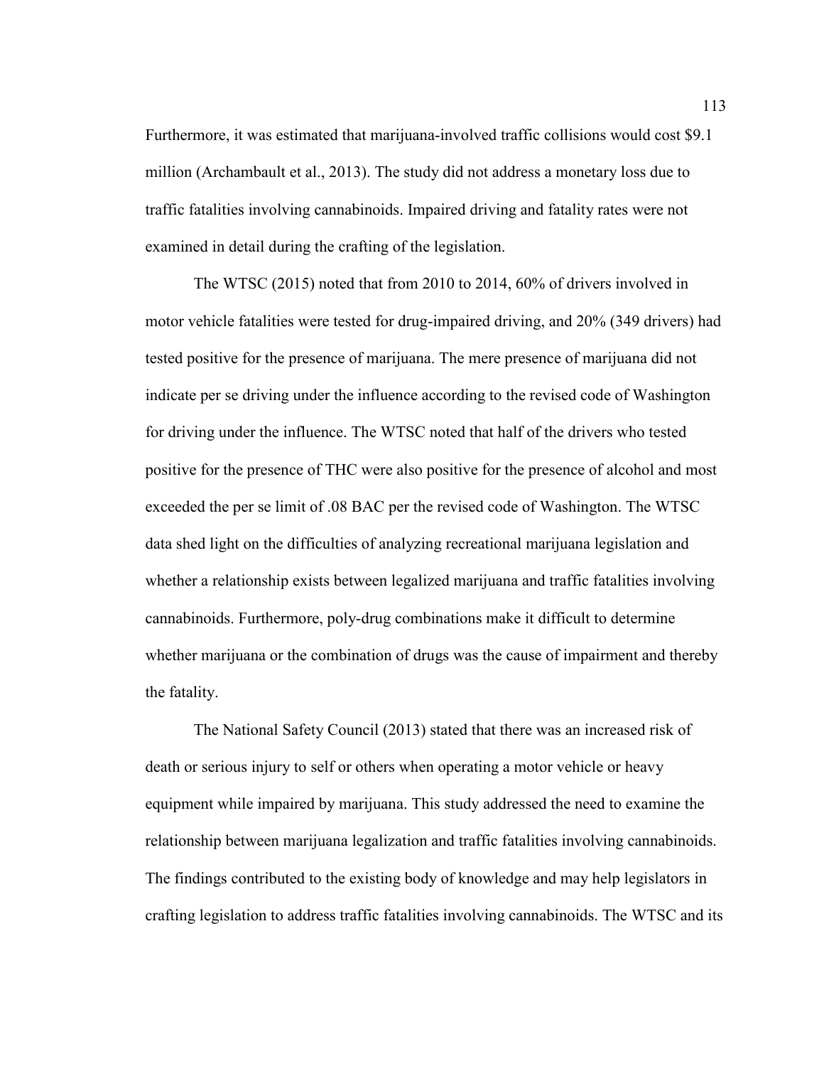Furthermore, it was estimated that marijuana-involved traffic collisions would cost $9.1 million (Archambault et al., 2013). The study did not address a monetary loss due to traffic fatalities involving cannabinoids. Impaired driving and fatality rates were not examined in detail during the crafting of the legislation.

The WTSC (2015) noted that from 2010 to 2014, 60% of drivers involved in motor vehicle fatalities were tested for drug-impaired driving, and 20% (349 drivers) had tested positive for the presence of marijuana. The mere presence of marijuana did not indicate per se driving under the influence according to the revised code of Washington for driving under the influence. The WTSC noted that half of the drivers who tested positive for the presence of THC were also positive for the presence of alcohol and most exceeded the per se limit of .08 BAC per the revised code of Washington. The WTSC data shed light on the difficulties of analyzing recreational marijuana legislation and whether a relationship exists between legalized marijuana and traffic fatalities involving cannabinoids. Furthermore, poly-drug combinations make it difficult to determine whether marijuana or the combination of drugs was the cause of impairment and thereby the fatality.

The National Safety Council (2013) stated that there was an increased risk of death or serious injury to self or others when operating a motor vehicle or heavy equipment while impaired by marijuana. This study addressed the need to examine the relationship between marijuana legalization and traffic fatalities involving cannabinoids. The findings contributed to the existing body of knowledge and may help legislators in crafting legislation to address traffic fatalities involving cannabinoids. The WTSC and its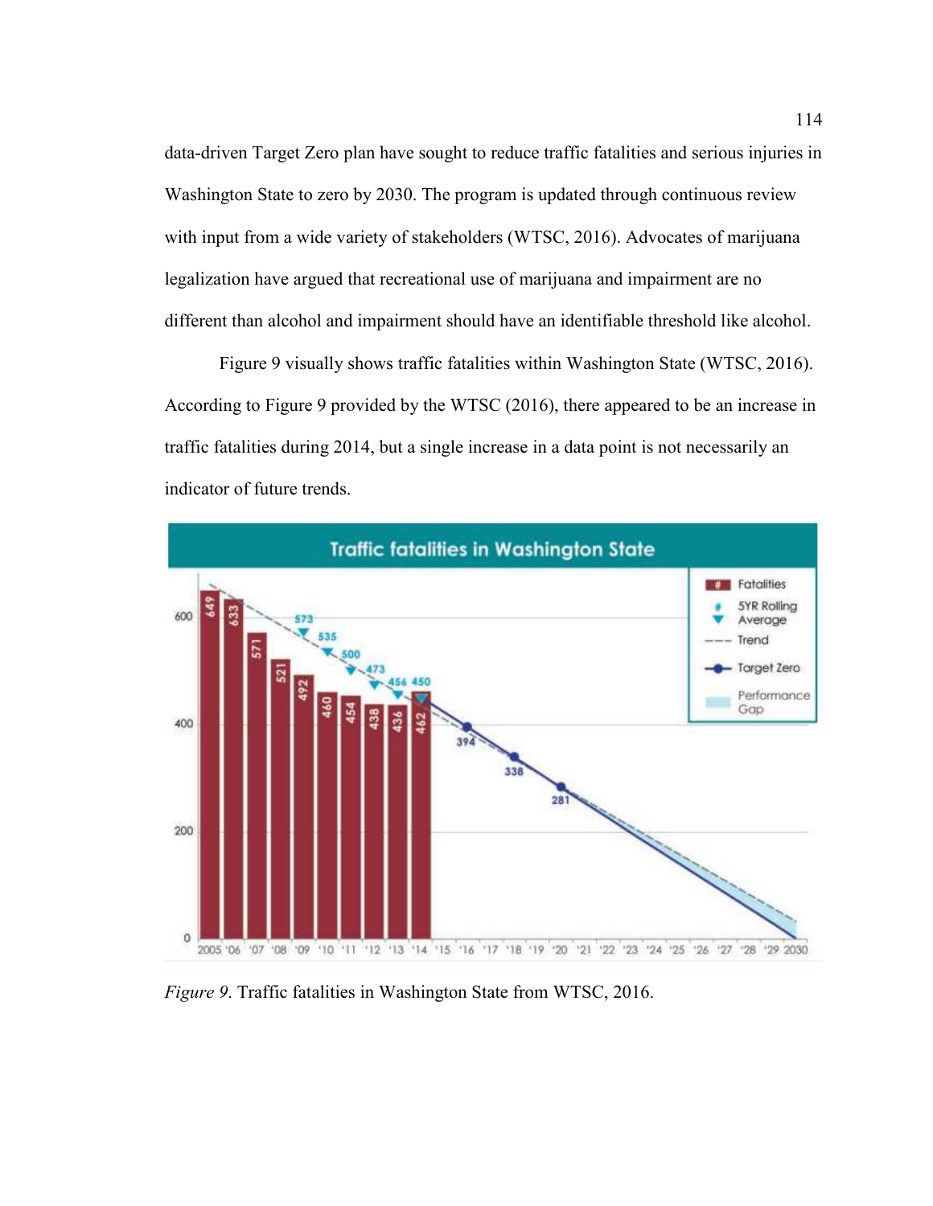data-driven Target Zero plan have sought to reduce traffic fatalities and serious injuries in Washington State to zero by 2030. The program is updated through continuous review with input from a wide variety of stakeholders (WTSC, 2016). Advocates of marijuana legalization have argued that recreational use of marijuana and impairment are no different than alcohol and impairment should have an identifiable threshold like alcohol.

Figure 9 visually shows traffic fatalities within Washington State (WTSC, 2016). According to Figure 9 provided by the WTSC (2016), there appeared to be an increase in traffic fatalities during 2014, but a single increase in a data point is not necessarily an indicator of future trends.

*Figure 9*. Traffic fatalities in Washington State from WTSC, 2016.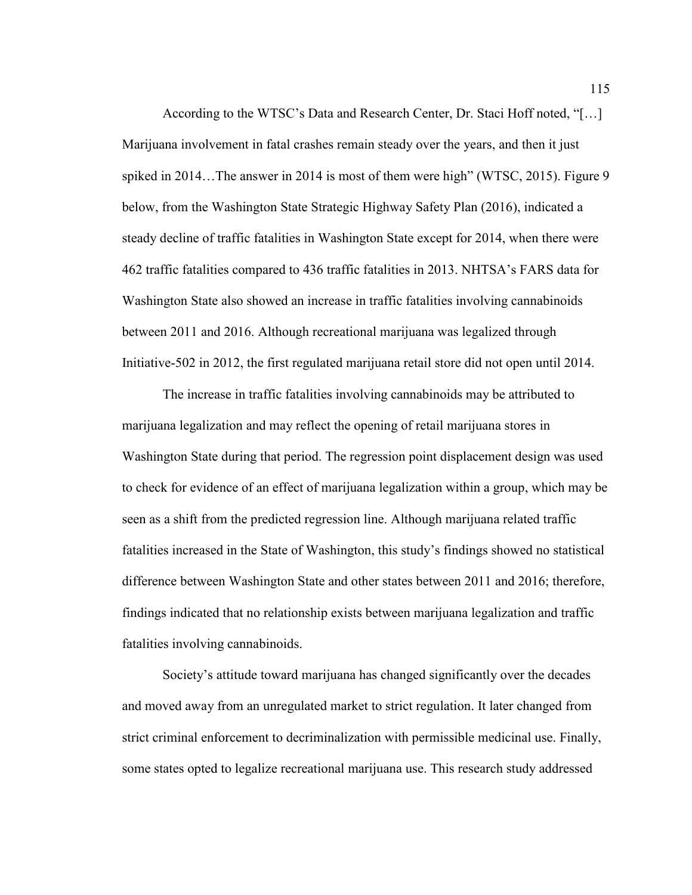According to the WTSC's Data and Research Center, Dr. Staci Hoff noted, "[…] Marijuana involvement in fatal crashes remain steady over the years, and then it just spiked in 2014…The answer in 2014 is most of them were high" (WTSC, 2015). Figure 9 below, from the Washington State Strategic Highway Safety Plan (2016), indicated a steady decline of traffic fatalities in Washington State except for 2014, when there were 462 traffic fatalities compared to 436 traffic fatalities in 2013. NHTSA's FARS data for Washington State also showed an increase in traffic fatalities involving cannabinoids between 2011 and 2016. Although recreational marijuana was legalized through Initiative-502 in 2012, the first regulated marijuana retail store did not open until 2014.

The increase in traffic fatalities involving cannabinoids may be attributed to marijuana legalization and may reflect the opening of retail marijuana stores in Washington State during that period. The regression point displacement design was used to check for evidence of an effect of marijuana legalization within a group, which may be seen as a shift from the predicted regression line. Although marijuana related traffic fatalities increased in the State of Washington, this study's findings showed no statistical difference between Washington State and other states between 2011 and 2016; therefore, findings indicated that no relationship exists between marijuana legalization and traffic fatalities involving cannabinoids.

Society's attitude toward marijuana has changed significantly over the decades and moved away from an unregulated market to strict regulation. It later changed from strict criminal enforcement to decriminalization with permissible medicinal use. Finally, some states opted to legalize recreational marijuana use. This research study addressed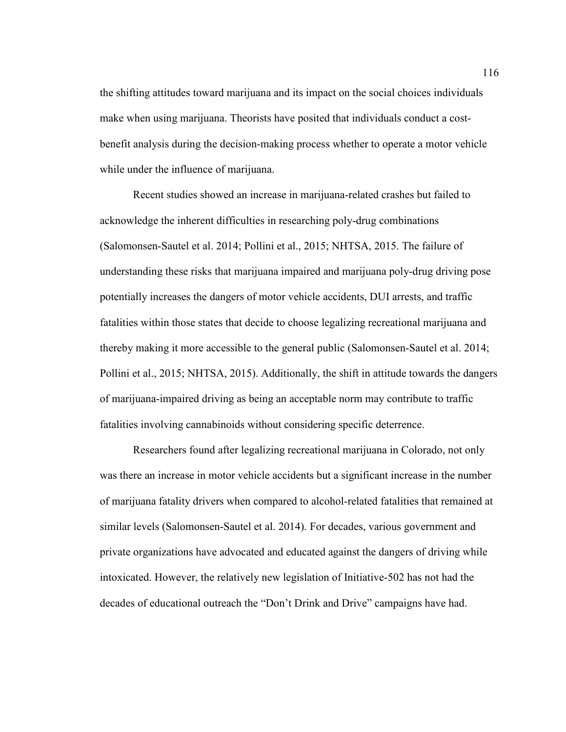the shifting attitudes toward marijuana and its impact on the social choices individuals make when using marijuana. Theorists have posited that individuals conduct a cost-benefit analysis during the decision-making process whether to operate a motor vehicle while under the influence of marijuana.

Recent studies showed an increase in marijuana-related crashes but failed to acknowledge the inherent difficulties in researching poly-drug combinations (Salomonsen-Sautel et al. 2014; Pollini et al., 2015; NHTSA, 2015. The failure of understanding these risks that marijuana impaired and marijuana poly-drug driving pose potentially increases the dangers of motor vehicle accidents, DUI arrests, and traffic fatalities within those states that decide to choose legalizing recreational marijuana and thereby making it more accessible to the general public (Salomonsen-Sautel et al. 2014; Pollini et al., 2015; NHTSA, 2015). Additionally, the shift in attitude towards the dangers of marijuana-impaired driving as being an acceptable norm may contribute to traffic fatalities involving cannabinoids without considering specific deterrence.

Researchers found after legalizing recreational marijuana in Colorado, not only was there an increase in motor vehicle accidents but a significant increase in the number of marijuana fatality drivers when compared to alcohol-related fatalities that remained at similar levels (Salomonsen-Sautel et al. 2014). For decades, various government and private organizations have advocated and educated against the dangers of driving while intoxicated. However, the relatively new legislation of Initiative-502 has not had the decades of educational outreach the "Don't Drink and Drive" campaigns have had.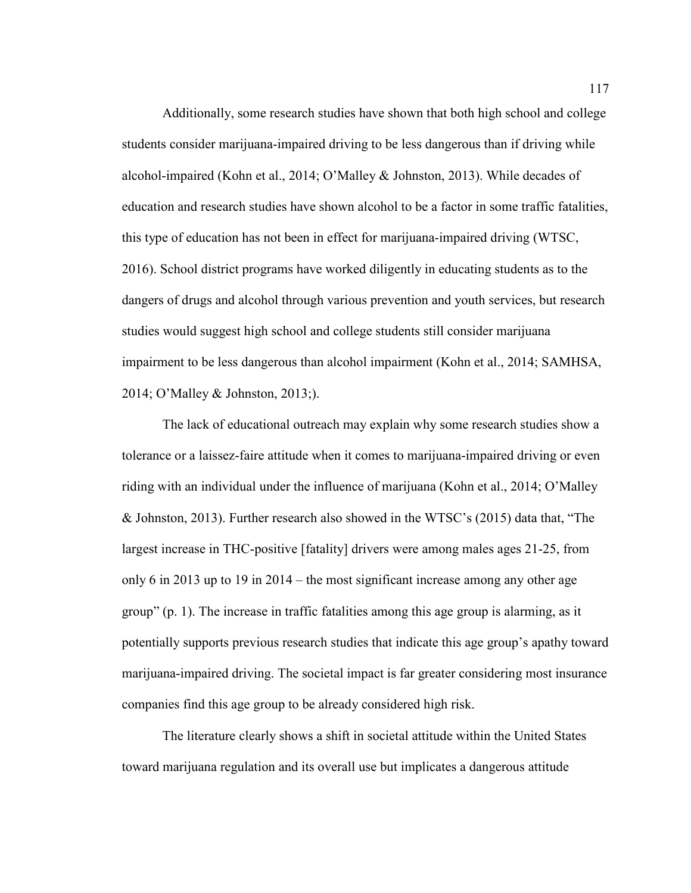Additionally, some research studies have shown that both high school and college students consider marijuana-impaired driving to be less dangerous than if driving while alcohol-impaired (Kohn et al., 2014; O'Malley & Johnston, 2013). While decades of education and research studies have shown alcohol to be a factor in some traffic fatalities, this type of education has not been in effect for marijuana-impaired driving (WTSC, 2016). School district programs have worked diligently in educating students as to the dangers of drugs and alcohol through various prevention and youth services, but research studies would suggest high school and college students still consider marijuana impairment to be less dangerous than alcohol impairment (Kohn et al., 2014; SAMHSA, 2014; O'Malley & Johnston, 2013;).

The lack of educational outreach may explain why some research studies show a tolerance or a laissez-faire attitude when it comes to marijuana-impaired driving or even riding with an individual under the influence of marijuana (Kohn et al., 2014; O'Malley & Johnston, 2013). Further research also showed in the WTSC's (2015) data that, "The largest increase in THC-positive [fatality] drivers were among males ages 21-25, from only 6 in 2013 up to 19 in 2014 – the most significant increase among any other age group" (p. 1). The increase in traffic fatalities among this age group is alarming, as it potentially supports previous research studies that indicate this age group's apathy toward marijuana-impaired driving. The societal impact is far greater considering most insurance companies find this age group to be already considered high risk.

The literature clearly shows a shift in societal attitude within the United States toward marijuana regulation and its overall use but implicates a dangerous attitude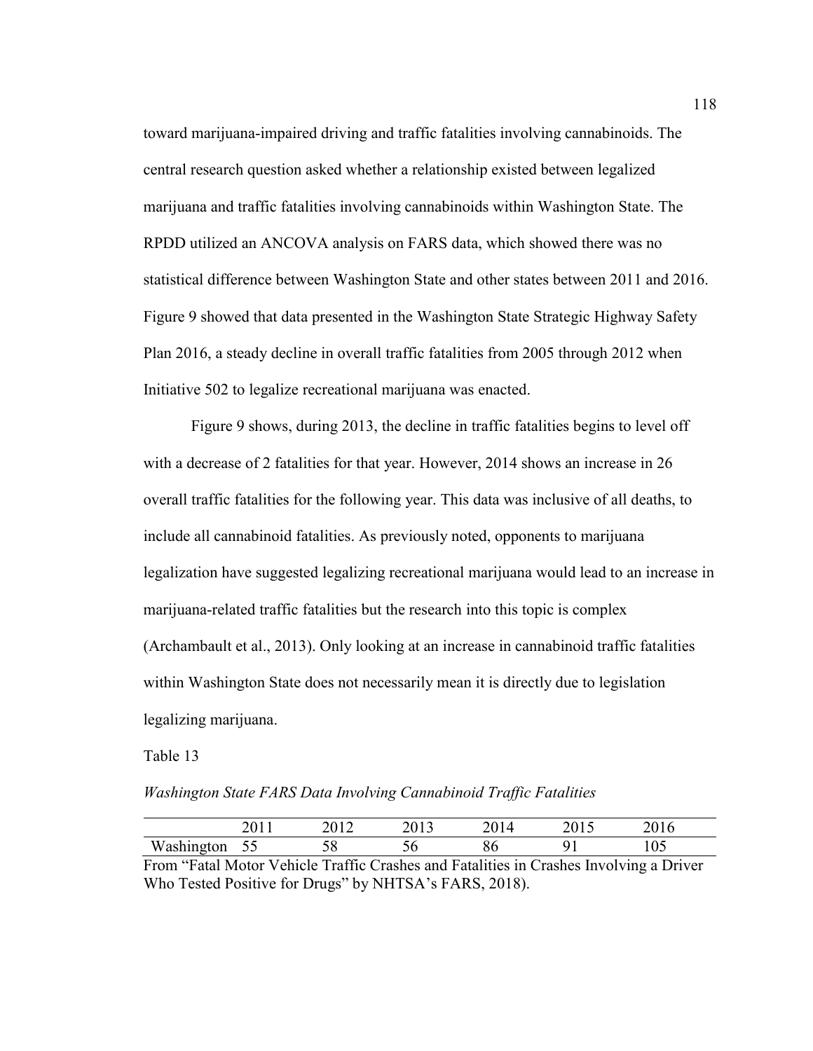toward marijuana-impaired driving and traffic fatalities involving cannabinoids. The central research question asked whether a relationship existed between legalized marijuana and traffic fatalities involving cannabinoids within Washington State. The RPDD utilized an ANCOVA analysis on FARS data, which showed there was no statistical difference between Washington State and other states between 2011 and 2016. Figure 9 showed that data presented in the Washington State Strategic Highway Safety Plan 2016, a steady decline in overall traffic fatalities from 2005 through 2012 when Initiative 502 to legalize recreational marijuana was enacted.

Figure 9 shows, during 2013, the decline in traffic fatalities begins to level off with a decrease of 2 fatalities for that year. However, 2014 shows an increase in 26 overall traffic fatalities for the following year. This data was inclusive of all deaths, to include all cannabinoid fatalities. As previously noted, opponents to marijuana legalization have suggested legalizing recreational marijuana would lead to an increase in marijuana-related traffic fatalities but the research into this topic is complex (Archambault et al., 2013). Only looking at an increase in cannabinoid traffic fatalities within Washington State does not necessarily mean it is directly due to legislation legalizing marijuana.

Table 13

*Washington State FARS Data Involving Cannabinoid Traffic Fatalities*

| | 2011 | 2012 | 2013 | 2014 | 2015 | 2016 |
|---|---|---|---|---|---|---|
| Washington | 55 | 58 | 56 | 86 | 91 | 105 |

From "Fatal Motor Vehicle Traffic Crashes and Fatalities in Crashes Involving a Driver Who Tested Positive for Drugs" by NHTSA's FARS, 2018).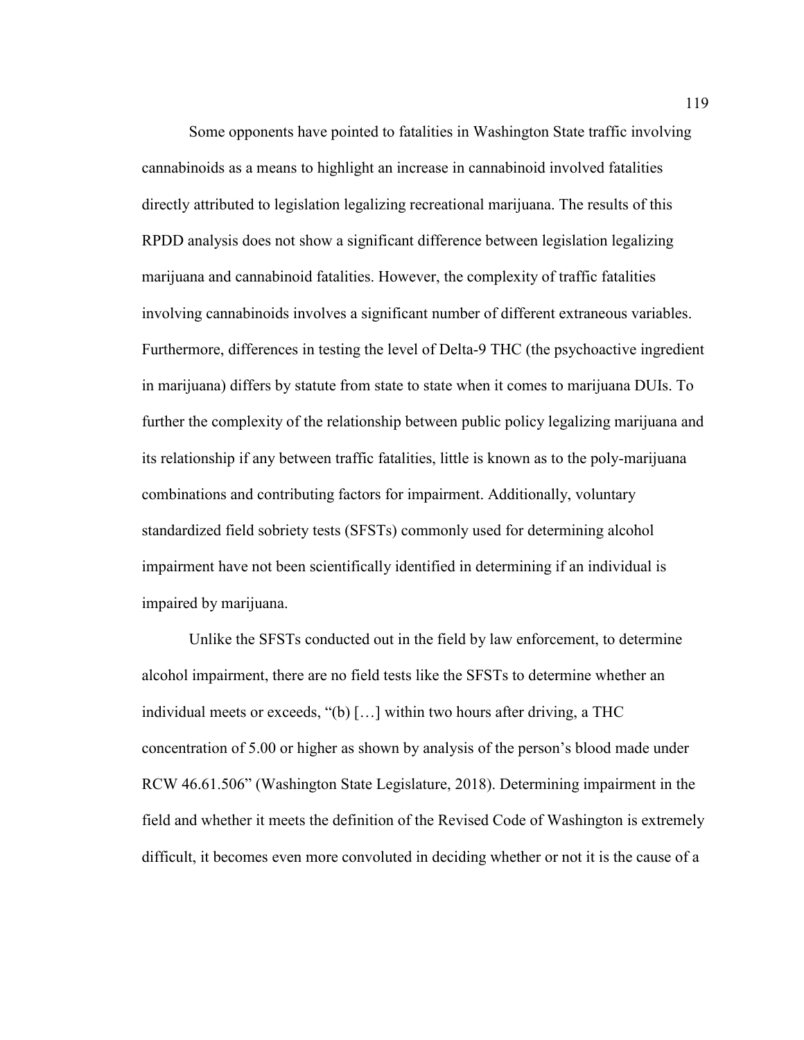Some opponents have pointed to fatalities in Washington State traffic involving cannabinoids as a means to highlight an increase in cannabinoid involved fatalities directly attributed to legislation legalizing recreational marijuana. The results of this RPDD analysis does not show a significant difference between legislation legalizing marijuana and cannabinoid fatalities. However, the complexity of traffic fatalities involving cannabinoids involves a significant number of different extraneous variables. Furthermore, differences in testing the level of Delta-9 THC (the psychoactive ingredient in marijuana) differs by statute from state to state when it comes to marijuana DUIs. To further the complexity of the relationship between public policy legalizing marijuana and its relationship if any between traffic fatalities, little is known as to the poly-marijuana combinations and contributing factors for impairment. Additionally, voluntary standardized field sobriety tests (SFSTs) commonly used for determining alcohol impairment have not been scientifically identified in determining if an individual is impaired by marijuana.

Unlike the SFSTs conducted out in the field by law enforcement, to determine alcohol impairment, there are no field tests like the SFSTs to determine whether an individual meets or exceeds, "(b) […] within two hours after driving, a THC concentration of 5.00 or higher as shown by analysis of the person's blood made under RCW 46.61.506" (Washington State Legislature, 2018). Determining impairment in the field and whether it meets the definition of the Revised Code of Washington is extremely difficult, it becomes even more convoluted in deciding whether or not it is the cause of a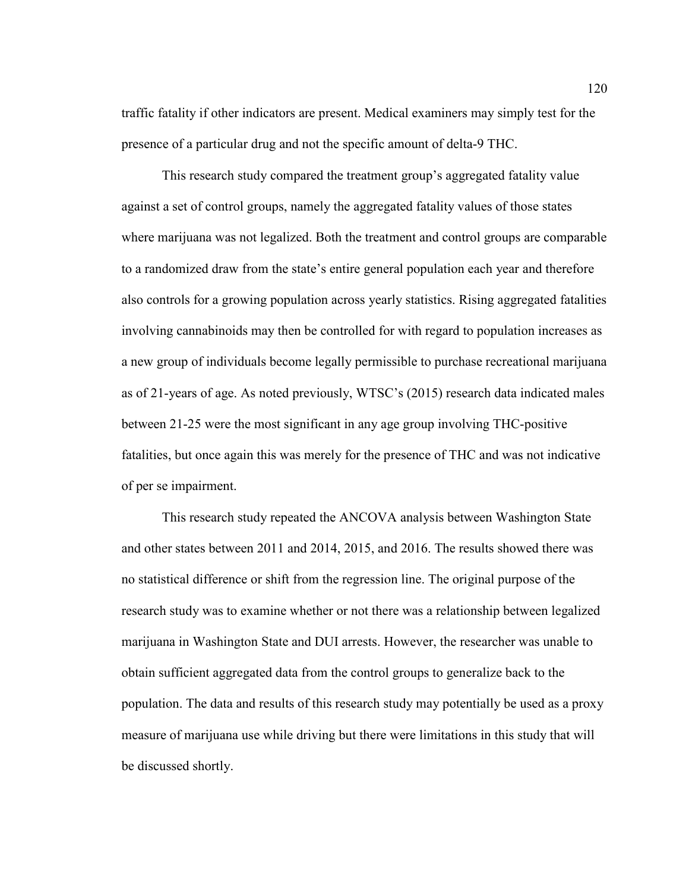traffic fatality if other indicators are present. Medical examiners may simply test for the presence of a particular drug and not the specific amount of delta-9 THC.

This research study compared the treatment group's aggregated fatality value against a set of control groups, namely the aggregated fatality values of those states where marijuana was not legalized. Both the treatment and control groups are comparable to a randomized draw from the state's entire general population each year and therefore also controls for a growing population across yearly statistics. Rising aggregated fatalities involving cannabinoids may then be controlled for with regard to population increases as a new group of individuals become legally permissible to purchase recreational marijuana as of 21-years of age. As noted previously, WTSC's (2015) research data indicated males between 21-25 were the most significant in any age group involving THC-positive fatalities, but once again this was merely for the presence of THC and was not indicative of per se impairment.

This research study repeated the ANCOVA analysis between Washington State and other states between 2011 and 2014, 2015, and 2016. The results showed there was no statistical difference or shift from the regression line. The original purpose of the research study was to examine whether or not there was a relationship between legalized marijuana in Washington State and DUI arrests. However, the researcher was unable to obtain sufficient aggregated data from the control groups to generalize back to the population. The data and results of this research study may potentially be used as a proxy measure of marijuana use while driving but there were limitations in this study that will be discussed shortly.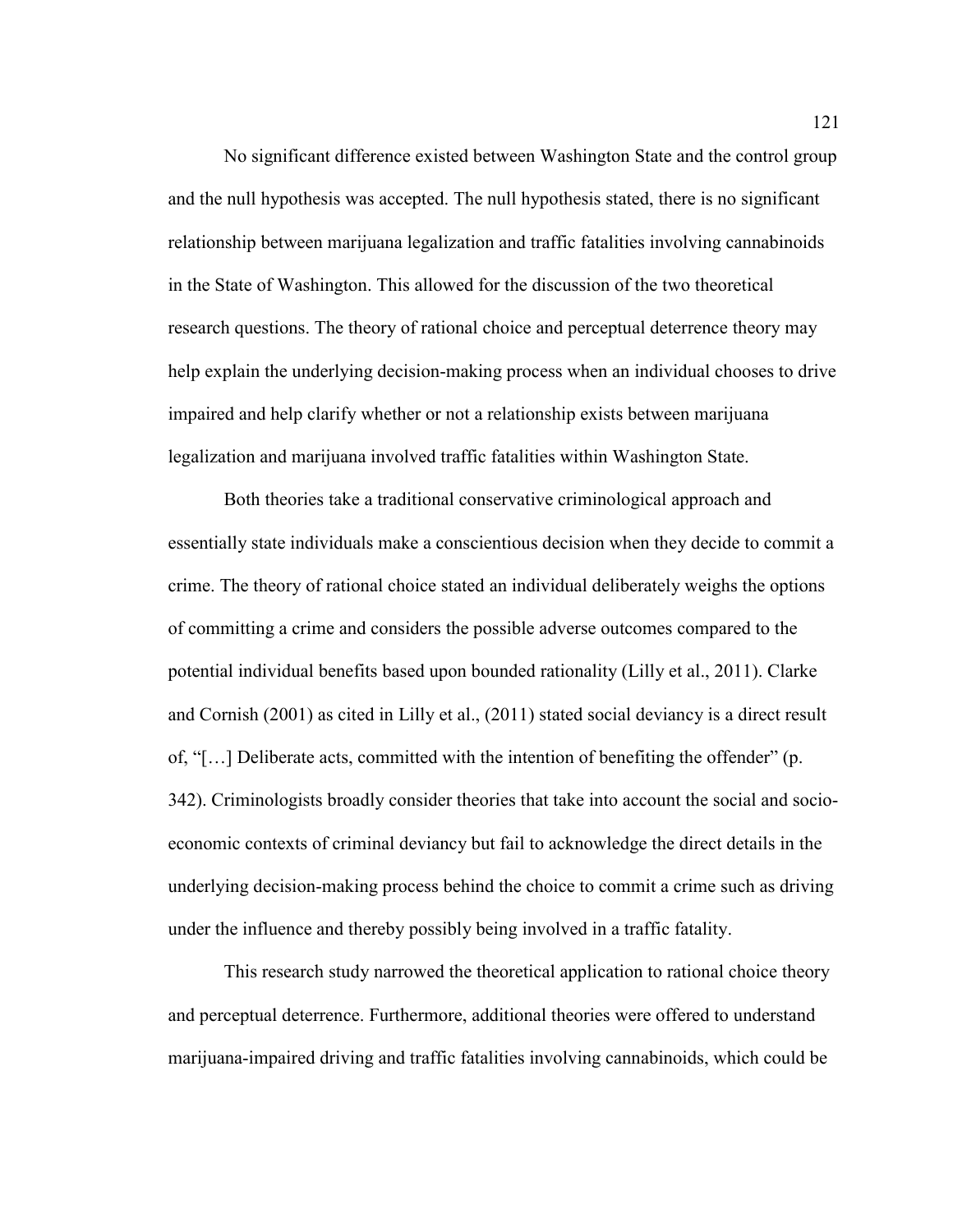No significant difference existed between Washington State and the control group and the null hypothesis was accepted. The null hypothesis stated, there is no significant relationship between marijuana legalization and traffic fatalities involving cannabinoids in the State of Washington. This allowed for the discussion of the two theoretical research questions. The theory of rational choice and perceptual deterrence theory may help explain the underlying decision-making process when an individual chooses to drive impaired and help clarify whether or not a relationship exists between marijuana legalization and marijuana involved traffic fatalities within Washington State.

Both theories take a traditional conservative criminological approach and essentially state individuals make a conscientious decision when they decide to commit a crime. The theory of rational choice stated an individual deliberately weighs the options of committing a crime and considers the possible adverse outcomes compared to the potential individual benefits based upon bounded rationality (Lilly et al., 2011). Clarke and Cornish (2001) as cited in Lilly et al., (2011) stated social deviancy is a direct result of, "[…] Deliberate acts, committed with the intention of benefiting the offender" (p. 342). Criminologists broadly consider theories that take into account the social and socio-economic contexts of criminal deviancy but fail to acknowledge the direct details in the underlying decision-making process behind the choice to commit a crime such as driving under the influence and thereby possibly being involved in a traffic fatality.

This research study narrowed the theoretical application to rational choice theory and perceptual deterrence. Furthermore, additional theories were offered to understand marijuana-impaired driving and traffic fatalities involving cannabinoids, which could be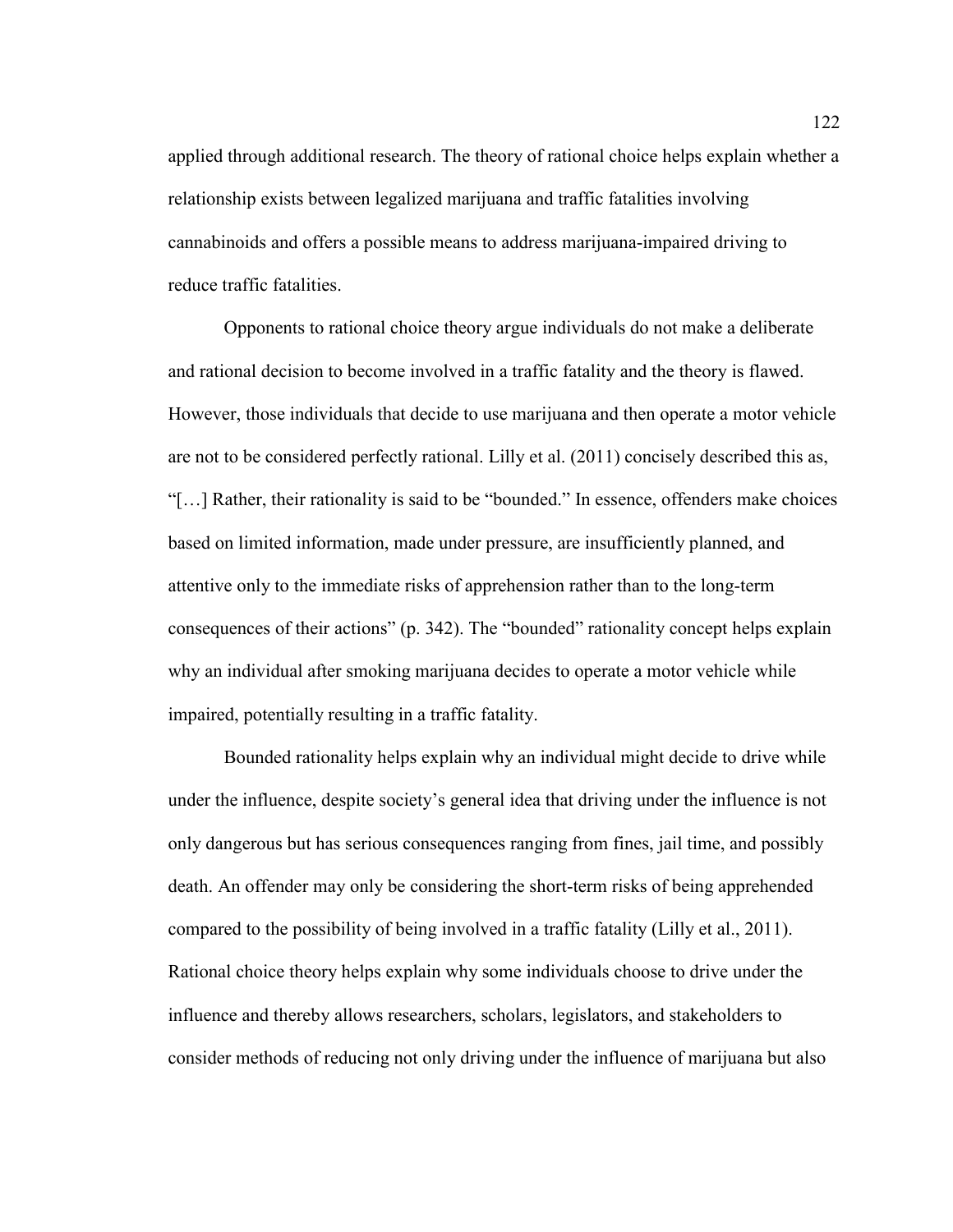applied through additional research. The theory of rational choice helps explain whether a relationship exists between legalized marijuana and traffic fatalities involving cannabinoids and offers a possible means to address marijuana-impaired driving to reduce traffic fatalities.

Opponents to rational choice theory argue individuals do not make a deliberate and rational decision to become involved in a traffic fatality and the theory is flawed. However, those individuals that decide to use marijuana and then operate a motor vehicle are not to be considered perfectly rational. Lilly et al. (2011) concisely described this as, "[…] Rather, their rationality is said to be "bounded." In essence, offenders make choices based on limited information, made under pressure, are insufficiently planned, and attentive only to the immediate risks of apprehension rather than to the long-term consequences of their actions" (p. 342). The "bounded" rationality concept helps explain why an individual after smoking marijuana decides to operate a motor vehicle while impaired, potentially resulting in a traffic fatality.

Bounded rationality helps explain why an individual might decide to drive while under the influence, despite society's general idea that driving under the influence is not only dangerous but has serious consequences ranging from fines, jail time, and possibly death. An offender may only be considering the short-term risks of being apprehended compared to the possibility of being involved in a traffic fatality (Lilly et al., 2011). Rational choice theory helps explain why some individuals choose to drive under the influence and thereby allows researchers, scholars, legislators, and stakeholders to consider methods of reducing not only driving under the influence of marijuana but also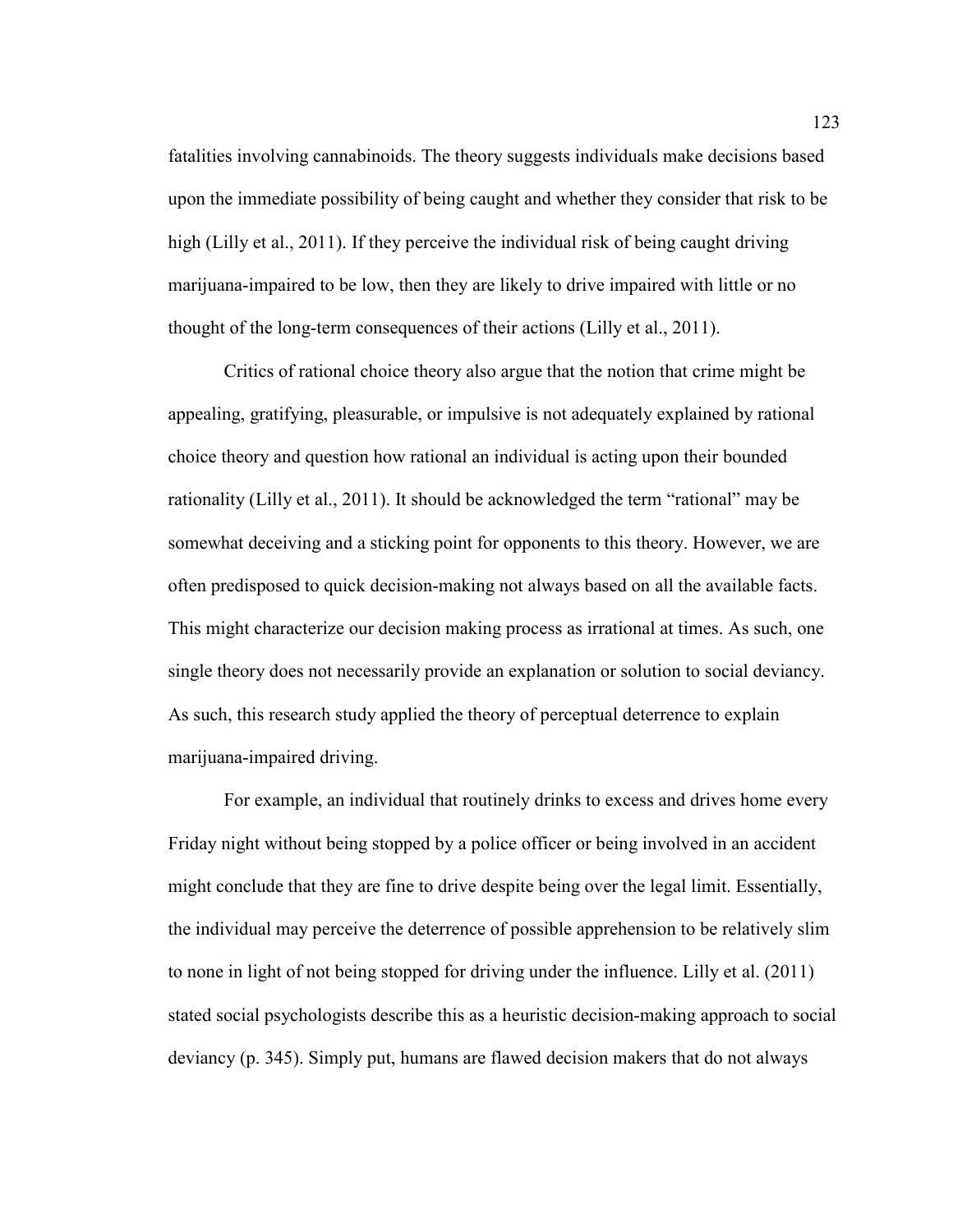fatalities involving cannabinoids. The theory suggests individuals make decisions based upon the immediate possibility of being caught and whether they consider that risk to be high (Lilly et al., 2011). If they perceive the individual risk of being caught driving marijuana-impaired to be low, then they are likely to drive impaired with little or no thought of the long-term consequences of their actions (Lilly et al., 2011).

Critics of rational choice theory also argue that the notion that crime might be appealing, gratifying, pleasurable, or impulsive is not adequately explained by rational choice theory and question how rational an individual is acting upon their bounded rationality (Lilly et al., 2011). It should be acknowledged the term "rational" may be somewhat deceiving and a sticking point for opponents to this theory. However, we are often predisposed to quick decision-making not always based on all the available facts. This might characterize our decision making process as irrational at times. As such, one single theory does not necessarily provide an explanation or solution to social deviancy. As such, this research study applied the theory of perceptual deterrence to explain marijuana-impaired driving.

For example, an individual that routinely drinks to excess and drives home every Friday night without being stopped by a police officer or being involved in an accident might conclude that they are fine to drive despite being over the legal limit. Essentially, the individual may perceive the deterrence of possible apprehension to be relatively slim to none in light of not being stopped for driving under the influence. Lilly et al. (2011) stated social psychologists describe this as a heuristic decision-making approach to social deviancy (p. 345). Simply put, humans are flawed decision makers that do not always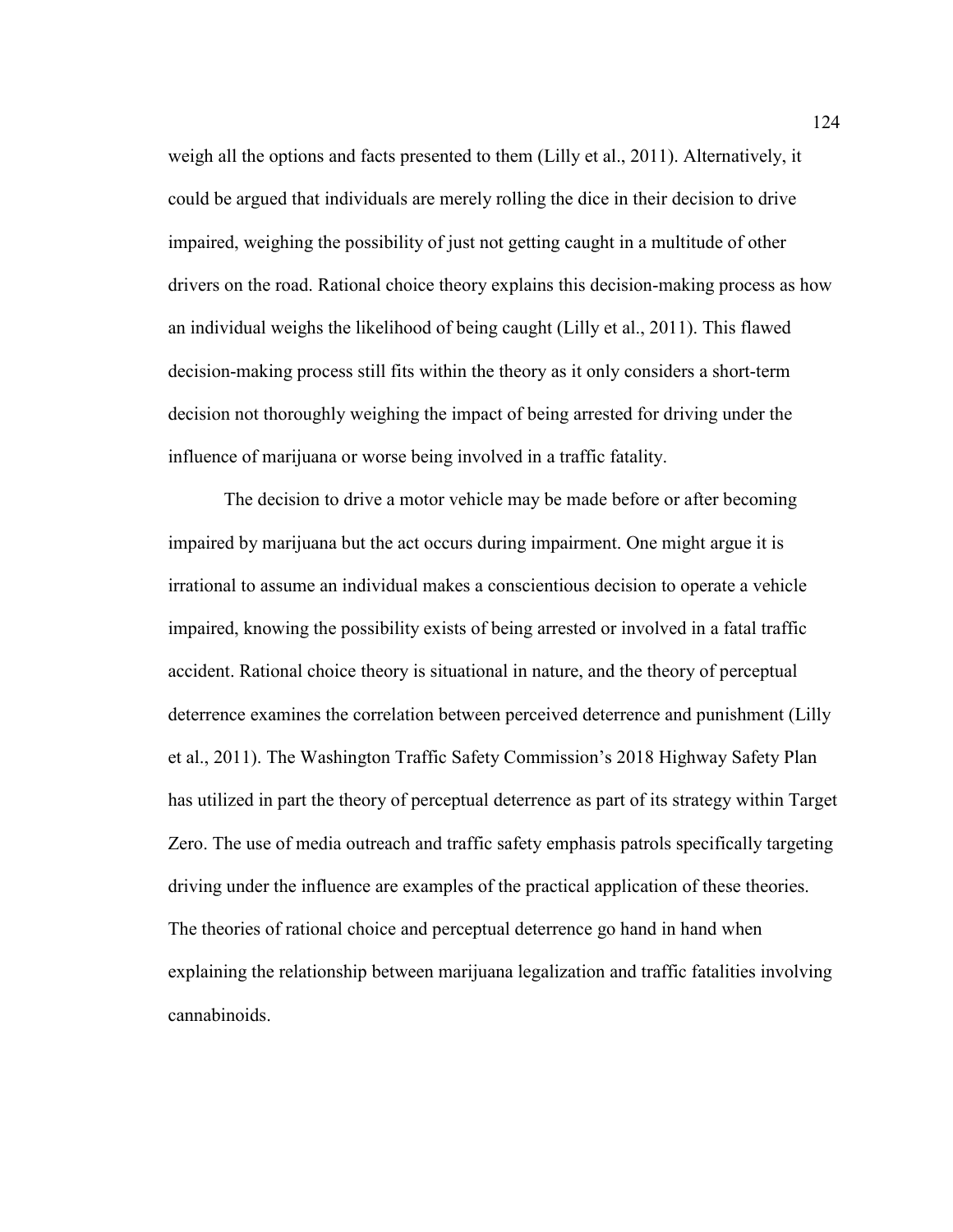weigh all the options and facts presented to them (Lilly et al., 2011). Alternatively, it could be argued that individuals are merely rolling the dice in their decision to drive impaired, weighing the possibility of just not getting caught in a multitude of other drivers on the road. Rational choice theory explains this decision-making process as how an individual weighs the likelihood of being caught (Lilly et al., 2011). This flawed decision-making process still fits within the theory as it only considers a short-term decision not thoroughly weighing the impact of being arrested for driving under the influence of marijuana or worse being involved in a traffic fatality.

The decision to drive a motor vehicle may be made before or after becoming impaired by marijuana but the act occurs during impairment. One might argue it is irrational to assume an individual makes a conscientious decision to operate a vehicle impaired, knowing the possibility exists of being arrested or involved in a fatal traffic accident. Rational choice theory is situational in nature, and the theory of perceptual deterrence examines the correlation between perceived deterrence and punishment (Lilly et al., 2011). The Washington Traffic Safety Commission's 2018 Highway Safety Plan has utilized in part the theory of perceptual deterrence as part of its strategy within Target Zero. The use of media outreach and traffic safety emphasis patrols specifically targeting driving under the influence are examples of the practical application of these theories. The theories of rational choice and perceptual deterrence go hand in hand when explaining the relationship between marijuana legalization and traffic fatalities involving cannabinoids.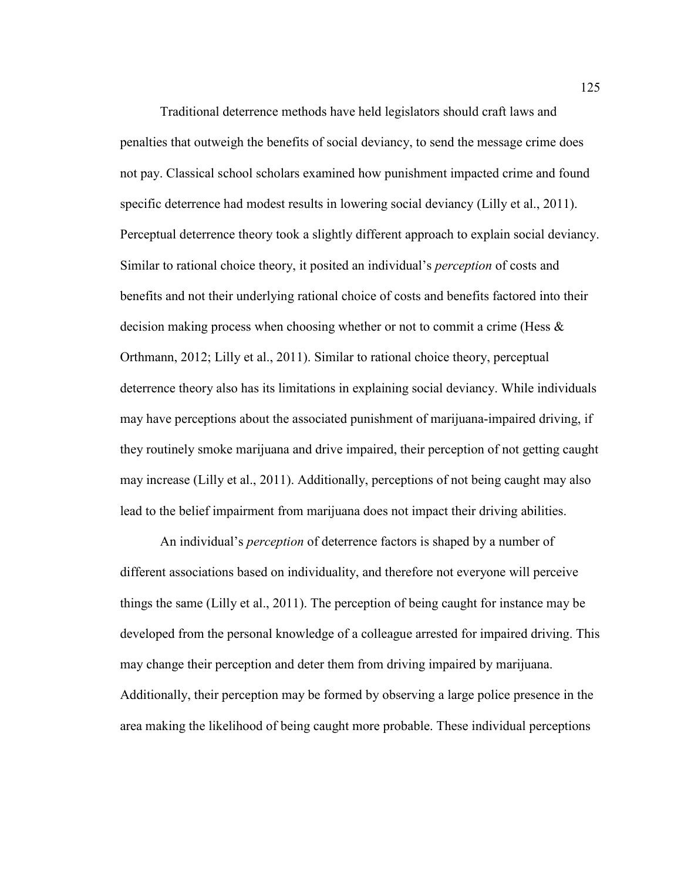Traditional deterrence methods have held legislators should craft laws and penalties that outweigh the benefits of social deviancy, to send the message crime does not pay. Classical school scholars examined how punishment impacted crime and found specific deterrence had modest results in lowering social deviancy (Lilly et al., 2011). Perceptual deterrence theory took a slightly different approach to explain social deviancy. Similar to rational choice theory, it posited an individual's *perception* of costs and benefits and not their underlying rational choice of costs and benefits factored into their decision making process when choosing whether or not to commit a crime (Hess & Orthmann, 2012; Lilly et al., 2011). Similar to rational choice theory, perceptual deterrence theory also has its limitations in explaining social deviancy. While individuals may have perceptions about the associated punishment of marijuana-impaired driving, if they routinely smoke marijuana and drive impaired, their perception of not getting caught may increase (Lilly et al., 2011). Additionally, perceptions of not being caught may also lead to the belief impairment from marijuana does not impact their driving abilities.

An individual's *perception* of deterrence factors is shaped by a number of different associations based on individuality, and therefore not everyone will perceive things the same (Lilly et al., 2011). The perception of being caught for instance may be developed from the personal knowledge of a colleague arrested for impaired driving. This may change their perception and deter them from driving impaired by marijuana. Additionally, their perception may be formed by observing a large police presence in the area making the likelihood of being caught more probable. These individual perceptions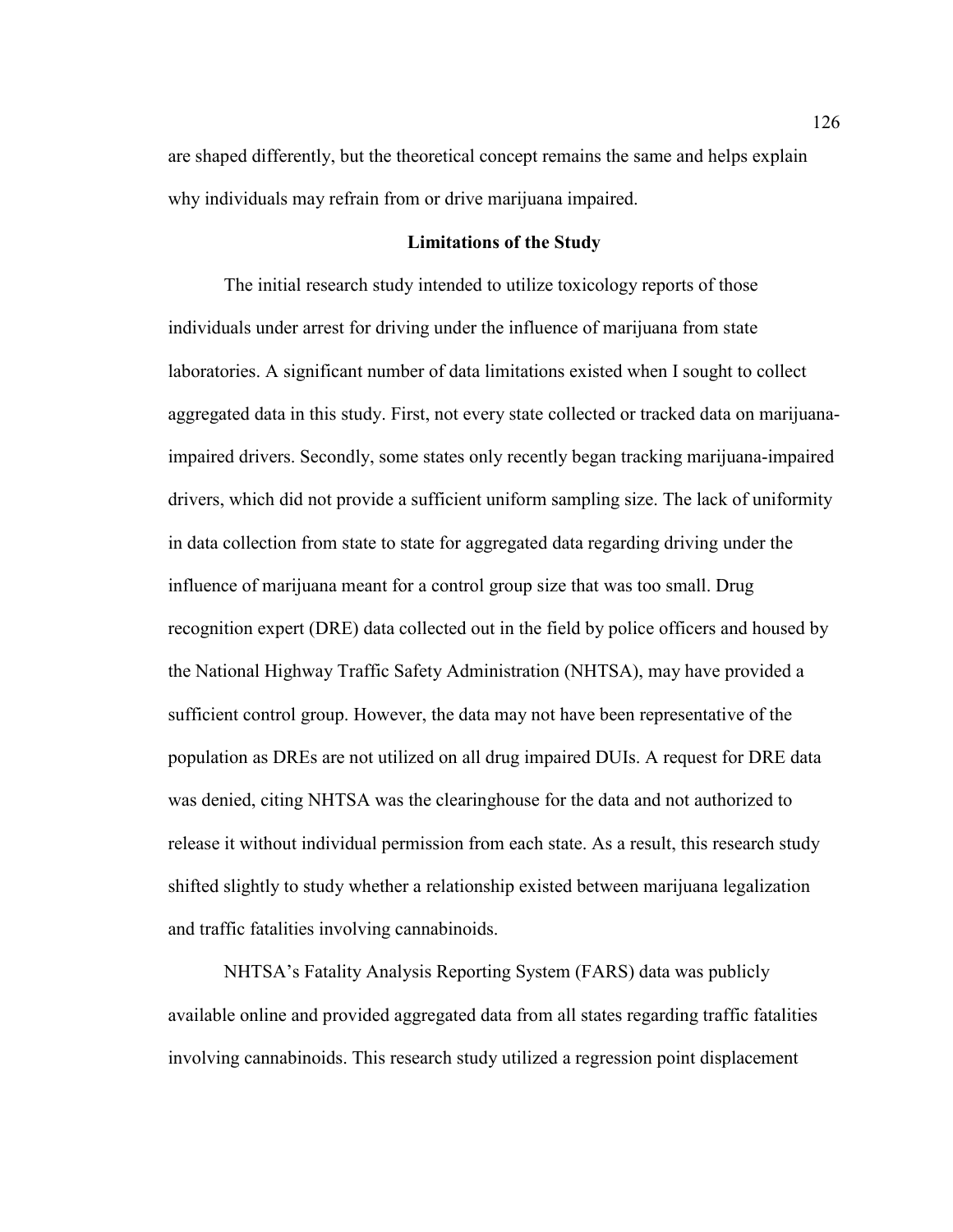are shaped differently, but the theoretical concept remains the same and helps explain why individuals may refrain from or drive marijuana impaired.

## Limitations of the Study

The initial research study intended to utilize toxicology reports of those individuals under arrest for driving under the influence of marijuana from state laboratories. A significant number of data limitations existed when I sought to collect aggregated data in this study. First, not every state collected or tracked data on marijuana-impaired drivers. Secondly, some states only recently began tracking marijuana-impaired drivers, which did not provide a sufficient uniform sampling size. The lack of uniformity in data collection from state to state for aggregated data regarding driving under the influence of marijuana meant for a control group size that was too small. Drug recognition expert (DRE) data collected out in the field by police officers and housed by the National Highway Traffic Safety Administration (NHTSA), may have provided a sufficient control group. However, the data may not have been representative of the population as DREs are not utilized on all drug impaired DUIs. A request for DRE data was denied, citing NHTSA was the clearinghouse for the data and not authorized to release it without individual permission from each state. As a result, this research study shifted slightly to study whether a relationship existed between marijuana legalization and traffic fatalities involving cannabinoids.

NHTSA's Fatality Analysis Reporting System (FARS) data was publicly available online and provided aggregated data from all states regarding traffic fatalities involving cannabinoids. This research study utilized a regression point displacement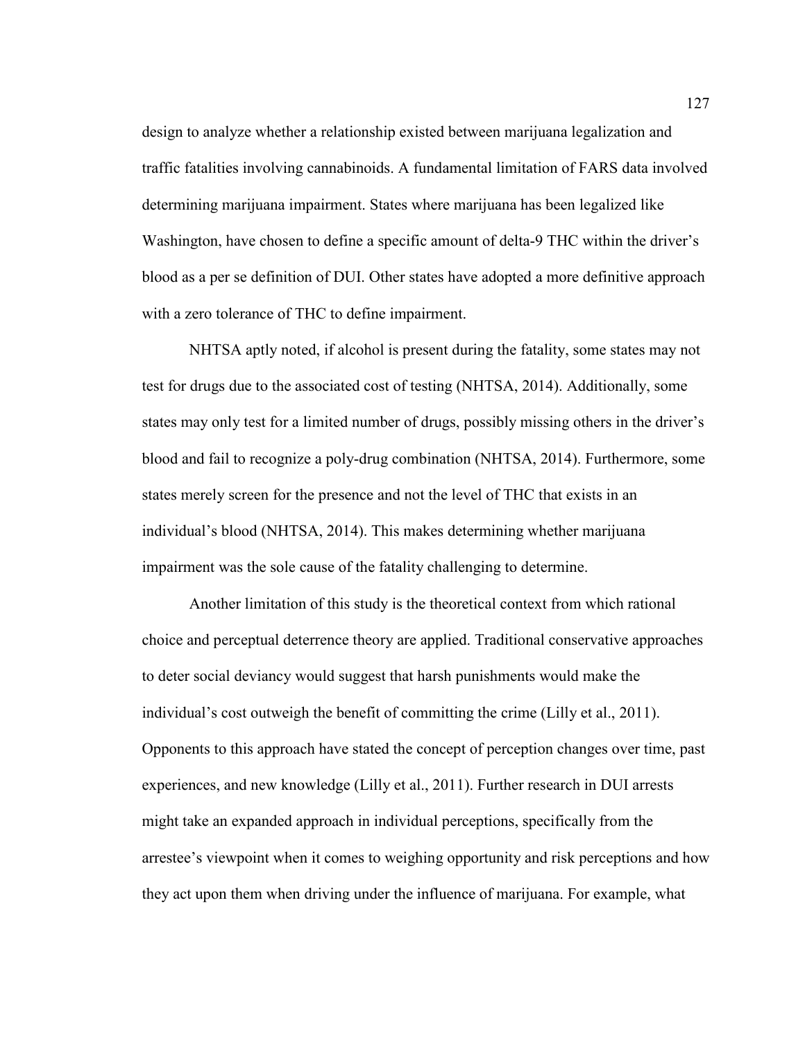design to analyze whether a relationship existed between marijuana legalization and traffic fatalities involving cannabinoids. A fundamental limitation of FARS data involved determining marijuana impairment. States where marijuana has been legalized like Washington, have chosen to define a specific amount of delta-9 THC within the driver's blood as a per se definition of DUI. Other states have adopted a more definitive approach with a zero tolerance of THC to define impairment.

NHTSA aptly noted, if alcohol is present during the fatality, some states may not test for drugs due to the associated cost of testing (NHTSA, 2014). Additionally, some states may only test for a limited number of drugs, possibly missing others in the driver's blood and fail to recognize a poly-drug combination (NHTSA, 2014). Furthermore, some states merely screen for the presence and not the level of THC that exists in an individual's blood (NHTSA, 2014). This makes determining whether marijuana impairment was the sole cause of the fatality challenging to determine.

Another limitation of this study is the theoretical context from which rational choice and perceptual deterrence theory are applied. Traditional conservative approaches to deter social deviancy would suggest that harsh punishments would make the individual's cost outweigh the benefit of committing the crime (Lilly et al., 2011). Opponents to this approach have stated the concept of perception changes over time, past experiences, and new knowledge (Lilly et al., 2011). Further research in DUI arrests might take an expanded approach in individual perceptions, specifically from the arrestee's viewpoint when it comes to weighing opportunity and risk perceptions and how they act upon them when driving under the influence of marijuana. For example, what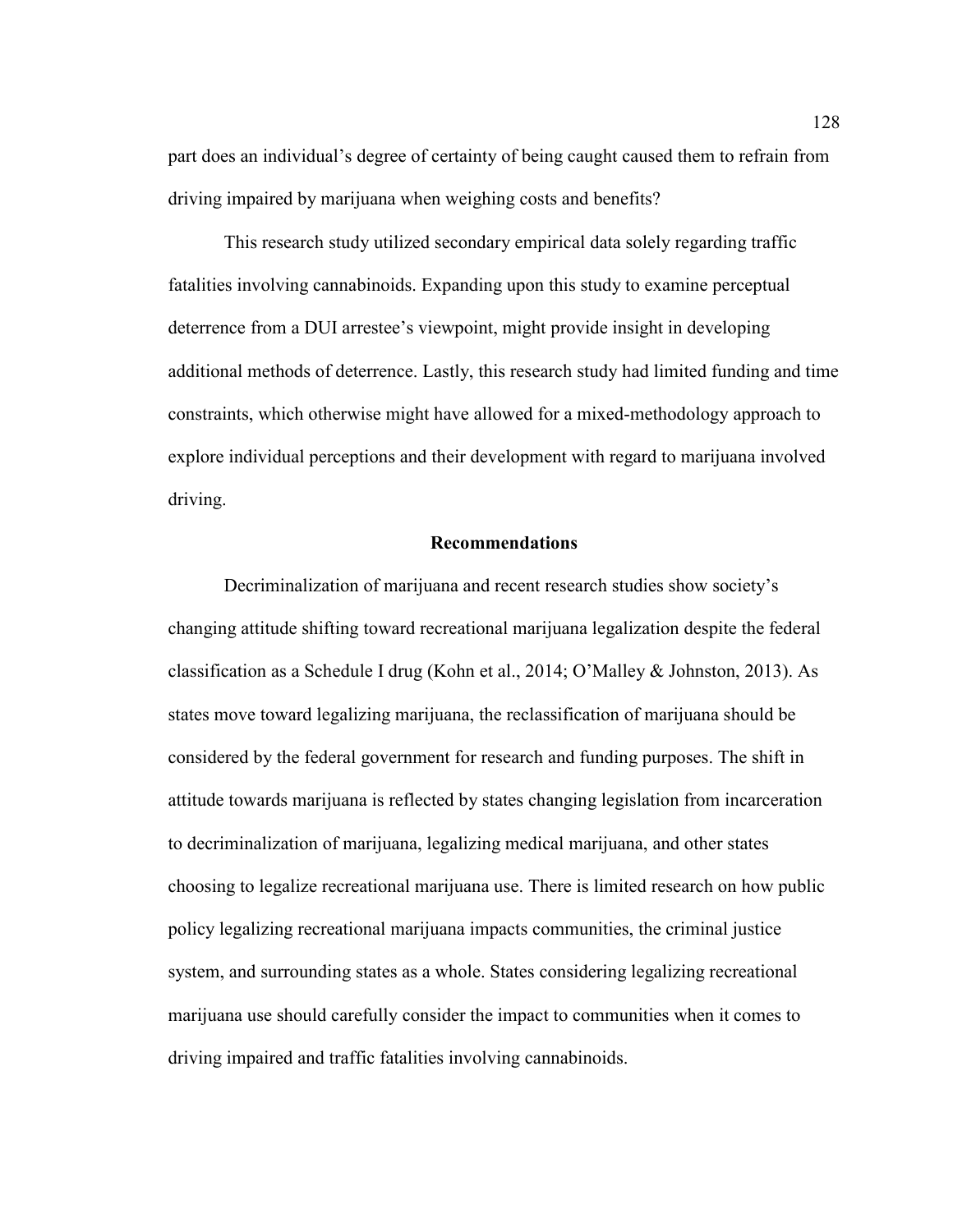part does an individual's degree of certainty of being caught caused them to refrain from driving impaired by marijuana when weighing costs and benefits?

This research study utilized secondary empirical data solely regarding traffic fatalities involving cannabinoids. Expanding upon this study to examine perceptual deterrence from a DUI arrestee's viewpoint, might provide insight in developing additional methods of deterrence. Lastly, this research study had limited funding and time constraints, which otherwise might have allowed for a mixed-methodology approach to explore individual perceptions and their development with regard to marijuana involved driving.

## Recommendations

Decriminalization of marijuana and recent research studies show society's changing attitude shifting toward recreational marijuana legalization despite the federal classification as a Schedule I drug (Kohn et al., 2014; O'Malley & Johnston, 2013). As states move toward legalizing marijuana, the reclassification of marijuana should be considered by the federal government for research and funding purposes. The shift in attitude towards marijuana is reflected by states changing legislation from incarceration to decriminalization of marijuana, legalizing medical marijuana, and other states choosing to legalize recreational marijuana use. There is limited research on how public policy legalizing recreational marijuana impacts communities, the criminal justice system, and surrounding states as a whole. States considering legalizing recreational marijuana use should carefully consider the impact to communities when it comes to driving impaired and traffic fatalities involving cannabinoids.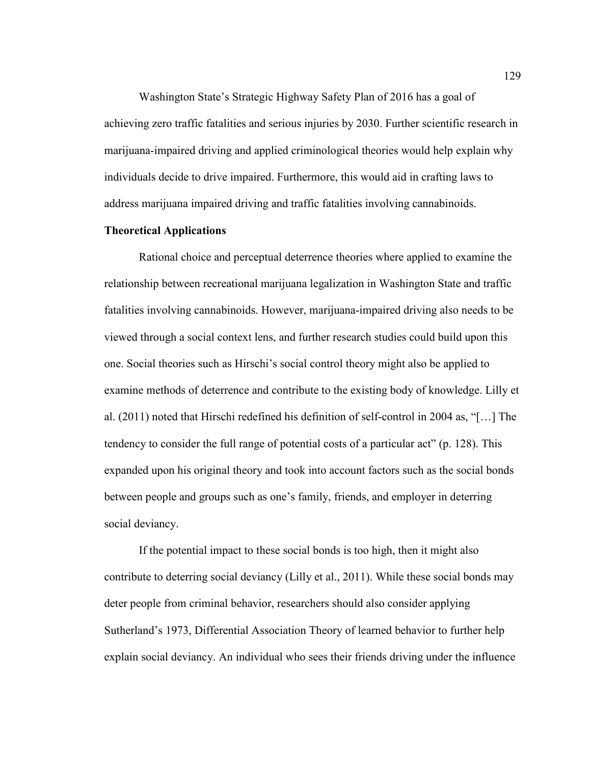Washington State's Strategic Highway Safety Plan of 2016 has a goal of achieving zero traffic fatalities and serious injuries by 2030. Further scientific research in marijuana-impaired driving and applied criminological theories would help explain why individuals decide to drive impaired. Furthermore, this would aid in crafting laws to address marijuana impaired driving and traffic fatalities involving cannabinoids.

**Theoretical Applications**

Rational choice and perceptual deterrence theories where applied to examine the relationship between recreational marijuana legalization in Washington State and traffic fatalities involving cannabinoids. However, marijuana-impaired driving also needs to be viewed through a social context lens, and further research studies could build upon this one. Social theories such as Hirschi's social control theory might also be applied to examine methods of deterrence and contribute to the existing body of knowledge. Lilly et al. (2011) noted that Hirschi redefined his definition of self-control in 2004 as, "[…] The tendency to consider the full range of potential costs of a particular act" (p. 128). This expanded upon his original theory and took into account factors such as the social bonds between people and groups such as one's family, friends, and employer in deterring social deviancy.

If the potential impact to these social bonds is too high, then it might also contribute to deterring social deviancy (Lilly et al., 2011). While these social bonds may deter people from criminal behavior, researchers should also consider applying Sutherland's 1973, Differential Association Theory of learned behavior to further help explain social deviancy. An individual who sees their friends driving under the influence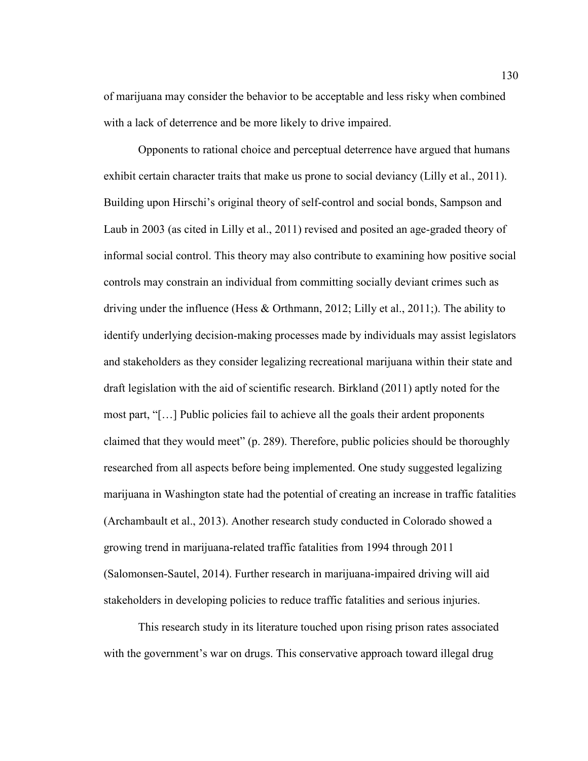of marijuana may consider the behavior to be acceptable and less risky when combined with a lack of deterrence and be more likely to drive impaired.

Opponents to rational choice and perceptual deterrence have argued that humans exhibit certain character traits that make us prone to social deviancy (Lilly et al., 2011). Building upon Hirschi's original theory of self-control and social bonds, Sampson and Laub in 2003 (as cited in Lilly et al., 2011) revised and posited an age-graded theory of informal social control. This theory may also contribute to examining how positive social controls may constrain an individual from committing socially deviant crimes such as driving under the influence (Hess & Orthmann, 2012; Lilly et al., 2011;). The ability to identify underlying decision-making processes made by individuals may assist legislators and stakeholders as they consider legalizing recreational marijuana within their state and draft legislation with the aid of scientific research. Birkland (2011) aptly noted for the most part, "[…] Public policies fail to achieve all the goals their ardent proponents claimed that they would meet" (p. 289). Therefore, public policies should be thoroughly researched from all aspects before being implemented. One study suggested legalizing marijuana in Washington state had the potential of creating an increase in traffic fatalities (Archambault et al., 2013). Another research study conducted in Colorado showed a growing trend in marijuana-related traffic fatalities from 1994 through 2011 (Salomonsen-Sautel, 2014). Further research in marijuana-impaired driving will aid stakeholders in developing policies to reduce traffic fatalities and serious injuries.

This research study in its literature touched upon rising prison rates associated with the government's war on drugs. This conservative approach toward illegal drug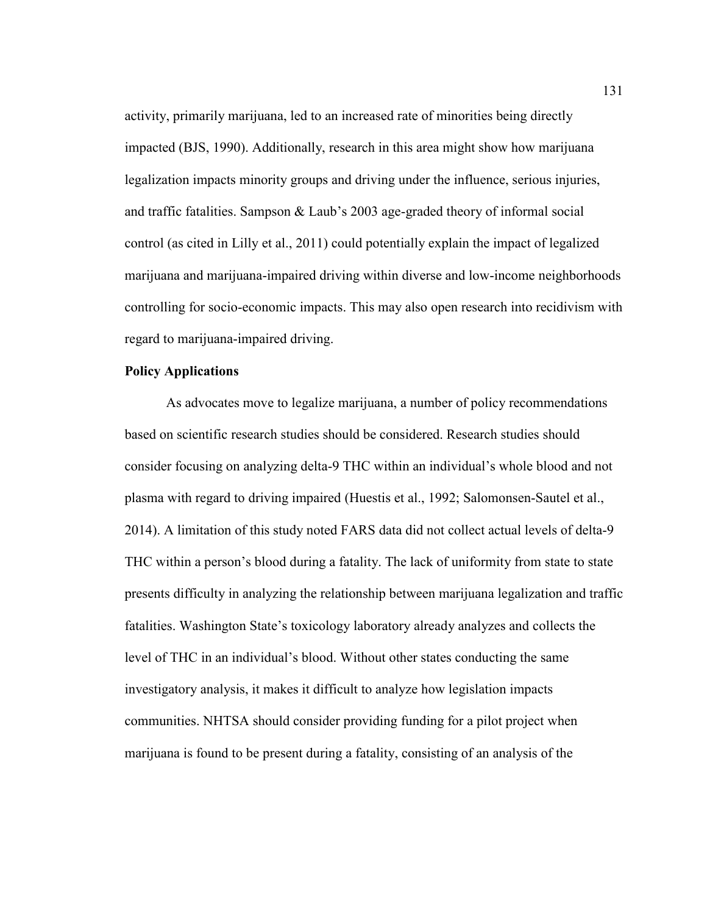activity, primarily marijuana, led to an increased rate of minorities being directly impacted (BJS, 1990). Additionally, research in this area might show how marijuana legalization impacts minority groups and driving under the influence, serious injuries, and traffic fatalities. Sampson & Laub's 2003 age-graded theory of informal social control (as cited in Lilly et al., 2011) could potentially explain the impact of legalized marijuana and marijuana-impaired driving within diverse and low-income neighborhoods controlling for socio-economic impacts. This may also open research into recidivism with regard to marijuana-impaired driving.

**Policy Applications**

As advocates move to legalize marijuana, a number of policy recommendations based on scientific research studies should be considered. Research studies should consider focusing on analyzing delta-9 THC within an individual's whole blood and not plasma with regard to driving impaired (Huestis et al., 1992; Salomonsen-Sautel et al., 2014). A limitation of this study noted FARS data did not collect actual levels of delta-9 THC within a person's blood during a fatality. The lack of uniformity from state to state presents difficulty in analyzing the relationship between marijuana legalization and traffic fatalities. Washington State's toxicology laboratory already analyzes and collects the level of THC in an individual's blood. Without other states conducting the same investigatory analysis, it makes it difficult to analyze how legislation impacts communities. NHTSA should consider providing funding for a pilot project when marijuana is found to be present during a fatality, consisting of an analysis of the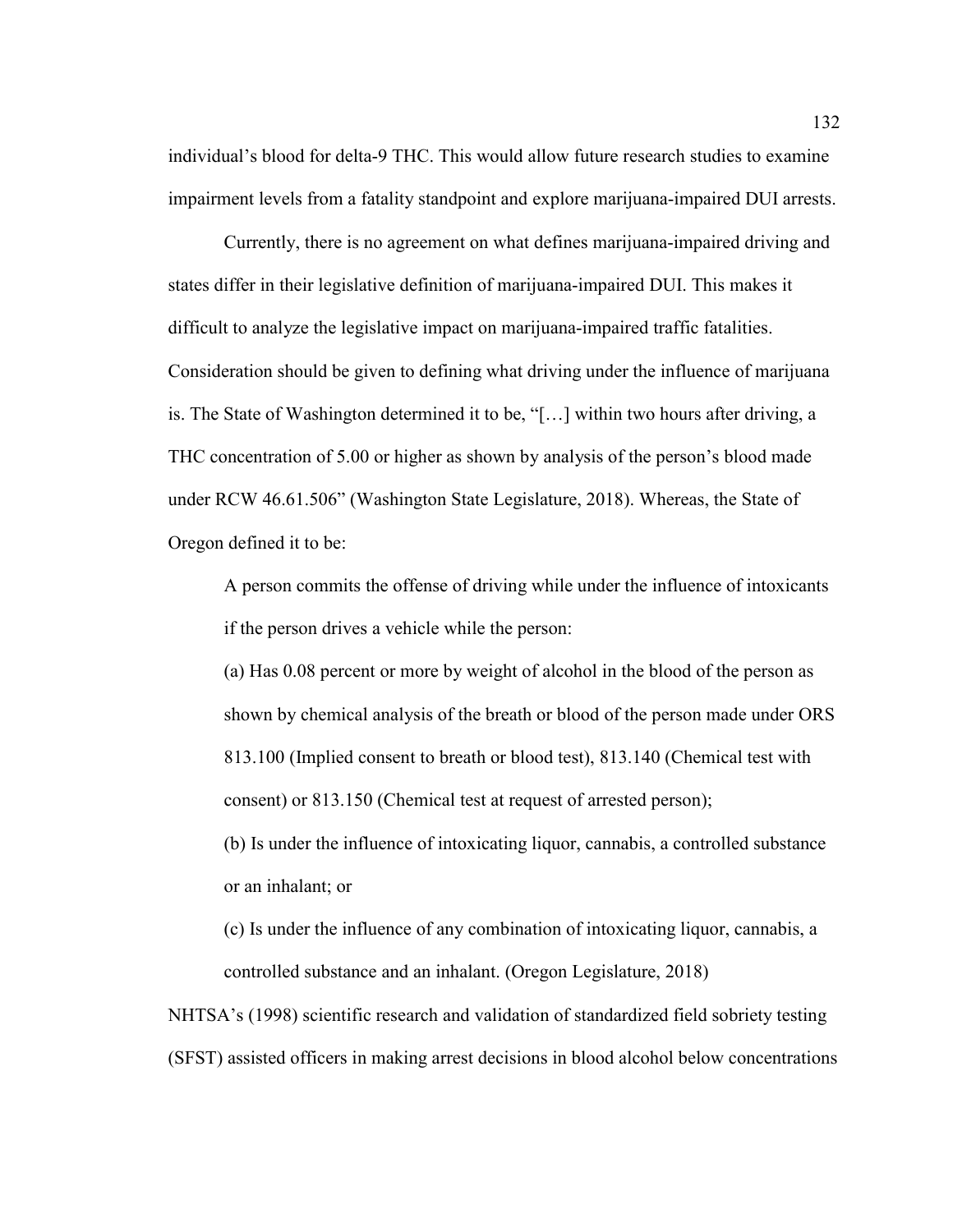individual's blood for delta-9 THC. This would allow future research studies to examine impairment levels from a fatality standpoint and explore marijuana-impaired DUI arrests.

Currently, there is no agreement on what defines marijuana-impaired driving and states differ in their legislative definition of marijuana-impaired DUI. This makes it difficult to analyze the legislative impact on marijuana-impaired traffic fatalities. Consideration should be given to defining what driving under the influence of marijuana is. The State of Washington determined it to be, "[…] within two hours after driving, a THC concentration of 5.00 or higher as shown by analysis of the person's blood made under RCW 46.61.506" (Washington State Legislature, 2018). Whereas, the State of Oregon defined it to be:

> A person commits the offense of driving while under the influence of intoxicants if the person drives a vehicle while the person:
>
> (a) Has 0.08 percent or more by weight of alcohol in the blood of the person as shown by chemical analysis of the breath or blood of the person made under ORS 813.100 (Implied consent to breath or blood test), 813.140 (Chemical test with consent) or 813.150 (Chemical test at request of arrested person);
>
> (b) Is under the influence of intoxicating liquor, cannabis, a controlled substance or an inhalant; or
>
> (c) Is under the influence of any combination of intoxicating liquor, cannabis, a controlled substance and an inhalant. (Oregon Legislature, 2018)

NHTSA's (1998) scientific research and validation of standardized field sobriety testing (SFST) assisted officers in making arrest decisions in blood alcohol below concentrations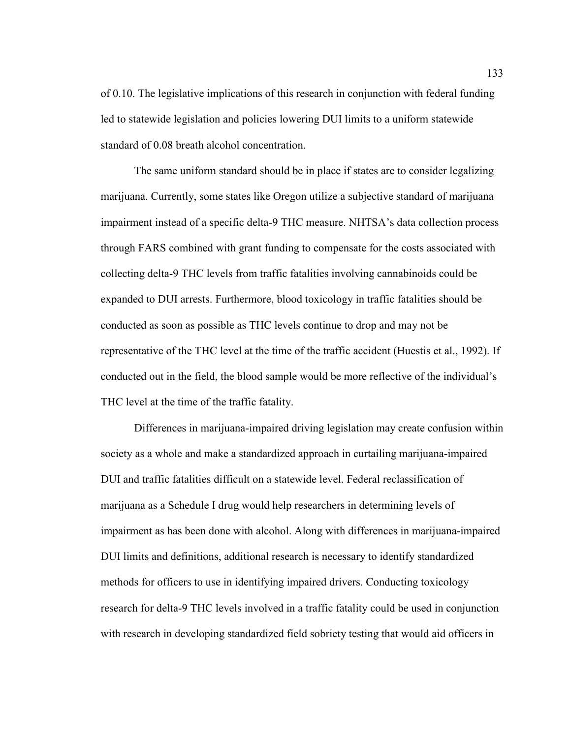of 0.10. The legislative implications of this research in conjunction with federal funding led to statewide legislation and policies lowering DUI limits to a uniform statewide standard of 0.08 breath alcohol concentration.

The same uniform standard should be in place if states are to consider legalizing marijuana. Currently, some states like Oregon utilize a subjective standard of marijuana impairment instead of a specific delta-9 THC measure. NHTSA's data collection process through FARS combined with grant funding to compensate for the costs associated with collecting delta-9 THC levels from traffic fatalities involving cannabinoids could be expanded to DUI arrests. Furthermore, blood toxicology in traffic fatalities should be conducted as soon as possible as THC levels continue to drop and may not be representative of the THC level at the time of the traffic accident (Huestis et al., 1992). If conducted out in the field, the blood sample would be more reflective of the individual's THC level at the time of the traffic fatality.

Differences in marijuana-impaired driving legislation may create confusion within society as a whole and make a standardized approach in curtailing marijuana-impaired DUI and traffic fatalities difficult on a statewide level. Federal reclassification of marijuana as a Schedule I drug would help researchers in determining levels of impairment as has been done with alcohol. Along with differences in marijuana-impaired DUI limits and definitions, additional research is necessary to identify standardized methods for officers to use in identifying impaired drivers. Conducting toxicology research for delta-9 THC levels involved in a traffic fatality could be used in conjunction with research in developing standardized field sobriety testing that would aid officers in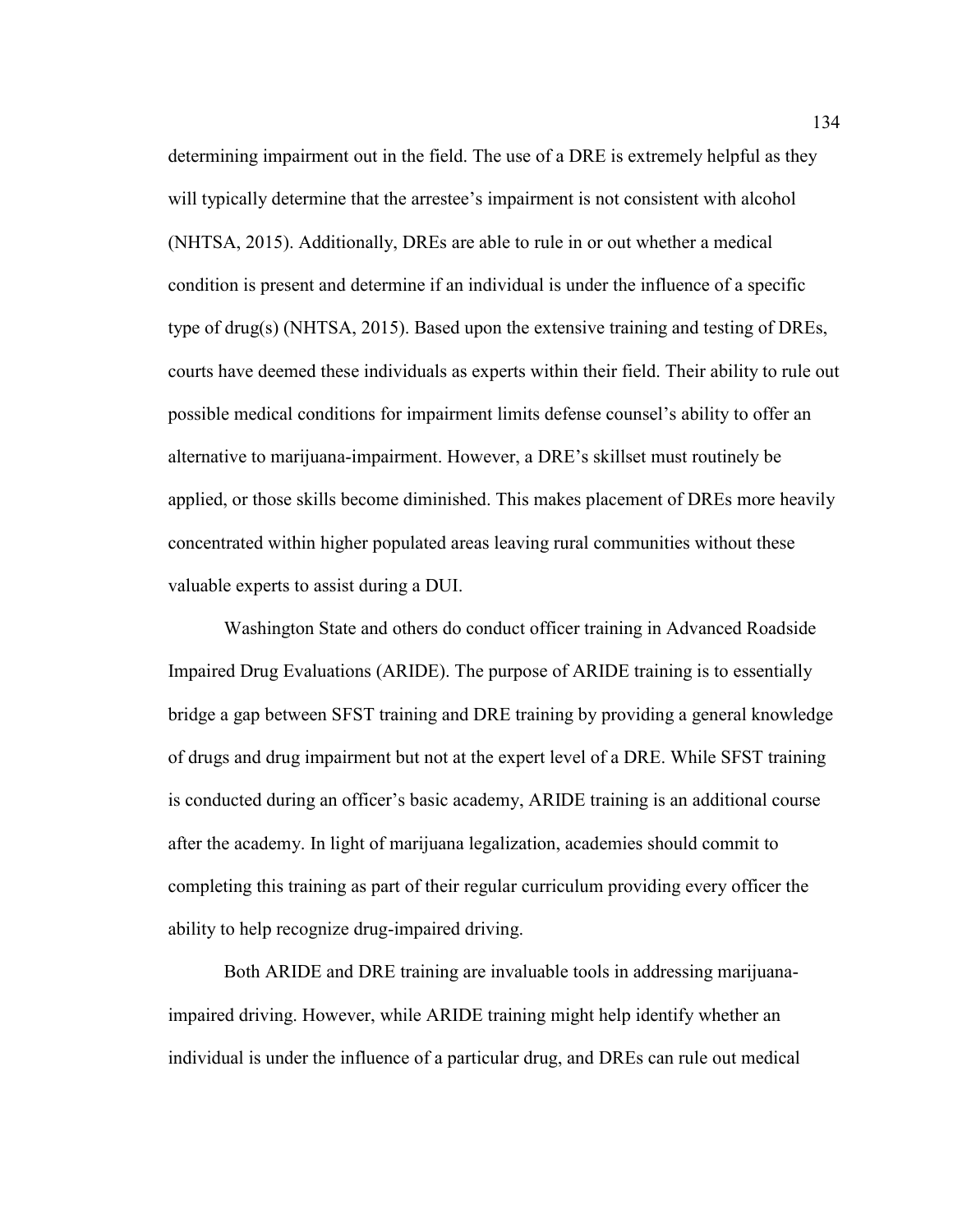determining impairment out in the field. The use of a DRE is extremely helpful as they will typically determine that the arrestee's impairment is not consistent with alcohol (NHTSA, 2015). Additionally, DREs are able to rule in or out whether a medical condition is present and determine if an individual is under the influence of a specific type of drug(s) (NHTSA, 2015). Based upon the extensive training and testing of DREs, courts have deemed these individuals as experts within their field. Their ability to rule out possible medical conditions for impairment limits defense counsel's ability to offer an alternative to marijuana-impairment. However, a DRE's skillset must routinely be applied, or those skills become diminished. This makes placement of DREs more heavily concentrated within higher populated areas leaving rural communities without these valuable experts to assist during a DUI.

Washington State and others do conduct officer training in Advanced Roadside Impaired Drug Evaluations (ARIDE). The purpose of ARIDE training is to essentially bridge a gap between SFST training and DRE training by providing a general knowledge of drugs and drug impairment but not at the expert level of a DRE. While SFST training is conducted during an officer's basic academy, ARIDE training is an additional course after the academy. In light of marijuana legalization, academies should commit to completing this training as part of their regular curriculum providing every officer the ability to help recognize drug-impaired driving.

Both ARIDE and DRE training are invaluable tools in addressing marijuana-impaired driving. However, while ARIDE training might help identify whether an individual is under the influence of a particular drug, and DREs can rule out medical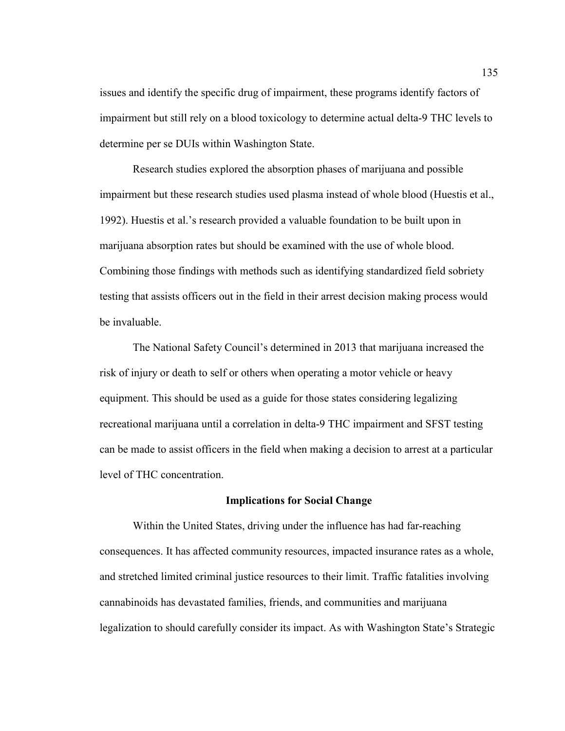issues and identify the specific drug of impairment, these programs identify factors of impairment but still rely on a blood toxicology to determine actual delta-9 THC levels to determine per se DUIs within Washington State.

Research studies explored the absorption phases of marijuana and possible impairment but these research studies used plasma instead of whole blood (Huestis et al., 1992). Huestis et al.'s research provided a valuable foundation to be built upon in marijuana absorption rates but should be examined with the use of whole blood. Combining those findings with methods such as identifying standardized field sobriety testing that assists officers out in the field in their arrest decision making process would be invaluable.

The National Safety Council's determined in 2013 that marijuana increased the risk of injury or death to self or others when operating a motor vehicle or heavy equipment. This should be used as a guide for those states considering legalizing recreational marijuana until a correlation in delta-9 THC impairment and SFST testing can be made to assist officers in the field when making a decision to arrest at a particular level of THC concentration.

## Implications for Social Change

Within the United States, driving under the influence has had far-reaching consequences. It has affected community resources, impacted insurance rates as a whole, and stretched limited criminal justice resources to their limit. Traffic fatalities involving cannabinoids has devastated families, friends, and communities and marijuana legalization to should carefully consider its impact. As with Washington State's Strategic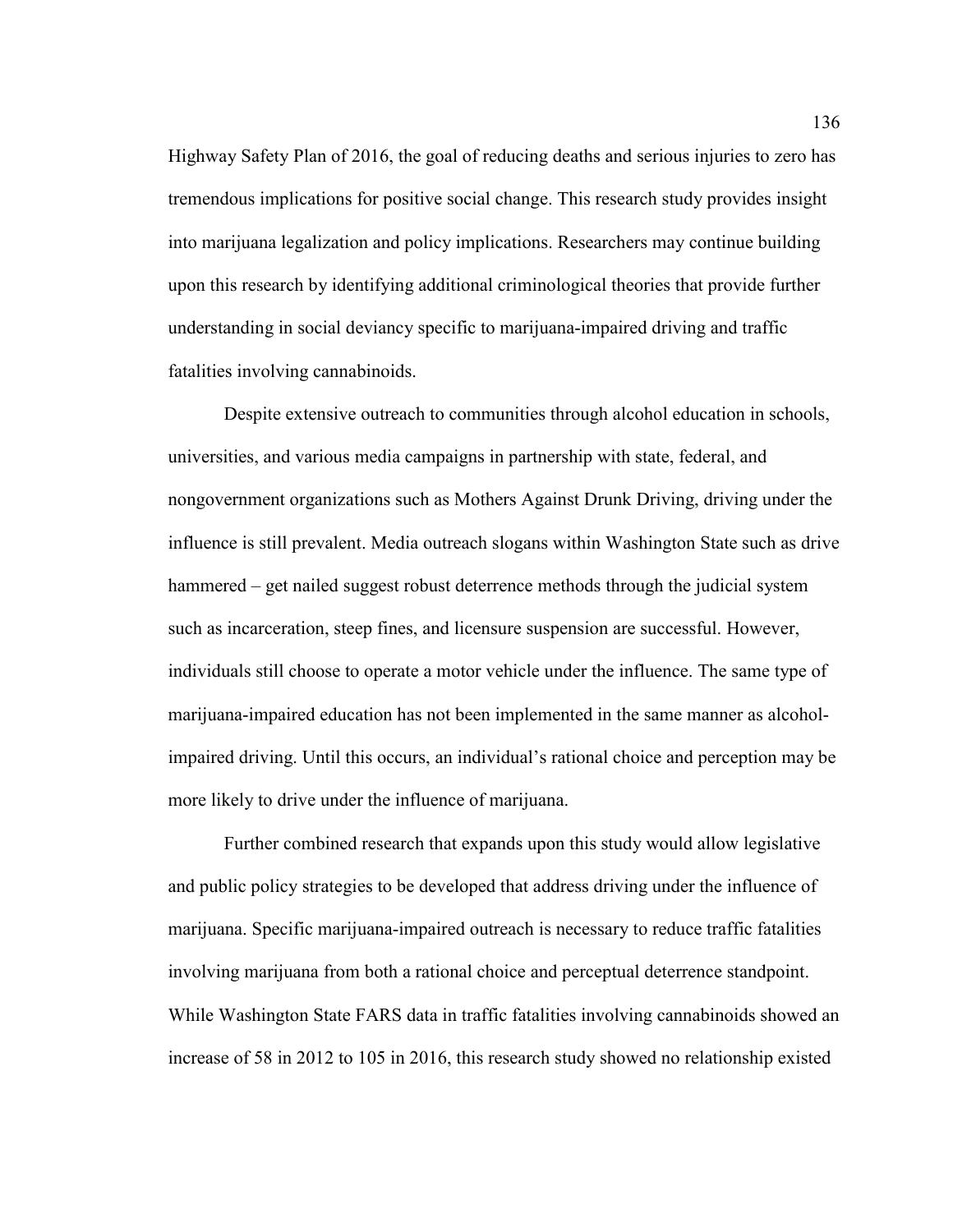Highway Safety Plan of 2016, the goal of reducing deaths and serious injuries to zero has tremendous implications for positive social change. This research study provides insight into marijuana legalization and policy implications. Researchers may continue building upon this research by identifying additional criminological theories that provide further understanding in social deviancy specific to marijuana-impaired driving and traffic fatalities involving cannabinoids.

Despite extensive outreach to communities through alcohol education in schools, universities, and various media campaigns in partnership with state, federal, and nongovernment organizations such as Mothers Against Drunk Driving, driving under the influence is still prevalent. Media outreach slogans within Washington State such as drive hammered – get nailed suggest robust deterrence methods through the judicial system such as incarceration, steep fines, and licensure suspension are successful. However, individuals still choose to operate a motor vehicle under the influence. The same type of marijuana-impaired education has not been implemented in the same manner as alcohol-impaired driving. Until this occurs, an individual's rational choice and perception may be more likely to drive under the influence of marijuana.

Further combined research that expands upon this study would allow legislative and public policy strategies to be developed that address driving under the influence of marijuana. Specific marijuana-impaired outreach is necessary to reduce traffic fatalities involving marijuana from both a rational choice and perceptual deterrence standpoint. While Washington State FARS data in traffic fatalities involving cannabinoids showed an increase of 58 in 2012 to 105 in 2016, this research study showed no relationship existed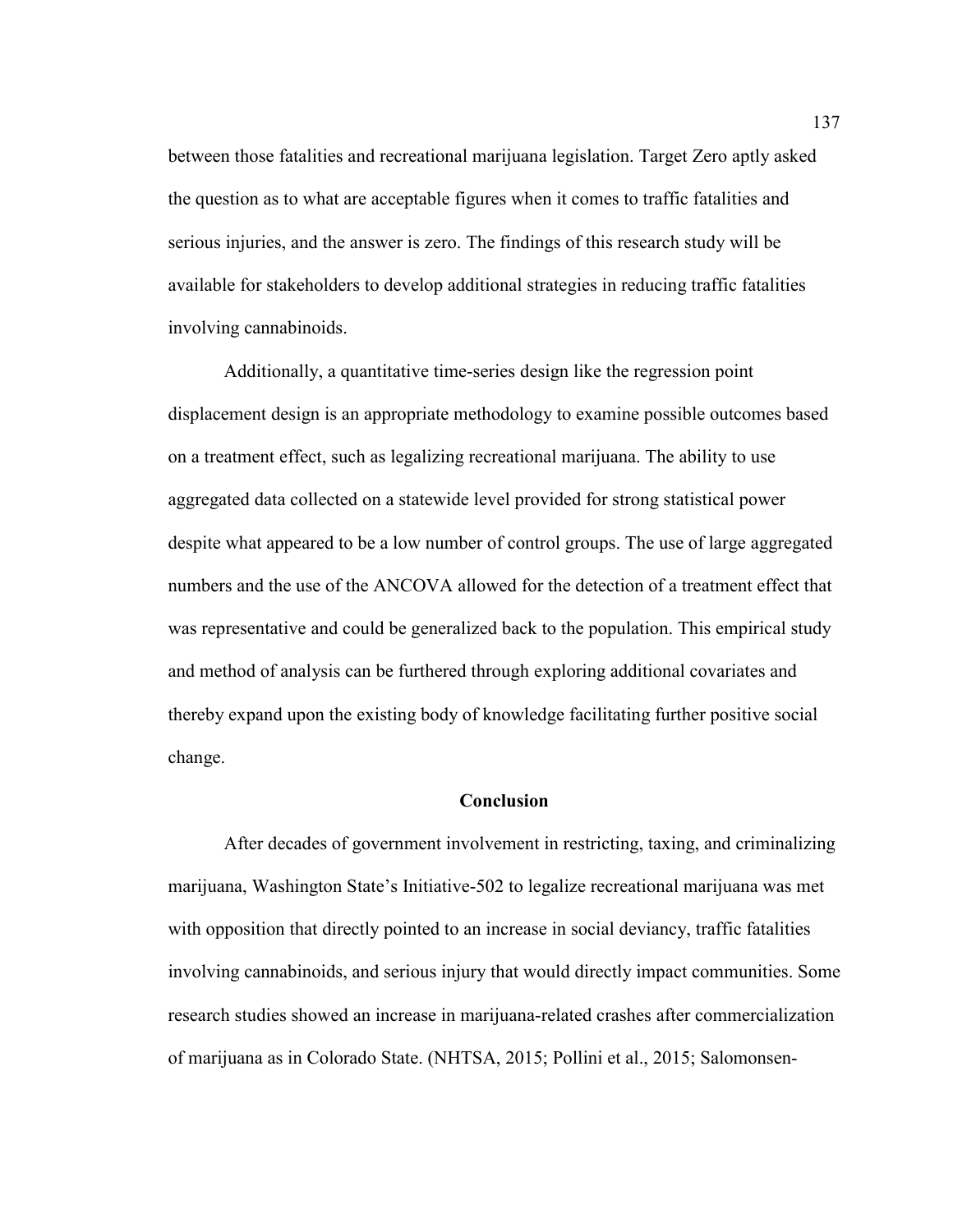between those fatalities and recreational marijuana legislation. Target Zero aptly asked the question as to what are acceptable figures when it comes to traffic fatalities and serious injuries, and the answer is zero. The findings of this research study will be available for stakeholders to develop additional strategies in reducing traffic fatalities involving cannabinoids.

Additionally, a quantitative time-series design like the regression point displacement design is an appropriate methodology to examine possible outcomes based on a treatment effect, such as legalizing recreational marijuana. The ability to use aggregated data collected on a statewide level provided for strong statistical power despite what appeared to be a low number of control groups. The use of large aggregated numbers and the use of the ANCOVA allowed for the detection of a treatment effect that was representative and could be generalized back to the population. This empirical study and method of analysis can be furthered through exploring additional covariates and thereby expand upon the existing body of knowledge facilitating further positive social change.

## Conclusion

After decades of government involvement in restricting, taxing, and criminalizing marijuana, Washington State's Initiative-502 to legalize recreational marijuana was met with opposition that directly pointed to an increase in social deviancy, traffic fatalities involving cannabinoids, and serious injury that would directly impact communities. Some research studies showed an increase in marijuana-related crashes after commercialization of marijuana as in Colorado State. (NHTSA, 2015; Pollini et al., 2015; Salomonsen-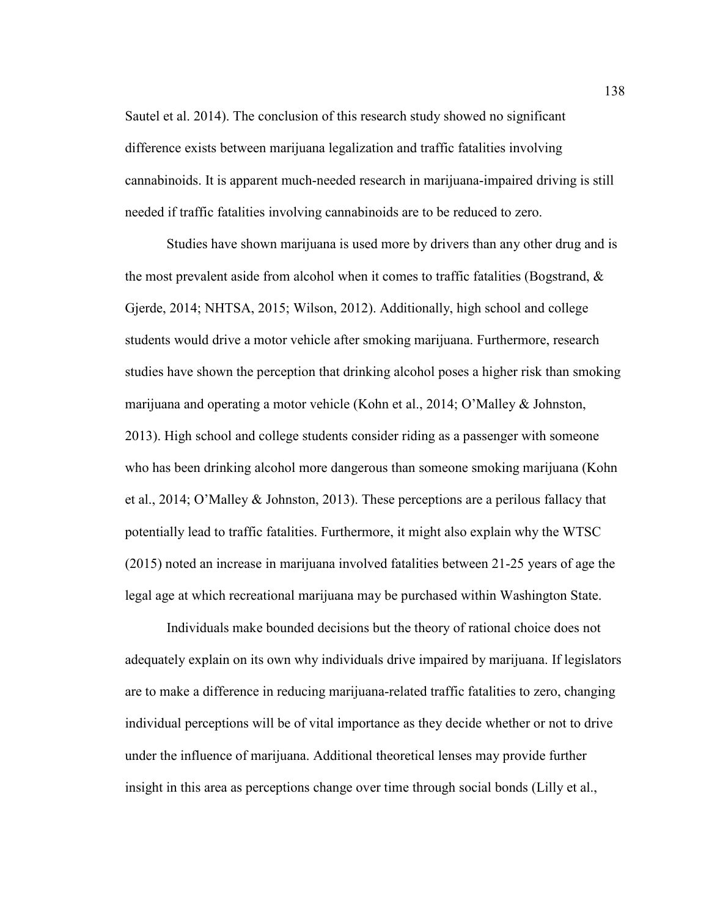Sautel et al. 2014). The conclusion of this research study showed no significant difference exists between marijuana legalization and traffic fatalities involving cannabinoids. It is apparent much-needed research in marijuana-impaired driving is still needed if traffic fatalities involving cannabinoids are to be reduced to zero.

Studies have shown marijuana is used more by drivers than any other drug and is the most prevalent aside from alcohol when it comes to traffic fatalities (Bogstrand, & Gjerde, 2014; NHTSA, 2015; Wilson, 2012). Additionally, high school and college students would drive a motor vehicle after smoking marijuana. Furthermore, research studies have shown the perception that drinking alcohol poses a higher risk than smoking marijuana and operating a motor vehicle (Kohn et al., 2014; O'Malley & Johnston, 2013). High school and college students consider riding as a passenger with someone who has been drinking alcohol more dangerous than someone smoking marijuana (Kohn et al., 2014; O'Malley & Johnston, 2013). These perceptions are a perilous fallacy that potentially lead to traffic fatalities. Furthermore, it might also explain why the WTSC (2015) noted an increase in marijuana involved fatalities between 21-25 years of age the legal age at which recreational marijuana may be purchased within Washington State.

Individuals make bounded decisions but the theory of rational choice does not adequately explain on its own why individuals drive impaired by marijuana. If legislators are to make a difference in reducing marijuana-related traffic fatalities to zero, changing individual perceptions will be of vital importance as they decide whether or not to drive under the influence of marijuana. Additional theoretical lenses may provide further insight in this area as perceptions change over time through social bonds (Lilly et al.,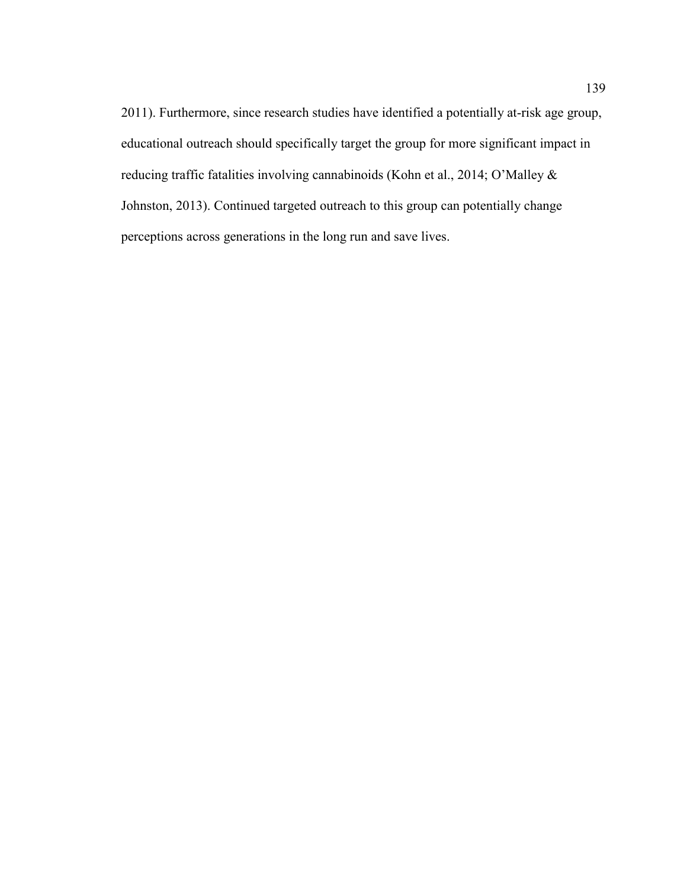2011). Furthermore, since research studies have identified a potentially at-risk age group, educational outreach should specifically target the group for more significant impact in reducing traffic fatalities involving cannabinoids (Kohn et al., 2014; O'Malley & Johnston, 2013). Continued targeted outreach to this group can potentially change perceptions across generations in the long run and save lives.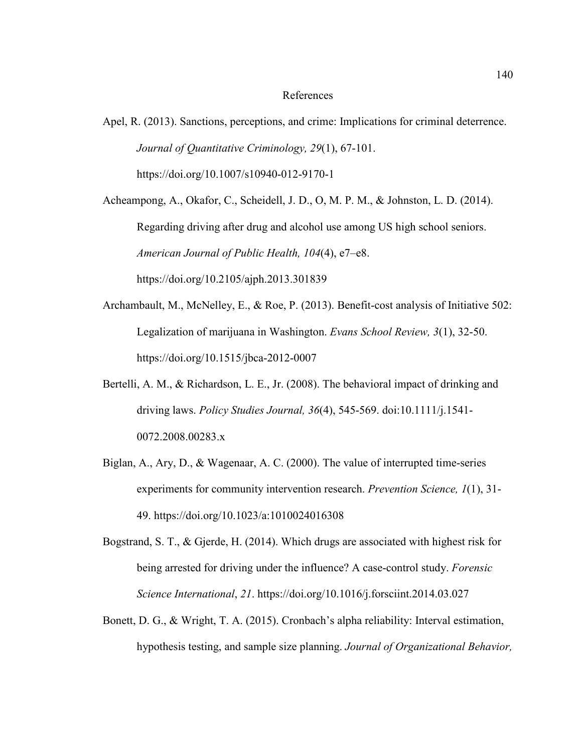# References

Apel, R. (2013). Sanctions, perceptions, and crime: Implications for criminal deterrence. *Journal of Quantitative Criminology, 29*(1), 67-101. https://doi.org/10.1007/s10940-012-9170-1

Acheampong, A., Okafor, C., Scheidell, J. D., O, M. P. M., & Johnston, L. D. (2014). Regarding driving after drug and alcohol use among US high school seniors. *American Journal of Public Health, 104*(4), e7–e8. https://doi.org/10.2105/ajph.2013.301839

Archambault, M., McNelley, E., & Roe, P. (2013). Benefit-cost analysis of Initiative 502: Legalization of marijuana in Washington. *Evans School Review, 3*(1), 32-50. https://doi.org/10.1515/jbca-2012-0007

Bertelli, A. M., & Richardson, L. E., Jr. (2008). The behavioral impact of drinking and driving laws. *Policy Studies Journal, 36*(4), 545-569. doi:10.1111/j.1541-0072.2008.00283.x

Biglan, A., Ary, D., & Wagenaar, A. C. (2000). The value of interrupted time-series experiments for community intervention research. *Prevention Science, 1*(1), 31-49. https://doi.org/10.1023/a:1010024016308

Bogstrand, S. T., & Gjerde, H. (2014). Which drugs are associated with highest risk for being arrested for driving under the influence? A case-control study. *Forensic Science International*, *21*. https://doi.org/10.1016/j.forsciint.2014.03.027

Bonett, D. G., & Wright, T. A. (2015). Cronbach's alpha reliability: Interval estimation, hypothesis testing, and sample size planning. *Journal of Organizational Behavior,*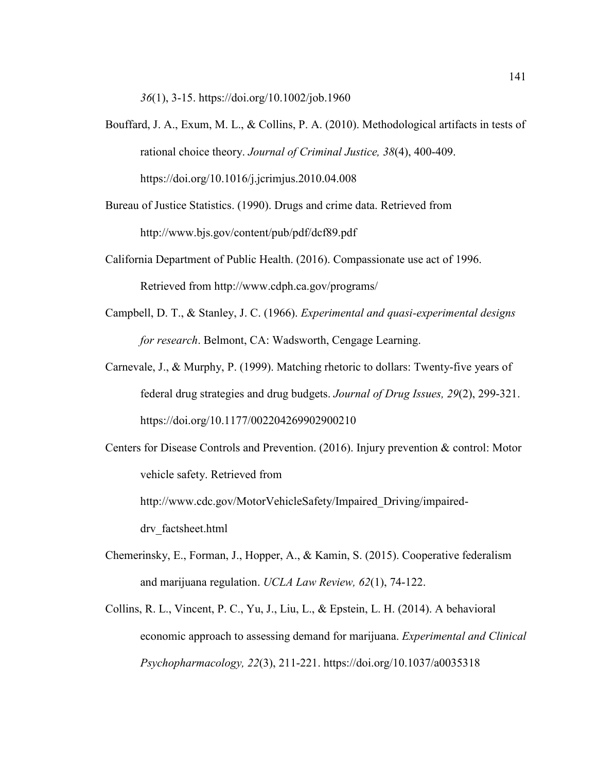*36*(1), 3-15. https://doi.org/10.1002/job.1960

Bouffard, J. A., Exum, M. L., & Collins, P. A. (2010). Methodological artifacts in tests of rational choice theory. *Journal of Criminal Justice, 38*(4), 400-409. https://doi.org/10.1016/j.jcrimjus.2010.04.008

Bureau of Justice Statistics. (1990). Drugs and crime data. Retrieved from http://www.bjs.gov/content/pub/pdf/dcf89.pdf

California Department of Public Health. (2016). Compassionate use act of 1996. Retrieved from http://www.cdph.ca.gov/programs/

Campbell, D. T., & Stanley, J. C. (1966). *Experimental and quasi-experimental designs for research*. Belmont, CA: Wadsworth, Cengage Learning.

Carnevale, J., & Murphy, P. (1999). Matching rhetoric to dollars: Twenty-five years of federal drug strategies and drug budgets. *Journal of Drug Issues, 29*(2), 299-321. https://doi.org/10.1177/002204269902900210

Centers for Disease Controls and Prevention. (2016). Injury prevention & control: Motor vehicle safety. Retrieved from http://www.cdc.gov/MotorVehicleSafety/Impaired_Driving/impaired-drv_factsheet.html

Chemerinsky, E., Forman, J., Hopper, A., & Kamin, S. (2015). Cooperative federalism and marijuana regulation. *UCLA Law Review, 62*(1), 74-122.

Collins, R. L., Vincent, P. C., Yu, J., Liu, L., & Epstein, L. H. (2014). A behavioral economic approach to assessing demand for marijuana. *Experimental and Clinical Psychopharmacology, 22*(3), 211-221. https://doi.org/10.1037/a0035318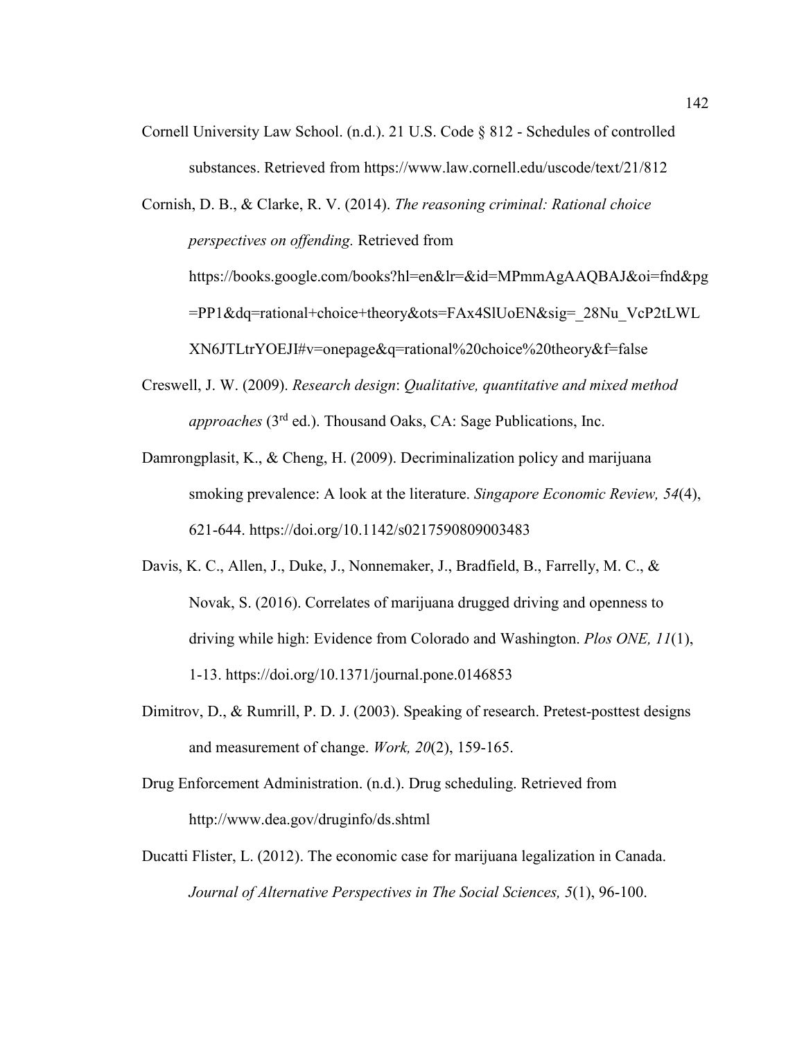Cornell University Law School. (n.d.). 21 U.S. Code § 812 - Schedules of controlled substances. Retrieved from https://www.law.cornell.edu/uscode/text/21/812

Cornish, D. B., & Clarke, R. V. (2014). *The reasoning criminal: Rational choice perspectives on offending.* Retrieved from https://books.google.com/books?hl=en&lr=&id=MPmmAgAAQBAJ&oi=fnd&pg=PP1&dq=rational+choice+theory&ots=FAx4SlUoEN&sig=_28Nu_VcP2tLWLXN6JTLtrYOEJI#v=onepage&q=rational%20choice%20theory&f=false

Creswell, J. W. (2009). *Research design*: *Qualitative, quantitative and mixed method approaches* (3rd ed.). Thousand Oaks, CA: Sage Publications, Inc.

Damrongplasit, K., & Cheng, H. (2009). Decriminalization policy and marijuana smoking prevalence: A look at the literature. *Singapore Economic Review, 54*(4), 621-644. https://doi.org/10.1142/s0217590809003483

Davis, K. C., Allen, J., Duke, J., Nonnemaker, J., Bradfield, B., Farrelly, M. C., & Novak, S. (2016). Correlates of marijuana drugged driving and openness to driving while high: Evidence from Colorado and Washington. *Plos ONE, 11*(1), 1-13. https://doi.org/10.1371/journal.pone.0146853

Dimitrov, D., & Rumrill, P. D. J. (2003). Speaking of research. Pretest-posttest designs and measurement of change. *Work, 20*(2), 159-165.

Drug Enforcement Administration. (n.d.). Drug scheduling. Retrieved from http://www.dea.gov/druginfo/ds.shtml

Ducatti Flister, L. (2012). The economic case for marijuana legalization in Canada. *Journal of Alternative Perspectives in The Social Sciences, 5*(1), 96-100.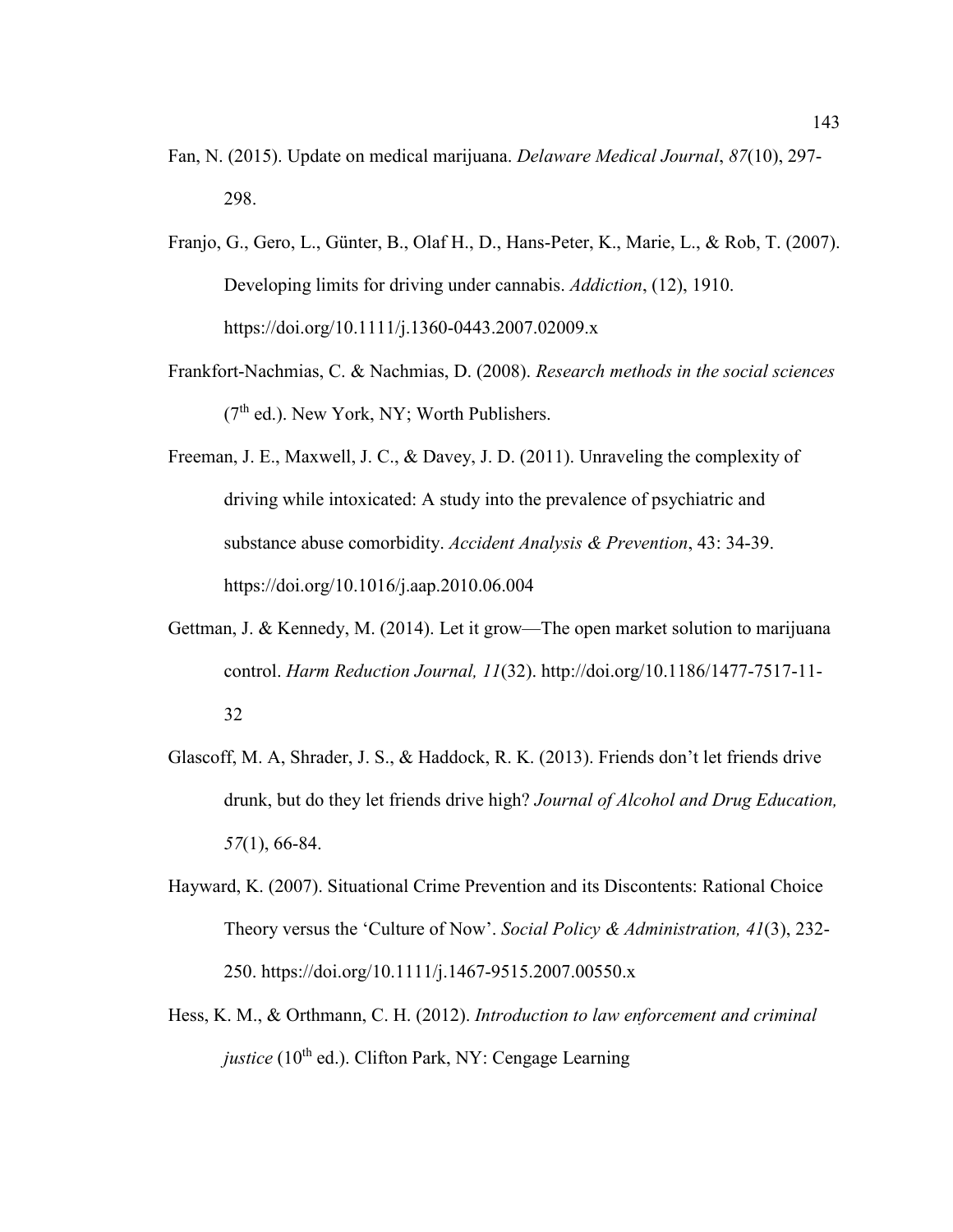Fan, N. (2015). Update on medical marijuana. *Delaware Medical Journal*, *87*(10), 297-298.

Franjo, G., Gero, L., Günter, B., Olaf H., D., Hans-Peter, K., Marie, L., & Rob, T. (2007). Developing limits for driving under cannabis. *Addiction*, (12), 1910. https://doi.org/10.1111/j.1360-0443.2007.02009.x

Frankfort-Nachmias, C. & Nachmias, D. (2008). *Research methods in the social sciences* ($7^{th}$ ed.). New York, NY; Worth Publishers.

Freeman, J. E., Maxwell, J. C., & Davey, J. D. (2011). Unraveling the complexity of driving while intoxicated: A study into the prevalence of psychiatric and substance abuse comorbidity. *Accident Analysis & Prevention*, 43: 34-39. https://doi.org/10.1016/j.aap.2010.06.004

Gettman, J. & Kennedy, M. (2014). Let it grow—The open market solution to marijuana control. *Harm Reduction Journal, 11*(32). http://doi.org/10.1186/1477-7517-11-32

Glascoff, M. A, Shrader, J. S., & Haddock, R. K. (2013). Friends don't let friends drive drunk, but do they let friends drive high? *Journal of Alcohol and Drug Education, 57*(1), 66-84.

Hayward, K. (2007). Situational Crime Prevention and its Discontents: Rational Choice Theory versus the 'Culture of Now'. *Social Policy & Administration, 41*(3), 232-250. https://doi.org/10.1111/j.1467-9515.2007.00550.x

Hess, K. M., & Orthmann, C. H. (2012). *Introduction to law enforcement and criminal justice* ($10^{th}$ ed.). Clifton Park, NY: Cengage Learning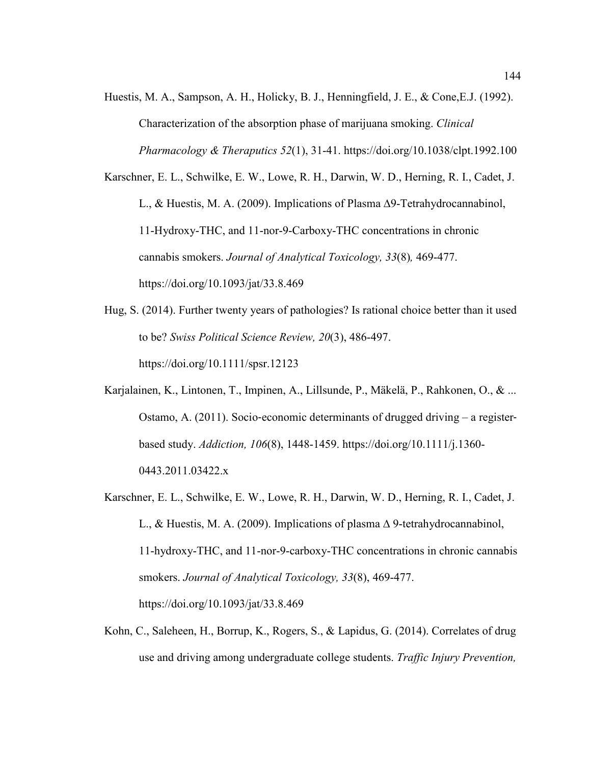Huestis, M. A., Sampson, A. H., Holicky, B. J., Henningfield, J. E., & Cone,E.J. (1992). Characterization of the absorption phase of marijuana smoking. *Clinical Pharmacology & Theraputics 52*(1), 31-41. https://doi.org/10.1038/clpt.1992.100

Karschner, E. L., Schwilke, E. W., Lowe, R. H., Darwin, W. D., Herning, R. I., Cadet, J. L., & Huestis, M. A. (2009). Implications of Plasma Δ9-Tetrahydrocannabinol, 11-Hydroxy-THC, and 11-nor-9-Carboxy-THC concentrations in chronic cannabis smokers. *Journal of Analytical Toxicology, 33*(8)*,* 469-477. https://doi.org/10.1093/jat/33.8.469

Hug, S. (2014). Further twenty years of pathologies? Is rational choice better than it used to be? *Swiss Political Science Review, 20*(3), 486-497. https://doi.org/10.1111/spsr.12123

Karjalainen, K., Lintonen, T., Impinen, A., Lillsunde, P., Mäkelä, P., Rahkonen, O., & ... Ostamo, A. (2011). Socio-economic determinants of drugged driving – a register-based study. *Addiction, 106*(8), 1448-1459. https://doi.org/10.1111/j.1360-0443.2011.03422.x

Karschner, E. L., Schwilke, E. W., Lowe, R. H., Darwin, W. D., Herning, R. I., Cadet, J. L., & Huestis, M. A. (2009). Implications of plasma Δ 9-tetrahydrocannabinol, 11-hydroxy-THC, and 11-nor-9-carboxy-THC concentrations in chronic cannabis smokers. *Journal of Analytical Toxicology, 33*(8), 469-477. https://doi.org/10.1093/jat/33.8.469

Kohn, C., Saleheen, H., Borrup, K., Rogers, S., & Lapidus, G. (2014). Correlates of drug use and driving among undergraduate college students. *Traffic Injury Prevention,*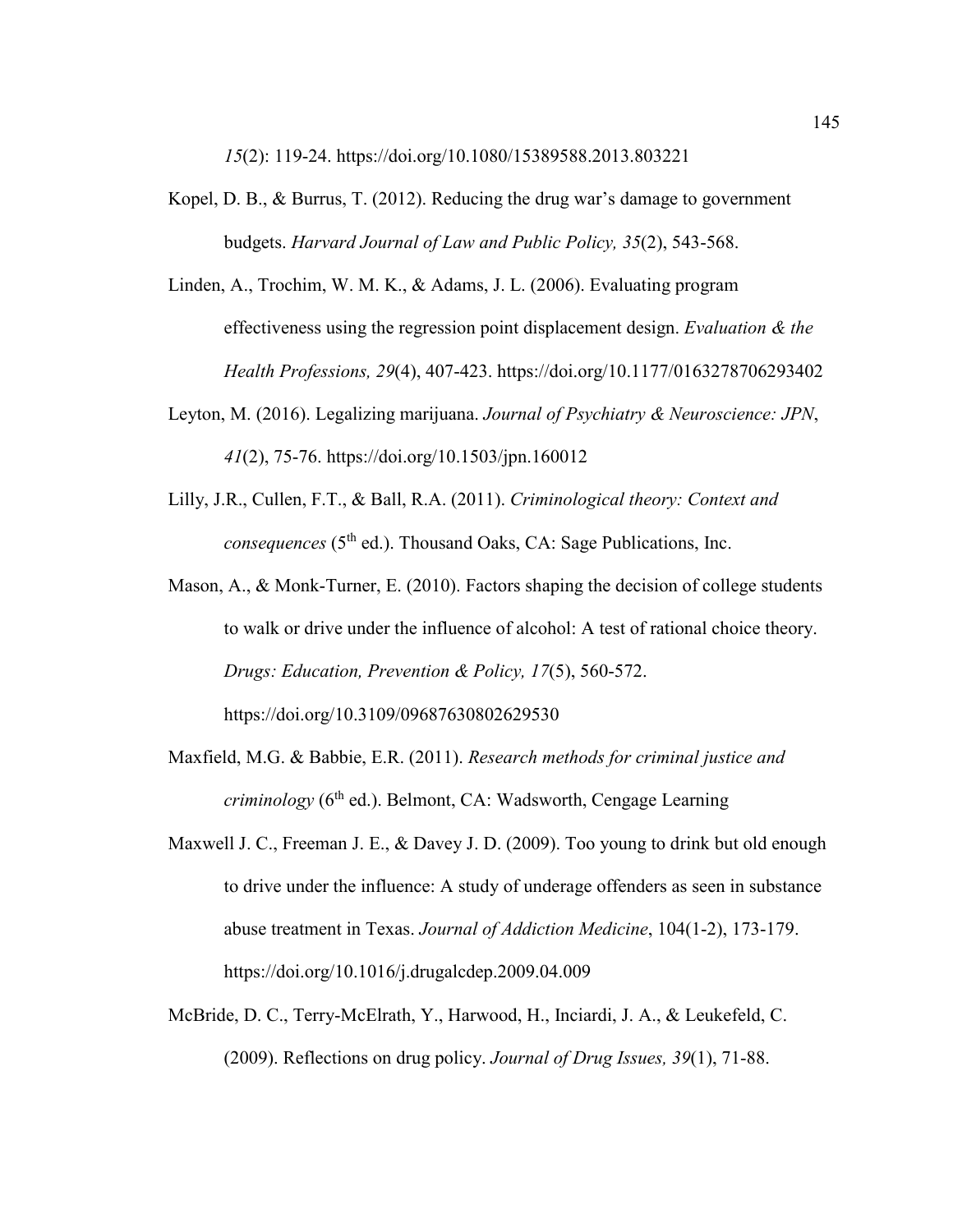*15*(2): 119-24. https://doi.org/10.1080/15389588.2013.803221

Kopel, D. B., & Burrus, T. (2012). Reducing the drug war's damage to government budgets. *Harvard Journal of Law and Public Policy, 35*(2), 543-568.

Linden, A., Trochim, W. M. K., & Adams, J. L. (2006). Evaluating program effectiveness using the regression point displacement design. *Evaluation & the Health Professions, 29*(4), 407-423. https://doi.org/10.1177/0163278706293402

Leyton, M. (2016). Legalizing marijuana. *Journal of Psychiatry & Neuroscience: JPN*, *41*(2), 75-76. https://doi.org/10.1503/jpn.160012

Lilly, J.R., Cullen, F.T., & Ball, R.A. (2011). *Criminological theory: Context and consequences* (5th ed.). Thousand Oaks, CA: Sage Publications, Inc.

Mason, A., & Monk-Turner, E. (2010). Factors shaping the decision of college students to walk or drive under the influence of alcohol: A test of rational choice theory. *Drugs: Education, Prevention & Policy, 17*(5), 560-572. https://doi.org/10.3109/09687630802629530

Maxfield, M.G. & Babbie, E.R. (2011). *Research methods for criminal justice and criminology* (6th ed.). Belmont, CA: Wadsworth, Cengage Learning

Maxwell J. C., Freeman J. E., & Davey J. D. (2009). Too young to drink but old enough to drive under the influence: A study of underage offenders as seen in substance abuse treatment in Texas. *Journal of Addiction Medicine*, 104(1-2), 173-179. https://doi.org/10.1016/j.drugalcdep.2009.04.009

McBride, D. C., Terry-McElrath, Y., Harwood, H., Inciardi, J. A., & Leukefeld, C. (2009). Reflections on drug policy. *Journal of Drug Issues, 39*(1), 71-88.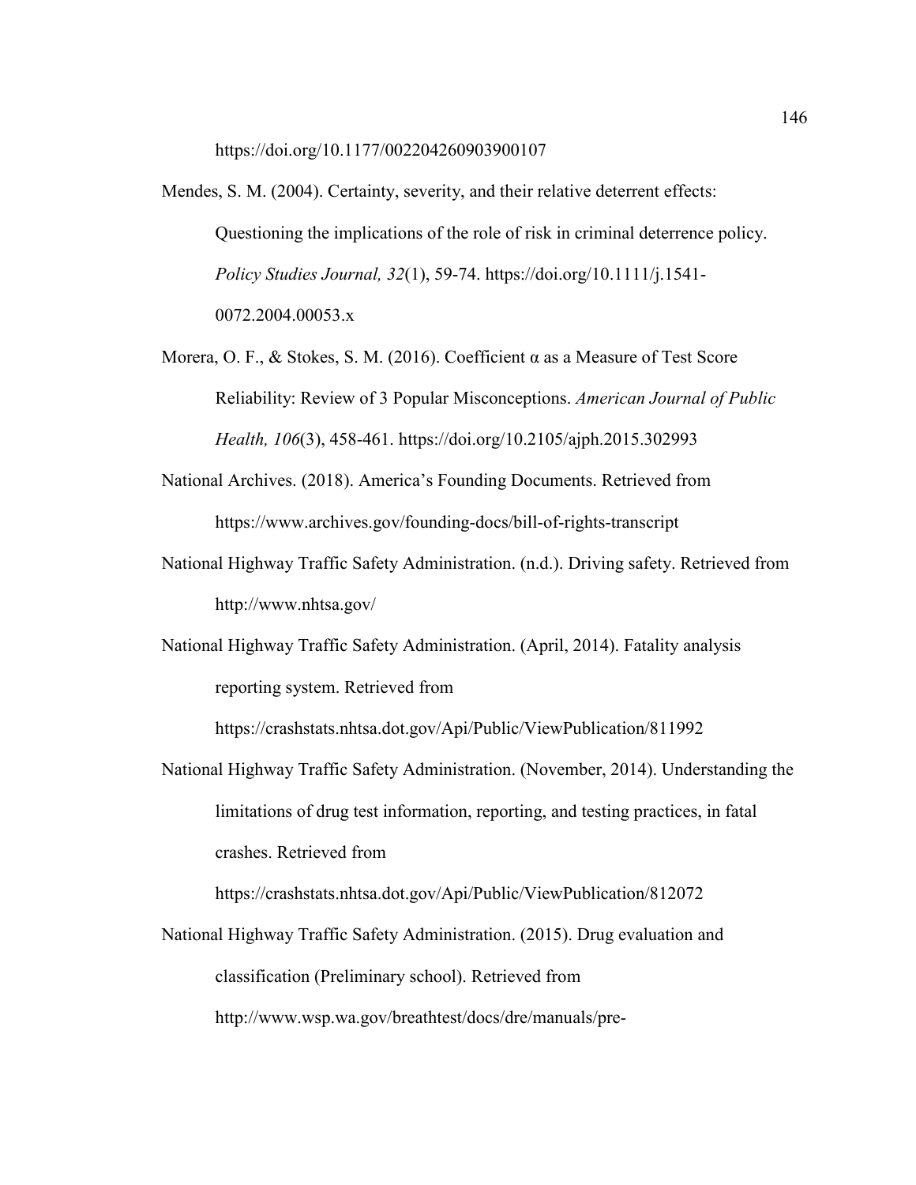https://doi.org/10.1177/002204260903900107

Mendes, S. M. (2004). Certainty, severity, and their relative deterrent effects: Questioning the implications of the role of risk in criminal deterrence policy. *Policy Studies Journal, 32*(1), 59-74. https://doi.org/10.1111/j.1541-0072.2004.00053.x

Morera, O. F., & Stokes, S. M. (2016). Coefficient α as a Measure of Test Score Reliability: Review of 3 Popular Misconceptions. *American Journal of Public Health, 106*(3), 458-461. https://doi.org/10.2105/ajph.2015.302993

National Archives. (2018). America's Founding Documents. Retrieved from https://www.archives.gov/founding-docs/bill-of-rights-transcript

National Highway Traffic Safety Administration. (n.d.). Driving safety. Retrieved from http://www.nhtsa.gov/

National Highway Traffic Safety Administration. (April, 2014). Fatality analysis reporting system. Retrieved from https://crashstats.nhtsa.dot.gov/Api/Public/ViewPublication/811992

National Highway Traffic Safety Administration. (November, 2014). Understanding the limitations of drug test information, reporting, and testing practices, in fatal crashes. Retrieved from https://crashstats.nhtsa.dot.gov/Api/Public/ViewPublication/812072

National Highway Traffic Safety Administration. (2015). Drug evaluation and classification (Preliminary school). Retrieved from http://www.wsp.wa.gov/breathtest/docs/dre/manuals/pre-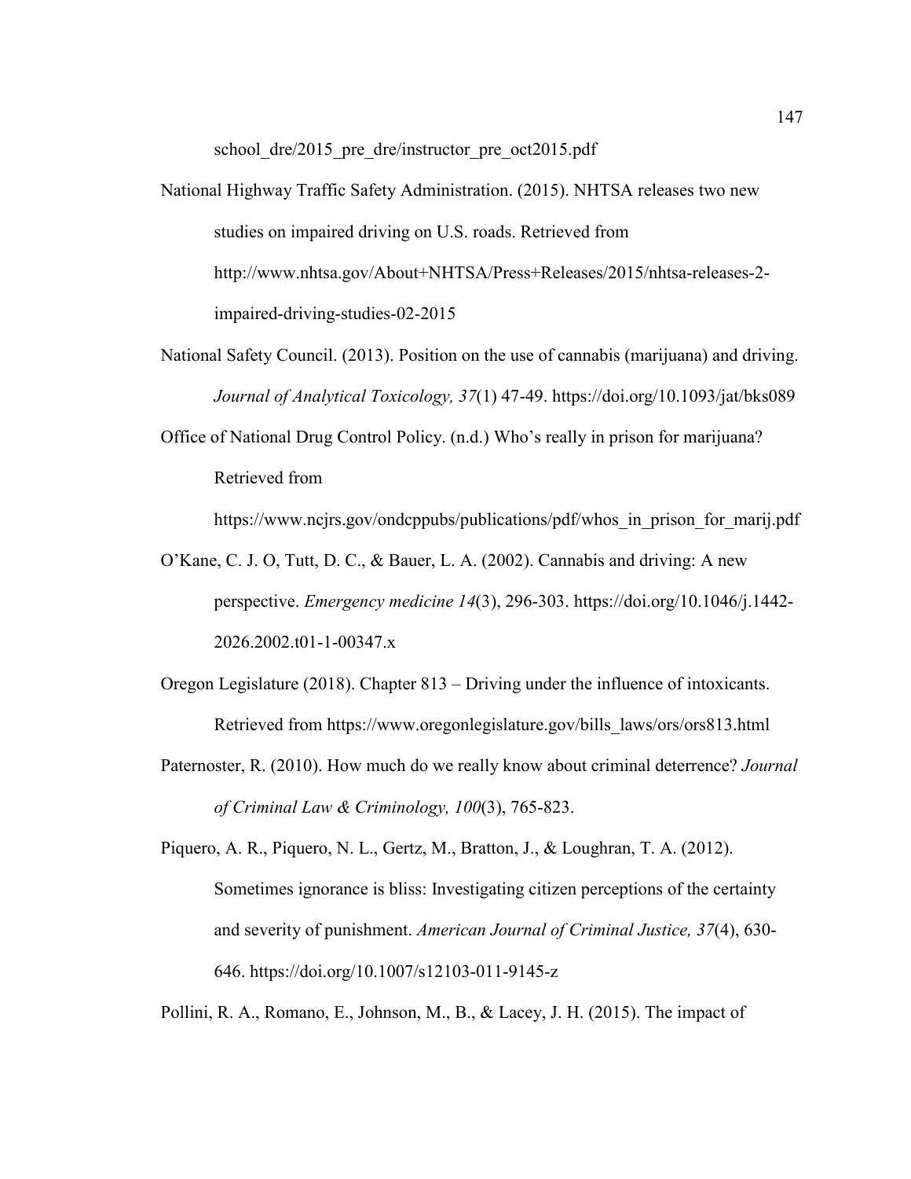school_dre/2015_pre_dre/instructor_pre_oct2015.pdf

National Highway Traffic Safety Administration. (2015). NHTSA releases two new studies on impaired driving on U.S. roads. Retrieved from http://www.nhtsa.gov/About+NHTSA/Press+Releases/2015/nhtsa-releases-2-impaired-driving-studies-02-2015

National Safety Council. (2013). Position on the use of cannabis (marijuana) and driving. *Journal of Analytical Toxicology, 37*(1) 47-49. https://doi.org/10.1093/jat/bks089

Office of National Drug Control Policy. (n.d.) Who's really in prison for marijuana? Retrieved from https://www.ncjrs.gov/ondcppubs/publications/pdf/whos_in_prison_for_marij.pdf

O'Kane, C. J. O, Tutt, D. C., & Bauer, L. A. (2002). Cannabis and driving: A new perspective. *Emergency medicine 14*(3), 296-303. https://doi.org/10.1046/j.1442-2026.2002.t01-1-00347.x

Oregon Legislature (2018). Chapter 813 – Driving under the influence of intoxicants. Retrieved from https://www.oregonlegislature.gov/bills_laws/ors/ors813.html

Paternoster, R. (2010). How much do we really know about criminal deterrence? *Journal of Criminal Law & Criminology, 100*(3), 765-823.

Piquero, A. R., Piquero, N. L., Gertz, M., Bratton, J., & Loughran, T. A. (2012). Sometimes ignorance is bliss: Investigating citizen perceptions of the certainty and severity of punishment. *American Journal of Criminal Justice, 37*(4), 630-646. https://doi.org/10.1007/s12103-011-9145-z

Pollini, R. A., Romano, E., Johnson, M., B., & Lacey, J. H. (2015). The impact of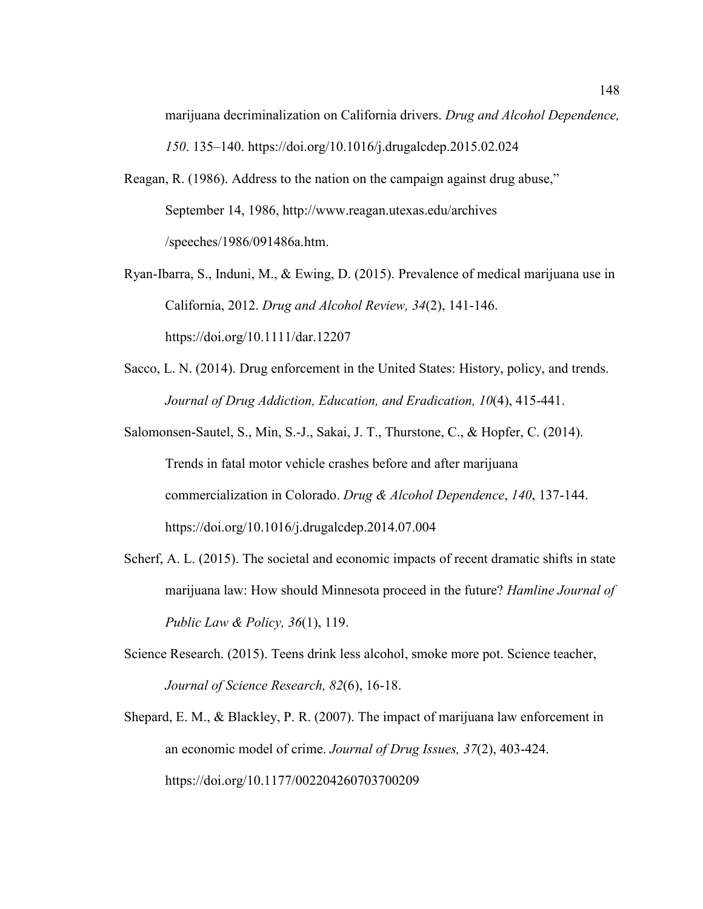marijuana decriminalization on California drivers. *Drug and Alcohol Dependence, 150*. 135–140. https://doi.org/10.1016/j.drugalcdep.2015.02.024

Reagan, R. (1986). Address to the nation on the campaign against drug abuse," September 14, 1986, http://www.reagan.utexas.edu/archives /speeches/1986/091486a.htm.

Ryan-Ibarra, S., Induni, M., & Ewing, D. (2015). Prevalence of medical marijuana use in California, 2012. *Drug and Alcohol Review, 34*(2), 141-146. https://doi.org/10.1111/dar.12207

Sacco, L. N. (2014). Drug enforcement in the United States: History, policy, and trends. *Journal of Drug Addiction, Education, and Eradication, 10*(4), 415-441.

Salomonsen-Sautel, S., Min, S.-J., Sakai, J. T., Thurstone, C., & Hopfer, C. (2014). Trends in fatal motor vehicle crashes before and after marijuana commercialization in Colorado. *Drug & Alcohol Dependence*, *140*, 137-144. https://doi.org/10.1016/j.drugalcdep.2014.07.004

Scherf, A. L. (2015). The societal and economic impacts of recent dramatic shifts in state marijuana law: How should Minnesota proceed in the future? *Hamline Journal of Public Law & Policy, 36*(1), 119.

Science Research. (2015). Teens drink less alcohol, smoke more pot. Science teacher, *Journal of Science Research, 82*(6), 16-18.

Shepard, E. M., & Blackley, P. R. (2007). The impact of marijuana law enforcement in an economic model of crime. *Journal of Drug Issues, 37*(2), 403-424. https://doi.org/10.1177/002204260703700209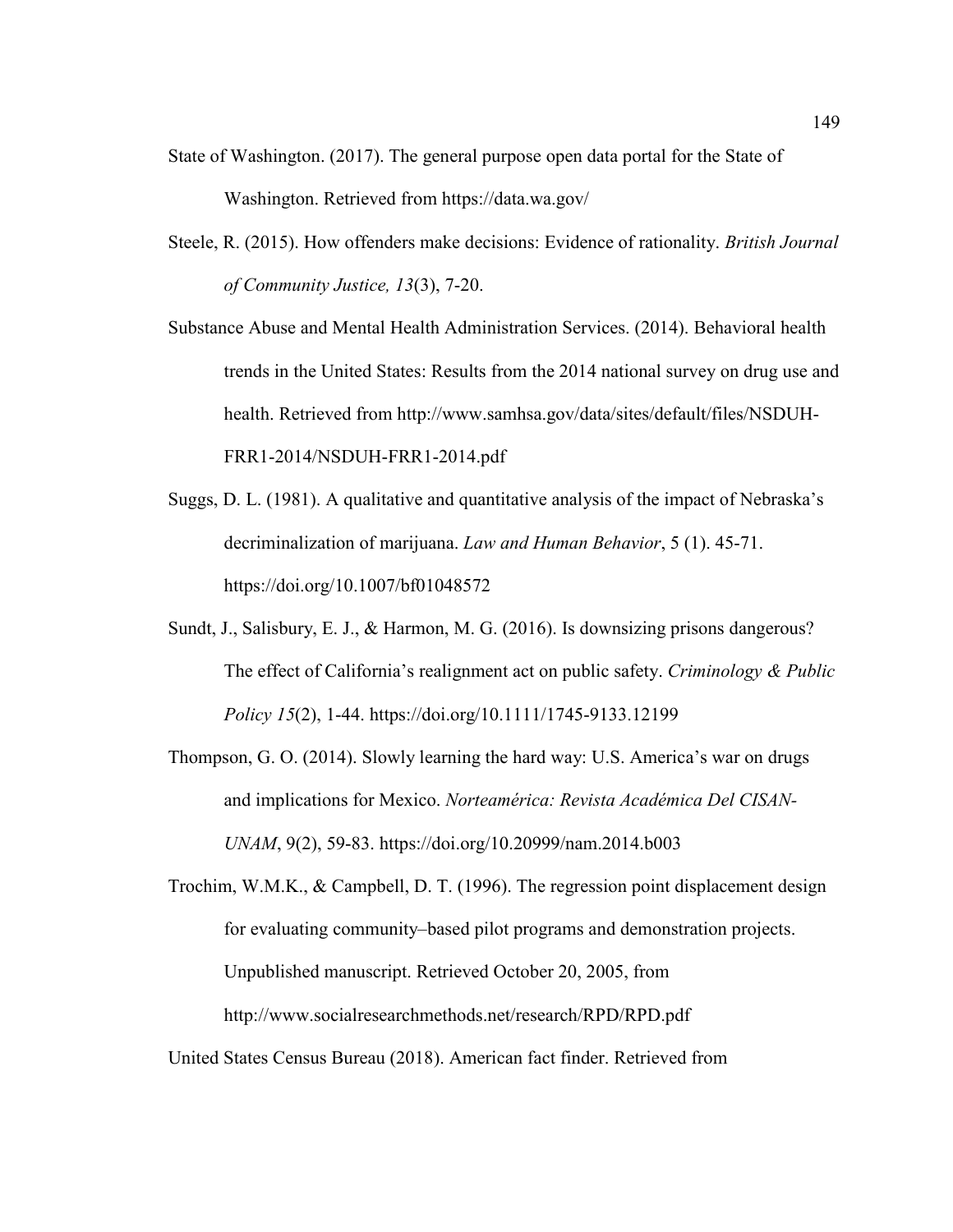State of Washington. (2017). The general purpose open data portal for the State of Washington. Retrieved from https://data.wa.gov/

Steele, R. (2015). How offenders make decisions: Evidence of rationality. *British Journal of Community Justice, 13*(3), 7-20.

Substance Abuse and Mental Health Administration Services. (2014). Behavioral health trends in the United States: Results from the 2014 national survey on drug use and health. Retrieved from http://www.samhsa.gov/data/sites/default/files/NSDUH-FRR1-2014/NSDUH-FRR1-2014.pdf

Suggs, D. L. (1981). A qualitative and quantitative analysis of the impact of Nebraska's decriminalization of marijuana. *Law and Human Behavior*, 5 (1). 45-71. https://doi.org/10.1007/bf01048572

Sundt, J., Salisbury, E. J., & Harmon, M. G. (2016). Is downsizing prisons dangerous? The effect of California's realignment act on public safety. *Criminology & Public Policy 15*(2), 1-44. https://doi.org/10.1111/1745-9133.12199

Thompson, G. O. (2014). Slowly learning the hard way: U.S. America's war on drugs and implications for Mexico. *Norteamérica: Revista Académica Del CISAN-UNAM*, 9(2), 59-83. https://doi.org/10.20999/nam.2014.b003

Trochim, W.M.K., & Campbell, D. T. (1996). The regression point displacement design for evaluating community–based pilot programs and demonstration projects. Unpublished manuscript. Retrieved October 20, 2005, from http://www.socialresearchmethods.net/research/RPD/RPD.pdf

United States Census Bureau (2018). American fact finder. Retrieved from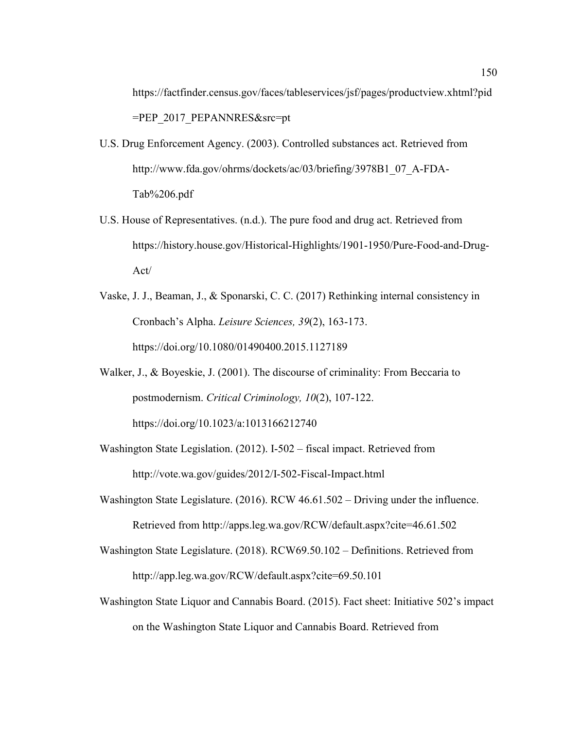https://factfinder.census.gov/faces/tableservices/jsf/pages/productview.xhtml?pid=PEP_2017_PEPANNRES&src=pt

U.S. Drug Enforcement Agency. (2003). Controlled substances act. Retrieved from http://www.fda.gov/ohrms/dockets/ac/03/briefing/3978B1_07_A-FDA-Tab%206.pdf

U.S. House of Representatives. (n.d.). The pure food and drug act. Retrieved from https://history.house.gov/Historical-Highlights/1901-1950/Pure-Food-and-Drug-Act/

Vaske, J. J., Beaman, J., & Sponarski, C. C. (2017) Rethinking internal consistency in Cronbach's Alpha. *Leisure Sciences, 39*(2), 163-173. https://doi.org/10.1080/01490400.2015.1127189

Walker, J., & Boyeskie, J. (2001). The discourse of criminality: From Beccaria to postmodernism. *Critical Criminology, 10*(2), 107-122. https://doi.org/10.1023/a:1013166212740

Washington State Legislation. (2012). I-502 – fiscal impact. Retrieved from http://vote.wa.gov/guides/2012/I-502-Fiscal-Impact.html

Washington State Legislature. (2016). RCW 46.61.502 – Driving under the influence. Retrieved from http://apps.leg.wa.gov/RCW/default.aspx?cite=46.61.502

Washington State Legislature. (2018). RCW69.50.102 – Definitions. Retrieved from http://app.leg.wa.gov/RCW/default.aspx?cite=69.50.101

Washington State Liquor and Cannabis Board. (2015). Fact sheet: Initiative 502's impact on the Washington State Liquor and Cannabis Board. Retrieved from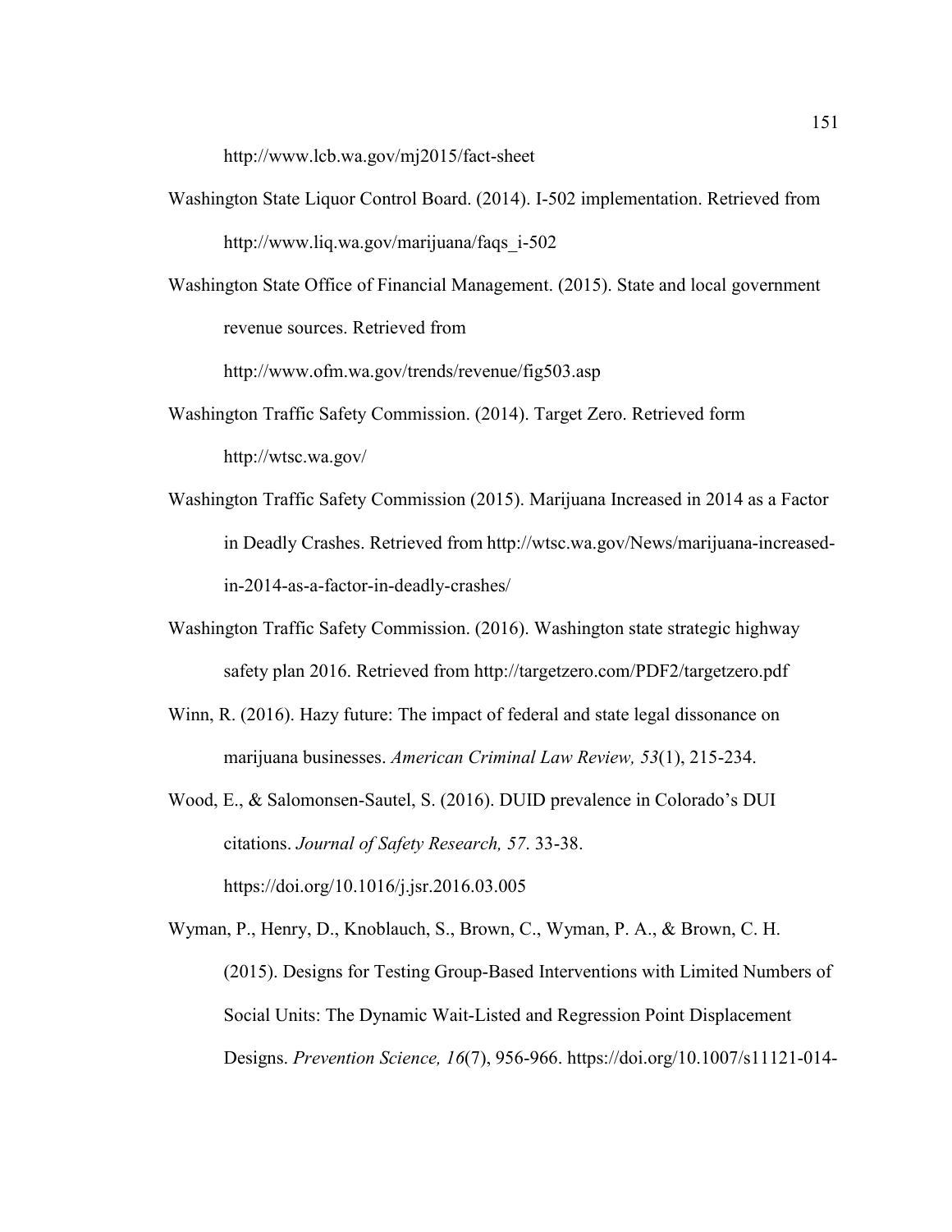http://www.lcb.wa.gov/mj2015/fact-sheet

Washington State Liquor Control Board. (2014). I-502 implementation. Retrieved from http://www.liq.wa.gov/marijuana/faqs_i-502

Washington State Office of Financial Management. (2015). State and local government revenue sources. Retrieved from http://www.ofm.wa.gov/trends/revenue/fig503.asp

Washington Traffic Safety Commission. (2014). Target Zero. Retrieved form http://wtsc.wa.gov/

Washington Traffic Safety Commission (2015). Marijuana Increased in 2014 as a Factor in Deadly Crashes. Retrieved from http://wtsc.wa.gov/News/marijuana-increased-in-2014-as-a-factor-in-deadly-crashes/

Washington Traffic Safety Commission. (2016). Washington state strategic highway safety plan 2016. Retrieved from http://targetzero.com/PDF2/targetzero.pdf

Winn, R. (2016). Hazy future: The impact of federal and state legal dissonance on marijuana businesses. *American Criminal Law Review, 53*(1), 215-234.

Wood, E., & Salomonsen-Sautel, S. (2016). DUID prevalence in Colorado's DUI citations. *Journal of Safety Research, 57*. 33-38. https://doi.org/10.1016/j.jsr.2016.03.005

Wyman, P., Henry, D., Knoblauch, S., Brown, C., Wyman, P. A., & Brown, C. H. (2015). Designs for Testing Group-Based Interventions with Limited Numbers of Social Units: The Dynamic Wait-Listed and Regression Point Displacement Designs. *Prevention Science, 16*(7), 956-966. https://doi.org/10.1007/s11121-014-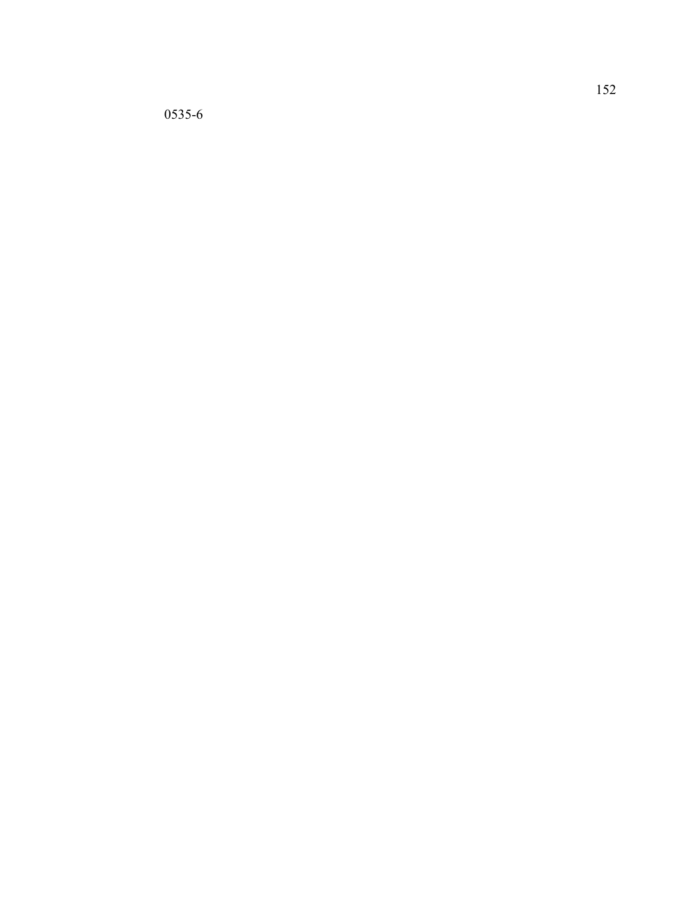0535-6